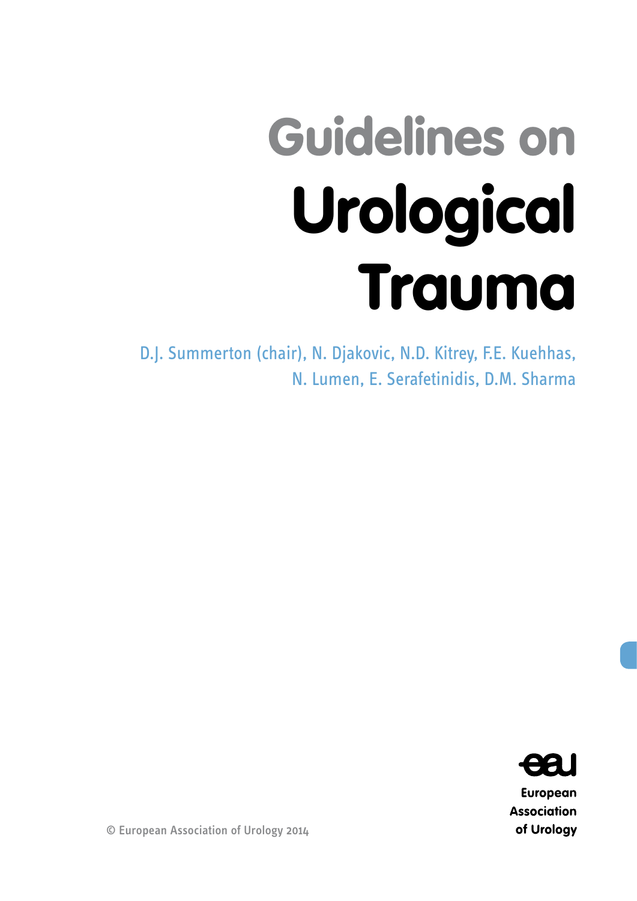# Guidelines on Urological Trauma

D.J. Summerton (chair), N. Djakovic, N.D. Kitrey, F.E. Kuehhas, N. Lumen, E. Serafetinidis, D.M. Sharma

European Association of Urology

© European Association of Urology 2014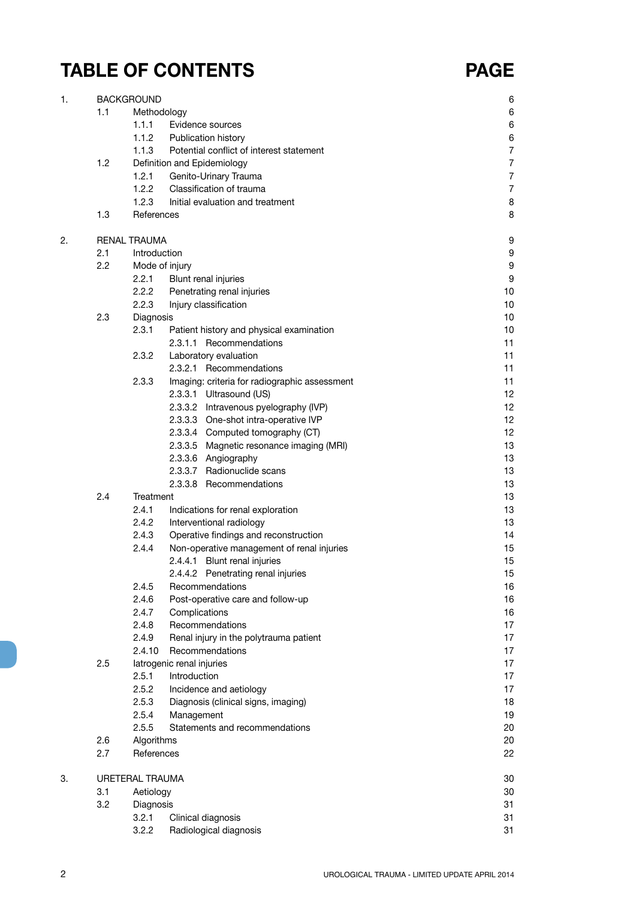# TABLE OF CONTENTS

| | | | | | PAGE |
|---|---|---|---|---|---|
| 1. | BACKGROUND | | | | 6 |
| | 1.1 | Methodology | | | 6 |
| | | 1.1.1 | Evidence sources | | 6 |
| | | 1.1.2 | Publication history | | 6 |
| | | 1.1.3 | Potential conflict of interest statement | | 7 |
| | 1.2 | Definition and Epidemiology | | | 7 |
| | | 1.2.1 | Genito-Urinary Trauma | | 7 |
| | | 1.2.2 | Classification of trauma | | 7 |
| | | 1.2.3 | Initial evaluation and treatment | | 8 |
| | 1.3 | References | | | 8 |
| 2. | RENAL TRAUMA | | | | 9 |
| | 2.1 | Introduction | | | 9 |
| | 2.2 | Mode of injury | | | 9 |
| | | 2.2.1 | Blunt renal injuries | | 9 |
| | | 2.2.2 | Penetrating renal injuries | | 10 |
| | | 2.2.3 | Injury classification | | 10 |
| | 2.3 | Diagnosis | | | 10 |
| | | 2.3.1 | Patient history and physical examination | | 10 |
| | | | 2.3.1.1 | Recommendations | 11 |
| | | 2.3.2 | Laboratory evaluation | | 11 |
| | | | 2.3.2.1 | Recommendations | 11 |
| | | 2.3.3 | Imaging: criteria for radiographic assessment | | 11 |
| | | | 2.3.3.1 | Ultrasound (US) | 12 |
| | | | 2.3.3.2 | Intravenous pyelography (IVP) | 12 |
| | | | 2.3.3.3 | One-shot intra-operative IVP | 12 |
| | | | 2.3.3.4 | Computed tomography (CT) | 12 |
| | | | 2.3.3.5 | Magnetic resonance imaging (MRI) | 13 |
| | | | 2.3.3.6 | Angiography | 13 |
| | | | 2.3.3.7 | Radionuclide scans | 13 |
| | | | 2.3.3.8 | Recommendations | 13 |
| | 2.4 | Treatment | | | 13 |
| | | 2.4.1 | Indications for renal exploration | | 13 |
| | | 2.4.2 | Interventional radiology | | 13 |
| | | 2.4.3 | Operative findings and reconstruction | | 14 |
| | | 2.4.4 | Non-operative management of renal injuries | | 15 |
| | | | 2.4.4.1 | Blunt renal injuries | 15 |
| | | | 2.4.4.2 | Penetrating renal injuries | 15 |
| | | 2.4.5 | Recommendations | | 16 |
| | | 2.4.6 | Post-operative care and follow-up | | 16 |
| | | 2.4.7 | Complications | | 16 |
| | | 2.4.8 | Recommendations | | 17 |
| | | 2.4.9 | Renal injury in the polytrauma patient | | 17 |
| | | 2.4.10 | Recommendations | | 17 |
| | 2.5 | Iatrogenic renal injuries | | | 17 |
| | | 2.5.1 | Introduction | | 17 |
| | | 2.5.2 | Incidence and aetiology | | 17 |
| | | 2.5.3 | Diagnosis (clinical signs, imaging) | | 18 |
| | | 2.5.4 | Management | | 19 |
| | | 2.5.5 | Statements and recommendations | | 20 |
| | 2.6 | Algorithms | | | 20 |
| | 2.7 | References | | | 22 |
| 3. | URETERAL TRAUMA | | | | 30 |
| | 3.1 | Aetiology | | | 30 |
| | 3.2 | Diagnosis | | | 31 |
| | | 3.2.1 | Clinical diagnosis | | 31 |
| | | 3.2.2 | Radiological diagnosis | | 31 |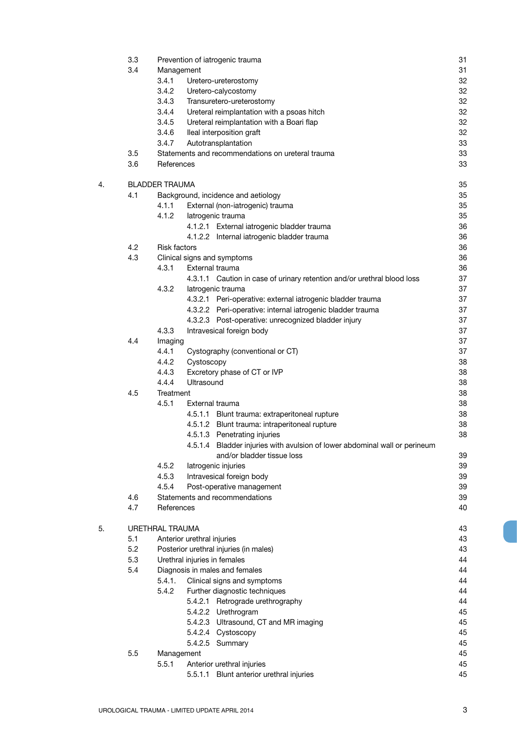| | | | |
|---|---|---|---|
| 3.3 | Prevention of iatrogenic trauma | | 31 |
| 3.4 | Management | | 31 |
| | 3.4.1 | Uretero-ureterostomy | 32 |
| | 3.4.2 | Uretero-calycostomy | 32 |
| | 3.4.3 | Transuretero-ureterostomy | 32 |
| | 3.4.4 | Ureteral reimplantation with a psoas hitch | 32 |
| | 3.4.5 | Ureteral reimplantation with a Boari flap | 32 |
| | 3.4.6 | Ileal interposition graft | 32 |
| | 3.4.7 | Autotransplantation | 33 |
| 3.5 | Statements and recommendations on ureteral trauma | | 33 |
| 3.6 | References | | 33 |

4. BLADDER TRAUMA — 35

| | | | |
|---|---|---|---|
| 4.1 | Background, incidence and aetiology | | 35 |
| | 4.1.1 | External (non-iatrogenic) trauma | 35 |
| | 4.1.2 | Iatrogenic trauma | 35 |
| | | 4.1.2.1 External iatrogenic bladder trauma | 36 |
| | | 4.1.2.2 Internal iatrogenic bladder trauma | 36 |
| 4.2 | Risk factors | | 36 |
| 4.3 | Clinical signs and symptoms | | 36 |
| | 4.3.1 | External trauma | 36 |
| | | 4.3.1.1 Caution in case of urinary retention and/or urethral blood loss | 37 |
| | 4.3.2 | Iatrogenic trauma | 37 |
| | | 4.3.2.1 Peri-operative: external iatrogenic bladder trauma | 37 |
| | | 4.3.2.2 Peri-operative: internal iatrogenic bladder trauma | 37 |
| | | 4.3.2.3 Post-operative: unrecognized bladder injury | 37 |
| | 4.3.3 | Intravesical foreign body | 37 |
| 4.4 | Imaging | | 37 |
| | 4.4.1 | Cystography (conventional or CT) | 37 |
| | 4.4.2 | Cystoscopy | 38 |
| | 4.4.3 | Excretory phase of CT or IVP | 38 |
| | 4.4.4 | Ultrasound | 38 |
| 4.5 | Treatment | | 38 |
| | 4.5.1 | External trauma | 38 |
| | | 4.5.1.1 Blunt trauma: extraperitoneal rupture | 38 |
| | | 4.5.1.2 Blunt trauma: intraperitoneal rupture | 38 |
| | | 4.5.1.3 Penetrating injuries | 38 |
| | | 4.5.1.4 Bladder injuries with avulsion of lower abdominal wall or perineum and/or bladder tissue loss | 39 |
| | 4.5.2 | Iatrogenic injuries | 39 |
| | 4.5.3 | Intravesical foreign body | 39 |
| | 4.5.4 | Post-operative management | 39 |
| 4.6 | Statements and recommendations | | 39 |
| 4.7 | References | | 40 |

5. URETHRAL TRAUMA — 43

| | | | |
|---|---|---|---|
| 5.1 | Anterior urethral injuries | | 43 |
| 5.2 | Posterior urethral injuries (in males) | | 43 |
| 5.3 | Urethral injuries in females | | 44 |
| 5.4 | Diagnosis in males and females | | 44 |
| | 5.4.1. | Clinical signs and symptoms | 44 |
| | 5.4.2 | Further diagnostic techniques | 44 |
| | | 5.4.2.1 Retrograde urethrography | 44 |
| | | 5.4.2.2 Urethrogram | 45 |
| | | 5.4.2.3 Ultrasound, CT and MR imaging | 45 |
| | | 5.4.2.4 Cystoscopy | 45 |
| | | 5.4.2.5 Summary | 45 |
| 5.5 | Management | | 45 |
| | 5.5.1 | Anterior urethral injuries | 45 |
| | | 5.5.1.1 Blunt anterior urethral injuries | 45 |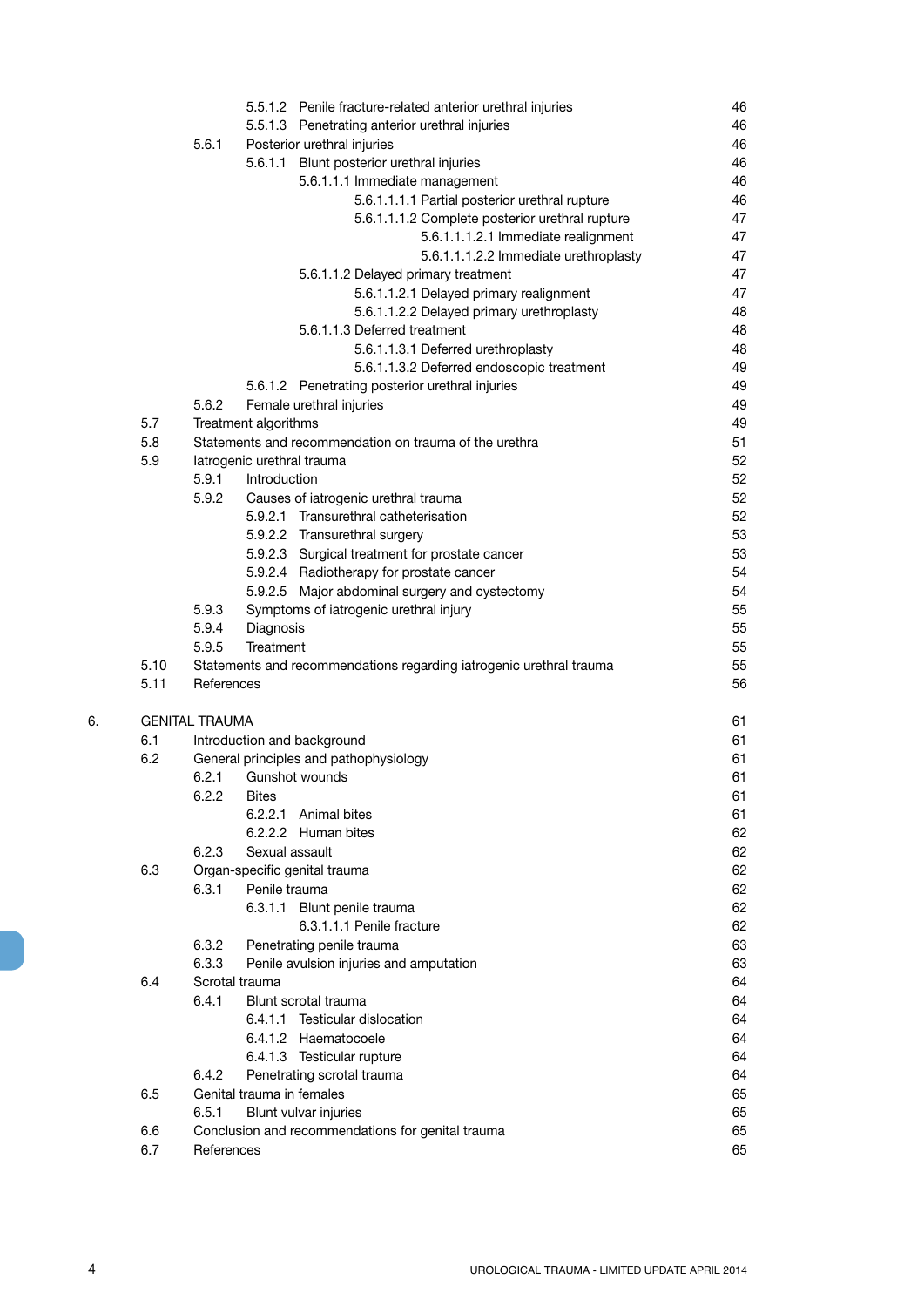| | | | |
|---|---|---|---|
| | | 5.5.1.2 Penile fracture-related anterior urethral injuries | 46 |
| | | 5.5.1.3 Penetrating anterior urethral injuries | 46 |
| | 5.6.1 | Posterior urethral injuries | 46 |
| | | 5.6.1.1 Blunt posterior urethral injuries | 46 |
| | | 5.6.1.1.1 Immediate management | 46 |
| | | 5.6.1.1.1.1 Partial posterior urethral rupture | 46 |
| | | 5.6.1.1.1.2 Complete posterior urethral rupture | 47 |
| | | 5.6.1.1.1.2.1 Immediate realignment | 47 |
| | | 5.6.1.1.1.2.2 Immediate urethroplasty | 47 |
| | | 5.6.1.1.2 Delayed primary treatment | 47 |
| | | 5.6.1.1.2.1 Delayed primary realignment | 47 |
| | | 5.6.1.1.2.2 Delayed primary urethroplasty | 48 |
| | | 5.6.1.1.3 Deferred treatment | 48 |
| | | 5.6.1.1.3.1 Deferred urethroplasty | 48 |
| | | 5.6.1.1.3.2 Deferred endoscopic treatment | 49 |
| | | 5.6.1.2 Penetrating posterior urethral injuries | 49 |
| | 5.6.2 | Female urethral injuries | 49 |
| 5.7 | | Treatment algorithms | 49 |
| 5.8 | | Statements and recommendation on trauma of the urethra | 51 |
| 5.9 | | Iatrogenic urethral trauma | 52 |
| | 5.9.1 | Introduction | 52 |
| | 5.9.2 | Causes of iatrogenic urethral trauma | 52 |
| | | 5.9.2.1 Transurethral catheterisation | 52 |
| | | 5.9.2.2 Transurethral surgery | 53 |
| | | 5.9.2.3 Surgical treatment for prostate cancer | 53 |
| | | 5.9.2.4 Radiotherapy for prostate cancer | 54 |
| | | 5.9.2.5 Major abdominal surgery and cystectomy | 54 |
| | 5.9.3 | Symptoms of iatrogenic urethral injury | 55 |
| | 5.9.4 | Diagnosis | 55 |
| | 5.9.5 | Treatment | 55 |
| 5.10 | | Statements and recommendations regarding iatrogenic urethral trauma | 55 |
| 5.11 | | References | 56 |

| | | | |
|---|---|---|---|
| **6.** | | **GENITAL TRAUMA** | 61 |
| 6.1 | | Introduction and background | 61 |
| 6.2 | | General principles and pathophysiology | 61 |
| | 6.2.1 | Gunshot wounds | 61 |
| | 6.2.2 | Bites | 61 |
| | | 6.2.2.1 Animal bites | 61 |
| | | 6.2.2.2 Human bites | 62 |
| | 6.2.3 | Sexual assault | 62 |
| 6.3 | | Organ-specific genital trauma | 62 |
| | 6.3.1 | Penile trauma | 62 |
| | | 6.3.1.1 Blunt penile trauma | 62 |
| | | 6.3.1.1.1 Penile fracture | 62 |
| | 6.3.2 | Penetrating penile trauma | 63 |
| | 6.3.3 | Penile avulsion injuries and amputation | 63 |
| 6.4 | | Scrotal trauma | 64 |
| | 6.4.1 | Blunt scrotal trauma | 64 |
| | | 6.4.1.1 Testicular dislocation | 64 |
| | | 6.4.1.2 Haematocoele | 64 |
| | | 6.4.1.3 Testicular rupture | 64 |
| | 6.4.2 | Penetrating scrotal trauma | 64 |
| 6.5 | | Genital trauma in females | 65 |
| | 6.5.1 | Blunt vulvar injuries | 65 |
| 6.6 | | Conclusion and recommendations for genital trauma | 65 |
| 6.7 | | References | 65 |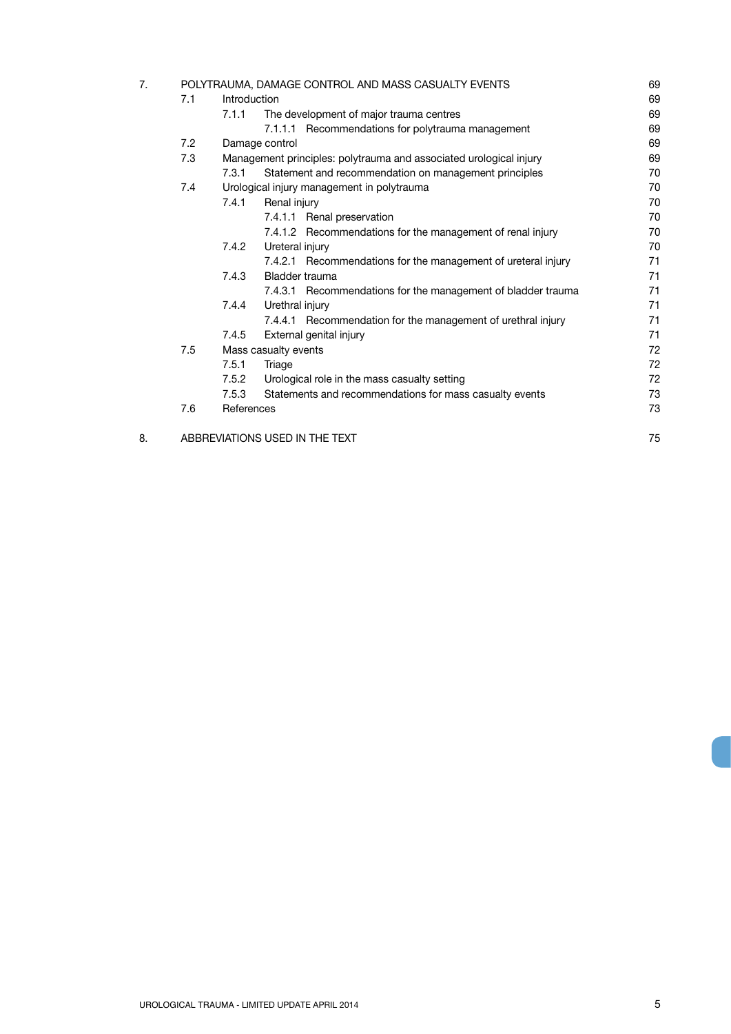| | | | | |
|---|---|---|---|---|
| 7. | POLYTRAUMA, DAMAGE CONTROL AND MASS CASUALTY EVENTS | | | 69 |
| | 7.1 | Introduction | | 69 |
| | | 7.1.1 | The development of major trauma centres | 69 |
| | | | 7.1.1.1 Recommendations for polytrauma management | 69 |
| | 7.2 | Damage control | | 69 |
| | 7.3 | Management principles: polytrauma and associated urological injury | | 69 |
| | | 7.3.1 | Statement and recommendation on management principles | 70 |
| | 7.4 | Urological injury management in polytrauma | | 70 |
| | | 7.4.1 | Renal injury | 70 |
| | | | 7.4.1.1 Renal preservation | 70 |
| | | | 7.4.1.2 Recommendations for the management of renal injury | 70 |
| | | 7.4.2 | Ureteral injury | 70 |
| | | | 7.4.2.1 Recommendations for the management of ureteral injury | 71 |
| | | 7.4.3 | Bladder trauma | 71 |
| | | | 7.4.3.1 Recommendations for the management of bladder trauma | 71 |
| | | 7.4.4 | Urethral injury | 71 |
| | | | 7.4.4.1 Recommendation for the management of urethral injury | 71 |
| | | 7.4.5 | External genital injury | 71 |
| | 7.5 | Mass casualty events | | 72 |
| | | 7.5.1 | Triage | 72 |
| | | 7.5.2 | Urological role in the mass casualty setting | 72 |
| | | 7.5.3 | Statements and recommendations for mass casualty events | 73 |
| | 7.6 | References | | 73 |
| 8. | ABBREVIATIONS USED IN THE TEXT | | | 75 |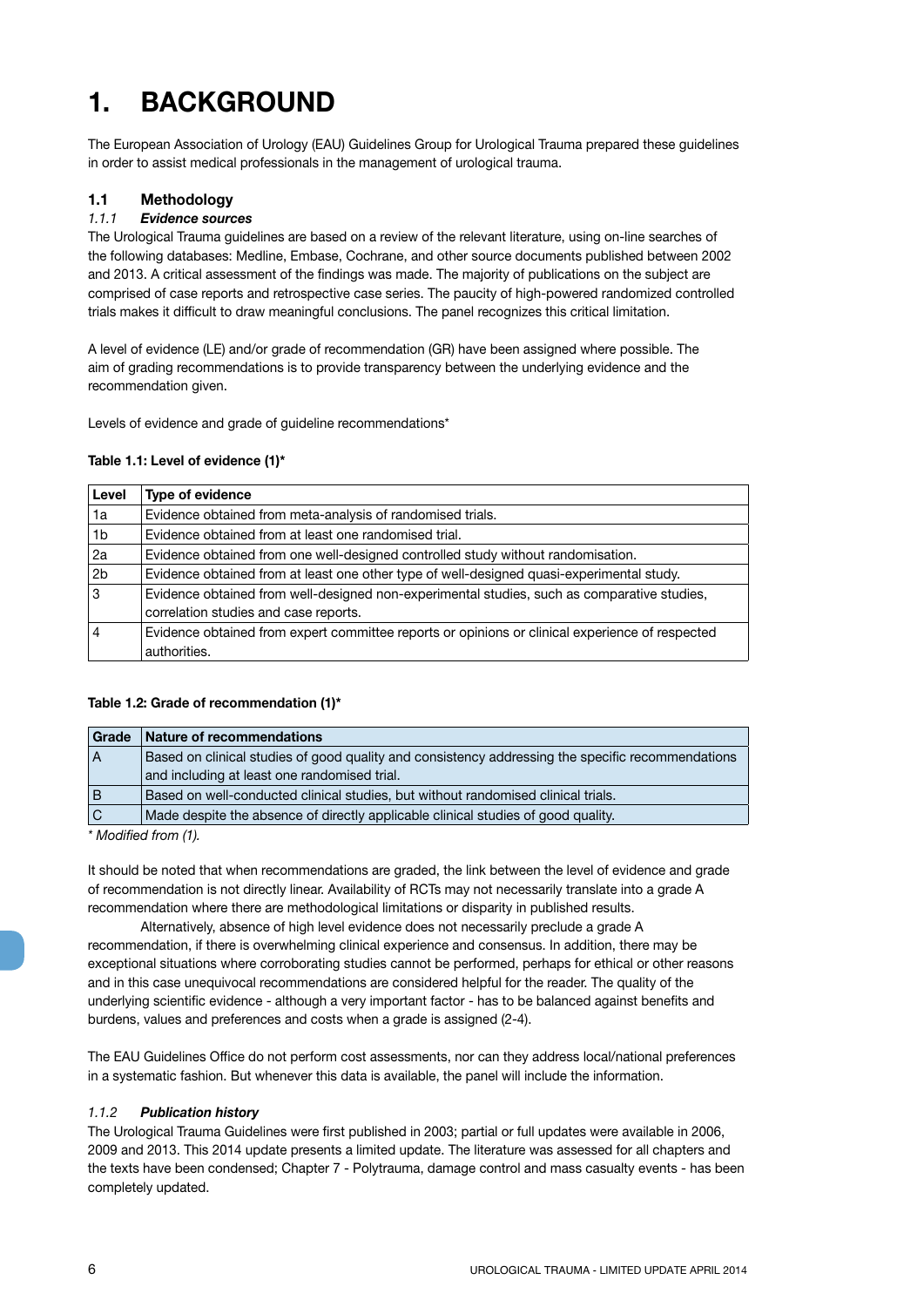# 1. BACKGROUND

The European Association of Urology (EAU) Guidelines Group for Urological Trauma prepared these guidelines in order to assist medical professionals in the management of urological trauma.

## 1.1 Methodology

### *1.1.1 Evidence sources*

The Urological Trauma guidelines are based on a review of the relevant literature, using on-line searches of the following databases: Medline, Embase, Cochrane, and other source documents published between 2002 and 2013. A critical assessment of the findings was made. The majority of publications on the subject are comprised of case reports and retrospective case series. The paucity of high-powered randomized controlled trials makes it difficult to draw meaningful conclusions. The panel recognizes this critical limitation.

A level of evidence (LE) and/or grade of recommendation (GR) have been assigned where possible. The aim of grading recommendations is to provide transparency between the underlying evidence and the recommendation given.

Levels of evidence and grade of guideline recommendations*

**Table 1.1: Level of evidence (1)***

| Level | Type of evidence |
|---|---|
| 1a | Evidence obtained from meta-analysis of randomised trials. |
| 1b | Evidence obtained from at least one randomised trial. |
| 2a | Evidence obtained from one well-designed controlled study without randomisation. |
| 2b | Evidence obtained from at least one other type of well-designed quasi-experimental study. |
| 3 | Evidence obtained from well-designed non-experimental studies, such as comparative studies, correlation studies and case reports. |
| 4 | Evidence obtained from expert committee reports or opinions or clinical experience of respected authorities. |

**Table 1.2: Grade of recommendation (1)***

| Grade | Nature of recommendations |
|---|---|
| A | Based on clinical studies of good quality and consistency addressing the specific recommendations and including at least one randomised trial. |
| B | Based on well-conducted clinical studies, but without randomised clinical trials. |
| C | Made despite the absence of directly applicable clinical studies of good quality. |

*\* Modified from (1).*

It should be noted that when recommendations are graded, the link between the level of evidence and grade of recommendation is not directly linear. Availability of RCTs may not necessarily translate into a grade A recommendation where there are methodological limitations or disparity in published results.

Alternatively, absence of high level evidence does not necessarily preclude a grade A recommendation, if there is overwhelming clinical experience and consensus. In addition, there may be exceptional situations where corroborating studies cannot be performed, perhaps for ethical or other reasons and in this case unequivocal recommendations are considered helpful for the reader. The quality of the underlying scientific evidence - although a very important factor - has to be balanced against benefits and burdens, values and preferences and costs when a grade is assigned (2-4).

The EAU Guidelines Office do not perform cost assessments, nor can they address local/national preferences in a systematic fashion. But whenever this data is available, the panel will include the information.

### *1.1.2 Publication history*

The Urological Trauma Guidelines were first published in 2003; partial or full updates were available in 2006, 2009 and 2013. This 2014 update presents a limited update. The literature was assessed for all chapters and the texts have been condensed; Chapter 7 - Polytrauma, damage control and mass casualty events - has been completely updated.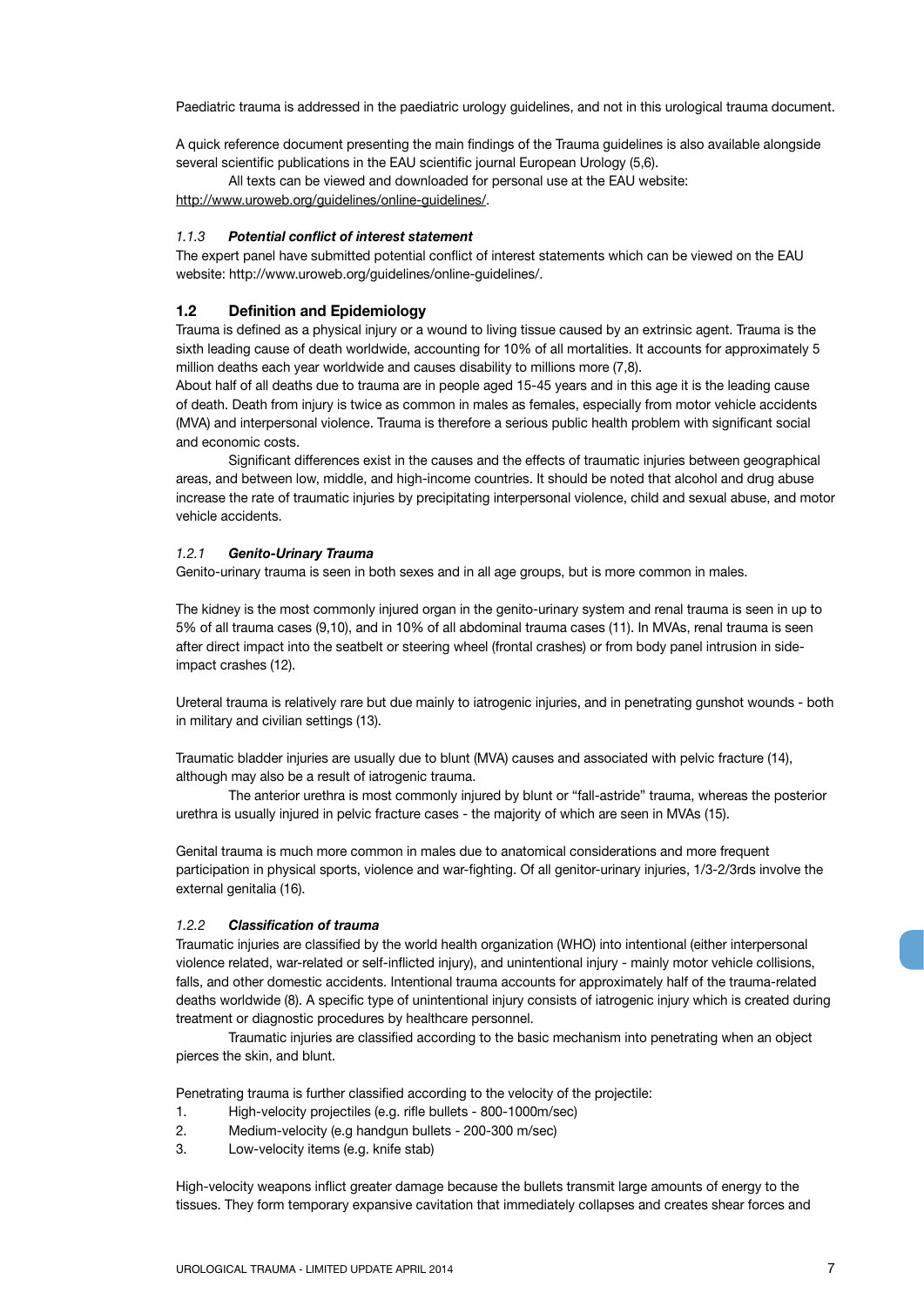Paediatric trauma is addressed in the paediatric urology guidelines, and not in this urological trauma document.

A quick reference document presenting the main findings of the Trauma guidelines is also available alongside several scientific publications in the EAU scientific journal European Urology (5,6).

All texts can be viewed and downloaded for personal use at the EAU website: http://www.uroweb.org/guidelines/online-guidelines/.

#### *1.1.3 Potential conflict of interest statement*

The expert panel have submitted potential conflict of interest statements which can be viewed on the EAU website: http://www.uroweb.org/guidelines/online-guidelines/.

### 1.2 Definition and Epidemiology

Trauma is defined as a physical injury or a wound to living tissue caused by an extrinsic agent. Trauma is the sixth leading cause of death worldwide, accounting for 10% of all mortalities. It accounts for approximately 5 million deaths each year worldwide and causes disability to millions more (7,8).

About half of all deaths due to trauma are in people aged 15-45 years and in this age it is the leading cause of death. Death from injury is twice as common in males as females, especially from motor vehicle accidents (MVA) and interpersonal violence. Trauma is therefore a serious public health problem with significant social and economic costs.

Significant differences exist in the causes and the effects of traumatic injuries between geographical areas, and between low, middle, and high-income countries. It should be noted that alcohol and drug abuse increase the rate of traumatic injuries by precipitating interpersonal violence, child and sexual abuse, and motor vehicle accidents.

#### *1.2.1 Genito-Urinary Trauma*

Genito-urinary trauma is seen in both sexes and in all age groups, but is more common in males.

The kidney is the most commonly injured organ in the genito-urinary system and renal trauma is seen in up to 5% of all trauma cases (9,10), and in 10% of all abdominal trauma cases (11). In MVAs, renal trauma is seen after direct impact into the seatbelt or steering wheel (frontal crashes) or from body panel intrusion in side-impact crashes (12).

Ureteral trauma is relatively rare but due mainly to iatrogenic injuries, and in penetrating gunshot wounds - both in military and civilian settings (13).

Traumatic bladder injuries are usually due to blunt (MVA) causes and associated with pelvic fracture (14), although may also be a result of iatrogenic trauma.

The anterior urethra is most commonly injured by blunt or "fall-astride" trauma, whereas the posterior urethra is usually injured in pelvic fracture cases - the majority of which are seen in MVAs (15).

Genital trauma is much more common in males due to anatomical considerations and more frequent participation in physical sports, violence and war-fighting. Of all genitor-urinary injuries, 1/3-2/3rds involve the external genitalia (16).

#### *1.2.2 Classification of trauma*

Traumatic injuries are classified by the world health organization (WHO) into intentional (either interpersonal violence related, war-related or self-inflicted injury), and unintentional injury - mainly motor vehicle collisions, falls, and other domestic accidents. Intentional trauma accounts for approximately half of the trauma-related deaths worldwide (8). A specific type of unintentional injury consists of iatrogenic injury which is created during treatment or diagnostic procedures by healthcare personnel.

Traumatic injuries are classified according to the basic mechanism into penetrating when an object pierces the skin, and blunt.

Penetrating trauma is further classified according to the velocity of the projectile:

1. High-velocity projectiles (e.g. rifle bullets - 800-1000m/sec)
2. Medium-velocity (e.g handgun bullets - 200-300 m/sec)
3. Low-velocity items (e.g. knife stab)

High-velocity weapons inflict greater damage because the bullets transmit large amounts of energy to the tissues. They form temporary expansive cavitation that immediately collapses and creates shear forces and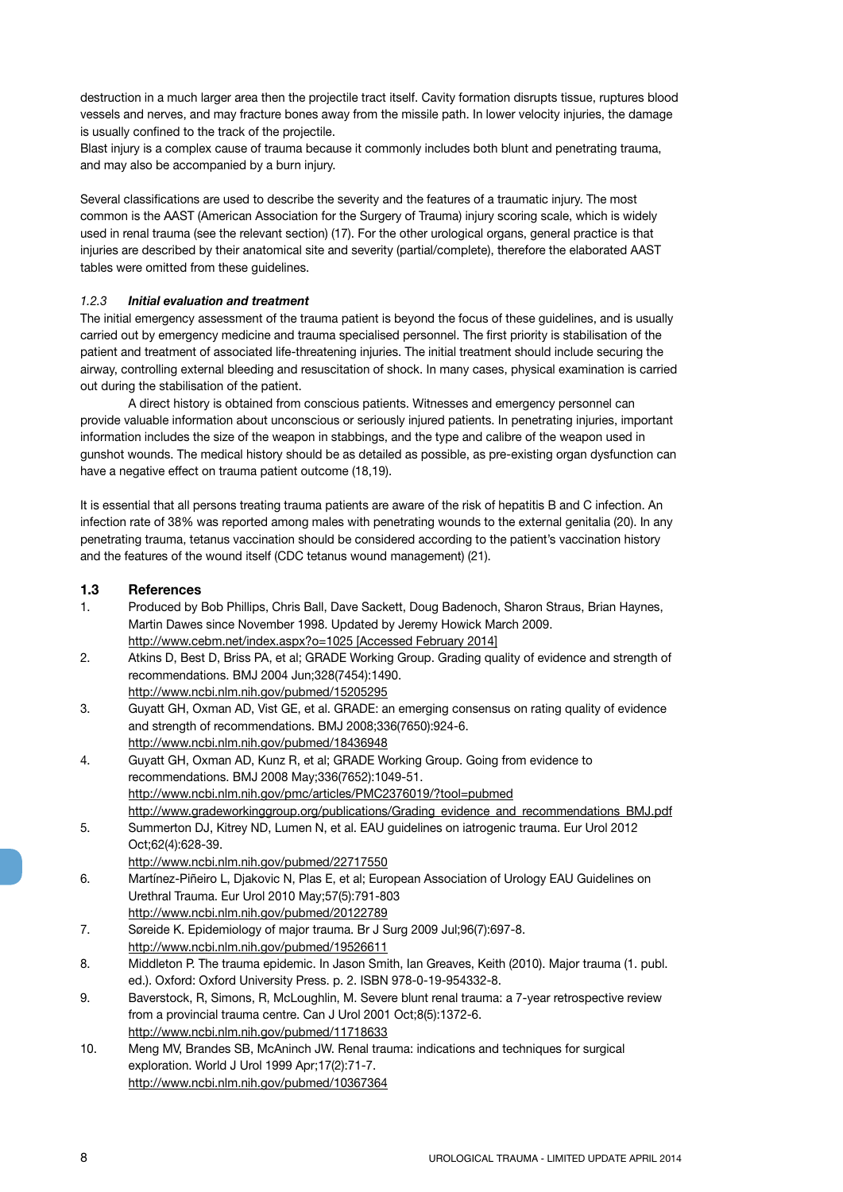destruction in a much larger area then the projectile tract itself. Cavity formation disrupts tissue, ruptures blood vessels and nerves, and may fracture bones away from the missile path. In lower velocity injuries, the damage is usually confined to the track of the projectile.

Blast injury is a complex cause of trauma because it commonly includes both blunt and penetrating trauma, and may also be accompanied by a burn injury.

Several classifications are used to describe the severity and the features of a traumatic injury. The most common is the AAST (American Association for the Surgery of Trauma) injury scoring scale, which is widely used in renal trauma (see the relevant section) (17). For the other urological organs, general practice is that injuries are described by their anatomical site and severity (partial/complete), therefore the elaborated AAST tables were omitted from these guidelines.

#### *1.2.3* ***Initial evaluation and treatment***

The initial emergency assessment of the trauma patient is beyond the focus of these guidelines, and is usually carried out by emergency medicine and trauma specialised personnel. The first priority is stabilisation of the patient and treatment of associated life-threatening injuries. The initial treatment should include securing the airway, controlling external bleeding and resuscitation of shock. In many cases, physical examination is carried out during the stabilisation of the patient.

A direct history is obtained from conscious patients. Witnesses and emergency personnel can provide valuable information about unconscious or seriously injured patients. In penetrating injuries, important information includes the size of the weapon in stabbings, and the type and calibre of the weapon used in gunshot wounds. The medical history should be as detailed as possible, as pre-existing organ dysfunction can have a negative effect on trauma patient outcome (18,19).

It is essential that all persons treating trauma patients are aware of the risk of hepatitis B and C infection. An infection rate of 38% was reported among males with penetrating wounds to the external genitalia (20). In any penetrating trauma, tetanus vaccination should be considered according to the patient's vaccination history and the features of the wound itself (CDC tetanus wound management) (21).

## 1.3 References

1. Produced by Bob Phillips, Chris Ball, Dave Sackett, Doug Badenoch, Sharon Straus, Brian Haynes, Martin Dawes since November 1998. Updated by Jeremy Howick March 2009. http://www.cebm.net/index.aspx?o=1025 [Accessed February 2014]
2. Atkins D, Best D, Briss PA, et al; GRADE Working Group. Grading quality of evidence and strength of recommendations. BMJ 2004 Jun;328(7454):1490. http://www.ncbi.nlm.nih.gov/pubmed/15205295
3. Guyatt GH, Oxman AD, Vist GE, et al. GRADE: an emerging consensus on rating quality of evidence and strength of recommendations. BMJ 2008;336(7650):924-6. http://www.ncbi.nlm.nih.gov/pubmed/18436948
4. Guyatt GH, Oxman AD, Kunz R, et al; GRADE Working Group. Going from evidence to recommendations. BMJ 2008 May;336(7652):1049-51. http://www.ncbi.nlm.nih.gov/pmc/articles/PMC2376019/?tool=pubmed http://www.gradeworkinggroup.org/publications/Grading_evidence_and_recommendations_BMJ.pdf
5. Summerton DJ, Kitrey ND, Lumen N, et al. EAU guidelines on iatrogenic trauma. Eur Urol 2012 Oct;62(4):628-39. http://www.ncbi.nlm.nih.gov/pubmed/22717550
6. Martínez-Piñeiro L, Djakovic N, Plas E, et al; European Association of Urology EAU Guidelines on Urethral Trauma. Eur Urol 2010 May;57(5):791-803 http://www.ncbi.nlm.nih.gov/pubmed/20122789
7. Søreide K. Epidemiology of major trauma. Br J Surg 2009 Jul;96(7):697-8. http://www.ncbi.nlm.nih.gov/pubmed/19526611
8. Middleton P. The trauma epidemic. In Jason Smith, Ian Greaves, Keith (2010). Major trauma (1. publ. ed.). Oxford: Oxford University Press. p. 2. ISBN 978-0-19-954332-8.
9. Baverstock, R, Simons, R, McLoughlin, M. Severe blunt renal trauma: a 7-year retrospective review from a provincial trauma centre. Can J Urol 2001 Oct;8(5):1372-6. http://www.ncbi.nlm.nih.gov/pubmed/11718633
10. Meng MV, Brandes SB, McAninch JW. Renal trauma: indications and techniques for surgical exploration. World J Urol 1999 Apr;17(2):71-7. http://www.ncbi.nlm.nih.gov/pubmed/10367364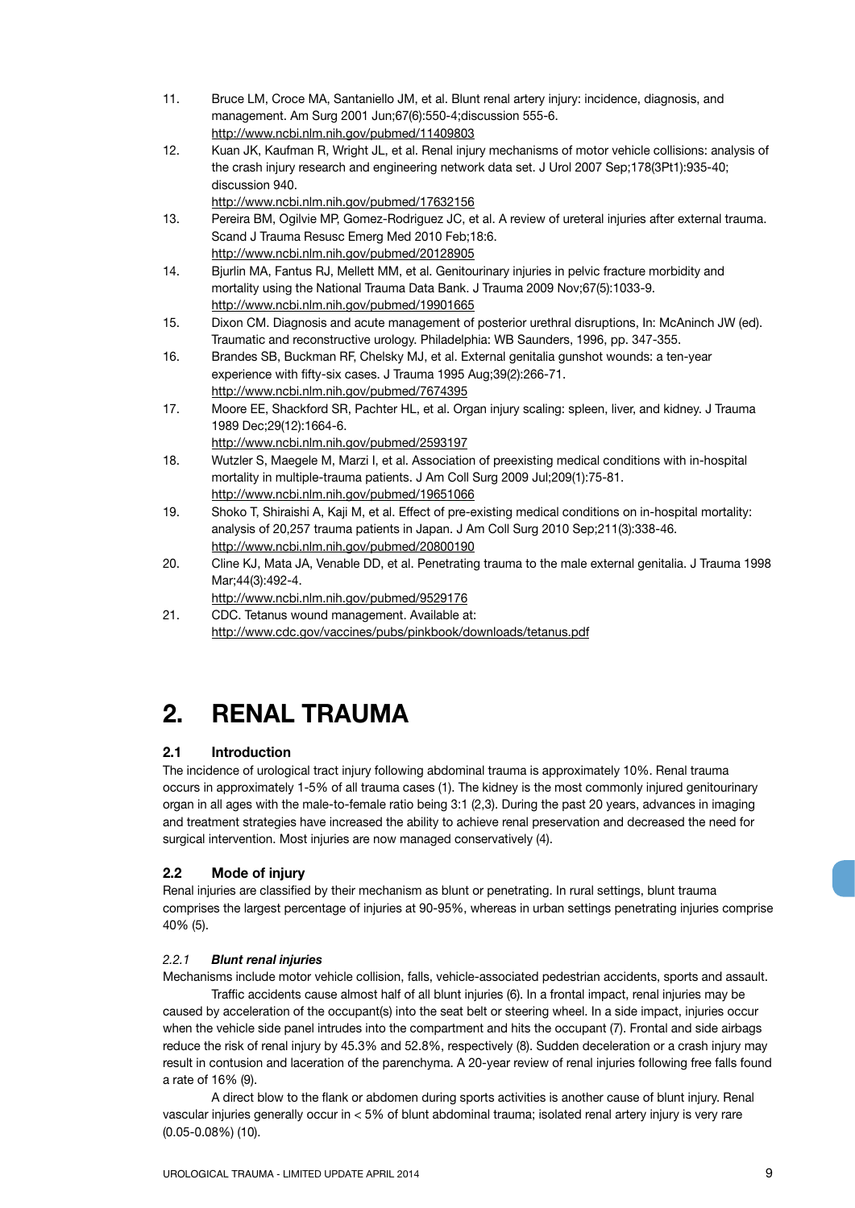11. Bruce LM, Croce MA, Santaniello JM, et al. Blunt renal artery injury: incidence, diagnosis, and management. Am Surg 2001 Jun;67(6):550-4;discussion 555-6.
http://www.ncbi.nlm.nih.gov/pubmed/11409803
12. Kuan JK, Kaufman R, Wright JL, et al. Renal injury mechanisms of motor vehicle collisions: analysis of the crash injury research and engineering network data set. J Urol 2007 Sep;178(3Pt1):935-40; discussion 940.
http://www.ncbi.nlm.nih.gov/pubmed/17632156
13. Pereira BM, Ogilvie MP, Gomez-Rodriguez JC, et al. A review of ureteral injuries after external trauma. Scand J Trauma Resusc Emerg Med 2010 Feb;18:6.
http://www.ncbi.nlm.nih.gov/pubmed/20128905
14. Bjurlin MA, Fantus RJ, Mellett MM, et al. Genitourinary injuries in pelvic fracture morbidity and mortality using the National Trauma Data Bank. J Trauma 2009 Nov;67(5):1033-9.
http://www.ncbi.nlm.nih.gov/pubmed/19901665
15. Dixon CM. Diagnosis and acute management of posterior urethral disruptions, In: McAninch JW (ed). Traumatic and reconstructive urology. Philadelphia: WB Saunders, 1996, pp. 347-355.
16. Brandes SB, Buckman RF, Chelsky MJ, et al. External genitalia gunshot wounds: a ten-year experience with fifty-six cases. J Trauma 1995 Aug;39(2):266-71.
http://www.ncbi.nlm.nih.gov/pubmed/7674395
17. Moore EE, Shackford SR, Pachter HL, et al. Organ injury scaling: spleen, liver, and kidney. J Trauma 1989 Dec;29(12):1664-6.
http://www.ncbi.nlm.nih.gov/pubmed/2593197
18. Wutzler S, Maegele M, Marzi I, et al. Association of preexisting medical conditions with in-hospital mortality in multiple-trauma patients. J Am Coll Surg 2009 Jul;209(1):75-81.
http://www.ncbi.nlm.nih.gov/pubmed/19651066
19. Shoko T, Shiraishi A, Kaji M, et al. Effect of pre-existing medical conditions on in-hospital mortality: analysis of 20,257 trauma patients in Japan. J Am Coll Surg 2010 Sep;211(3):338-46.
http://www.ncbi.nlm.nih.gov/pubmed/20800190
20. Cline KJ, Mata JA, Venable DD, et al. Penetrating trauma to the male external genitalia. J Trauma 1998 Mar;44(3):492-4.
http://www.ncbi.nlm.nih.gov/pubmed/9529176
21. CDC. Tetanus wound management. Available at:
http://www.cdc.gov/vaccines/pubs/pinkbook/downloads/tetanus.pdf

# 2. RENAL TRAUMA

## 2.1 Introduction

The incidence of urological tract injury following abdominal trauma is approximately 10%. Renal trauma occurs in approximately 1-5% of all trauma cases (1). The kidney is the most commonly injured genitourinary organ in all ages with the male-to-female ratio being 3:1 (2,3). During the past 20 years, advances in imaging and treatment strategies have increased the ability to achieve renal preservation and decreased the need for surgical intervention. Most injuries are now managed conservatively (4).

## 2.2 Mode of injury

Renal injuries are classified by their mechanism as blunt or penetrating. In rural settings, blunt trauma comprises the largest percentage of injuries at 90-95%, whereas in urban settings penetrating injuries comprise 40% (5).

### *2.2.1 Blunt renal injuries*

Mechanisms include motor vehicle collision, falls, vehicle-associated pedestrian accidents, sports and assault.

Traffic accidents cause almost half of all blunt injuries (6). In a frontal impact, renal injuries may be caused by acceleration of the occupant(s) into the seat belt or steering wheel. In a side impact, injuries occur when the vehicle side panel intrudes into the compartment and hits the occupant (7). Frontal and side airbags reduce the risk of renal injury by 45.3% and 52.8%, respectively (8). Sudden deceleration or a crash injury may result in contusion and laceration of the parenchyma. A 20-year review of renal injuries following free falls found a rate of 16% (9).

A direct blow to the flank or abdomen during sports activities is another cause of blunt injury. Renal vascular injuries generally occur in < 5% of blunt abdominal trauma; isolated renal artery injury is very rare (0.05-0.08%) (10).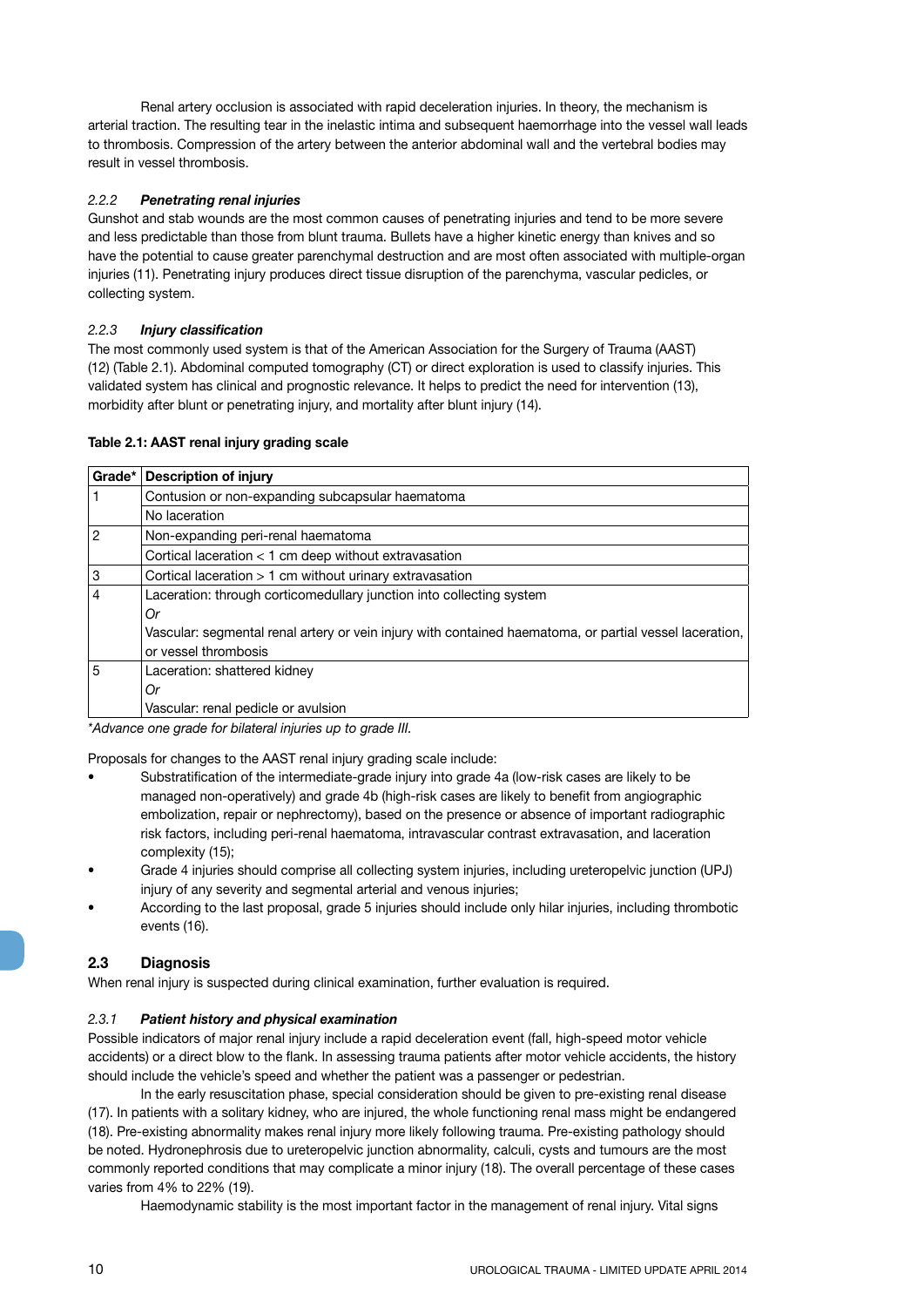Renal artery occlusion is associated with rapid deceleration injuries. In theory, the mechanism is arterial traction. The resulting tear in the inelastic intima and subsequent haemorrhage into the vessel wall leads to thrombosis. Compression of the artery between the anterior abdominal wall and the vertebral bodies may result in vessel thrombosis.

### 2.2.2 *Penetrating renal injuries*

Gunshot and stab wounds are the most common causes of penetrating injuries and tend to be more severe and less predictable than those from blunt trauma. Bullets have a higher kinetic energy than knives and so have the potential to cause greater parenchymal destruction and are most often associated with multiple-organ injuries (11). Penetrating injury produces direct tissue disruption of the parenchyma, vascular pedicles, or collecting system.

### 2.2.3 *Injury classification*

The most commonly used system is that of the American Association for the Surgery of Trauma (AAST) (12) (Table 2.1). Abdominal computed tomography (CT) or direct exploration is used to classify injuries. This validated system has clinical and prognostic relevance. It helps to predict the need for intervention (13), morbidity after blunt or penetrating injury, and mortality after blunt injury (14).

**Table 2.1: AAST renal injury grading scale**

| Grade* | Description of injury |
|---|---|
| 1 | Contusion or non-expanding subcapsular haematoma |
| | No laceration |
| 2 | Non-expanding peri-renal haematoma |
| | Cortical laceration < 1 cm deep without extravasation |
| 3 | Cortical laceration > 1 cm without urinary extravasation |
| 4 | Laceration: through corticomedullary junction into collecting system<br>*Or*<br>Vascular: segmental renal artery or vein injury with contained haematoma, or partial vessel laceration, or vessel thrombosis |
| 5 | Laceration: shattered kidney<br>*Or*<br>Vascular: renal pedicle or avulsion |

*\*Advance one grade for bilateral injuries up to grade III.*

Proposals for changes to the AAST renal injury grading scale include:

- Substratification of the intermediate-grade injury into grade 4a (low-risk cases are likely to be managed non-operatively) and grade 4b (high-risk cases are likely to benefit from angiographic embolization, repair or nephrectomy), based on the presence or absence of important radiographic risk factors, including peri-renal haematoma, intravascular contrast extravasation, and laceration complexity (15);
- Grade 4 injuries should comprise all collecting system injuries, including ureteropelvic junction (UPJ) injury of any severity and segmental arterial and venous injuries;
- According to the last proposal, grade 5 injuries should include only hilar injuries, including thrombotic events (16).

## 2.3 Diagnosis

When renal injury is suspected during clinical examination, further evaluation is required.

### 2.3.1 *Patient history and physical examination*

Possible indicators of major renal injury include a rapid deceleration event (fall, high-speed motor vehicle accidents) or a direct blow to the flank. In assessing trauma patients after motor vehicle accidents, the history should include the vehicle's speed and whether the patient was a passenger or pedestrian.

In the early resuscitation phase, special consideration should be given to pre-existing renal disease (17). In patients with a solitary kidney, who are injured, the whole functioning renal mass might be endangered (18). Pre-existing abnormality makes renal injury more likely following trauma. Pre-existing pathology should be noted. Hydronephrosis due to ureteropelvic junction abnormality, calculi, cysts and tumours are the most commonly reported conditions that may complicate a minor injury (18). The overall percentage of these cases varies from 4% to 22% (19).

Haemodynamic stability is the most important factor in the management of renal injury. Vital signs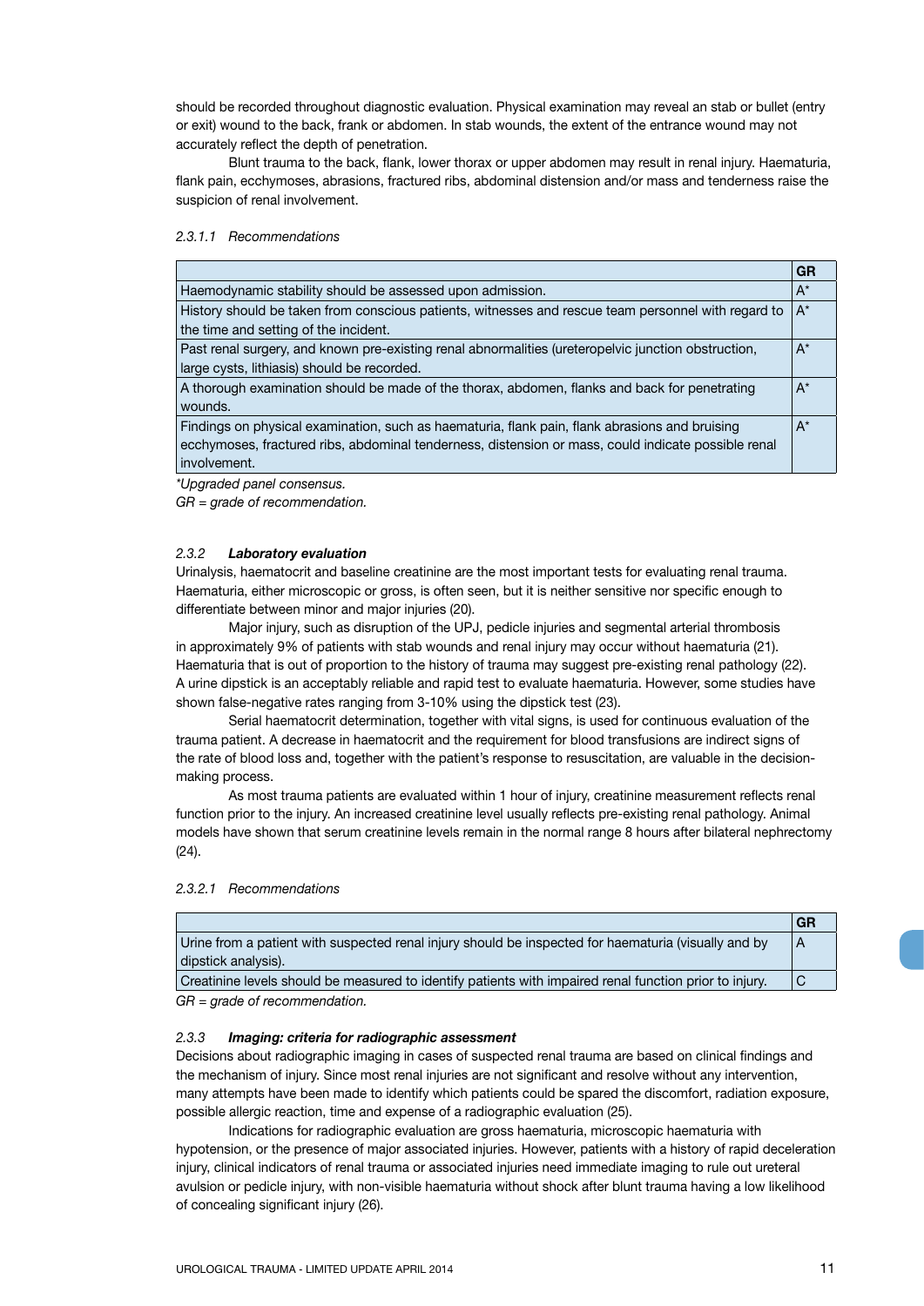should be recorded throughout diagnostic evaluation. Physical examination may reveal an stab or bullet (entry or exit) wound to the back, frank or abdomen. In stab wounds, the extent of the entrance wound may not accurately reflect the depth of penetration.

Blunt trauma to the back, flank, lower thorax or upper abdomen may result in renal injury. Haematuria, flank pain, ecchymoses, abrasions, fractured ribs, abdominal distension and/or mass and tenderness raise the suspicion of renal involvement.

#### *2.3.1.1 Recommendations*

| | GR |
|---|---|
| Haemodynamic stability should be assessed upon admission. | A* |
| History should be taken from conscious patients, witnesses and rescue team personnel with regard to the time and setting of the incident. | A* |
| Past renal surgery, and known pre-existing renal abnormalities (ureteropelvic junction obstruction, large cysts, lithiasis) should be recorded. | A* |
| A thorough examination should be made of the thorax, abdomen, flanks and back for penetrating wounds. | A* |
| Findings on physical examination, such as haematuria, flank pain, flank abrasions and bruising ecchymoses, fractured ribs, abdominal tenderness, distension or mass, could indicate possible renal involvement. | A* |

*\*Upgraded panel consensus.*
*GR = grade of recommendation.*

### *2.3.2* ***Laboratory evaluation***

Urinalysis, haematocrit and baseline creatinine are the most important tests for evaluating renal trauma. Haematuria, either microscopic or gross, is often seen, but it is neither sensitive nor specific enough to differentiate between minor and major injuries (20).

Major injury, such as disruption of the UPJ, pedicle injuries and segmental arterial thrombosis in approximately 9% of patients with stab wounds and renal injury may occur without haematuria (21). Haematuria that is out of proportion to the history of trauma may suggest pre-existing renal pathology (22). A urine dipstick is an acceptably reliable and rapid test to evaluate haematuria. However, some studies have shown false-negative rates ranging from 3-10% using the dipstick test (23).

Serial haematocrit determination, together with vital signs, is used for continuous evaluation of the trauma patient. A decrease in haematocrit and the requirement for blood transfusions are indirect signs of the rate of blood loss and, together with the patient's response to resuscitation, are valuable in the decision-making process.

As most trauma patients are evaluated within 1 hour of injury, creatinine measurement reflects renal function prior to the injury. An increased creatinine level usually reflects pre-existing renal pathology. Animal models have shown that serum creatinine levels remain in the normal range 8 hours after bilateral nephrectomy (24).

#### *2.3.2.1 Recommendations*

| | GR |
|---|---|
| Urine from a patient with suspected renal injury should be inspected for haematuria (visually and by dipstick analysis). | A |
| Creatinine levels should be measured to identify patients with impaired renal function prior to injury. | C |

*GR = grade of recommendation.*

### *2.3.3* ***Imaging: criteria for radiographic assessment***

Decisions about radiographic imaging in cases of suspected renal trauma are based on clinical findings and the mechanism of injury. Since most renal injuries are not significant and resolve without any intervention, many attempts have been made to identify which patients could be spared the discomfort, radiation exposure, possible allergic reaction, time and expense of a radiographic evaluation (25).

Indications for radiographic evaluation are gross haematuria, microscopic haematuria with hypotension, or the presence of major associated injuries. However, patients with a history of rapid deceleration injury, clinical indicators of renal trauma or associated injuries need immediate imaging to rule out ureteral avulsion or pedicle injury, with non-visible haematuria without shock after blunt trauma having a low likelihood of concealing significant injury (26).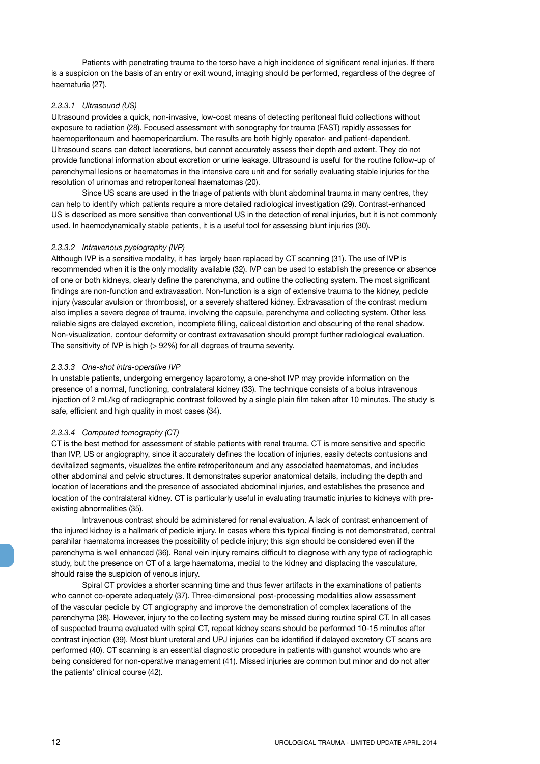Patients with penetrating trauma to the torso have a high incidence of significant renal injuries. If there is a suspicion on the basis of an entry or exit wound, imaging should be performed, regardless of the degree of haematuria (27).

#### *2.3.3.1 Ultrasound (US)*

Ultrasound provides a quick, non-invasive, low-cost means of detecting peritoneal fluid collections without exposure to radiation (28). Focused assessment with sonography for trauma (FAST) rapidly assesses for haemoperitoneum and haemopericardium. The results are both highly operator- and patient-dependent. Ultrasound scans can detect lacerations, but cannot accurately assess their depth and extent. They do not provide functional information about excretion or urine leakage. Ultrasound is useful for the routine follow-up of parenchymal lesions or haematomas in the intensive care unit and for serially evaluating stable injuries for the resolution of urinomas and retroperitoneal haematomas (20).

Since US scans are used in the triage of patients with blunt abdominal trauma in many centres, they can help to identify which patients require a more detailed radiological investigation (29). Contrast-enhanced US is described as more sensitive than conventional US in the detection of renal injuries, but it is not commonly used. In haemodynamically stable patients, it is a useful tool for assessing blunt injuries (30).

#### *2.3.3.2 Intravenous pyelography (IVP)*

Although IVP is a sensitive modality, it has largely been replaced by CT scanning (31). The use of IVP is recommended when it is the only modality available (32). IVP can be used to establish the presence or absence of one or both kidneys, clearly define the parenchyma, and outline the collecting system. The most significant findings are non-function and extravasation. Non-function is a sign of extensive trauma to the kidney, pedicle injury (vascular avulsion or thrombosis), or a severely shattered kidney. Extravasation of the contrast medium also implies a severe degree of trauma, involving the capsule, parenchyma and collecting system. Other less reliable signs are delayed excretion, incomplete filling, caliceal distortion and obscuring of the renal shadow. Non-visualization, contour deformity or contrast extravasation should prompt further radiological evaluation. The sensitivity of IVP is high (> 92%) for all degrees of trauma severity.

#### *2.3.3.3 One-shot intra-operative IVP*

In unstable patients, undergoing emergency laparotomy, a one-shot IVP may provide information on the presence of a normal, functioning, contralateral kidney (33). The technique consists of a bolus intravenous injection of 2 mL/kg of radiographic contrast followed by a single plain film taken after 10 minutes. The study is safe, efficient and high quality in most cases (34).

#### *2.3.3.4 Computed tomography (CT)*

CT is the best method for assessment of stable patients with renal trauma. CT is more sensitive and specific than IVP, US or angiography, since it accurately defines the location of injuries, easily detects contusions and devitalized segments, visualizes the entire retroperitoneum and any associated haematomas, and includes other abdominal and pelvic structures. It demonstrates superior anatomical details, including the depth and location of lacerations and the presence of associated abdominal injuries, and establishes the presence and location of the contralateral kidney. CT is particularly useful in evaluating traumatic injuries to kidneys with pre-existing abnormalities (35).

Intravenous contrast should be administered for renal evaluation. A lack of contrast enhancement of the injured kidney is a hallmark of pedicle injury. In cases where this typical finding is not demonstrated, central parahilar haematoma increases the possibility of pedicle injury; this sign should be considered even if the parenchyma is well enhanced (36). Renal vein injury remains difficult to diagnose with any type of radiographic study, but the presence on CT of a large haematoma, medial to the kidney and displacing the vasculature, should raise the suspicion of venous injury.

Spiral CT provides a shorter scanning time and thus fewer artifacts in the examinations of patients who cannot co-operate adequately (37). Three-dimensional post-processing modalities allow assessment of the vascular pedicle by CT angiography and improve the demonstration of complex lacerations of the parenchyma (38). However, injury to the collecting system may be missed during routine spiral CT. In all cases of suspected trauma evaluated with spiral CT, repeat kidney scans should be performed 10-15 minutes after contrast injection (39). Most blunt ureteral and UPJ injuries can be identified if delayed excretory CT scans are performed (40). CT scanning is an essential diagnostic procedure in patients with gunshot wounds who are being considered for non-operative management (41). Missed injuries are common but minor and do not alter the patients' clinical course (42).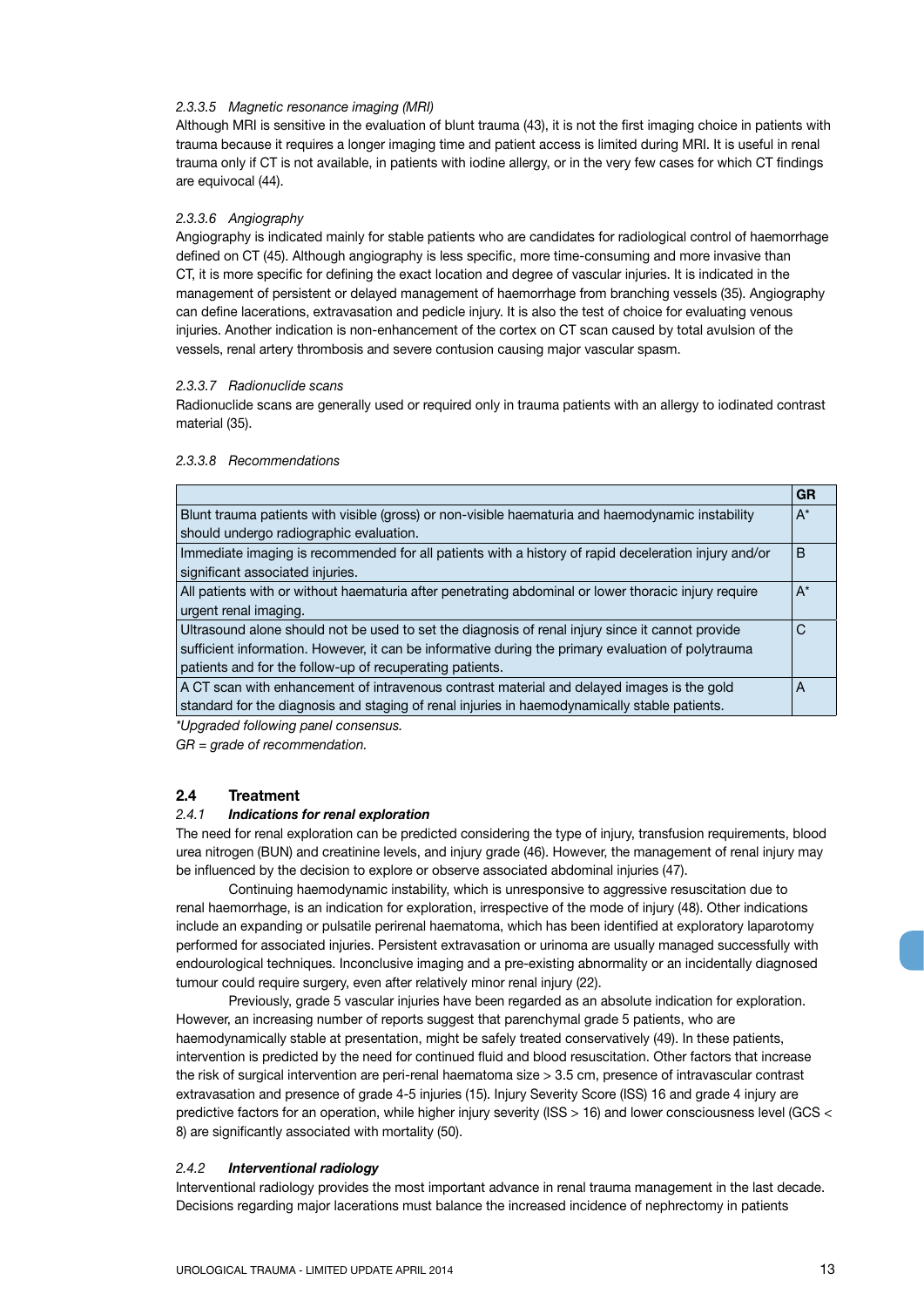#### *2.3.3.5 Magnetic resonance imaging (MRI)*

Although MRI is sensitive in the evaluation of blunt trauma (43), it is not the first imaging choice in patients with trauma because it requires a longer imaging time and patient access is limited during MRI. It is useful in renal trauma only if CT is not available, in patients with iodine allergy, or in the very few cases for which CT findings are equivocal (44).

#### *2.3.3.6 Angiography*

Angiography is indicated mainly for stable patients who are candidates for radiological control of haemorrhage defined on CT (45). Although angiography is less specific, more time-consuming and more invasive than CT, it is more specific for defining the exact location and degree of vascular injuries. It is indicated in the management of persistent or delayed management of haemorrhage from branching vessels (35). Angiography can define lacerations, extravasation and pedicle injury. It is also the test of choice for evaluating venous injuries. Another indication is non-enhancement of the cortex on CT scan caused by total avulsion of the vessels, renal artery thrombosis and severe contusion causing major vascular spasm.

#### *2.3.3.7 Radionuclide scans*

Radionuclide scans are generally used or required only in trauma patients with an allergy to iodinated contrast material (35).

#### *2.3.3.8 Recommendations*

| | GR |
|---|---|
| Blunt trauma patients with visible (gross) or non-visible haematuria and haemodynamic instability should undergo radiographic evaluation. | A* |
| Immediate imaging is recommended for all patients with a history of rapid deceleration injury and/or significant associated injuries. | B |
| All patients with or without haematuria after penetrating abdominal or lower thoracic injury require urgent renal imaging. | A* |
| Ultrasound alone should not be used to set the diagnosis of renal injury since it cannot provide sufficient information. However, it can be informative during the primary evaluation of polytrauma patients and for the follow-up of recuperating patients. | C |
| A CT scan with enhancement of intravenous contrast material and delayed images is the gold standard for the diagnosis and staging of renal injuries in haemodynamically stable patients. | A |

*\*Upgraded following panel consensus.*

*GR = grade of recommendation.*

## 2.4 Treatment

### *2.4.1 Indications for renal exploration*

The need for renal exploration can be predicted considering the type of injury, transfusion requirements, blood urea nitrogen (BUN) and creatinine levels, and injury grade (46). However, the management of renal injury may be influenced by the decision to explore or observe associated abdominal injuries (47).

Continuing haemodynamic instability, which is unresponsive to aggressive resuscitation due to renal haemorrhage, is an indication for exploration, irrespective of the mode of injury (48). Other indications include an expanding or pulsatile perirenal haematoma, which has been identified at exploratory laparotomy performed for associated injuries. Persistent extravasation or urinoma are usually managed successfully with endourological techniques. Inconclusive imaging and a pre-existing abnormality or an incidentally diagnosed tumour could require surgery, even after relatively minor renal injury (22).

Previously, grade 5 vascular injuries have been regarded as an absolute indication for exploration. However, an increasing number of reports suggest that parenchymal grade 5 patients, who are haemodynamically stable at presentation, might be safely treated conservatively (49). In these patients, intervention is predicted by the need for continued fluid and blood resuscitation. Other factors that increase the risk of surgical intervention are peri-renal haematoma size > 3.5 cm, presence of intravascular contrast extravasation and presence of grade 4-5 injuries (15). Injury Severity Score (ISS) 16 and grade 4 injury are predictive factors for an operation, while higher injury severity (ISS > 16) and lower consciousness level (GCS < 8) are significantly associated with mortality (50).

### *2.4.2 Interventional radiology*

Interventional radiology provides the most important advance in renal trauma management in the last decade. Decisions regarding major lacerations must balance the increased incidence of nephrectomy in patients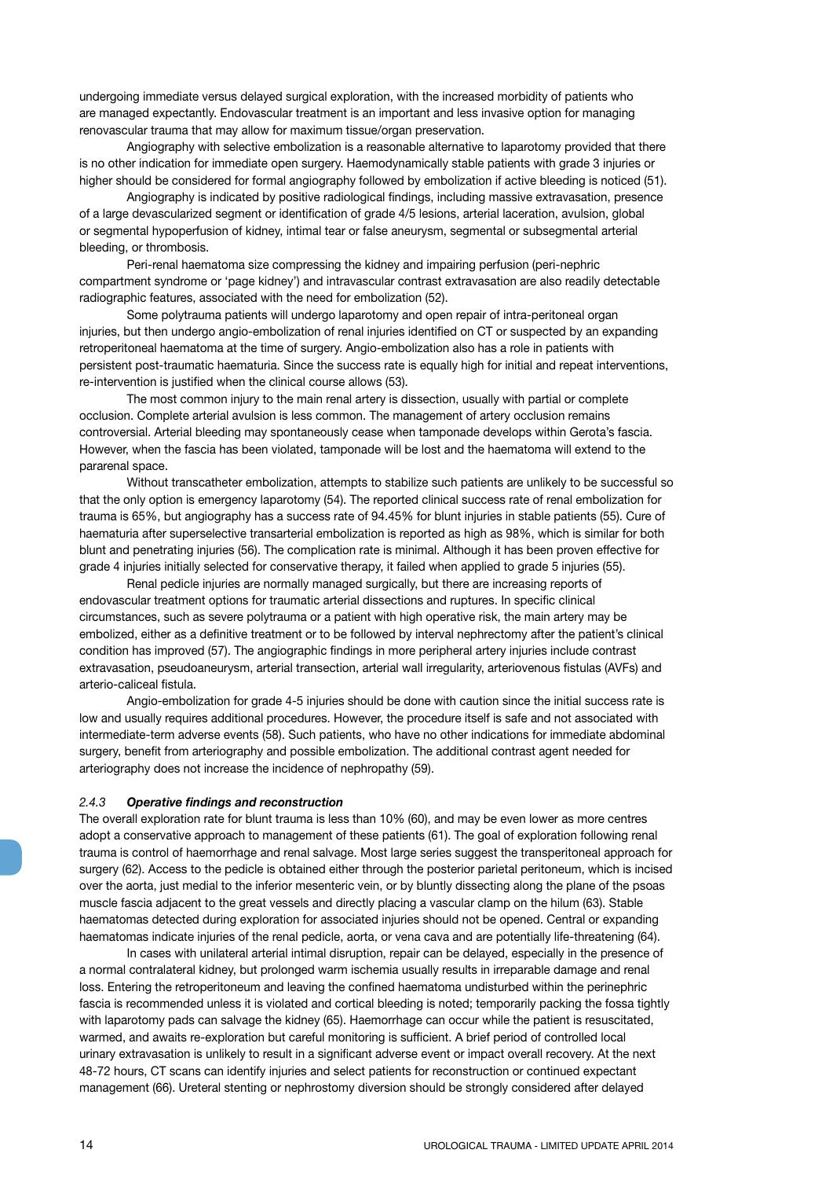undergoing immediate versus delayed surgical exploration, with the increased morbidity of patients who are managed expectantly. Endovascular treatment is an important and less invasive option for managing renovascular trauma that may allow for maximum tissue/organ preservation.

Angiography with selective embolization is a reasonable alternative to laparotomy provided that there is no other indication for immediate open surgery. Haemodynamically stable patients with grade 3 injuries or higher should be considered for formal angiography followed by embolization if active bleeding is noticed (51).

Angiography is indicated by positive radiological findings, including massive extravasation, presence of a large devascularized segment or identification of grade 4/5 lesions, arterial laceration, avulsion, global or segmental hypoperfusion of kidney, intimal tear or false aneurysm, segmental or subsegmental arterial bleeding, or thrombosis.

Peri-renal haematoma size compressing the kidney and impairing perfusion (peri-nephric compartment syndrome or 'page kidney') and intravascular contrast extravasation are also readily detectable radiographic features, associated with the need for embolization (52).

Some polytrauma patients will undergo laparotomy and open repair of intra-peritoneal organ injuries, but then undergo angio-embolization of renal injuries identified on CT or suspected by an expanding retroperitoneal haematoma at the time of surgery. Angio-embolization also has a role in patients with persistent post-traumatic haematuria. Since the success rate is equally high for initial and repeat interventions, re-intervention is justified when the clinical course allows (53).

The most common injury to the main renal artery is dissection, usually with partial or complete occlusion. Complete arterial avulsion is less common. The management of artery occlusion remains controversial. Arterial bleeding may spontaneously cease when tamponade develops within Gerota's fascia. However, when the fascia has been violated, tamponade will be lost and the haematoma will extend to the pararenal space.

Without transcatheter embolization, attempts to stabilize such patients are unlikely to be successful so that the only option is emergency laparotomy (54). The reported clinical success rate of renal embolization for trauma is 65%, but angiography has a success rate of 94.45% for blunt injuries in stable patients (55). Cure of haematuria after superselective transarterial embolization is reported as high as 98%, which is similar for both blunt and penetrating injuries (56). The complication rate is minimal. Although it has been proven effective for grade 4 injuries initially selected for conservative therapy, it failed when applied to grade 5 injuries (55).

Renal pedicle injuries are normally managed surgically, but there are increasing reports of endovascular treatment options for traumatic arterial dissections and ruptures. In specific clinical circumstances, such as severe polytrauma or a patient with high operative risk, the main artery may be embolized, either as a definitive treatment or to be followed by interval nephrectomy after the patient's clinical condition has improved (57). The angiographic findings in more peripheral artery injuries include contrast extravasation, pseudoaneurysm, arterial transection, arterial wall irregularity, arteriovenous fistulas (AVFs) and arterio-caliceal fistula.

Angio-embolization for grade 4-5 injuries should be done with caution since the initial success rate is low and usually requires additional procedures. However, the procedure itself is safe and not associated with intermediate-term adverse events (58). Such patients, who have no other indications for immediate abdominal surgery, benefit from arteriography and possible embolization. The additional contrast agent needed for arteriography does not increase the incidence of nephropathy (59).

### *2.4.3 **Operative findings and reconstruction***

The overall exploration rate for blunt trauma is less than 10% (60), and may be even lower as more centres adopt a conservative approach to management of these patients (61). The goal of exploration following renal trauma is control of haemorrhage and renal salvage. Most large series suggest the transperitoneal approach for surgery (62). Access to the pedicle is obtained either through the posterior parietal peritoneum, which is incised over the aorta, just medial to the inferior mesenteric vein, or by bluntly dissecting along the plane of the psoas muscle fascia adjacent to the great vessels and directly placing a vascular clamp on the hilum (63). Stable haematomas detected during exploration for associated injuries should not be opened. Central or expanding haematomas indicate injuries of the renal pedicle, aorta, or vena cava and are potentially life-threatening (64).

In cases with unilateral arterial intimal disruption, repair can be delayed, especially in the presence of a normal contralateral kidney, but prolonged warm ischemia usually results in irreparable damage and renal loss. Entering the retroperitoneum and leaving the confined haematoma undisturbed within the perinephric fascia is recommended unless it is violated and cortical bleeding is noted; temporarily packing the fossa tightly with laparotomy pads can salvage the kidney (65). Haemorrhage can occur while the patient is resuscitated, warmed, and awaits re-exploration but careful monitoring is sufficient. A brief period of controlled local urinary extravasation is unlikely to result in a significant adverse event or impact overall recovery. At the next 48-72 hours, CT scans can identify injuries and select patients for reconstruction or continued expectant management (66). Ureteral stenting or nephrostomy diversion should be strongly considered after delayed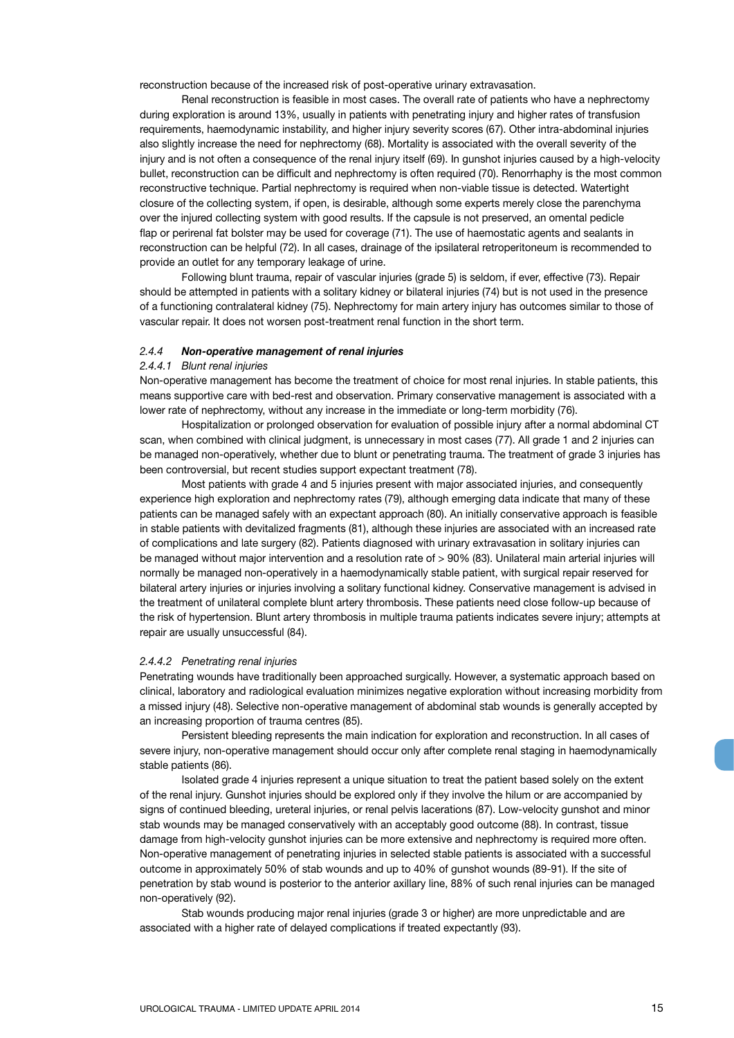reconstruction because of the increased risk of post-operative urinary extravasation.

Renal reconstruction is feasible in most cases. The overall rate of patients who have a nephrectomy during exploration is around 13%, usually in patients with penetrating injury and higher rates of transfusion requirements, haemodynamic instability, and higher injury severity scores (67). Other intra-abdominal injuries also slightly increase the need for nephrectomy (68). Mortality is associated with the overall severity of the injury and is not often a consequence of the renal injury itself (69). In gunshot injuries caused by a high-velocity bullet, reconstruction can be difficult and nephrectomy is often required (70). Renorrhaphy is the most common reconstructive technique. Partial nephrectomy is required when non-viable tissue is detected. Watertight closure of the collecting system, if open, is desirable, although some experts merely close the parenchyma over the injured collecting system with good results. If the capsule is not preserved, an omental pedicle flap or perirenal fat bolster may be used for coverage (71). The use of haemostatic agents and sealants in reconstruction can be helpful (72). In all cases, drainage of the ipsilateral retroperitoneum is recommended to provide an outlet for any temporary leakage of urine.

Following blunt trauma, repair of vascular injuries (grade 5) is seldom, if ever, effective (73). Repair should be attempted in patients with a solitary kidney or bilateral injuries (74) but is not used in the presence of a functioning contralateral kidney (75). Nephrectomy for main artery injury has outcomes similar to those of vascular repair. It does not worsen post-treatment renal function in the short term.

### 2.4.4 *Non-operative management of renal injuries*

#### 2.4.4.1 *Blunt renal injuries*

Non-operative management has become the treatment of choice for most renal injuries. In stable patients, this means supportive care with bed-rest and observation. Primary conservative management is associated with a lower rate of nephrectomy, without any increase in the immediate or long-term morbidity (76).

Hospitalization or prolonged observation for evaluation of possible injury after a normal abdominal CT scan, when combined with clinical judgment, is unnecessary in most cases (77). All grade 1 and 2 injuries can be managed non-operatively, whether due to blunt or penetrating trauma. The treatment of grade 3 injuries has been controversial, but recent studies support expectant treatment (78).

Most patients with grade 4 and 5 injuries present with major associated injuries, and consequently experience high exploration and nephrectomy rates (79), although emerging data indicate that many of these patients can be managed safely with an expectant approach (80). An initially conservative approach is feasible in stable patients with devitalized fragments (81), although these injuries are associated with an increased rate of complications and late surgery (82). Patients diagnosed with urinary extravasation in solitary injuries can be managed without major intervention and a resolution rate of > 90% (83). Unilateral main arterial injuries will normally be managed non-operatively in a haemodynamically stable patient, with surgical repair reserved for bilateral artery injuries or injuries involving a solitary functional kidney. Conservative management is advised in the treatment of unilateral complete blunt artery thrombosis. These patients need close follow-up because of the risk of hypertension. Blunt artery thrombosis in multiple trauma patients indicates severe injury; attempts at repair are usually unsuccessful (84).

#### 2.4.4.2 *Penetrating renal injuries*

Penetrating wounds have traditionally been approached surgically. However, a systematic approach based on clinical, laboratory and radiological evaluation minimizes negative exploration without increasing morbidity from a missed injury (48). Selective non-operative management of abdominal stab wounds is generally accepted by an increasing proportion of trauma centres (85).

Persistent bleeding represents the main indication for exploration and reconstruction. In all cases of severe injury, non-operative management should occur only after complete renal staging in haemodynamically stable patients (86).

Isolated grade 4 injuries represent a unique situation to treat the patient based solely on the extent of the renal injury. Gunshot injuries should be explored only if they involve the hilum or are accompanied by signs of continued bleeding, ureteral injuries, or renal pelvis lacerations (87). Low-velocity gunshot and minor stab wounds may be managed conservatively with an acceptably good outcome (88). In contrast, tissue damage from high-velocity gunshot injuries can be more extensive and nephrectomy is required more often. Non-operative management of penetrating injuries in selected stable patients is associated with a successful outcome in approximately 50% of stab wounds and up to 40% of gunshot wounds (89-91). If the site of penetration by stab wound is posterior to the anterior axillary line, 88% of such renal injuries can be managed non-operatively (92).

Stab wounds producing major renal injuries (grade 3 or higher) are more unpredictable and are associated with a higher rate of delayed complications if treated expectantly (93).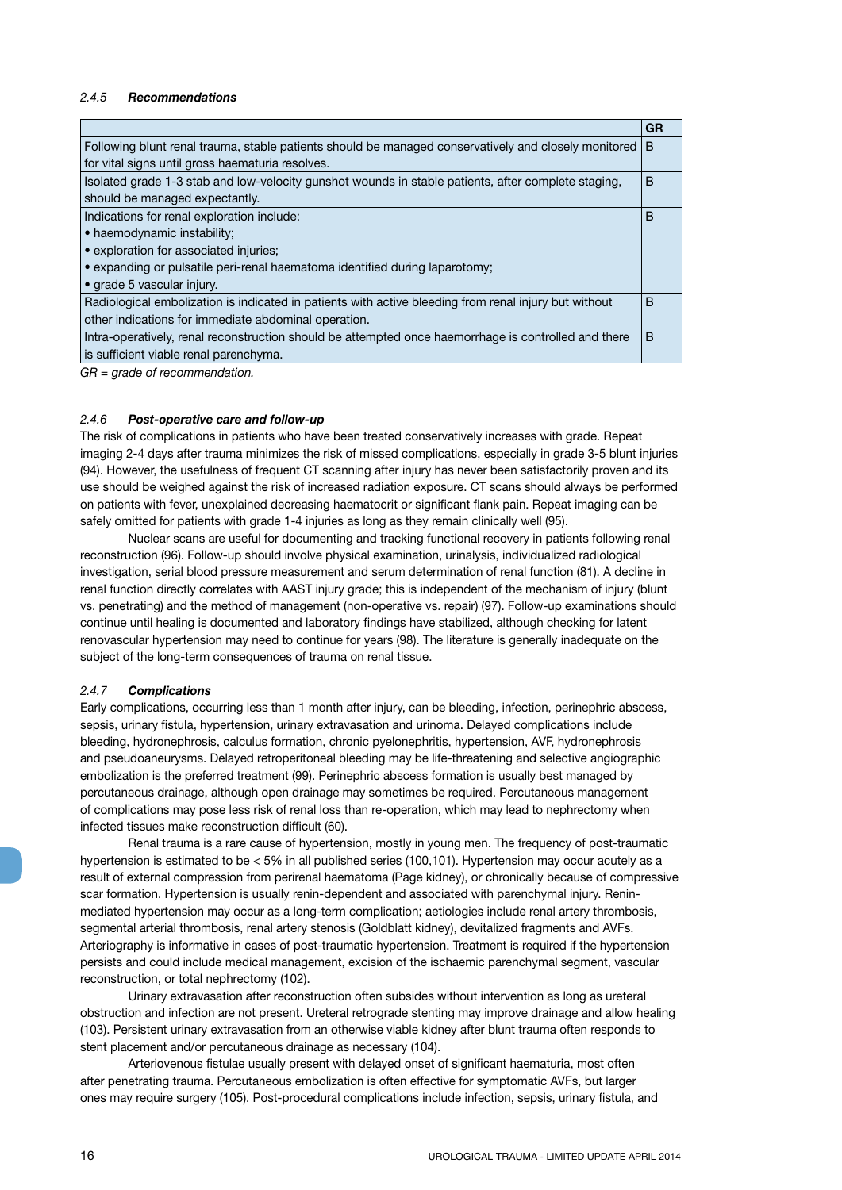#### 2.4.5 *Recommendations*

| | GR |
|---|---|
| Following blunt renal trauma, stable patients should be managed conservatively and closely monitored for vital signs until gross haematuria resolves. | B |
| Isolated grade 1-3 stab and low-velocity gunshot wounds in stable patients, after complete staging, should be managed expectantly. | B |
| Indications for renal exploration include:<br>• haemodynamic instability;<br>• exploration for associated injuries;<br>• expanding or pulsatile peri-renal haematoma identified during laparotomy;<br>• grade 5 vascular injury. | B |
| Radiological embolization is indicated in patients with active bleeding from renal injury but without other indications for immediate abdominal operation. | B |
| Intra-operatively, renal reconstruction should be attempted once haemorrhage is controlled and there is sufficient viable renal parenchyma. | B |

*GR = grade of recommendation.*

#### 2.4.6 *Post-operative care and follow-up*

The risk of complications in patients who have been treated conservatively increases with grade. Repeat imaging 2-4 days after trauma minimizes the risk of missed complications, especially in grade 3-5 blunt injuries (94). However, the usefulness of frequent CT scanning after injury has never been satisfactorily proven and its use should be weighed against the risk of increased radiation exposure. CT scans should always be performed on patients with fever, unexplained decreasing haematocrit or significant flank pain. Repeat imaging can be safely omitted for patients with grade 1-4 injuries as long as they remain clinically well (95).

Nuclear scans are useful for documenting and tracking functional recovery in patients following renal reconstruction (96). Follow-up should involve physical examination, urinalysis, individualized radiological investigation, serial blood pressure measurement and serum determination of renal function (81). A decline in renal function directly correlates with AAST injury grade; this is independent of the mechanism of injury (blunt vs. penetrating) and the method of management (non-operative vs. repair) (97). Follow-up examinations should continue until healing is documented and laboratory findings have stabilized, although checking for latent renovascular hypertension may need to continue for years (98). The literature is generally inadequate on the subject of the long-term consequences of trauma on renal tissue.

#### 2.4.7 *Complications*

Early complications, occurring less than 1 month after injury, can be bleeding, infection, perinephric abscess, sepsis, urinary fistula, hypertension, urinary extravasation and urinoma. Delayed complications include bleeding, hydronephrosis, calculus formation, chronic pyelonephritis, hypertension, AVF, hydronephrosis and pseudoaneurysms. Delayed retroperitoneal bleeding may be life-threatening and selective angiographic embolization is the preferred treatment (99). Perinephric abscess formation is usually best managed by percutaneous drainage, although open drainage may sometimes be required. Percutaneous management of complications may pose less risk of renal loss than re-operation, which may lead to nephrectomy when infected tissues make reconstruction difficult (60).

Renal trauma is a rare cause of hypertension, mostly in young men. The frequency of post-traumatic hypertension is estimated to be < 5% in all published series (100,101). Hypertension may occur acutely as a result of external compression from perirenal haematoma (Page kidney), or chronically because of compressive scar formation. Hypertension is usually renin-dependent and associated with parenchymal injury. Renin-mediated hypertension may occur as a long-term complication; aetiologies include renal artery thrombosis, segmental arterial thrombosis, renal artery stenosis (Goldblatt kidney), devitalized fragments and AVFs. Arteriography is informative in cases of post-traumatic hypertension. Treatment is required if the hypertension persists and could include medical management, excision of the ischaemic parenchymal segment, vascular reconstruction, or total nephrectomy (102).

Urinary extravasation after reconstruction often subsides without intervention as long as ureteral obstruction and infection are not present. Ureteral retrograde stenting may improve drainage and allow healing (103). Persistent urinary extravasation from an otherwise viable kidney after blunt trauma often responds to stent placement and/or percutaneous drainage as necessary (104).

Arteriovenous fistulae usually present with delayed onset of significant haematuria, most often after penetrating trauma. Percutaneous embolization is often effective for symptomatic AVFs, but larger ones may require surgery (105). Post-procedural complications include infection, sepsis, urinary fistula, and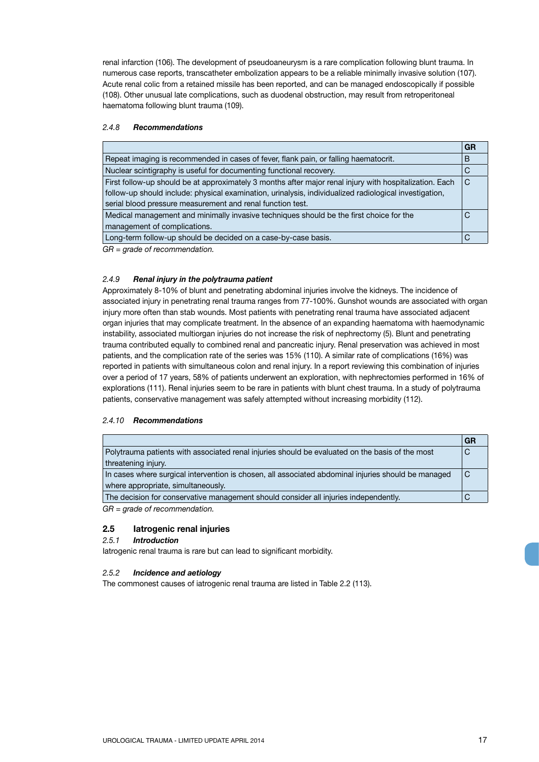renal infarction (106). The development of pseudoaneurysm is a rare complication following blunt trauma. In numerous case reports, transcatheter embolization appears to be a reliable minimally invasive solution (107). Acute renal colic from a retained missile has been reported, and can be managed endoscopically if possible (108). Other unusual late complications, such as duodenal obstruction, may result from retroperitoneal haematoma following blunt trauma (109).

#### *2.4.8 Recommendations*

| | GR |
|---|---|
| Repeat imaging is recommended in cases of fever, flank pain, or falling haematocrit. | B |
| Nuclear scintigraphy is useful for documenting functional recovery. | C |
| First follow-up should be at approximately 3 months after major renal injury with hospitalization. Each follow-up should include: physical examination, urinalysis, individualized radiological investigation, serial blood pressure measurement and renal function test. | C |
| Medical management and minimally invasive techniques should be the first choice for the management of complications. | C |
| Long-term follow-up should be decided on a case-by-case basis. | C |

*GR = grade of recommendation.*

#### *2.4.9 Renal injury in the polytrauma patient*

Approximately 8-10% of blunt and penetrating abdominal injuries involve the kidneys. The incidence of associated injury in penetrating renal trauma ranges from 77-100%. Gunshot wounds are associated with organ injury more often than stab wounds. Most patients with penetrating renal trauma have associated adjacent organ injuries that may complicate treatment. In the absence of an expanding haematoma with haemodynamic instability, associated multiorgan injuries do not increase the risk of nephrectomy (5). Blunt and penetrating trauma contributed equally to combined renal and pancreatic injury. Renal preservation was achieved in most patients, and the complication rate of the series was 15% (110). A similar rate of complications (16%) was reported in patients with simultaneous colon and renal injury. In a report reviewing this combination of injuries over a period of 17 years, 58% of patients underwent an exploration, with nephrectomies performed in 16% of explorations (111). Renal injuries seem to be rare in patients with blunt chest trauma. In a study of polytrauma patients, conservative management was safely attempted without increasing morbidity (112).

#### *2.4.10 Recommendations*

| | GR |
|---|---|
| Polytrauma patients with associated renal injuries should be evaluated on the basis of the most threatening injury. | C |
| In cases where surgical intervention is chosen, all associated abdominal injuries should be managed where appropriate, simultaneously. | C |
| The decision for conservative management should consider all injuries independently. | C |

*GR = grade of recommendation.*

### 2.5 Iatrogenic renal injuries

#### *2.5.1 Introduction*

Iatrogenic renal trauma is rare but can lead to significant morbidity.

#### *2.5.2 Incidence and aetiology*

The commonest causes of iatrogenic renal trauma are listed in Table 2.2 (113).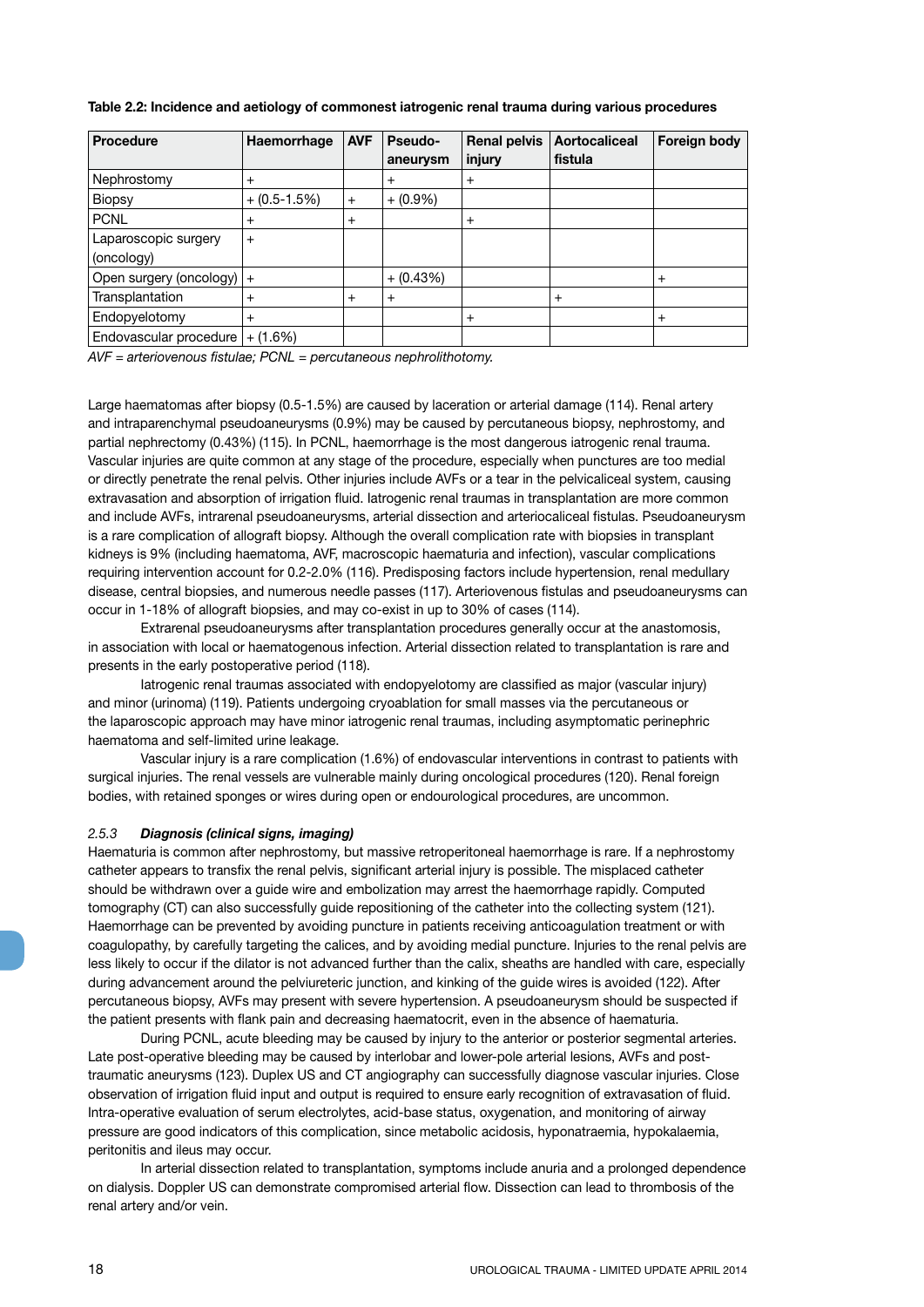**Table 2.2: Incidence and aetiology of commonest iatrogenic renal trauma during various procedures**

| Procedure | Haemorrhage | AVF | Pseudo-aneurysm | Renal pelvis injury | Aortocaliceal fistula | Foreign body |
|---|---|---|---|---|---|---|
| Nephrostomy | + | | + | + | | |
| Biopsy | + (0.5-1.5%) | + | + (0.9%) | | | |
| PCNL | + | + | | + | | |
| Laparoscopic surgery (oncology) | + | | | | | |
| Open surgery (oncology) | + | | + (0.43%) | | | + |
| Transplantation | + | + | + | | + | |
| Endopyelotomy | + | | | + | | + |
| Endovascular procedure | + (1.6%) | | | | | |

*AVF = arteriovenous fistulae; PCNL = percutaneous nephrolithotomy.*

Large haematomas after biopsy (0.5-1.5%) are caused by laceration or arterial damage (114). Renal artery and intraparenchymal pseudoaneurysms (0.9%) may be caused by percutaneous biopsy, nephrostomy, and partial nephrectomy (0.43%) (115). In PCNL, haemorrhage is the most dangerous iatrogenic renal trauma. Vascular injuries are quite common at any stage of the procedure, especially when punctures are too medial or directly penetrate the renal pelvis. Other injuries include AVFs or a tear in the pelvicaliceal system, causing extravasation and absorption of irrigation fluid. Iatrogenic renal traumas in transplantation are more common and include AVFs, intrarenal pseudoaneurysms, arterial dissection and arteriocaliceal fistulas. Pseudoaneurysm is a rare complication of allograft biopsy. Although the overall complication rate with biopsies in transplant kidneys is 9% (including haematoma, AVF, macroscopic haematuria and infection), vascular complications requiring intervention account for 0.2-2.0% (116). Predisposing factors include hypertension, renal medullary disease, central biopsies, and numerous needle passes (117). Arteriovenous fistulas and pseudoaneurysms can occur in 1-18% of allograft biopsies, and may co-exist in up to 30% of cases (114).

Extrarenal pseudoaneurysms after transplantation procedures generally occur at the anastomosis, in association with local or haematogenous infection. Arterial dissection related to transplantation is rare and presents in the early postoperative period (118).

Iatrogenic renal traumas associated with endopyelotomy are classified as major (vascular injury) and minor (urinoma) (119). Patients undergoing cryoablation for small masses via the percutaneous or the laparoscopic approach may have minor iatrogenic renal traumas, including asymptomatic perinephric haematoma and self-limited urine leakage.

Vascular injury is a rare complication (1.6%) of endovascular interventions in contrast to patients with surgical injuries. The renal vessels are vulnerable mainly during oncological procedures (120). Renal foreign bodies, with retained sponges or wires during open or endourological procedures, are uncommon.

### *2.5.3 Diagnosis (clinical signs, imaging)*

Haematuria is common after nephrostomy, but massive retroperitoneal haemorrhage is rare. If a nephrostomy catheter appears to transfix the renal pelvis, significant arterial injury is possible. The misplaced catheter should be withdrawn over a guide wire and embolization may arrest the haemorrhage rapidly. Computed tomography (CT) can also successfully guide repositioning of the catheter into the collecting system (121). Haemorrhage can be prevented by avoiding puncture in patients receiving anticoagulation treatment or with coagulopathy, by carefully targeting the calices, and by avoiding medial puncture. Injuries to the renal pelvis are less likely to occur if the dilator is not advanced further than the calix, sheaths are handled with care, especially during advancement around the pelviureteric junction, and kinking of the guide wires is avoided (122). After percutaneous biopsy, AVFs may present with severe hypertension. A pseudoaneurysm should be suspected if the patient presents with flank pain and decreasing haematocrit, even in the absence of haematuria.

During PCNL, acute bleeding may be caused by injury to the anterior or posterior segmental arteries. Late post-operative bleeding may be caused by interlobar and lower-pole arterial lesions, AVFs and post-traumatic aneurysms (123). Duplex US and CT angiography can successfully diagnose vascular injuries. Close observation of irrigation fluid input and output is required to ensure early recognition of extravasation of fluid. Intra-operative evaluation of serum electrolytes, acid-base status, oxygenation, and monitoring of airway pressure are good indicators of this complication, since metabolic acidosis, hyponatraemia, hypokalaemia, peritonitis and ileus may occur.

In arterial dissection related to transplantation, symptoms include anuria and a prolonged dependence on dialysis. Doppler US can demonstrate compromised arterial flow. Dissection can lead to thrombosis of the renal artery and/or vein.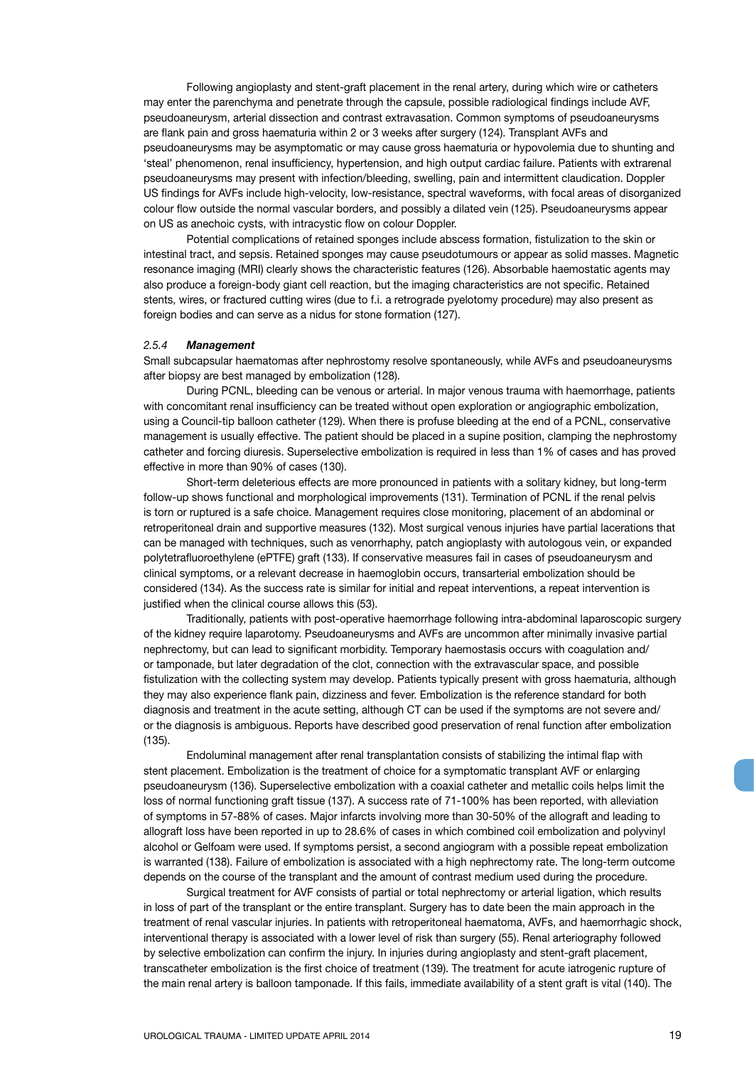Following angioplasty and stent-graft placement in the renal artery, during which wire or catheters may enter the parenchyma and penetrate through the capsule, possible radiological findings include AVF, pseudoaneurysm, arterial dissection and contrast extravasation. Common symptoms of pseudoaneurysms are flank pain and gross haematuria within 2 or 3 weeks after surgery (124). Transplant AVFs and pseudoaneurysms may be asymptomatic or may cause gross haematuria or hypovolemia due to shunting and 'steal' phenomenon, renal insufficiency, hypertension, and high output cardiac failure. Patients with extrarenal pseudoaneurysms may present with infection/bleeding, swelling, pain and intermittent claudication. Doppler US findings for AVFs include high-velocity, low-resistance, spectral waveforms, with focal areas of disorganized colour flow outside the normal vascular borders, and possibly a dilated vein (125). Pseudoaneurysms appear on US as anechoic cysts, with intracystic flow on colour Doppler.

Potential complications of retained sponges include abscess formation, fistulization to the skin or intestinal tract, and sepsis. Retained sponges may cause pseudotumours or appear as solid masses. Magnetic resonance imaging (MRI) clearly shows the characteristic features (126). Absorbable haemostatic agents may also produce a foreign-body giant cell reaction, but the imaging characteristics are not specific. Retained stents, wires, or fractured cutting wires (due to f.i. a retrograde pyelotomy procedure) may also present as foreign bodies and can serve as a nidus for stone formation (127).

#### *2.5.4 **Management***

Small subcapsular haematomas after nephrostomy resolve spontaneously, while AVFs and pseudoaneurysms after biopsy are best managed by embolization (128).

During PCNL, bleeding can be venous or arterial. In major venous trauma with haemorrhage, patients with concomitant renal insufficiency can be treated without open exploration or angiographic embolization, using a Council-tip balloon catheter (129). When there is profuse bleeding at the end of a PCNL, conservative management is usually effective. The patient should be placed in a supine position, clamping the nephrostomy catheter and forcing diuresis. Superselective embolization is required in less than 1% of cases and has proved effective in more than 90% of cases (130).

Short-term deleterious effects are more pronounced in patients with a solitary kidney, but long-term follow-up shows functional and morphological improvements (131). Termination of PCNL if the renal pelvis is torn or ruptured is a safe choice. Management requires close monitoring, placement of an abdominal or retroperitoneal drain and supportive measures (132). Most surgical venous injuries have partial lacerations that can be managed with techniques, such as venorrhaphy, patch angioplasty with autologous vein, or expanded polytetrafluoroethylene (ePTFE) graft (133). If conservative measures fail in cases of pseudoaneurysm and clinical symptoms, or a relevant decrease in haemoglobin occurs, transarterial embolization should be considered (134). As the success rate is similar for initial and repeat interventions, a repeat intervention is justified when the clinical course allows this (53).

Traditionally, patients with post-operative haemorrhage following intra-abdominal laparoscopic surgery of the kidney require laparotomy. Pseudoaneurysms and AVFs are uncommon after minimally invasive partial nephrectomy, but can lead to significant morbidity. Temporary haemostasis occurs with coagulation and/or tamponade, but later degradation of the clot, connection with the extravascular space, and possible fistulization with the collecting system may develop. Patients typically present with gross haematuria, although they may also experience flank pain, dizziness and fever. Embolization is the reference standard for both diagnosis and treatment in the acute setting, although CT can be used if the symptoms are not severe and/or the diagnosis is ambiguous. Reports have described good preservation of renal function after embolization (135).

Endoluminal management after renal transplantation consists of stabilizing the intimal flap with stent placement. Embolization is the treatment of choice for a symptomatic transplant AVF or enlarging pseudoaneurysm (136). Superselective embolization with a coaxial catheter and metallic coils helps limit the loss of normal functioning graft tissue (137). A success rate of 71-100% has been reported, with alleviation of symptoms in 57-88% of cases. Major infarcts involving more than 30-50% of the allograft and leading to allograft loss have been reported in up to 28.6% of cases in which combined coil embolization and polyvinyl alcohol or Gelfoam were used. If symptoms persist, a second angiogram with a possible repeat embolization is warranted (138). Failure of embolization is associated with a high nephrectomy rate. The long-term outcome depends on the course of the transplant and the amount of contrast medium used during the procedure.

Surgical treatment for AVF consists of partial or total nephrectomy or arterial ligation, which results in loss of part of the transplant or the entire transplant. Surgery has to date been the main approach in the treatment of renal vascular injuries. In patients with retroperitoneal haematoma, AVFs, and haemorrhagic shock, interventional therapy is associated with a lower level of risk than surgery (55). Renal arteriography followed by selective embolization can confirm the injury. In injuries during angioplasty and stent-graft placement, transcatheter embolization is the first choice of treatment (139). The treatment for acute iatrogenic rupture of the main renal artery is balloon tamponade. If this fails, immediate availability of a stent graft is vital (140). The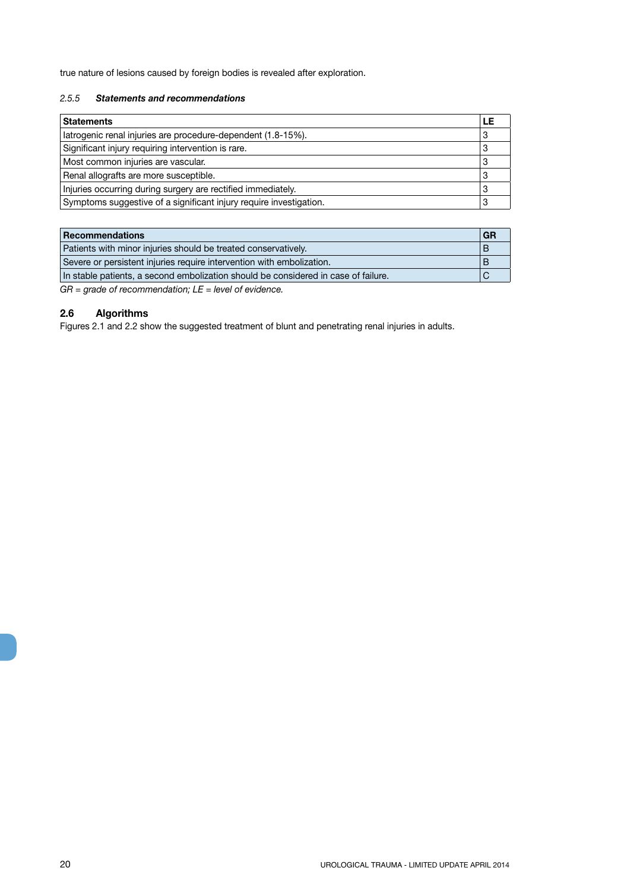true nature of lesions caused by foreign bodies is revealed after exploration.

#### *2.5.5 Statements and recommendations*

| Statements | LE |
|---|---|
| Iatrogenic renal injuries are procedure-dependent (1.8-15%). | 3 |
| Significant injury requiring intervention is rare. | 3 |
| Most common injuries are vascular. | 3 |
| Renal allografts are more susceptible. | 3 |
| Injuries occurring during surgery are rectified immediately. | 3 |
| Symptoms suggestive of a significant injury require investigation. | 3 |

| Recommendations | GR |
|---|---|
| Patients with minor injuries should be treated conservatively. | B |
| Severe or persistent injuries require intervention with embolization. | B |
| In stable patients, a second embolization should be considered in case of failure. | C |

*GR = grade of recommendation; LE = level of evidence.*

## 2.6 Algorithms

Figures 2.1 and 2.2 show the suggested treatment of blunt and penetrating renal injuries in adults.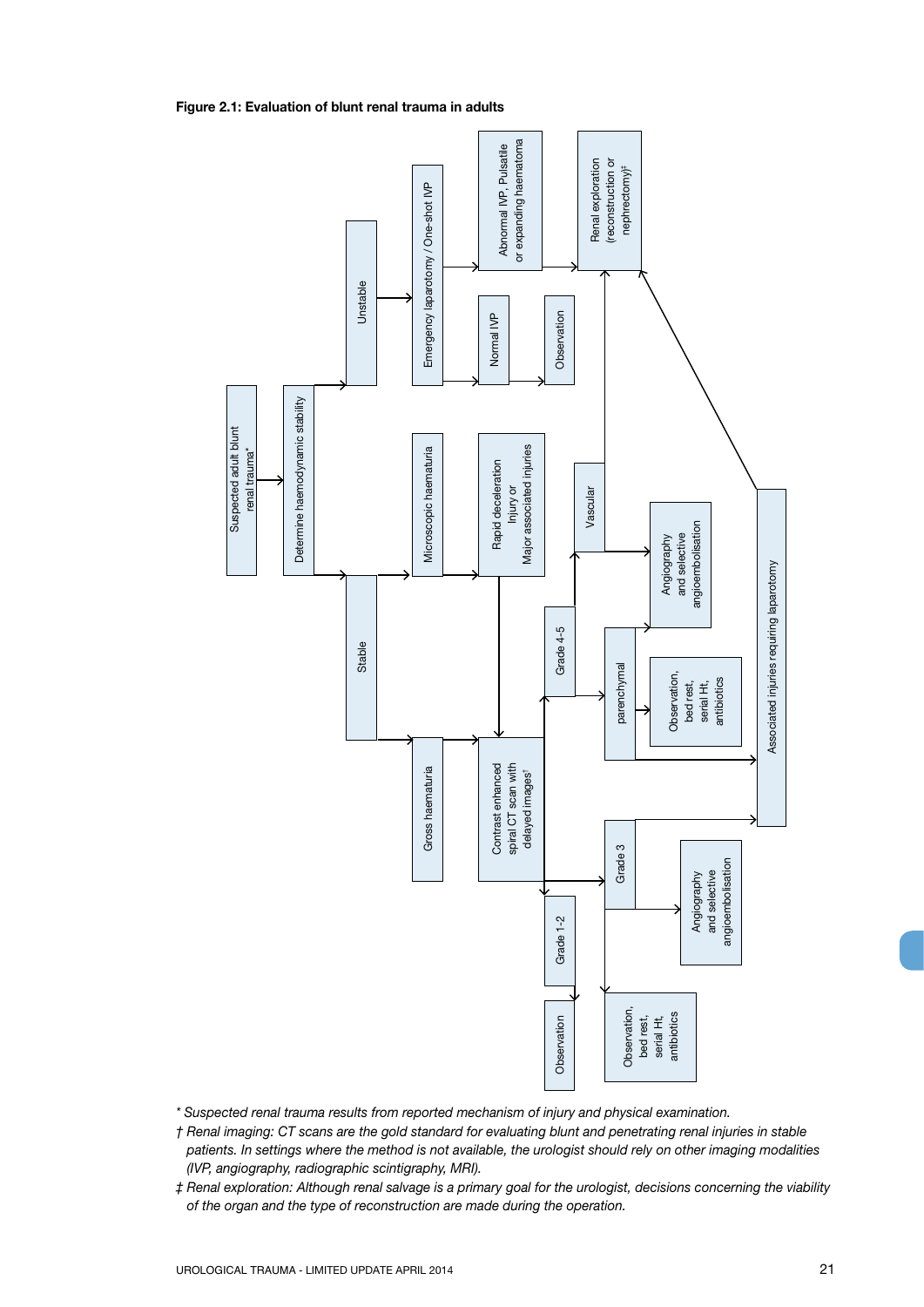**Figure 2.1: Evaluation of blunt renal trauma in adults**

- Suspected adult blunt renal trauma* → Determine haemodynamic stability
  - Unstable → Emergency laparotomy / One-shot IVP
    - Normal IVP → Observation
    - Abnormal IVP, Pulsatile or expanding haematoma → Renal exploration (reconstruction or nephrectomy)‡
  - Stable
    - Microscopic haematuria → Rapid deceleration Injury or Major associated injuries → Contrast enhanced spiral CT scan with delayed images†
    - Gross haematuria → Contrast enhanced spiral CT scan with delayed images†
      - Grade 1-2 → Observation
      - Grade 3 → Observation, bed rest, serial Ht, antibiotics; Angiography and selective angioembolisation; Associated injuries requiring laparotomy
      - Grade 4-5
        - parenchymal → Observation, bed rest, serial Ht, antibiotics; Angiography and selective angioembolisation; Associated injuries requiring laparotomy
        - Vascular → Angiography and selective angioembolisation; Renal exploration (reconstruction or nephrectomy)‡
      - Associated injuries requiring laparotomy → Renal exploration (reconstruction or nephrectomy)‡

*\* Suspected renal trauma results from reported mechanism of injury and physical examination.*

*† Renal imaging: CT scans are the gold standard for evaluating blunt and penetrating renal injuries in stable patients. In settings where the method is not available, the urologist should rely on other imaging modalities (IVP, angiography, radiographic scintigraphy, MRI).*

*‡ Renal exploration: Although renal salvage is a primary goal for the urologist, decisions concerning the viability of the organ and the type of reconstruction are made during the operation.*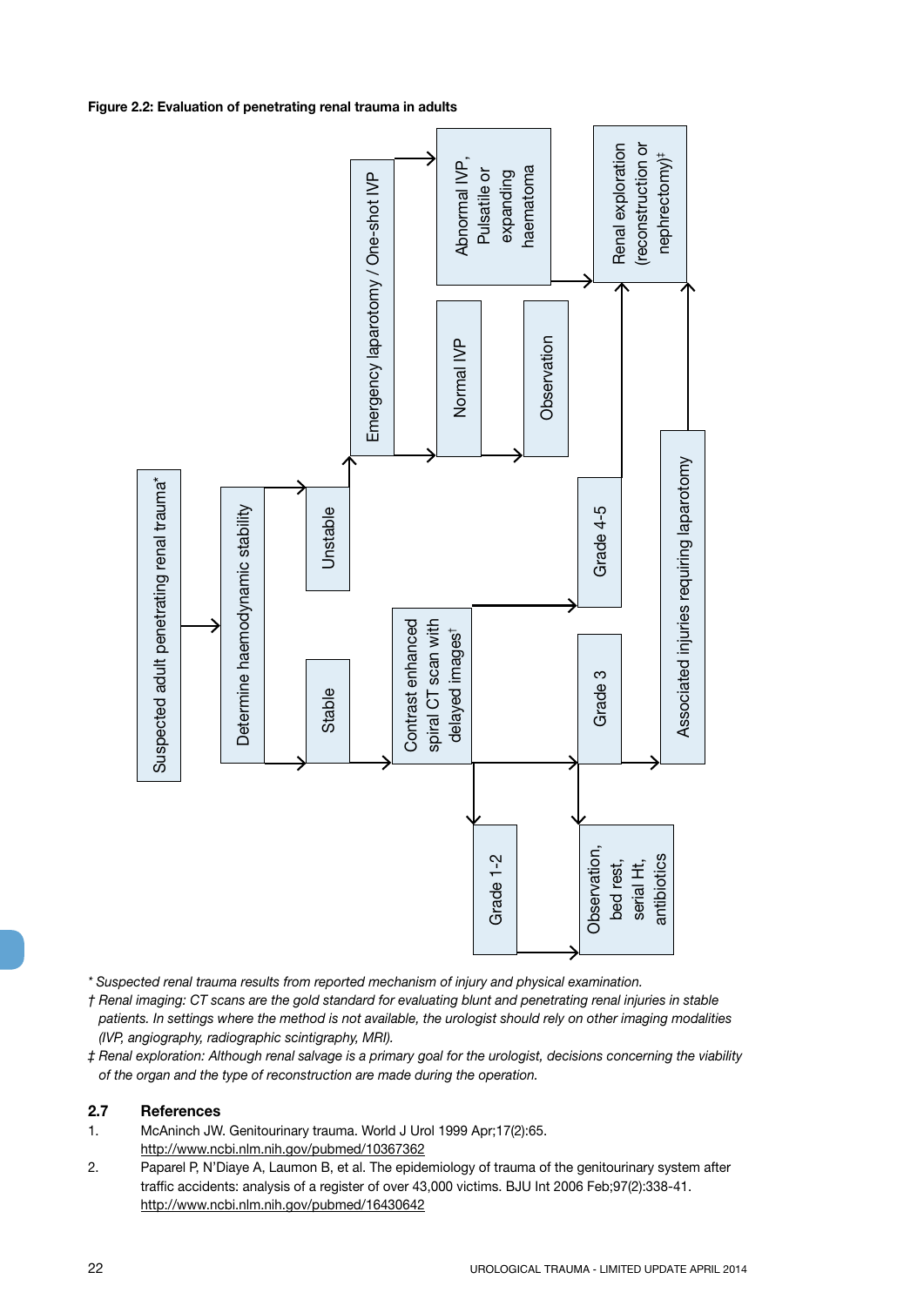**Figure 2.2: Evaluation of penetrating renal trauma in adults**

- Suspected adult penetrating renal trauma*
  - Determine haemodynamic stability
    - Unstable
      - Emergency laparotomy / One-shot IVP
        - Normal IVP → Observation
        - Abnormal IVP, Pulsatile or expanding haematoma → Renal exploration (reconstruction or nephrectomy)‡
    - Stable
      - Contrast enhanced spiral CT scan with delayed images†
        - Grade 1-2 → Observation, bed rest, serial Ht, antibiotics
        - Grade 3 → Observation, bed rest, serial Ht, antibiotics
        - Grade 3 → Associated injuries requiring laparotomy → Renal exploration (reconstruction or nephrectomy)‡
        - Grade 4-5 → Renal exploration (reconstruction or nephrectomy)‡

*\* Suspected renal trauma results from reported mechanism of injury and physical examination.*

*† Renal imaging: CT scans are the gold standard for evaluating blunt and penetrating renal injuries in stable patients. In settings where the method is not available, the urologist should rely on other imaging modalities (IVP, angiography, radiographic scintigraphy, MRI).*

*‡ Renal exploration: Although renal salvage is a primary goal for the urologist, decisions concerning the viability of the organ and the type of reconstruction are made during the operation.*

## 2.7 References

1. McAninch JW. Genitourinary trauma. World J Urol 1999 Apr;17(2):65.
   http://www.ncbi.nlm.nih.gov/pubmed/10367362
2. Paparel P, N'Diaye A, Laumon B, et al. The epidemiology of trauma of the genitourinary system after traffic accidents: analysis of a register of over 43,000 victims. BJU Int 2006 Feb;97(2):338-41.
   http://www.ncbi.nlm.nih.gov/pubmed/16430642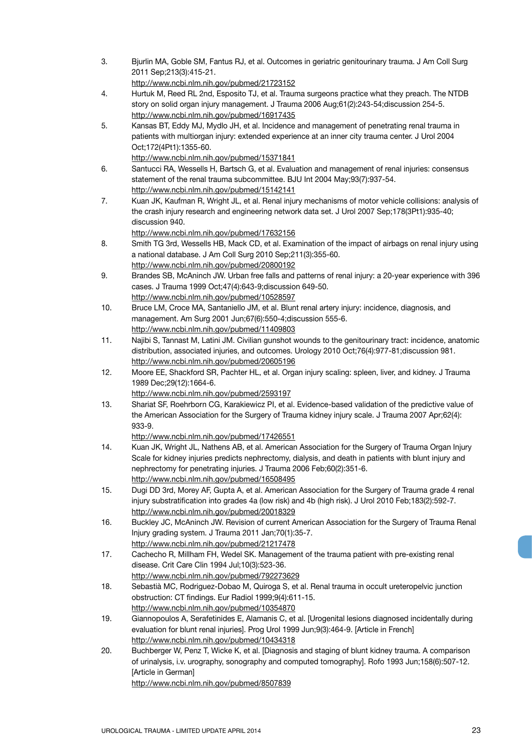3. Bjurlin MA, Goble SM, Fantus RJ, et al. Outcomes in geriatric genitourinary trauma. J Am Coll Surg 2011 Sep;213(3):415-21.
http://www.ncbi.nlm.nih.gov/pubmed/21723152
4. Hurtuk M, Reed RL 2nd, Esposito TJ, et al. Trauma surgeons practice what they preach. The NTDB story on solid organ injury management. J Trauma 2006 Aug;61(2):243-54;discussion 254-5.
http://www.ncbi.nlm.nih.gov/pubmed/16917435
5. Kansas BT, Eddy MJ, Mydlo JH, et al. Incidence and management of penetrating renal trauma in patients with multiorgan injury: extended experience at an inner city trauma center. J Urol 2004 Oct;172(4Pt1):1355-60.
http://www.ncbi.nlm.nih.gov/pubmed/15371841
6. Santucci RA, Wessells H, Bartsch G, et al. Evaluation and management of renal injuries: consensus statement of the renal trauma subcommittee. BJU Int 2004 May;93(7):937-54.
http://www.ncbi.nlm.nih.gov/pubmed/15142141
7. Kuan JK, Kaufman R, Wright JL, et al. Renal injury mechanisms of motor vehicle collisions: analysis of the crash injury research and engineering network data set. J Urol 2007 Sep;178(3Pt1):935-40; discussion 940.
http://www.ncbi.nlm.nih.gov/pubmed/17632156
8. Smith TG 3rd, Wessells HB, Mack CD, et al. Examination of the impact of airbags on renal injury using a national database. J Am Coll Surg 2010 Sep;211(3):355-60.
http://www.ncbi.nlm.nih.gov/pubmed/20800192
9. Brandes SB, McAninch JW. Urban free falls and patterns of renal injury: a 20-year experience with 396 cases. J Trauma 1999 Oct;47(4):643-9;discussion 649-50.
http://www.ncbi.nlm.nih.gov/pubmed/10528597
10. Bruce LM, Croce MA, Santaniello JM, et al. Blunt renal artery injury: incidence, diagnosis, and management. Am Surg 2001 Jun;67(6):550-4;discussion 555-6.
http://www.ncbi.nlm.nih.gov/pubmed/11409803
11. Najibi S, Tannast M, Latini JM. Civilian gunshot wounds to the genitourinary tract: incidence, anatomic distribution, associated injuries, and outcomes. Urology 2010 Oct;76(4):977-81;discussion 981.
http://www.ncbi.nlm.nih.gov/pubmed/20605196
12. Moore EE, Shackford SR, Pachter HL, et al. Organ injury scaling: spleen, liver, and kidney. J Trauma 1989 Dec;29(12):1664-6.
http://www.ncbi.nlm.nih.gov/pubmed/2593197
13. Shariat SF, Roehrborn CG, Karakiewicz PI, et al. Evidence-based validation of the predictive value of the American Association for the Surgery of Trauma kidney injury scale. J Trauma 2007 Apr;62(4): 933-9.
http://www.ncbi.nlm.nih.gov/pubmed/17426551
14. Kuan JK, Wright JL, Nathens AB, et al. American Association for the Surgery of Trauma Organ Injury Scale for kidney injuries predicts nephrectomy, dialysis, and death in patients with blunt injury and nephrectomy for penetrating injuries. J Trauma 2006 Feb;60(2):351-6.
http://www.ncbi.nlm.nih.gov/pubmed/16508495
15. Dugi DD 3rd, Morey AF, Gupta A, et al. American Association for the Surgery of Trauma grade 4 renal injury substratification into grades 4a (low risk) and 4b (high risk). J Urol 2010 Feb;183(2):592-7.
http://www.ncbi.nlm.nih.gov/pubmed/20018329
16. Buckley JC, McAninch JW. Revision of current American Association for the Surgery of Trauma Renal Injury grading system. J Trauma 2011 Jan;70(1):35-7.
http://www.ncbi.nlm.nih.gov/pubmed/21217478
17. Cachecho R, Millham FH, Wedel SK. Management of the trauma patient with pre-existing renal disease. Crit Care Clin 1994 Jul;10(3):523-36.
http://www.ncbi.nlm.nih.gov/pubmed/792273629
18. Sebastià MC, Rodriguez-Dobao M, Quiroga S, et al. Renal trauma in occult ureteropelvic junction obstruction: CT findings. Eur Radiol 1999;9(4):611-15.
http://www.ncbi.nlm.nih.gov/pubmed/10354870
19. Giannopoulos A, Serafetinides E, Alamanis C, et al. [Urogenital lesions diagnosed incidentally during evaluation for blunt renal injuries]. Prog Urol 1999 Jun;9(3):464-9. [Article in French]
http://www.ncbi.nlm.nih.gov/pubmed/10434318
20. Buchberger W, Penz T, Wicke K, et al. [Diagnosis and staging of blunt kidney trauma. A comparison of urinalysis, i.v. urography, sonography and computed tomography]. Rofo 1993 Jun;158(6):507-12. [Article in German]
http://www.ncbi.nlm.nih.gov/pubmed/8507839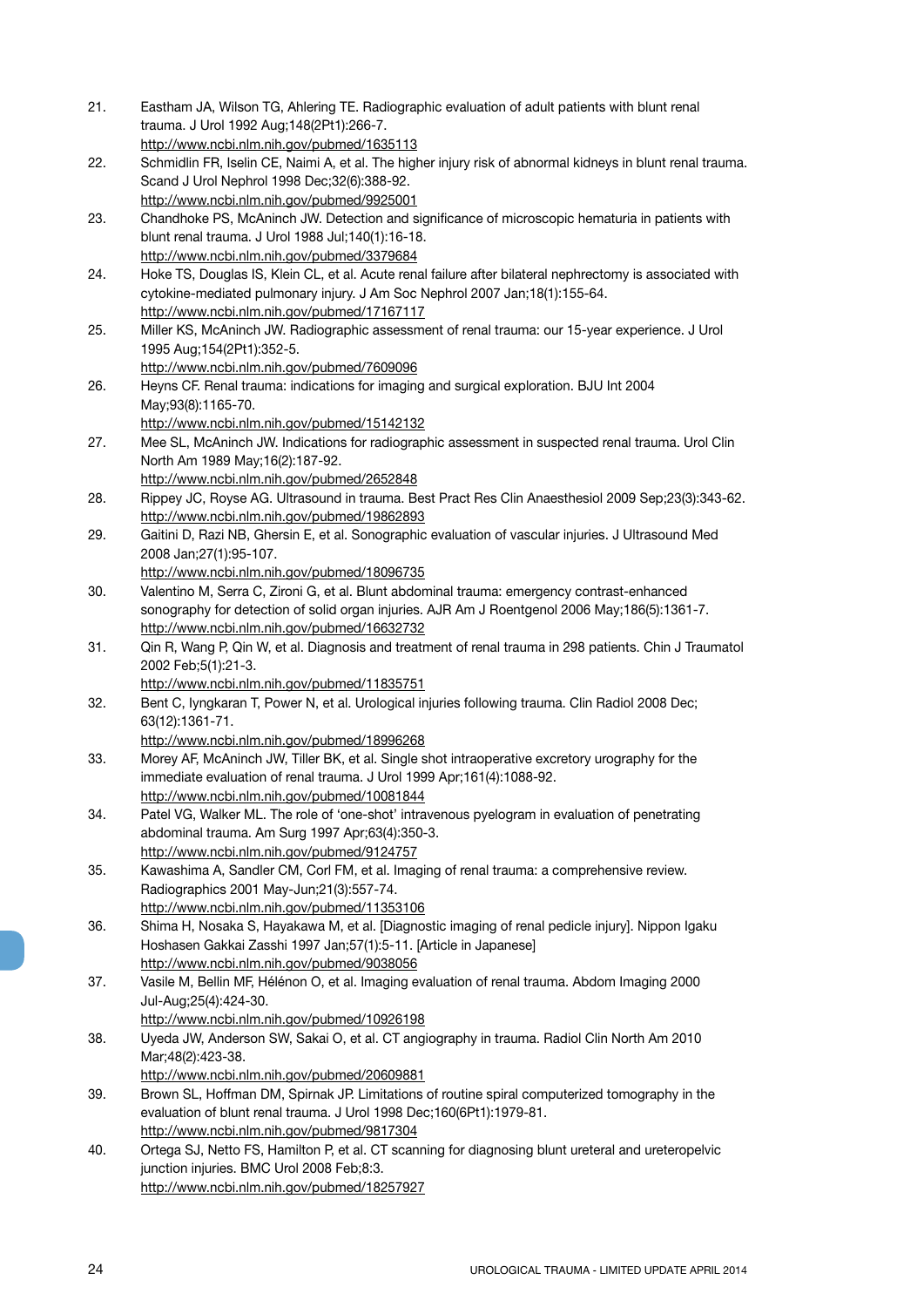21. Eastham JA, Wilson TG, Ahlering TE. Radiographic evaluation of adult patients with blunt renal trauma. J Urol 1992 Aug;148(2Pt1):266-7.
http://www.ncbi.nlm.nih.gov/pubmed/1635113
22. Schmidlin FR, Iselin CE, Naimi A, et al. The higher injury risk of abnormal kidneys in blunt renal trauma. Scand J Urol Nephrol 1998 Dec;32(6):388-92.
http://www.ncbi.nlm.nih.gov/pubmed/9925001
23. Chandhoke PS, McAninch JW. Detection and significance of microscopic hematuria in patients with blunt renal trauma. J Urol 1988 Jul;140(1):16-18.
http://www.ncbi.nlm.nih.gov/pubmed/3379684
24. Hoke TS, Douglas IS, Klein CL, et al. Acute renal failure after bilateral nephrectomy is associated with cytokine-mediated pulmonary injury. J Am Soc Nephrol 2007 Jan;18(1):155-64.
http://www.ncbi.nlm.nih.gov/pubmed/17167117
25. Miller KS, McAninch JW. Radiographic assessment of renal trauma: our 15-year experience. J Urol 1995 Aug;154(2Pt1):352-5.
http://www.ncbi.nlm.nih.gov/pubmed/7609096
26. Heyns CF. Renal trauma: indications for imaging and surgical exploration. BJU Int 2004 May;93(8):1165-70.
http://www.ncbi.nlm.nih.gov/pubmed/15142132
27. Mee SL, McAninch JW. Indications for radiographic assessment in suspected renal trauma. Urol Clin North Am 1989 May;16(2):187-92.
http://www.ncbi.nlm.nih.gov/pubmed/2652848
28. Rippey JC, Royse AG. Ultrasound in trauma. Best Pract Res Clin Anaesthesiol 2009 Sep;23(3):343-62.
http://www.ncbi.nlm.nih.gov/pubmed/19862893
29. Gaitini D, Razi NB, Ghersin E, et al. Sonographic evaluation of vascular injuries. J Ultrasound Med 2008 Jan;27(1):95-107.
http://www.ncbi.nlm.nih.gov/pubmed/18096735
30. Valentino M, Serra C, Zironi G, et al. Blunt abdominal trauma: emergency contrast-enhanced sonography for detection of solid organ injuries. AJR Am J Roentgenol 2006 May;186(5):1361-7.
http://www.ncbi.nlm.nih.gov/pubmed/16632732
31. Qin R, Wang P, Qin W, et al. Diagnosis and treatment of renal trauma in 298 patients. Chin J Traumatol 2002 Feb;5(1):21-3.
http://www.ncbi.nlm.nih.gov/pubmed/11835751
32. Bent C, Iyngkaran T, Power N, et al. Urological injuries following trauma. Clin Radiol 2008 Dec; 63(12):1361-71.
http://www.ncbi.nlm.nih.gov/pubmed/18996268
33. Morey AF, McAninch JW, Tiller BK, et al. Single shot intraoperative excretory urography for the immediate evaluation of renal trauma. J Urol 1999 Apr;161(4):1088-92.
http://www.ncbi.nlm.nih.gov/pubmed/10081844
34. Patel VG, Walker ML. The role of 'one-shot' intravenous pyelogram in evaluation of penetrating abdominal trauma. Am Surg 1997 Apr;63(4):350-3.
http://www.ncbi.nlm.nih.gov/pubmed/9124757
35. Kawashima A, Sandler CM, Corl FM, et al. Imaging of renal trauma: a comprehensive review. Radiographics 2001 May-Jun;21(3):557-74.
http://www.ncbi.nlm.nih.gov/pubmed/11353106
36. Shima H, Nosaka S, Hayakawa M, et al. [Diagnostic imaging of renal pedicle injury]. Nippon Igaku Hoshasen Gakkai Zasshi 1997 Jan;57(1):5-11. [Article in Japanese]
http://www.ncbi.nlm.nih.gov/pubmed/9038056
37. Vasile M, Bellin MF, Hélénon O, et al. Imaging evaluation of renal trauma. Abdom Imaging 2000 Jul-Aug;25(4):424-30.
http://www.ncbi.nlm.nih.gov/pubmed/10926198
38. Uyeda JW, Anderson SW, Sakai O, et al. CT angiography in trauma. Radiol Clin North Am 2010 Mar;48(2):423-38.
http://www.ncbi.nlm.nih.gov/pubmed/20609881
39. Brown SL, Hoffman DM, Spirnak JP. Limitations of routine spiral computerized tomography in the evaluation of blunt renal trauma. J Urol 1998 Dec;160(6Pt1):1979-81.
http://www.ncbi.nlm.nih.gov/pubmed/9817304
40. Ortega SJ, Netto FS, Hamilton P, et al. CT scanning for diagnosing blunt ureteral and ureteropelvic junction injuries. BMC Urol 2008 Feb;8:3.
http://www.ncbi.nlm.nih.gov/pubmed/18257927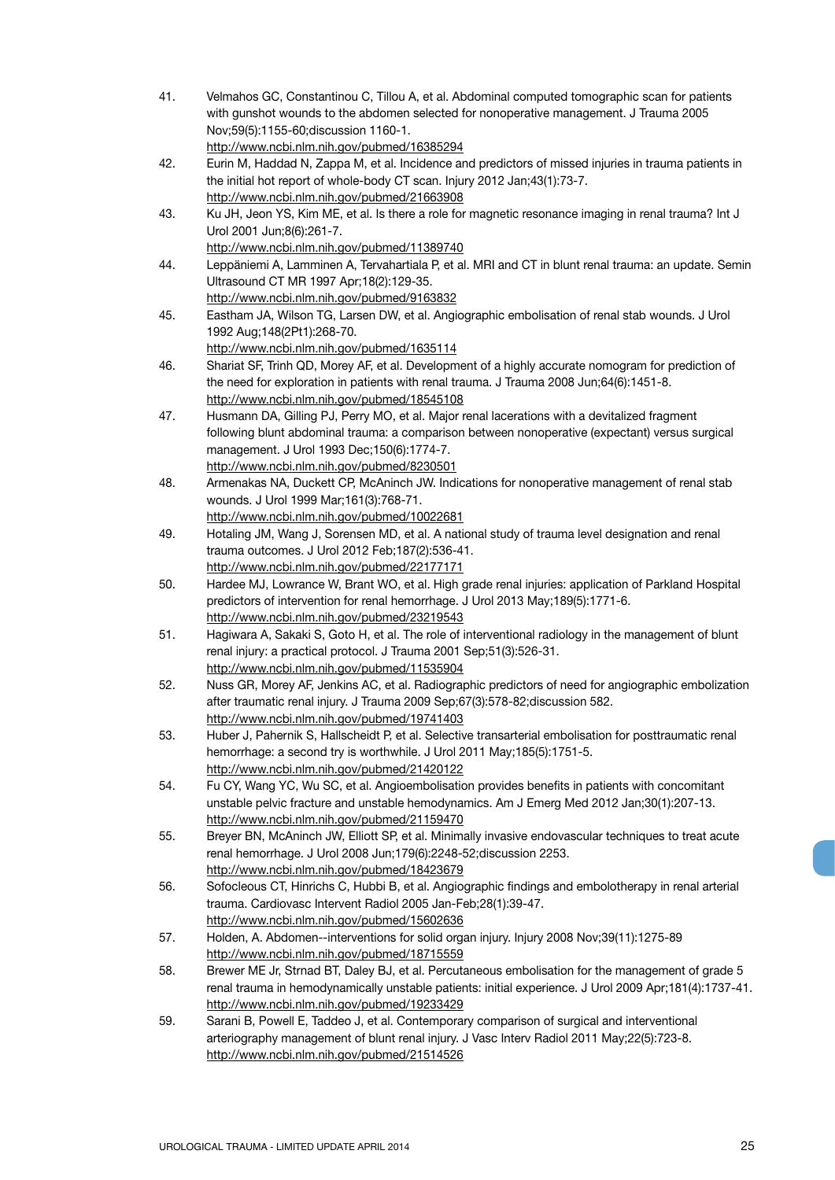41. Velmahos GC, Constantinou C, Tillou A, et al. Abdominal computed tomographic scan for patients with gunshot wounds to the abdomen selected for nonoperative management. J Trauma 2005 Nov;59(5):1155-60;discussion 1160-1.
http://www.ncbi.nlm.nih.gov/pubmed/16385294
42. Eurin M, Haddad N, Zappa M, et al. Incidence and predictors of missed injuries in trauma patients in the initial hot report of whole-body CT scan. Injury 2012 Jan;43(1):73-7.
http://www.ncbi.nlm.nih.gov/pubmed/21663908
43. Ku JH, Jeon YS, Kim ME, et al. Is there a role for magnetic resonance imaging in renal trauma? Int J Urol 2001 Jun;8(6):261-7.
http://www.ncbi.nlm.nih.gov/pubmed/11389740
44. Leppäniemi A, Lamminen A, Tervahartiala P, et al. MRI and CT in blunt renal trauma: an update. Semin Ultrasound CT MR 1997 Apr;18(2):129-35.
http://www.ncbi.nlm.nih.gov/pubmed/9163832
45. Eastham JA, Wilson TG, Larsen DW, et al. Angiographic embolisation of renal stab wounds. J Urol 1992 Aug;148(2Pt1):268-70.
http://www.ncbi.nlm.nih.gov/pubmed/1635114
46. Shariat SF, Trinh QD, Morey AF, et al. Development of a highly accurate nomogram for prediction of the need for exploration in patients with renal trauma. J Trauma 2008 Jun;64(6):1451-8.
http://www.ncbi.nlm.nih.gov/pubmed/18545108
47. Husmann DA, Gilling PJ, Perry MO, et al. Major renal lacerations with a devitalized fragment following blunt abdominal trauma: a comparison between nonoperative (expectant) versus surgical management. J Urol 1993 Dec;150(6):1774-7.
http://www.ncbi.nlm.nih.gov/pubmed/8230501
48. Armenakas NA, Duckett CP, McAninch JW. Indications for nonoperative management of renal stab wounds. J Urol 1999 Mar;161(3):768-71.
http://www.ncbi.nlm.nih.gov/pubmed/10022681
49. Hotaling JM, Wang J, Sorensen MD, et al. A national study of trauma level designation and renal trauma outcomes. J Urol 2012 Feb;187(2):536-41.
http://www.ncbi.nlm.nih.gov/pubmed/22177171
50. Hardee MJ, Lowrance W, Brant WO, et al. High grade renal injuries: application of Parkland Hospital predictors of intervention for renal hemorrhage. J Urol 2013 May;189(5):1771-6.
http://www.ncbi.nlm.nih.gov/pubmed/23219543
51. Hagiwara A, Sakaki S, Goto H, et al. The role of interventional radiology in the management of blunt renal injury: a practical protocol. J Trauma 2001 Sep;51(3):526-31.
http://www.ncbi.nlm.nih.gov/pubmed/11535904
52. Nuss GR, Morey AF, Jenkins AC, et al. Radiographic predictors of need for angiographic embolization after traumatic renal injury. J Trauma 2009 Sep;67(3):578-82;discussion 582.
http://www.ncbi.nlm.nih.gov/pubmed/19741403
53. Huber J, Pahernik S, Hallscheidt P, et al. Selective transarterial embolisation for posttraumatic renal hemorrhage: a second try is worthwhile. J Urol 2011 May;185(5):1751-5.
http://www.ncbi.nlm.nih.gov/pubmed/21420122
54. Fu CY, Wang YC, Wu SC, et al. Angioembolisation provides benefits in patients with concomitant unstable pelvic fracture and unstable hemodynamics. Am J Emerg Med 2012 Jan;30(1):207-13.
http://www.ncbi.nlm.nih.gov/pubmed/21159470
55. Breyer BN, McAninch JW, Elliott SP, et al. Minimally invasive endovascular techniques to treat acute renal hemorrhage. J Urol 2008 Jun;179(6):2248-52;discussion 2253.
http://www.ncbi.nlm.nih.gov/pubmed/18423679
56. Sofocleous CT, Hinrichs C, Hubbi B, et al. Angiographic findings and embolotherapy in renal arterial trauma. Cardiovasc Intervent Radiol 2005 Jan-Feb;28(1):39-47.
http://www.ncbi.nlm.nih.gov/pubmed/15602636
57. Holden, A. Abdomen--interventions for solid organ injury. Injury 2008 Nov;39(11):1275-89
http://www.ncbi.nlm.nih.gov/pubmed/18715559
58. Brewer ME Jr, Strnad BT, Daley BJ, et al. Percutaneous embolisation for the management of grade 5 renal trauma in hemodynamically unstable patients: initial experience. J Urol 2009 Apr;181(4):1737-41.
http://www.ncbi.nlm.nih.gov/pubmed/19233429
59. Sarani B, Powell E, Taddeo J, et al. Contemporary comparison of surgical and interventional arteriography management of blunt renal injury. J Vasc Interv Radiol 2011 May;22(5):723-8.
http://www.ncbi.nlm.nih.gov/pubmed/21514526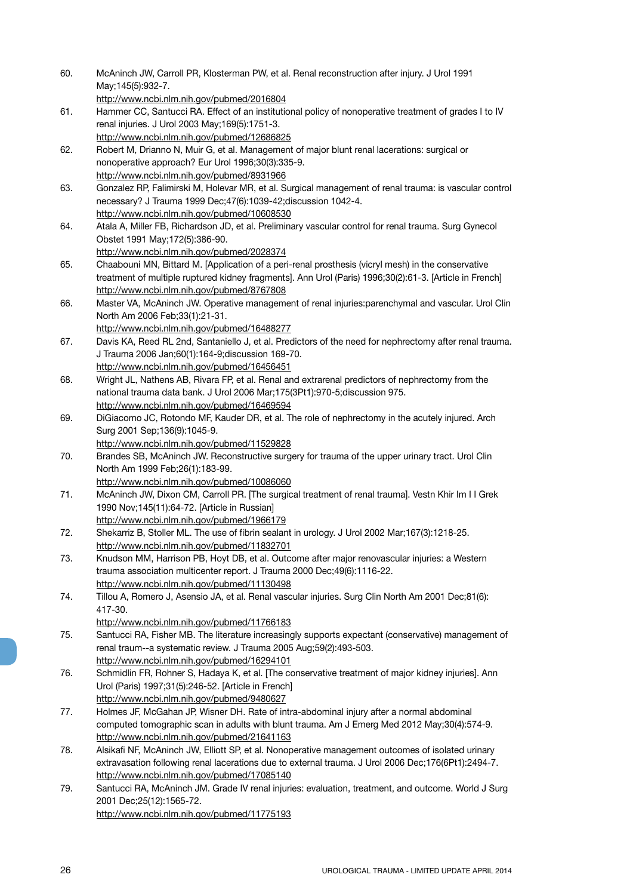60. McAninch JW, Carroll PR, Klosterman PW, et al. Renal reconstruction after injury. J Urol 1991 May;145(5):932-7.
http://www.ncbi.nlm.nih.gov/pubmed/2016804
61. Hammer CC, Santucci RA. Effect of an institutional policy of nonoperative treatment of grades I to IV renal injuries. J Urol 2003 May;169(5):1751-3.
http://www.ncbi.nlm.nih.gov/pubmed/12686825
62. Robert M, Drianno N, Muir G, et al. Management of major blunt renal lacerations: surgical or nonoperative approach? Eur Urol 1996;30(3):335-9.
http://www.ncbi.nlm.nih.gov/pubmed/8931966
63. Gonzalez RP, Falimirski M, Holevar MR, et al. Surgical management of renal trauma: is vascular control necessary? J Trauma 1999 Dec;47(6):1039-42;discussion 1042-4.
http://www.ncbi.nlm.nih.gov/pubmed/10608530
64. Atala A, Miller FB, Richardson JD, et al. Preliminary vascular control for renal trauma. Surg Gynecol Obstet 1991 May;172(5):386-90.
http://www.ncbi.nlm.nih.gov/pubmed/2028374
65. Chaabouni MN, Bittard M. [Application of a peri-renal prosthesis (vicryl mesh) in the conservative treatment of multiple ruptured kidney fragments]. Ann Urol (Paris) 1996;30(2):61-3. [Article in French]
http://www.ncbi.nlm.nih.gov/pubmed/8767808
66. Master VA, McAninch JW. Operative management of renal injuries:parenchymal and vascular. Urol Clin North Am 2006 Feb;33(1):21-31.
http://www.ncbi.nlm.nih.gov/pubmed/16488277
67. Davis KA, Reed RL 2nd, Santaniello J, et al. Predictors of the need for nephrectomy after renal trauma. J Trauma 2006 Jan;60(1):164-9;discussion 169-70.
http://www.ncbi.nlm.nih.gov/pubmed/16456451
68. Wright JL, Nathens AB, Rivara FP, et al. Renal and extrarenal predictors of nephrectomy from the national trauma data bank. J Urol 2006 Mar;175(3Pt1):970-5;discussion 975.
http://www.ncbi.nlm.nih.gov/pubmed/16469594
69. DiGiacomo JC, Rotondo MF, Kauder DR, et al. The role of nephrectomy in the acutely injured. Arch Surg 2001 Sep;136(9):1045-9.
http://www.ncbi.nlm.nih.gov/pubmed/11529828
70. Brandes SB, McAninch JW. Reconstructive surgery for trauma of the upper urinary tract. Urol Clin North Am 1999 Feb;26(1):183-99.
http://www.ncbi.nlm.nih.gov/pubmed/10086060
71. McAninch JW, Dixon CM, Carroll PR. [The surgical treatment of renal trauma]. Vestn Khir Im I I Grek 1990 Nov;145(11):64-72. [Article in Russian]
http://www.ncbi.nlm.nih.gov/pubmed/1966179
72. Shekarriz B, Stoller ML. The use of fibrin sealant in urology. J Urol 2002 Mar;167(3):1218-25.
http://www.ncbi.nlm.nih.gov/pubmed/11832701
73. Knudson MM, Harrison PB, Hoyt DB, et al. Outcome after major renovascular injuries: a Western trauma association multicenter report. J Trauma 2000 Dec;49(6):1116-22.
http://www.ncbi.nlm.nih.gov/pubmed/11130498
74. Tillou A, Romero J, Asensio JA, et al. Renal vascular injuries. Surg Clin North Am 2001 Dec;81(6): 417-30.
http://www.ncbi.nlm.nih.gov/pubmed/11766183
75. Santucci RA, Fisher MB. The literature increasingly supports expectant (conservative) management of renal traum--a systematic review. J Trauma 2005 Aug;59(2):493-503.
http://www.ncbi.nlm.nih.gov/pubmed/16294101
76. Schmidlin FR, Rohner S, Hadaya K, et al. [The conservative treatment of major kidney injuries]. Ann Urol (Paris) 1997;31(5):246-52. [Article in French]
http://www.ncbi.nlm.nih.gov/pubmed/9480627
77. Holmes JF, McGahan JP, Wisner DH. Rate of intra-abdominal injury after a normal abdominal computed tomographic scan in adults with blunt trauma. Am J Emerg Med 2012 May;30(4):574-9.
http://www.ncbi.nlm.nih.gov/pubmed/21641163
78. Alsikafi NF, McAninch JW, Elliott SP, et al. Nonoperative management outcomes of isolated urinary extravasation following renal lacerations due to external trauma. J Urol 2006 Dec;176(6Pt1):2494-7.
http://www.ncbi.nlm.nih.gov/pubmed/17085140
79. Santucci RA, McAninch JM. Grade IV renal injuries: evaluation, treatment, and outcome. World J Surg 2001 Dec;25(12):1565-72.
http://www.ncbi.nlm.nih.gov/pubmed/11775193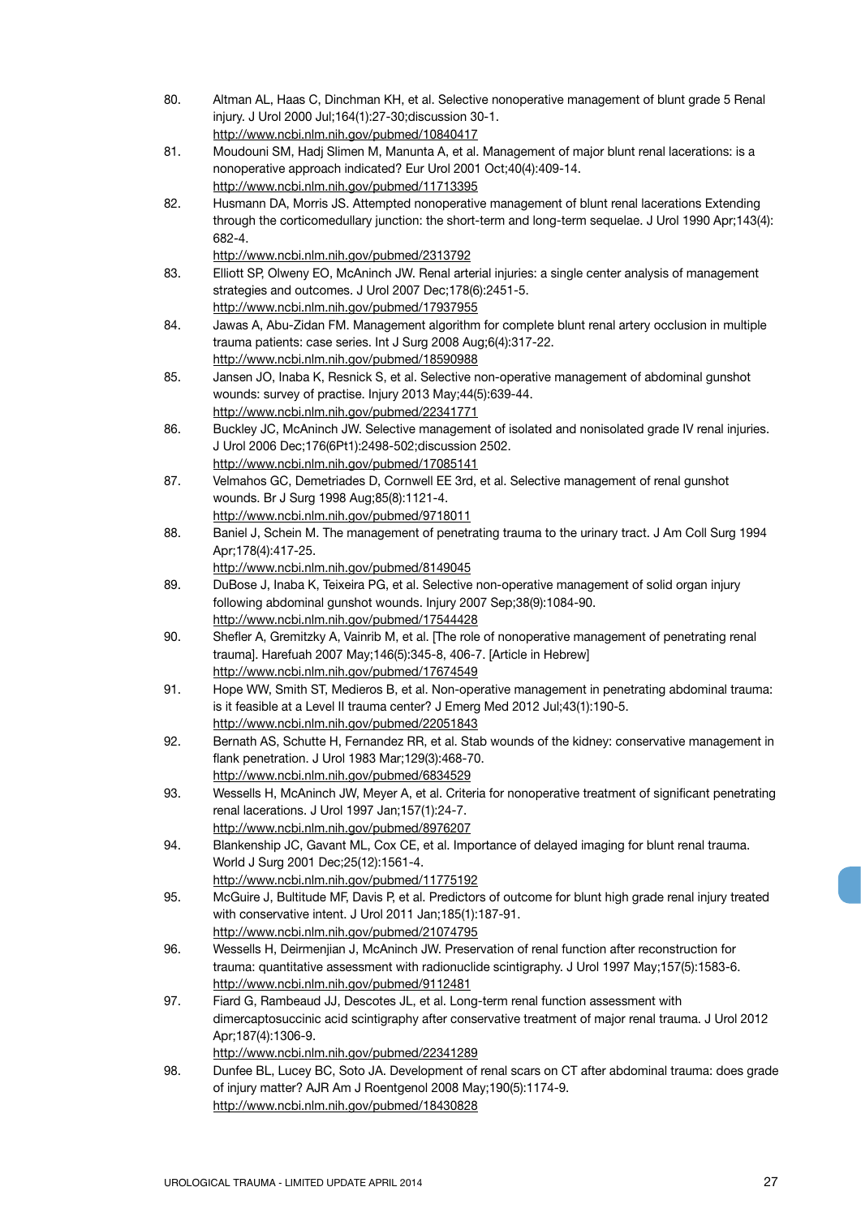80. Altman AL, Haas C, Dinchman KH, et al. Selective nonoperative management of blunt grade 5 Renal injury. J Urol 2000 Jul;164(1):27-30;discussion 30-1.
http://www.ncbi.nlm.nih.gov/pubmed/10840417
81. Moudouni SM, Hadj Slimen M, Manunta A, et al. Management of major blunt renal lacerations: is a nonoperative approach indicated? Eur Urol 2001 Oct;40(4):409-14.
http://www.ncbi.nlm.nih.gov/pubmed/11713395
82. Husmann DA, Morris JS. Attempted nonoperative management of blunt renal lacerations Extending through the corticomedullary junction: the short-term and long-term sequelae. J Urol 1990 Apr;143(4): 682-4.
http://www.ncbi.nlm.nih.gov/pubmed/2313792
83. Elliott SP, Olweny EO, McAninch JW. Renal arterial injuries: a single center analysis of management strategies and outcomes. J Urol 2007 Dec;178(6):2451-5.
http://www.ncbi.nlm.nih.gov/pubmed/17937955
84. Jawas A, Abu-Zidan FM. Management algorithm for complete blunt renal artery occlusion in multiple trauma patients: case series. Int J Surg 2008 Aug;6(4):317-22.
http://www.ncbi.nlm.nih.gov/pubmed/18590988
85. Jansen JO, Inaba K, Resnick S, et al. Selective non-operative management of abdominal gunshot wounds: survey of practise. Injury 2013 May;44(5):639-44.
http://www.ncbi.nlm.nih.gov/pubmed/22341771
86. Buckley JC, McAninch JW. Selective management of isolated and nonisolated grade IV renal injuries. J Urol 2006 Dec;176(6Pt1):2498-502;discussion 2502.
http://www.ncbi.nlm.nih.gov/pubmed/17085141
87. Velmahos GC, Demetriades D, Cornwell EE 3rd, et al. Selective management of renal gunshot wounds. Br J Surg 1998 Aug;85(8):1121-4.
http://www.ncbi.nlm.nih.gov/pubmed/9718011
88. Baniel J, Schein M. The management of penetrating trauma to the urinary tract. J Am Coll Surg 1994 Apr;178(4):417-25.
http://www.ncbi.nlm.nih.gov/pubmed/8149045
89. DuBose J, Inaba K, Teixeira PG, et al. Selective non-operative management of solid organ injury following abdominal gunshot wounds. Injury 2007 Sep;38(9):1084-90.
http://www.ncbi.nlm.nih.gov/pubmed/17544428
90. Shefler A, Gremitzky A, Vainrib M, et al. [The role of nonoperative management of penetrating renal trauma]. Harefuah 2007 May;146(5):345-8, 406-7. [Article in Hebrew]
http://www.ncbi.nlm.nih.gov/pubmed/17674549
91. Hope WW, Smith ST, Medieros B, et al. Non-operative management in penetrating abdominal trauma: is it feasible at a Level II trauma center? J Emerg Med 2012 Jul;43(1):190-5.
http://www.ncbi.nlm.nih.gov/pubmed/22051843
92. Bernath AS, Schutte H, Fernandez RR, et al. Stab wounds of the kidney: conservative management in flank penetration. J Urol 1983 Mar;129(3):468-70.
http://www.ncbi.nlm.nih.gov/pubmed/6834529
93. Wessells H, McAninch JW, Meyer A, et al. Criteria for nonoperative treatment of significant penetrating renal lacerations. J Urol 1997 Jan;157(1):24-7.
http://www.ncbi.nlm.nih.gov/pubmed/8976207
94. Blankenship JC, Gavant ML, Cox CE, et al. Importance of delayed imaging for blunt renal trauma. World J Surg 2001 Dec;25(12):1561-4.
http://www.ncbi.nlm.nih.gov/pubmed/11775192
95. McGuire J, Bultitude MF, Davis P, et al. Predictors of outcome for blunt high grade renal injury treated with conservative intent. J Urol 2011 Jan;185(1):187-91.
http://www.ncbi.nlm.nih.gov/pubmed/21074795
96. Wessells H, Deirmenjian J, McAninch JW. Preservation of renal function after reconstruction for trauma: quantitative assessment with radionuclide scintigraphy. J Urol 1997 May;157(5):1583-6.
http://www.ncbi.nlm.nih.gov/pubmed/9112481
97. Fiard G, Rambeaud JJ, Descotes JL, et al. Long-term renal function assessment with dimercaptosuccinic acid scintigraphy after conservative treatment of major renal trauma. J Urol 2012 Apr;187(4):1306-9.
http://www.ncbi.nlm.nih.gov/pubmed/22341289
98. Dunfee BL, Lucey BC, Soto JA. Development of renal scars on CT after abdominal trauma: does grade of injury matter? AJR Am J Roentgenol 2008 May;190(5):1174-9.
http://www.ncbi.nlm.nih.gov/pubmed/18430828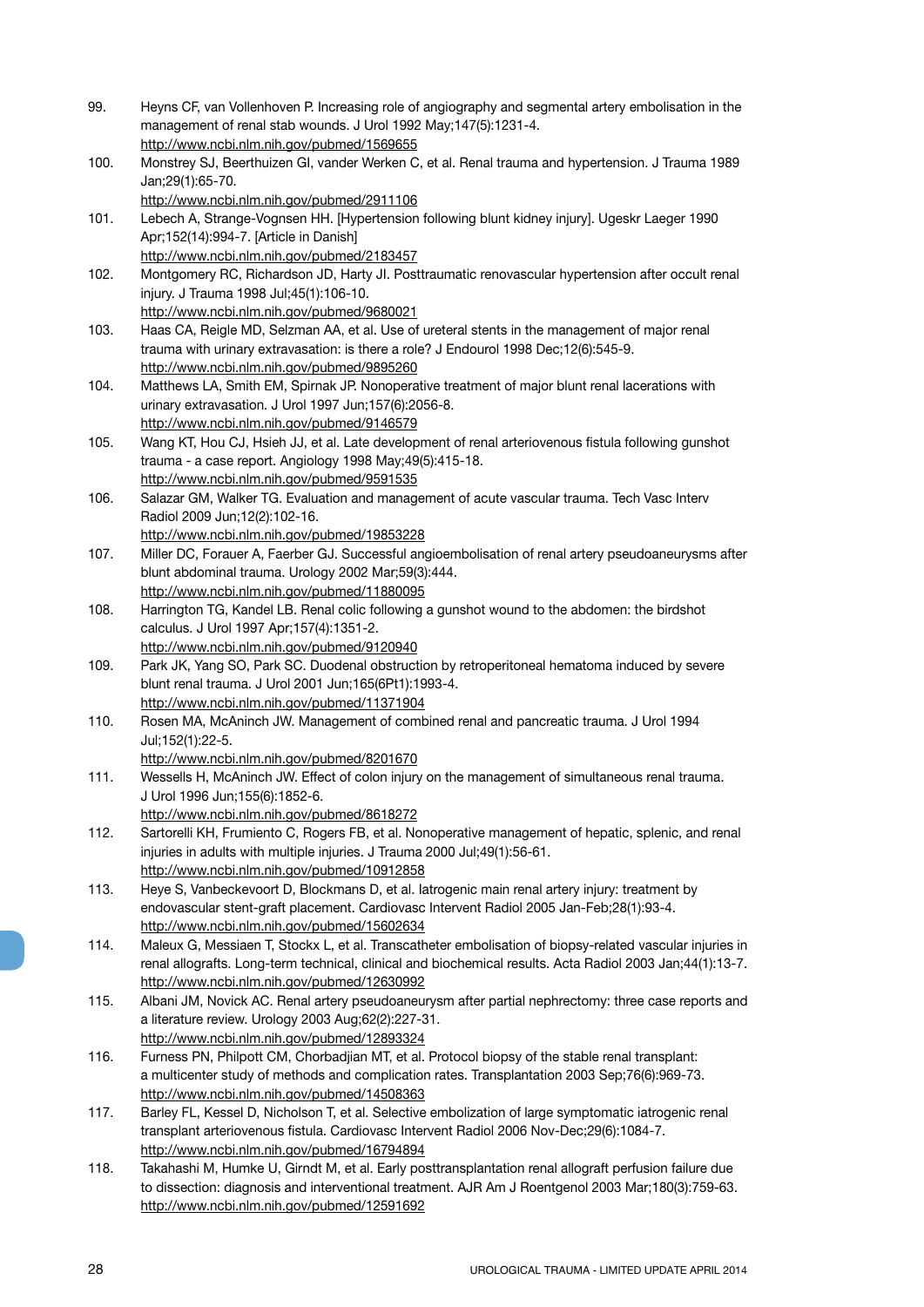99. Heyns CF, van Vollenhoven P. Increasing role of angiography and segmental artery embolisation in the management of renal stab wounds. J Urol 1992 May;147(5):1231-4.
http://www.ncbi.nlm.nih.gov/pubmed/1569655
100. Monstrey SJ, Beerthuizen GI, vander Werken C, et al. Renal trauma and hypertension. J Trauma 1989 Jan;29(1):65-70.
http://www.ncbi.nlm.nih.gov/pubmed/2911106
101. Lebech A, Strange-Vognsen HH. [Hypertension following blunt kidney injury]. Ugeskr Laeger 1990 Apr;152(14):994-7. [Article in Danish]
http://www.ncbi.nlm.nih.gov/pubmed/2183457
102. Montgomery RC, Richardson JD, Harty JI. Posttraumatic renovascular hypertension after occult renal injury. J Trauma 1998 Jul;45(1):106-10.
http://www.ncbi.nlm.nih.gov/pubmed/9680021
103. Haas CA, Reigle MD, Selzman AA, et al. Use of ureteral stents in the management of major renal trauma with urinary extravasation: is there a role? J Endourol 1998 Dec;12(6):545-9.
http://www.ncbi.nlm.nih.gov/pubmed/9895260
104. Matthews LA, Smith EM, Spirnak JP. Nonoperative treatment of major blunt renal lacerations with urinary extravasation. J Urol 1997 Jun;157(6):2056-8.
http://www.ncbi.nlm.nih.gov/pubmed/9146579
105. Wang KT, Hou CJ, Hsieh JJ, et al. Late development of renal arteriovenous fistula following gunshot trauma - a case report. Angiology 1998 May;49(5):415-18.
http://www.ncbi.nlm.nih.gov/pubmed/9591535
106. Salazar GM, Walker TG. Evaluation and management of acute vascular trauma. Tech Vasc Interv Radiol 2009 Jun;12(2):102-16.
http://www.ncbi.nlm.nih.gov/pubmed/19853228
107. Miller DC, Forauer A, Faerber GJ. Successful angioembolisation of renal artery pseudoaneurysms after blunt abdominal trauma. Urology 2002 Mar;59(3):444.
http://www.ncbi.nlm.nih.gov/pubmed/11880095
108. Harrington TG, Kandel LB. Renal colic following a gunshot wound to the abdomen: the birdshot calculus. J Urol 1997 Apr;157(4):1351-2.
http://www.ncbi.nlm.nih.gov/pubmed/9120940
109. Park JK, Yang SO, Park SC. Duodenal obstruction by retroperitoneal hematoma induced by severe blunt renal trauma. J Urol 2001 Jun;165(6Pt1):1993-4.
http://www.ncbi.nlm.nih.gov/pubmed/11371904
110. Rosen MA, McAninch JW. Management of combined renal and pancreatic trauma. J Urol 1994 Jul;152(1):22-5.
http://www.ncbi.nlm.nih.gov/pubmed/8201670
111. Wessells H, McAninch JW. Effect of colon injury on the management of simultaneous renal trauma. J Urol 1996 Jun;155(6):1852-6.
http://www.ncbi.nlm.nih.gov/pubmed/8618272
112. Sartorelli KH, Frumiento C, Rogers FB, et al. Nonoperative management of hepatic, splenic, and renal injuries in adults with multiple injuries. J Trauma 2000 Jul;49(1):56-61.
http://www.ncbi.nlm.nih.gov/pubmed/10912858
113. Heye S, Vanbeckevoort D, Blockmans D, et al. Iatrogenic main renal artery injury: treatment by endovascular stent-graft placement. Cardiovasc Intervent Radiol 2005 Jan-Feb;28(1):93-4.
http://www.ncbi.nlm.nih.gov/pubmed/15602634
114. Maleux G, Messiaen T, Stockx L, et al. Transcatheter embolisation of biopsy-related vascular injuries in renal allografts. Long-term technical, clinical and biochemical results. Acta Radiol 2003 Jan;44(1):13-7.
http://www.ncbi.nlm.nih.gov/pubmed/12630992
115. Albani JM, Novick AC. Renal artery pseudoaneurysm after partial nephrectomy: three case reports and a literature review. Urology 2003 Aug;62(2):227-31.
http://www.ncbi.nlm.nih.gov/pubmed/12893324
116. Furness PN, Philpott CM, Chorbadjian MT, et al. Protocol biopsy of the stable renal transplant: a multicenter study of methods and complication rates. Transplantation 2003 Sep;76(6):969-73.
http://www.ncbi.nlm.nih.gov/pubmed/14508363
117. Barley FL, Kessel D, Nicholson T, et al. Selective embolization of large symptomatic iatrogenic renal transplant arteriovenous fistula. Cardiovasc Intervent Radiol 2006 Nov-Dec;29(6):1084-7.
http://www.ncbi.nlm.nih.gov/pubmed/16794894
118. Takahashi M, Humke U, Girndt M, et al. Early posttransplantation renal allograft perfusion failure due to dissection: diagnosis and interventional treatment. AJR Am J Roentgenol 2003 Mar;180(3):759-63.
http://www.ncbi.nlm.nih.gov/pubmed/12591692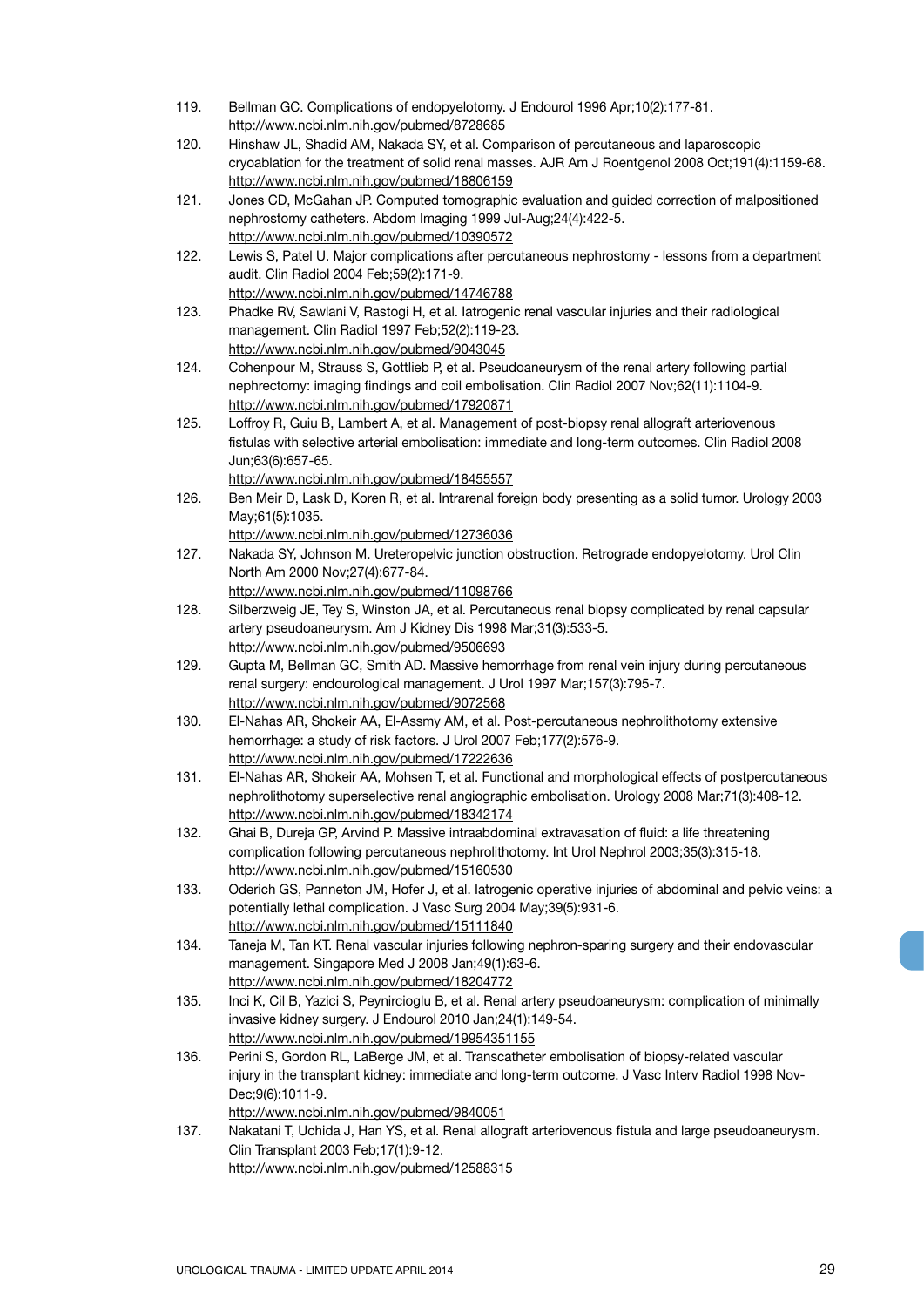119. Bellman GC. Complications of endopyelotomy. J Endourol 1996 Apr;10(2):177-81.
http://www.ncbi.nlm.nih.gov/pubmed/8728685
120. Hinshaw JL, Shadid AM, Nakada SY, et al. Comparison of percutaneous and laparoscopic cryoablation for the treatment of solid renal masses. AJR Am J Roentgenol 2008 Oct;191(4):1159-68.
http://www.ncbi.nlm.nih.gov/pubmed/18806159
121. Jones CD, McGahan JP. Computed tomographic evaluation and guided correction of malpositioned nephrostomy catheters. Abdom Imaging 1999 Jul-Aug;24(4):422-5.
http://www.ncbi.nlm.nih.gov/pubmed/10390572
122. Lewis S, Patel U. Major complications after percutaneous nephrostomy - lessons from a department audit. Clin Radiol 2004 Feb;59(2):171-9.
http://www.ncbi.nlm.nih.gov/pubmed/14746788
123. Phadke RV, Sawlani V, Rastogi H, et al. Iatrogenic renal vascular injuries and their radiological management. Clin Radiol 1997 Feb;52(2):119-23.
http://www.ncbi.nlm.nih.gov/pubmed/9043045
124. Cohenpour M, Strauss S, Gottlieb P, et al. Pseudoaneurysm of the renal artery following partial nephrectomy: imaging findings and coil embolisation. Clin Radiol 2007 Nov;62(11):1104-9.
http://www.ncbi.nlm.nih.gov/pubmed/17920871
125. Loffroy R, Guiu B, Lambert A, et al. Management of post-biopsy renal allograft arteriovenous fistulas with selective arterial embolisation: immediate and long-term outcomes. Clin Radiol 2008 Jun;63(6):657-65.
http://www.ncbi.nlm.nih.gov/pubmed/18455557
126. Ben Meir D, Lask D, Koren R, et al. Intrarenal foreign body presenting as a solid tumor. Urology 2003 May;61(5):1035.
http://www.ncbi.nlm.nih.gov/pubmed/12736036
127. Nakada SY, Johnson M. Ureteropelvic junction obstruction. Retrograde endopyelotomy. Urol Clin North Am 2000 Nov;27(4):677-84.
http://www.ncbi.nlm.nih.gov/pubmed/11098766
128. Silberzweig JE, Tey S, Winston JA, et al. Percutaneous renal biopsy complicated by renal capsular artery pseudoaneurysm. Am J Kidney Dis 1998 Mar;31(3):533-5.
http://www.ncbi.nlm.nih.gov/pubmed/9506693
129. Gupta M, Bellman GC, Smith AD. Massive hemorrhage from renal vein injury during percutaneous renal surgery: endourological management. J Urol 1997 Mar;157(3):795-7.
http://www.ncbi.nlm.nih.gov/pubmed/9072568
130. El-Nahas AR, Shokeir AA, El-Assmy AM, et al. Post-percutaneous nephrolithotomy extensive hemorrhage: a study of risk factors. J Urol 2007 Feb;177(2):576-9.
http://www.ncbi.nlm.nih.gov/pubmed/17222636
131. El-Nahas AR, Shokeir AA, Mohsen T, et al. Functional and morphological effects of postpercutaneous nephrolithotomy superselective renal angiographic embolisation. Urology 2008 Mar;71(3):408-12.
http://www.ncbi.nlm.nih.gov/pubmed/18342174
132. Ghai B, Dureja GP, Arvind P. Massive intraabdominal extravasation of fluid: a life threatening complication following percutaneous nephrolithotomy. Int Urol Nephrol 2003;35(3):315-18.
http://www.ncbi.nlm.nih.gov/pubmed/15160530
133. Oderich GS, Panneton JM, Hofer J, et al. Iatrogenic operative injuries of abdominal and pelvic veins: a potentially lethal complication. J Vasc Surg 2004 May;39(5):931-6.
http://www.ncbi.nlm.nih.gov/pubmed/15111840
134. Taneja M, Tan KT. Renal vascular injuries following nephron-sparing surgery and their endovascular management. Singapore Med J 2008 Jan;49(1):63-6.
http://www.ncbi.nlm.nih.gov/pubmed/18204772
135. Inci K, Cil B, Yazici S, Peynircioglu B, et al. Renal artery pseudoaneurysm: complication of minimally invasive kidney surgery. J Endourol 2010 Jan;24(1):149-54.
http://www.ncbi.nlm.nih.gov/pubmed/19954351155
136. Perini S, Gordon RL, LaBerge JM, et al. Transcatheter embolisation of biopsy-related vascular injury in the transplant kidney: immediate and long-term outcome. J Vasc Interv Radiol 1998 Nov-Dec;9(6):1011-9.
http://www.ncbi.nlm.nih.gov/pubmed/9840051
137. Nakatani T, Uchida J, Han YS, et al. Renal allograft arteriovenous fistula and large pseudoaneurysm. Clin Transplant 2003 Feb;17(1):9-12.
http://www.ncbi.nlm.nih.gov/pubmed/12588315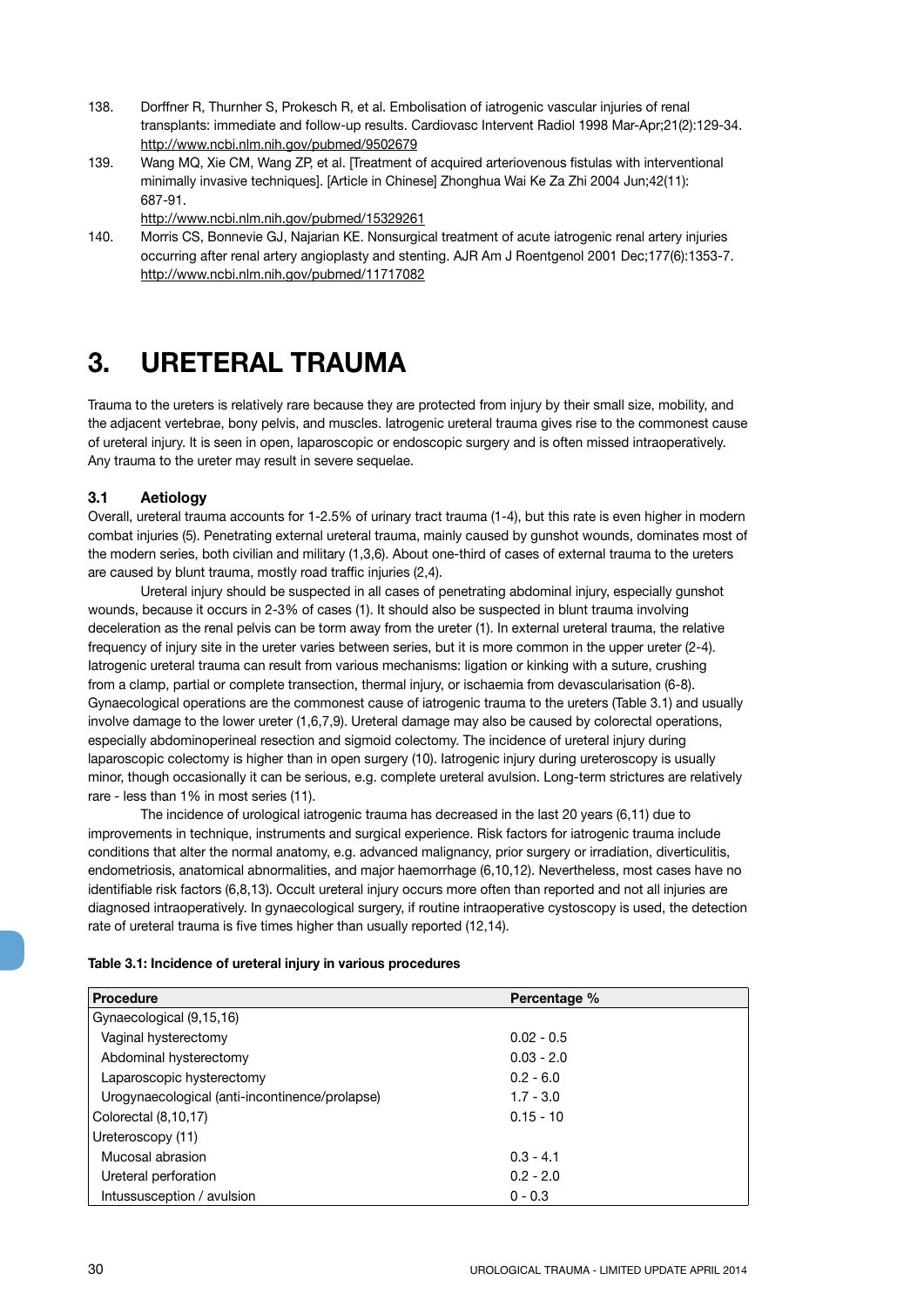138. Dorffner R, Thurnher S, Prokesch R, et al. Embolisation of iatrogenic vascular injuries of renal transplants: immediate and follow-up results. Cardiovasc Intervent Radiol 1998 Mar-Apr;21(2):129-34. http://www.ncbi.nlm.nih.gov/pubmed/9502679
139. Wang MQ, Xie CM, Wang ZP, et al. [Treatment of acquired arteriovenous fistulas with interventional minimally invasive techniques]. [Article in Chinese] Zhonghua Wai Ke Za Zhi 2004 Jun;42(11): 687-91. http://www.ncbi.nlm.nih.gov/pubmed/15329261
140. Morris CS, Bonnevie GJ, Najarian KE. Nonsurgical treatment of acute iatrogenic renal artery injuries occurring after renal artery angioplasty and stenting. AJR Am J Roentgenol 2001 Dec;177(6):1353-7. http://www.ncbi.nlm.nih.gov/pubmed/11717082

# 3. URETERAL TRAUMA

Trauma to the ureters is relatively rare because they are protected from injury by their small size, mobility, and the adjacent vertebrae, bony pelvis, and muscles. Iatrogenic ureteral trauma gives rise to the commonest cause of ureteral injury. It is seen in open, laparoscopic or endoscopic surgery and is often missed intraoperatively. Any trauma to the ureter may result in severe sequelae.

## 3.1 Aetiology

Overall, ureteral trauma accounts for 1-2.5% of urinary tract trauma (1-4), but this rate is even higher in modern combat injuries (5). Penetrating external ureteral trauma, mainly caused by gunshot wounds, dominates most of the modern series, both civilian and military (1,3,6). About one-third of cases of external trauma to the ureters are caused by blunt trauma, mostly road traffic injuries (2,4).

Ureteral injury should be suspected in all cases of penetrating abdominal injury, especially gunshot wounds, because it occurs in 2-3% of cases (1). It should also be suspected in blunt trauma involving deceleration as the renal pelvis can be torm away from the ureter (1). In external ureteral trauma, the relative frequency of injury site in the ureter varies between series, but it is more common in the upper ureter (2-4). Iatrogenic ureteral trauma can result from various mechanisms: ligation or kinking with a suture, crushing from a clamp, partial or complete transection, thermal injury, or ischaemia from devascularisation (6-8). Gynaecological operations are the commonest cause of iatrogenic trauma to the ureters (Table 3.1) and usually involve damage to the lower ureter (1,6,7,9). Ureteral damage may also be caused by colorectal operations, especially abdominoperineal resection and sigmoid colectomy. The incidence of ureteral injury during laparoscopic colectomy is higher than in open surgery (10). Iatrogenic injury during ureteroscopy is usually minor, though occasionally it can be serious, e.g. complete ureteral avulsion. Long-term strictures are relatively rare - less than 1% in most series (11).

The incidence of urological iatrogenic trauma has decreased in the last 20 years (6,11) due to improvements in technique, instruments and surgical experience. Risk factors for iatrogenic trauma include conditions that alter the normal anatomy, e.g. advanced malignancy, prior surgery or irradiation, diverticulitis, endometriosis, anatomical abnormalities, and major haemorrhage (6,10,12). Nevertheless, most cases have no identifiable risk factors (6,8,13). Occult ureteral injury occurs more often than reported and not all injuries are diagnosed intraoperatively. In gynaecological surgery, if routine intraoperative cystoscopy is used, the detection rate of ureteral trauma is five times higher than usually reported (12,14).

**Table 3.1: Incidence of ureteral injury in various procedures**

| Procedure | Percentage % |
|---|---|
| Gynaecological (9,15,16) | |
| Vaginal hysterectomy | 0.02 - 0.5 |
| Abdominal hysterectomy | 0.03 - 2.0 |
| Laparoscopic hysterectomy | 0.2 - 6.0 |
| Urogynaecological (anti-incontinence/prolapse) | 1.7 - 3.0 |
| Colorectal (8,10,17) | 0.15 - 10 |
| Ureteroscopy (11) | |
| Mucosal abrasion | 0.3 - 4.1 |
| Ureteral perforation | 0.2 - 2.0 |
| Intussusception / avulsion | 0 - 0.3 |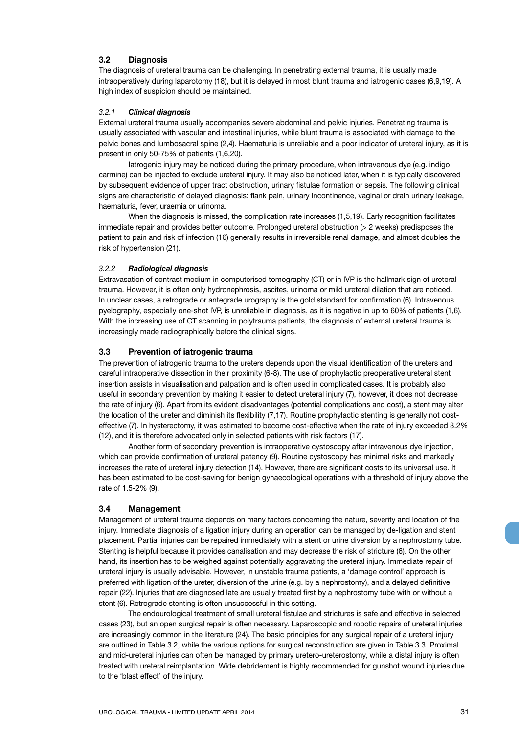### 3.2 Diagnosis

The diagnosis of ureteral trauma can be challenging. In penetrating external trauma, it is usually made intraoperatively during laparotomy (18), but it is delayed in most blunt trauma and iatrogenic cases (6,9,19). A high index of suspicion should be maintained.

#### *3.2.1 Clinical diagnosis*

External ureteral trauma usually accompanies severe abdominal and pelvic injuries. Penetrating trauma is usually associated with vascular and intestinal injuries, while blunt trauma is associated with damage to the pelvic bones and lumbosacral spine (2,4). Haematuria is unreliable and a poor indicator of ureteral injury, as it is present in only 50-75% of patients (1,6,20).

Iatrogenic injury may be noticed during the primary procedure, when intravenous dye (e.g. indigo carmine) can be injected to exclude ureteral injury. It may also be noticed later, when it is typically discovered by subsequent evidence of upper tract obstruction, urinary fistulae formation or sepsis. The following clinical signs are characteristic of delayed diagnosis: flank pain, urinary incontinence, vaginal or drain urinary leakage, haematuria, fever, uraemia or urinoma.

When the diagnosis is missed, the complication rate increases (1,5,19). Early recognition facilitates immediate repair and provides better outcome. Prolonged ureteral obstruction (> 2 weeks) predisposes the patient to pain and risk of infection (16) generally results in irreversible renal damage, and almost doubles the risk of hypertension (21).

#### *3.2.2 Radiological diagnosis*

Extravasation of contrast medium in computerised tomography (CT) or in IVP is the hallmark sign of ureteral trauma. However, it is often only hydronephrosis, ascites, urinoma or mild ureteral dilation that are noticed. In unclear cases, a retrograde or antegrade urography is the gold standard for confirmation (6). Intravenous pyelography, especially one-shot IVP, is unreliable in diagnosis, as it is negative in up to 60% of patients (1,6). With the increasing use of CT scanning in polytrauma patients, the diagnosis of external ureteral trauma is increasingly made radiographically before the clinical signs.

### 3.3 Prevention of iatrogenic trauma

The prevention of iatrogenic trauma to the ureters depends upon the visual identification of the ureters and careful intraoperative dissection in their proximity (6-8). The use of prophylactic preoperative ureteral stent insertion assists in visualisation and palpation and is often used in complicated cases. It is probably also useful in secondary prevention by making it easier to detect ureteral injury (7), however, it does not decrease the rate of injury (6). Apart from its evident disadvantages (potential complications and cost), a stent may alter the location of the ureter and diminish its flexibility (7,17). Routine prophylactic stenting is generally not cost-effective (7). In hysterectomy, it was estimated to become cost-effective when the rate of injury exceeded 3.2% (12), and it is therefore advocated only in selected patients with risk factors (17).

Another form of secondary prevention is intraoperative cystoscopy after intravenous dye injection, which can provide confirmation of ureteral patency (9). Routine cystoscopy has minimal risks and markedly increases the rate of ureteral injury detection (14). However, there are significant costs to its universal use. It has been estimated to be cost-saving for benign gynaecological operations with a threshold of injury above the rate of 1.5-2% (9).

### 3.4 Management

Management of ureteral trauma depends on many factors concerning the nature, severity and location of the injury. Immediate diagnosis of a ligation injury during an operation can be managed by de-ligation and stent placement. Partial injuries can be repaired immediately with a stent or urine diversion by a nephrostomy tube. Stenting is helpful because it provides canalisation and may decrease the risk of stricture (6). On the other hand, its insertion has to be weighed against potentially aggravating the ureteral injury. Immediate repair of ureteral injury is usually advisable. However, in unstable trauma patients, a 'damage control' approach is preferred with ligation of the ureter, diversion of the urine (e.g. by a nephrostomy), and a delayed definitive repair (22). Injuries that are diagnosed late are usually treated first by a nephrostomy tube with or without a stent (6). Retrograde stenting is often unsuccessful in this setting.

The endourological treatment of small ureteral fistulae and strictures is safe and effective in selected cases (23), but an open surgical repair is often necessary. Laparoscopic and robotic repairs of ureteral injuries are increasingly common in the literature (24). The basic principles for any surgical repair of a ureteral injury are outlined in Table 3.2, while the various options for surgical reconstruction are given in Table 3.3. Proximal and mid-ureteral injuries can often be managed by primary uretero-ureterostomy, while a distal injury is often treated with ureteral reimplantation. Wide debridement is highly recommended for gunshot wound injuries due to the 'blast effect' of the injury.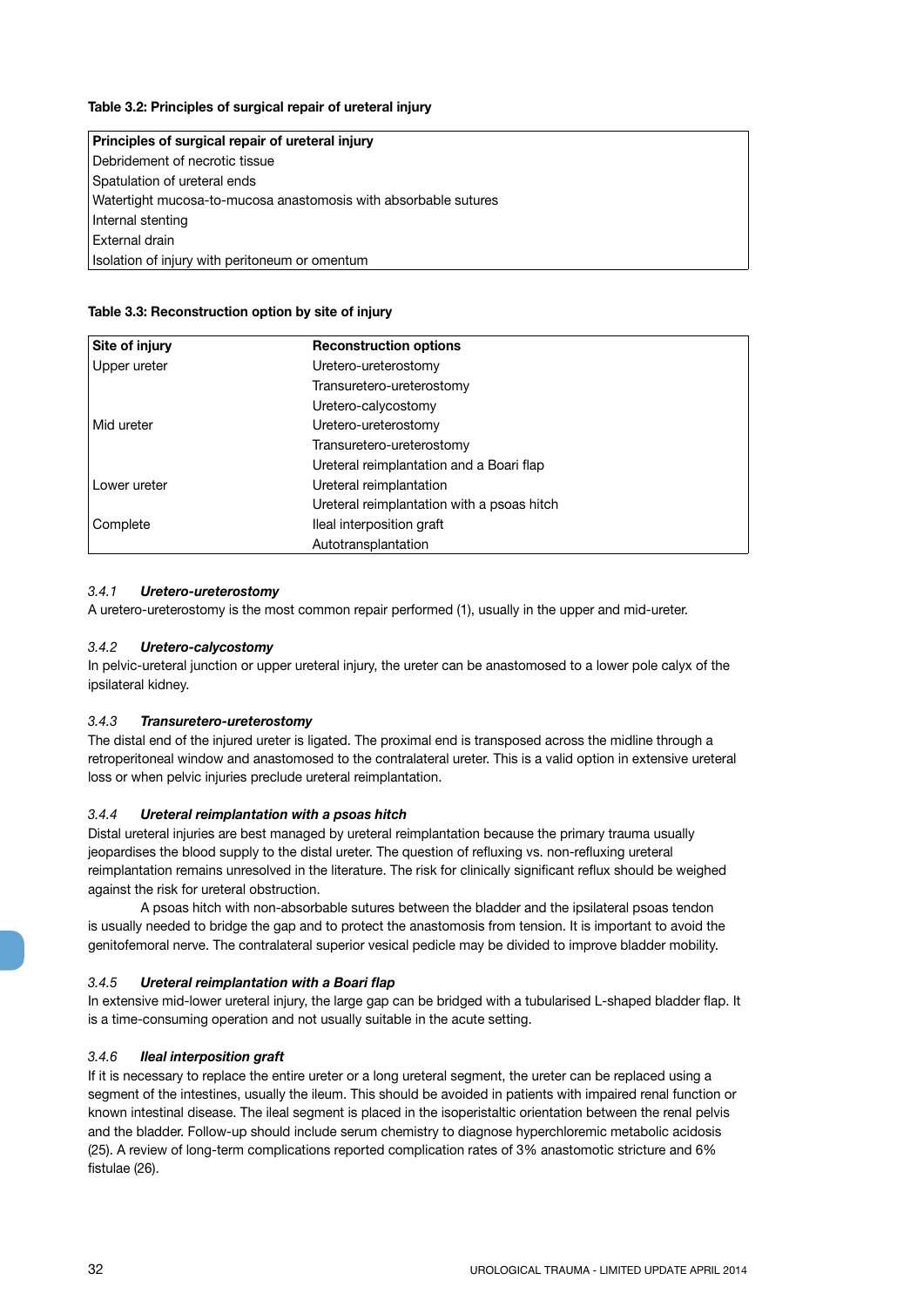**Table 3.2: Principles of surgical repair of ureteral injury**

| Principles of surgical repair of ureteral injury |
|---|
| Debridement of necrotic tissue |
| Spatulation of ureteral ends |
| Watertight mucosa-to-mucosa anastomosis with absorbable sutures |
| Internal stenting |
| External drain |
| Isolation of injury with peritoneum or omentum |

**Table 3.3: Reconstruction option by site of injury**

| Site of injury | Reconstruction options |
|---|---|
| Upper ureter | Uretero-ureterostomy |
| | Transuretero-ureterostomy |
| | Uretero-calycostomy |
| Mid ureter | Uretero-ureterostomy |
| | Transuretero-ureterostomy |
| | Ureteral reimplantation and a Boari flap |
| Lower ureter | Ureteral reimplantation |
| | Ureteral reimplantation with a psoas hitch |
| Complete | Ileal interposition graft |
| | Autotransplantation |

### *3.4.1 Uretero-ureterostomy*

A uretero-ureterostomy is the most common repair performed (1), usually in the upper and mid-ureter.

### *3.4.2 Uretero-calycostomy*

In pelvic-ureteral junction or upper ureteral injury, the ureter can be anastomosed to a lower pole calyx of the ipsilateral kidney.

### *3.4.3 Transuretero-ureterostomy*

The distal end of the injured ureter is ligated. The proximal end is transposed across the midline through a retroperitoneal window and anastomosed to the contralateral ureter. This is a valid option in extensive ureteral loss or when pelvic injuries preclude ureteral reimplantation.

### *3.4.4 Ureteral reimplantation with a psoas hitch*

Distal ureteral injuries are best managed by ureteral reimplantation because the primary trauma usually jeopardises the blood supply to the distal ureter. The question of refluxing vs. non-refluxing ureteral reimplantation remains unresolved in the literature. The risk for clinically significant reflux should be weighed against the risk for ureteral obstruction.

A psoas hitch with non-absorbable sutures between the bladder and the ipsilateral psoas tendon is usually needed to bridge the gap and to protect the anastomosis from tension. It is important to avoid the genitofemoral nerve. The contralateral superior vesical pedicle may be divided to improve bladder mobility.

### *3.4.5 Ureteral reimplantation with a Boari flap*

In extensive mid-lower ureteral injury, the large gap can be bridged with a tubularised L-shaped bladder flap. It is a time-consuming operation and not usually suitable in the acute setting.

### *3.4.6 Ileal interposition graft*

If it is necessary to replace the entire ureter or a long ureteral segment, the ureter can be replaced using a segment of the intestines, usually the ileum. This should be avoided in patients with impaired renal function or known intestinal disease. The ileal segment is placed in the isoperistaltic orientation between the renal pelvis and the bladder. Follow-up should include serum chemistry to diagnose hyperchloremic metabolic acidosis (25). A review of long-term complications reported complication rates of 3% anastomotic stricture and 6% fistulae (26).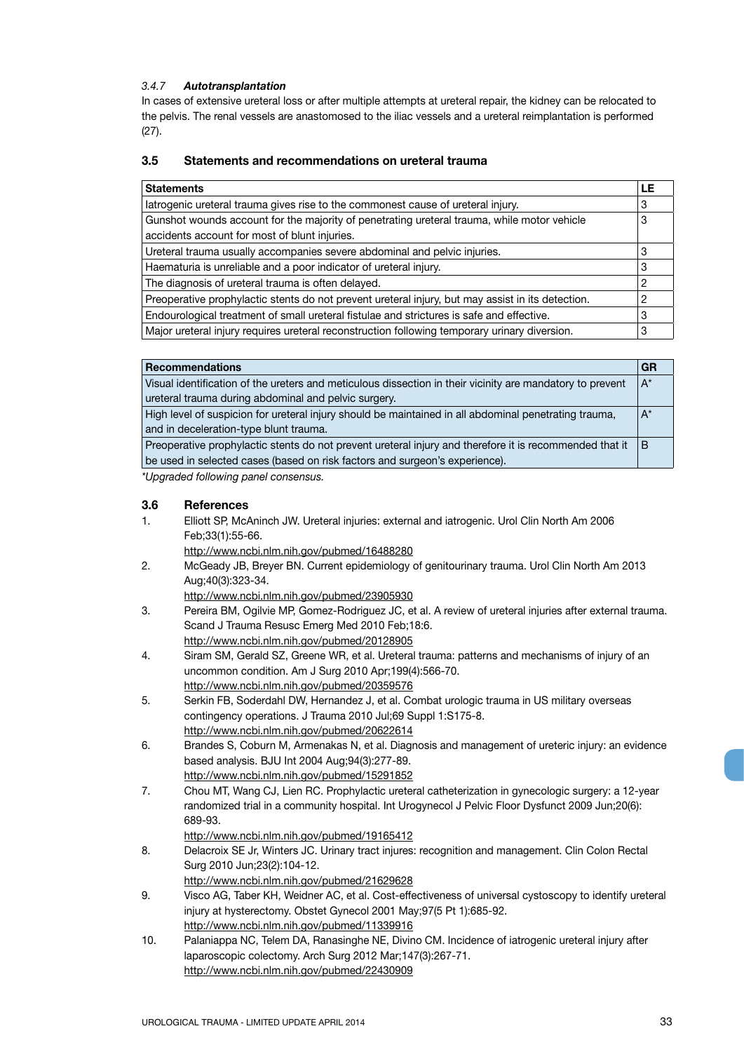#### 3.4.7 *Autotransplantation*

In cases of extensive ureteral loss or after multiple attempts at ureteral repair, the kidney can be relocated to the pelvis. The renal vessels are anastomosed to the iliac vessels and a ureteral reimplantation is performed (27).

### 3.5 Statements and recommendations on ureteral trauma

| Statements | LE |
|---|---|
| Iatrogenic ureteral trauma gives rise to the commonest cause of ureteral injury. | 3 |
| Gunshot wounds account for the majority of penetrating ureteral trauma, while motor vehicle accidents account for most of blunt injuries. | 3 |
| Ureteral trauma usually accompanies severe abdominal and pelvic injuries. | 3 |
| Haematuria is unreliable and a poor indicator of ureteral injury. | 3 |
| The diagnosis of ureteral trauma is often delayed. | 2 |
| Preoperative prophylactic stents do not prevent ureteral injury, but may assist in its detection. | 2 |
| Endourological treatment of small ureteral fistulae and strictures is safe and effective. | 3 |
| Major ureteral injury requires ureteral reconstruction following temporary urinary diversion. | 3 |

| Recommendations | GR |
|---|---|
| Visual identification of the ureters and meticulous dissection in their vicinity are mandatory to prevent ureteral trauma during abdominal and pelvic surgery. | A* |
| High level of suspicion for ureteral injury should be maintained in all abdominal penetrating trauma, and in deceleration-type blunt trauma. | A* |
| Preoperative prophylactic stents do not prevent ureteral injury and therefore it is recommended that it be used in selected cases (based on risk factors and surgeon's experience). | B |

*\*Upgraded following panel consensus.*

### 3.6 References

1. Elliott SP, McAninch JW. Ureteral injuries: external and iatrogenic. Urol Clin North Am 2006 Feb;33(1):55-66.
http://www.ncbi.nlm.nih.gov/pubmed/16488280
2. McGeady JB, Breyer BN. Current epidemiology of genitourinary trauma. Urol Clin North Am 2013 Aug;40(3):323-34.
http://www.ncbi.nlm.nih.gov/pubmed/23905930
3. Pereira BM, Ogilvie MP, Gomez-Rodriguez JC, et al. A review of ureteral injuries after external trauma. Scand J Trauma Resusc Emerg Med 2010 Feb;18:6.
http://www.ncbi.nlm.nih.gov/pubmed/20128905
4. Siram SM, Gerald SZ, Greene WR, et al. Ureteral trauma: patterns and mechanisms of injury of an uncommon condition. Am J Surg 2010 Apr;199(4):566-70.
http://www.ncbi.nlm.nih.gov/pubmed/20359576
5. Serkin FB, Soderdahl DW, Hernandez J, et al. Combat urologic trauma in US military overseas contingency operations. J Trauma 2010 Jul;69 Suppl 1:S175-8.
http://www.ncbi.nlm.nih.gov/pubmed/20622614
6. Brandes S, Coburn M, Armenakas N, et al. Diagnosis and management of ureteric injury: an evidence based analysis. BJU Int 2004 Aug;94(3):277-89.
http://www.ncbi.nlm.nih.gov/pubmed/15291852
7. Chou MT, Wang CJ, Lien RC. Prophylactic ureteral catheterization in gynecologic surgery: a 12-year randomized trial in a community hospital. Int Urogynecol J Pelvic Floor Dysfunct 2009 Jun;20(6): 689-93.
http://www.ncbi.nlm.nih.gov/pubmed/19165412
8. Delacroix SE Jr, Winters JC. Urinary tract injures: recognition and management. Clin Colon Rectal Surg 2010 Jun;23(2):104-12.
http://www.ncbi.nlm.nih.gov/pubmed/21629628
9. Visco AG, Taber KH, Weidner AC, et al. Cost-effectiveness of universal cystoscopy to identify ureteral injury at hysterectomy. Obstet Gynecol 2001 May;97(5 Pt 1):685-92.
http://www.ncbi.nlm.nih.gov/pubmed/11339916
10. Palaniappa NC, Telem DA, Ranasinghe NE, Divino CM. Incidence of iatrogenic ureteral injury after laparoscopic colectomy. Arch Surg 2012 Mar;147(3):267-71.
http://www.ncbi.nlm.nih.gov/pubmed/22430909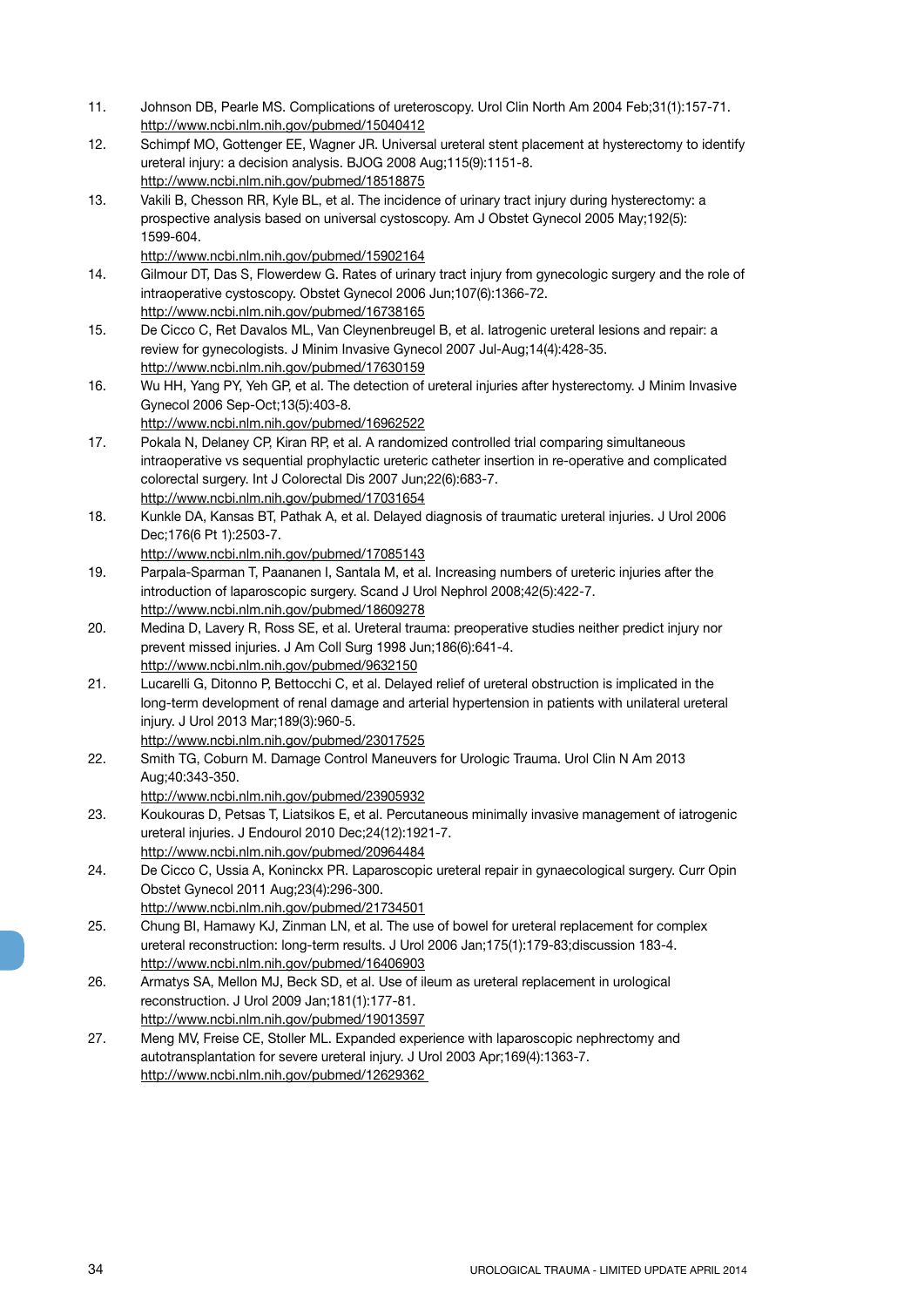11. Johnson DB, Pearle MS. Complications of ureteroscopy. Urol Clin North Am 2004 Feb;31(1):157-71.
http://www.ncbi.nlm.nih.gov/pubmed/15040412
12. Schimpf MO, Gottenger EE, Wagner JR. Universal ureteral stent placement at hysterectomy to identify ureteral injury: a decision analysis. BJOG 2008 Aug;115(9):1151-8.
http://www.ncbi.nlm.nih.gov/pubmed/18518875
13. Vakili B, Chesson RR, Kyle BL, et al. The incidence of urinary tract injury during hysterectomy: a prospective analysis based on universal cystoscopy. Am J Obstet Gynecol 2005 May;192(5): 1599-604.
http://www.ncbi.nlm.nih.gov/pubmed/15902164
14. Gilmour DT, Das S, Flowerdew G. Rates of urinary tract injury from gynecologic surgery and the role of intraoperative cystoscopy. Obstet Gynecol 2006 Jun;107(6):1366-72.
http://www.ncbi.nlm.nih.gov/pubmed/16738165
15. De Cicco C, Ret Davalos ML, Van Cleynenbreugel B, et al. Iatrogenic ureteral lesions and repair: a review for gynecologists. J Minim Invasive Gynecol 2007 Jul-Aug;14(4):428-35.
http://www.ncbi.nlm.nih.gov/pubmed/17630159
16. Wu HH, Yang PY, Yeh GP, et al. The detection of ureteral injuries after hysterectomy. J Minim Invasive Gynecol 2006 Sep-Oct;13(5):403-8.
http://www.ncbi.nlm.nih.gov/pubmed/16962522
17. Pokala N, Delaney CP, Kiran RP, et al. A randomized controlled trial comparing simultaneous intraoperative vs sequential prophylactic ureteric catheter insertion in re-operative and complicated colorectal surgery. Int J Colorectal Dis 2007 Jun;22(6):683-7.
http://www.ncbi.nlm.nih.gov/pubmed/17031654
18. Kunkle DA, Kansas BT, Pathak A, et al. Delayed diagnosis of traumatic ureteral injuries. J Urol 2006 Dec;176(6 Pt 1):2503-7.
http://www.ncbi.nlm.nih.gov/pubmed/17085143
19. Parpala-Sparman T, Paananen I, Santala M, et al. Increasing numbers of ureteric injuries after the introduction of laparoscopic surgery. Scand J Urol Nephrol 2008;42(5):422-7.
http://www.ncbi.nlm.nih.gov/pubmed/18609278
20. Medina D, Lavery R, Ross SE, et al. Ureteral trauma: preoperative studies neither predict injury nor prevent missed injuries. J Am Coll Surg 1998 Jun;186(6):641-4.
http://www.ncbi.nlm.nih.gov/pubmed/9632150
21. Lucarelli G, Ditonno P, Bettocchi C, et al. Delayed relief of ureteral obstruction is implicated in the long-term development of renal damage and arterial hypertension in patients with unilateral ureteral injury. J Urol 2013 Mar;189(3):960-5.
http://www.ncbi.nlm.nih.gov/pubmed/23017525
22. Smith TG, Coburn M. Damage Control Maneuvers for Urologic Trauma. Urol Clin N Am 2013 Aug;40:343-350.
http://www.ncbi.nlm.nih.gov/pubmed/23905932
23. Koukouras D, Petsas T, Liatsikos E, et al. Percutaneous minimally invasive management of iatrogenic ureteral injuries. J Endourol 2010 Dec;24(12):1921-7.
http://www.ncbi.nlm.nih.gov/pubmed/20964484
24. De Cicco C, Ussia A, Koninckx PR. Laparoscopic ureteral repair in gynaecological surgery. Curr Opin Obstet Gynecol 2011 Aug;23(4):296-300.
http://www.ncbi.nlm.nih.gov/pubmed/21734501
25. Chung BI, Hamawy KJ, Zinman LN, et al. The use of bowel for ureteral replacement for complex ureteral reconstruction: long-term results. J Urol 2006 Jan;175(1):179-83;discussion 183-4.
http://www.ncbi.nlm.nih.gov/pubmed/16406903
26. Armatys SA, Mellon MJ, Beck SD, et al. Use of ileum as ureteral replacement in urological reconstruction. J Urol 2009 Jan;181(1):177-81.
http://www.ncbi.nlm.nih.gov/pubmed/19013597
27. Meng MV, Freise CE, Stoller ML. Expanded experience with laparoscopic nephrectomy and autotransplantation for severe ureteral injury. J Urol 2003 Apr;169(4):1363-7.
http://www.ncbi.nlm.nih.gov/pubmed/12629362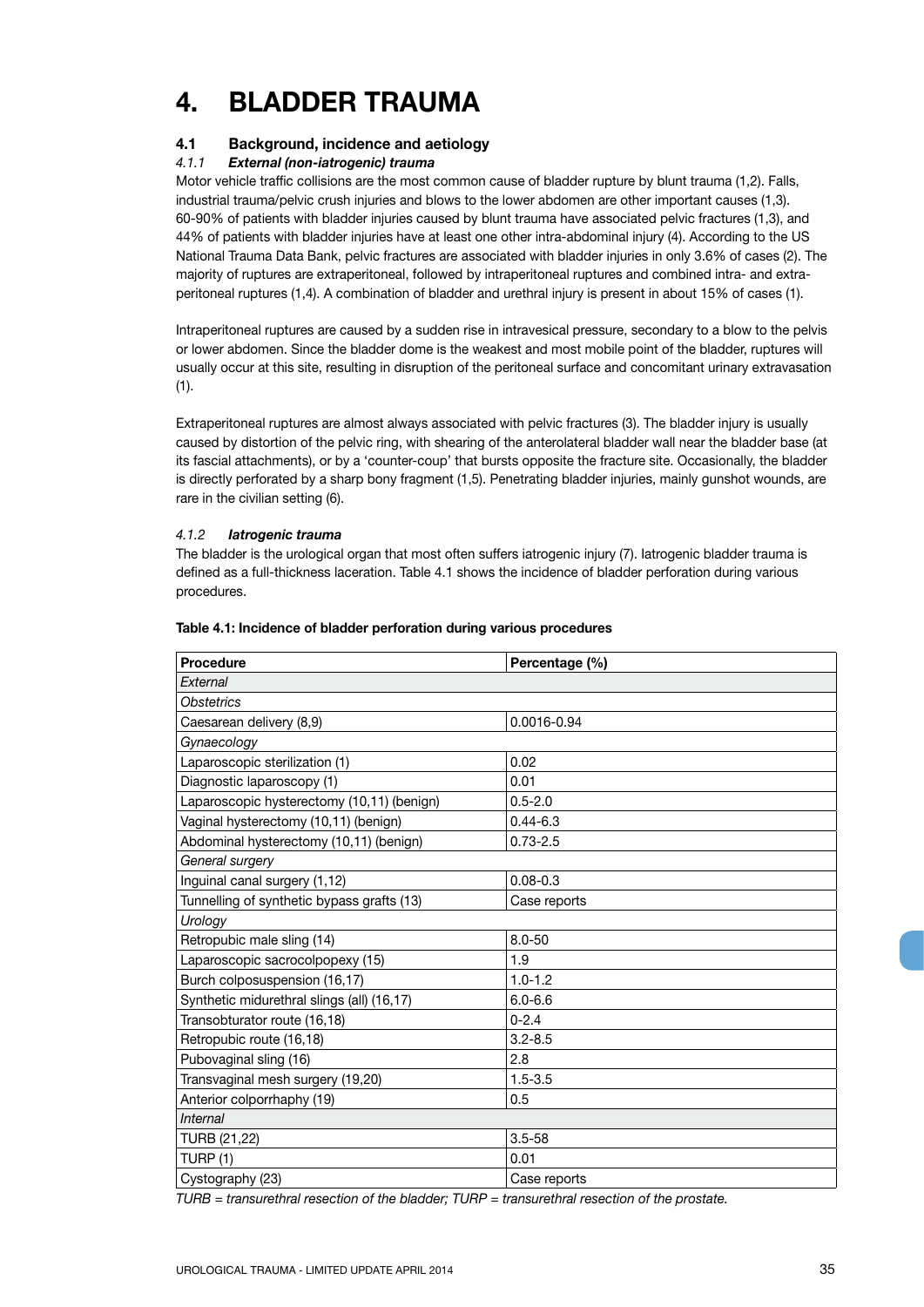# 4. BLADDER TRAUMA

## 4.1 Background, incidence and aetiology

### *4.1.1 External (non-iatrogenic) trauma*

Motor vehicle traffic collisions are the most common cause of bladder rupture by blunt trauma (1,2). Falls, industrial trauma/pelvic crush injuries and blows to the lower abdomen are other important causes (1,3). 60-90% of patients with bladder injuries caused by blunt trauma have associated pelvic fractures (1,3), and 44% of patients with bladder injuries have at least one other intra-abdominal injury (4). According to the US National Trauma Data Bank, pelvic fractures are associated with bladder injuries in only 3.6% of cases (2). The majority of ruptures are extraperitoneal, followed by intraperitoneal ruptures and combined intra- and extra-peritoneal ruptures (1,4). A combination of bladder and urethral injury is present in about 15% of cases (1).

Intraperitoneal ruptures are caused by a sudden rise in intravesical pressure, secondary to a blow to the pelvis or lower abdomen. Since the bladder dome is the weakest and most mobile point of the bladder, ruptures will usually occur at this site, resulting in disruption of the peritoneal surface and concomitant urinary extravasation (1).

Extraperitoneal ruptures are almost always associated with pelvic fractures (3). The bladder injury is usually caused by distortion of the pelvic ring, with shearing of the anterolateral bladder wall near the bladder base (at its fascial attachments), or by a 'counter-coup' that bursts opposite the fracture site. Occasionally, the bladder is directly perforated by a sharp bony fragment (1,5). Penetrating bladder injuries, mainly gunshot wounds, are rare in the civilian setting (6).

### *4.1.2 Iatrogenic trauma*

The bladder is the urological organ that most often suffers iatrogenic injury (7). Iatrogenic bladder trauma is defined as a full-thickness laceration. Table 4.1 shows the incidence of bladder perforation during various procedures.

**Table 4.1: Incidence of bladder perforation during various procedures**

| Procedure | Percentage (%) |
|---|---|
| *External* | |
| *Obstetrics* | |
| Caesarean delivery (8,9) | 0.0016-0.94 |
| *Gynaecology* | |
| Laparoscopic sterilization (1) | 0.02 |
| Diagnostic laparoscopy (1) | 0.01 |
| Laparoscopic hysterectomy (10,11) (benign) | 0.5-2.0 |
| Vaginal hysterectomy (10,11) (benign) | 0.44-6.3 |
| Abdominal hysterectomy (10,11) (benign) | 0.73-2.5 |
| *General surgery* | |
| Inguinal canal surgery (1,12) | 0.08-0.3 |
| Tunnelling of synthetic bypass grafts (13) | Case reports |
| *Urology* | |
| Retropubic male sling (14) | 8.0-50 |
| Laparoscopic sacrocolpopexy (15) | 1.9 |
| Burch colposuspension (16,17) | 1.0-1.2 |
| Synthetic midurethral slings (all) (16,17) | 6.0-6.6 |
| Transobturator route (16,18) | 0-2.4 |
| Retropubic route (16,18) | 3.2-8.5 |
| Pubovaginal sling (16) | 2.8 |
| Transvaginal mesh surgery (19,20) | 1.5-3.5 |
| Anterior colporrhaphy (19) | 0.5 |
| *Internal* | |
| TURB (21,22) | 3.5-58 |
| TURP (1) | 0.01 |
| Cystography (23) | Case reports |

*TURB = transurethral resection of the bladder; TURP = transurethral resection of the prostate.*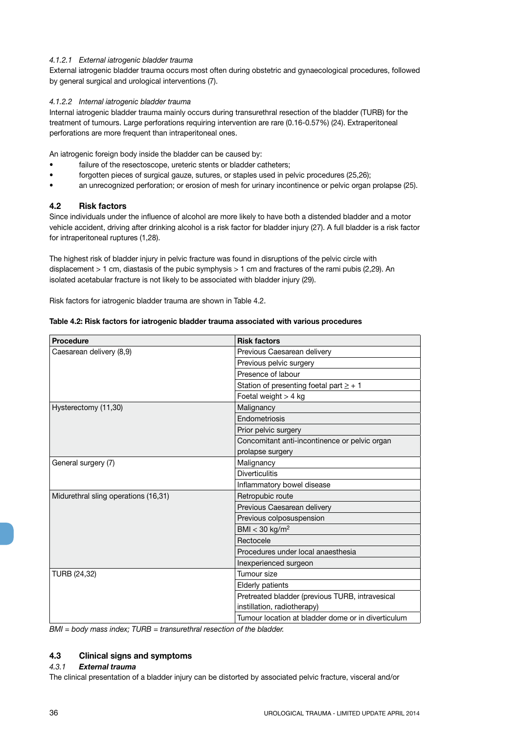#### *4.1.2.1 External iatrogenic bladder trauma*

External iatrogenic bladder trauma occurs most often during obstetric and gynaecological procedures, followed by general surgical and urological interventions (7).

#### *4.1.2.2 Internal iatrogenic bladder trauma*

Internal iatrogenic bladder trauma mainly occurs during transurethral resection of the bladder (TURB) for the treatment of tumours. Large perforations requiring intervention are rare (0.16-0.57%) (24). Extraperitoneal perforations are more frequent than intraperitoneal ones.

An iatrogenic foreign body inside the bladder can be caused by:

- failure of the resectoscope, ureteric stents or bladder catheters;
- forgotten pieces of surgical gauze, sutures, or staples used in pelvic procedures (25,26);
- an unrecognized perforation; or erosion of mesh for urinary incontinence or pelvic organ prolapse (25).

## 4.2 Risk factors

Since individuals under the influence of alcohol are more likely to have both a distended bladder and a motor vehicle accident, driving after drinking alcohol is a risk factor for bladder injury (27). A full bladder is a risk factor for intraperitoneal ruptures (1,28).

The highest risk of bladder injury in pelvic fracture was found in disruptions of the pelvic circle with displacement > 1 cm, diastasis of the pubic symphysis > 1 cm and fractures of the rami pubis (2,29). An isolated acetabular fracture is not likely to be associated with bladder injury (29).

Risk factors for iatrogenic bladder trauma are shown in Table 4.2.

**Table 4.2: Risk factors for iatrogenic bladder trauma associated with various procedures**

| Procedure | Risk factors |
|---|---|
| Caesarean delivery (8,9) | Previous Caesarean delivery |
| | Previous pelvic surgery |
| | Presence of labour |
| | Station of presenting foetal part ≥ + 1 |
| | Foetal weight > 4 kg |
| Hysterectomy (11,30) | Malignancy |
| | Endometriosis |
| | Prior pelvic surgery |
| | Concomitant anti-incontinence or pelvic organ prolapse surgery |
| General surgery (7) | Malignancy |
| | Diverticulitis |
| | Inflammatory bowel disease |
| Midurethral sling operations (16,31) | Retropubic route |
| | Previous Caesarean delivery |
| | Previous colposuspension |
| | BMI < 30 kg/m$^2$ |
| | Rectocele |
| | Procedures under local anaesthesia |
| | Inexperienced surgeon |
| TURB (24,32) | Tumour size |
| | Elderly patients |
| | Pretreated bladder (previous TURB, intravesical instillation, radiotherapy) |
| | Tumour location at bladder dome or in diverticulum |

*BMI = body mass index; TURB = transurethral resection of the bladder.*

## 4.3 Clinical signs and symptoms

### *4.3.1* ***External trauma***

The clinical presentation of a bladder injury can be distorted by associated pelvic fracture, visceral and/or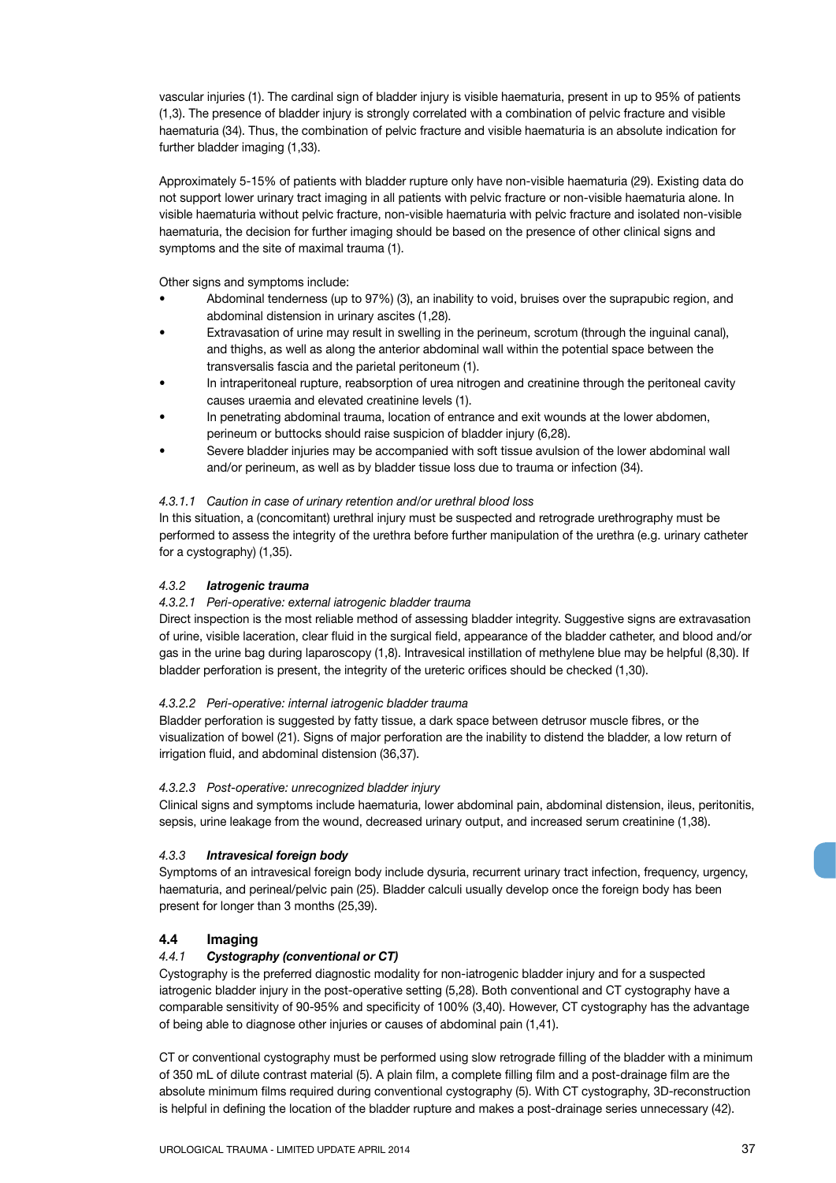vascular injuries (1). The cardinal sign of bladder injury is visible haematuria, present in up to 95% of patients (1,3). The presence of bladder injury is strongly correlated with a combination of pelvic fracture and visible haematuria (34). Thus, the combination of pelvic fracture and visible haematuria is an absolute indication for further bladder imaging (1,33).

Approximately 5-15% of patients with bladder rupture only have non-visible haematuria (29). Existing data do not support lower urinary tract imaging in all patients with pelvic fracture or non-visible haematuria alone. In visible haematuria without pelvic fracture, non-visible haematuria with pelvic fracture and isolated non-visible haematuria, the decision for further imaging should be based on the presence of other clinical signs and symptoms and the site of maximal trauma (1).

Other signs and symptoms include:

- Abdominal tenderness (up to 97%) (3), an inability to void, bruises over the suprapubic region, and abdominal distension in urinary ascites (1,28).
- Extravasation of urine may result in swelling in the perineum, scrotum (through the inguinal canal), and thighs, as well as along the anterior abdominal wall within the potential space between the transversalis fascia and the parietal peritoneum (1).
- In intraperitoneal rupture, reabsorption of urea nitrogen and creatinine through the peritoneal cavity causes uraemia and elevated creatinine levels (1).
- In penetrating abdominal trauma, location of entrance and exit wounds at the lower abdomen, perineum or buttocks should raise suspicion of bladder injury (6,28).
- Severe bladder injuries may be accompanied with soft tissue avulsion of the lower abdominal wall and/or perineum, as well as by bladder tissue loss due to trauma or infection (34).

#### *4.3.1.1 Caution in case of urinary retention and/or urethral blood loss*

In this situation, a (concomitant) urethral injury must be suspected and retrograde urethrography must be performed to assess the integrity of the urethra before further manipulation of the urethra (e.g. urinary catheter for a cystography) (1,35).

### *4.3.2* ***Iatrogenic trauma***

#### *4.3.2.1 Peri-operative: external iatrogenic bladder trauma*

Direct inspection is the most reliable method of assessing bladder integrity. Suggestive signs are extravasation of urine, visible laceration, clear fluid in the surgical field, appearance of the bladder catheter, and blood and/or gas in the urine bag during laparoscopy (1,8). Intravesical instillation of methylene blue may be helpful (8,30). If bladder perforation is present, the integrity of the ureteric orifices should be checked (1,30).

#### *4.3.2.2 Peri-operative: internal iatrogenic bladder trauma*

Bladder perforation is suggested by fatty tissue, a dark space between detrusor muscle fibres, or the visualization of bowel (21). Signs of major perforation are the inability to distend the bladder, a low return of irrigation fluid, and abdominal distension (36,37).

#### *4.3.2.3 Post-operative: unrecognized bladder injury*

Clinical signs and symptoms include haematuria, lower abdominal pain, abdominal distension, ileus, peritonitis, sepsis, urine leakage from the wound, decreased urinary output, and increased serum creatinine (1,38).

### *4.3.3* ***Intravesical foreign body***

Symptoms of an intravesical foreign body include dysuria, recurrent urinary tract infection, frequency, urgency, haematuria, and perineal/pelvic pain (25). Bladder calculi usually develop once the foreign body has been present for longer than 3 months (25,39).

## 4.4 Imaging

### *4.4.1* ***Cystography (conventional or CT)***

Cystography is the preferred diagnostic modality for non-iatrogenic bladder injury and for a suspected iatrogenic bladder injury in the post-operative setting (5,28). Both conventional and CT cystography have a comparable sensitivity of 90-95% and specificity of 100% (3,40). However, CT cystography has the advantage of being able to diagnose other injuries or causes of abdominal pain (1,41).

CT or conventional cystography must be performed using slow retrograde filling of the bladder with a minimum of 350 mL of dilute contrast material (5). A plain film, a complete filling film and a post-drainage film are the absolute minimum films required during conventional cystography (5). With CT cystography, 3D-reconstruction is helpful in defining the location of the bladder rupture and makes a post-drainage series unnecessary (42).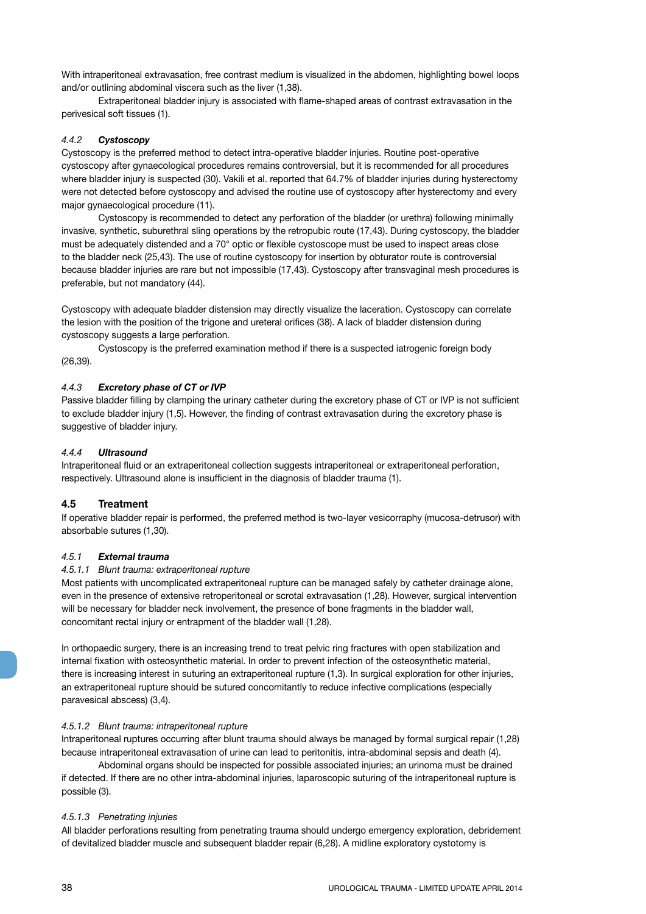With intraperitoneal extravasation, free contrast medium is visualized in the abdomen, highlighting bowel loops and/or outlining abdominal viscera such as the liver (1,38).

Extraperitoneal bladder injury is associated with flame-shaped areas of contrast extravasation in the perivesical soft tissues (1).

#### *4.4.2 **Cystoscopy***

Cystoscopy is the preferred method to detect intra-operative bladder injuries. Routine post-operative cystoscopy after gynaecological procedures remains controversial, but it is recommended for all procedures where bladder injury is suspected (30). Vakili et al. reported that 64.7% of bladder injuries during hysterectomy were not detected before cystoscopy and advised the routine use of cystoscopy after hysterectomy and every major gynaecological procedure (11).

Cystoscopy is recommended to detect any perforation of the bladder (or urethra) following minimally invasive, synthetic, suburethral sling operations by the retropubic route (17,43). During cystoscopy, the bladder must be adequately distended and a 70° optic or flexible cystoscope must be used to inspect areas close to the bladder neck (25,43). The use of routine cystoscopy for insertion by obturator route is controversial because bladder injuries are rare but not impossible (17,43). Cystoscopy after transvaginal mesh procedures is preferable, but not mandatory (44).

Cystoscopy with adequate bladder distension may directly visualize the laceration. Cystoscopy can correlate the lesion with the position of the trigone and ureteral orifices (38). A lack of bladder distension during cystoscopy suggests a large perforation.

Cystoscopy is the preferred examination method if there is a suspected iatrogenic foreign body (26,39).

#### *4.4.3 **Excretory phase of CT or IVP***

Passive bladder filling by clamping the urinary catheter during the excretory phase of CT or IVP is not sufficient to exclude bladder injury (1,5). However, the finding of contrast extravasation during the excretory phase is suggestive of bladder injury.

#### *4.4.4 **Ultrasound***

Intraperitoneal fluid or an extraperitoneal collection suggests intraperitoneal or extraperitoneal perforation, respectively. Ultrasound alone is insufficient in the diagnosis of bladder trauma (1).

## 4.5 Treatment

If operative bladder repair is performed, the preferred method is two-layer vesicorraphy (mucosa-detrusor) with absorbable sutures (1,30).

#### *4.5.1 **External trauma***

##### *4.5.1.1 Blunt trauma: extraperitoneal rupture*

Most patients with uncomplicated extraperitoneal rupture can be managed safely by catheter drainage alone, even in the presence of extensive retroperitoneal or scrotal extravasation (1,28). However, surgical intervention will be necessary for bladder neck involvement, the presence of bone fragments in the bladder wall, concomitant rectal injury or entrapment of the bladder wall (1,28).

In orthopaedic surgery, there is an increasing trend to treat pelvic ring fractures with open stabilization and internal fixation with osteosynthetic material. In order to prevent infection of the osteosynthetic material, there is increasing interest in suturing an extraperitoneal rupture (1,3). In surgical exploration for other injuries, an extraperitoneal rupture should be sutured concomitantly to reduce infective complications (especially paravesical abscess) (3,4).

##### *4.5.1.2 Blunt trauma: intraperitoneal rupture*

Intraperitoneal ruptures occurring after blunt trauma should always be managed by formal surgical repair (1,28) because intraperitoneal extravasation of urine can lead to peritonitis, intra-abdominal sepsis and death (4).

Abdominal organs should be inspected for possible associated injuries; an urinoma must be drained if detected. If there are no other intra-abdominal injuries, laparoscopic suturing of the intraperitoneal rupture is possible (3).

##### *4.5.1.3 Penetrating injuries*

All bladder perforations resulting from penetrating trauma should undergo emergency exploration, debridement of devitalized bladder muscle and subsequent bladder repair (6,28). A midline exploratory cystotomy is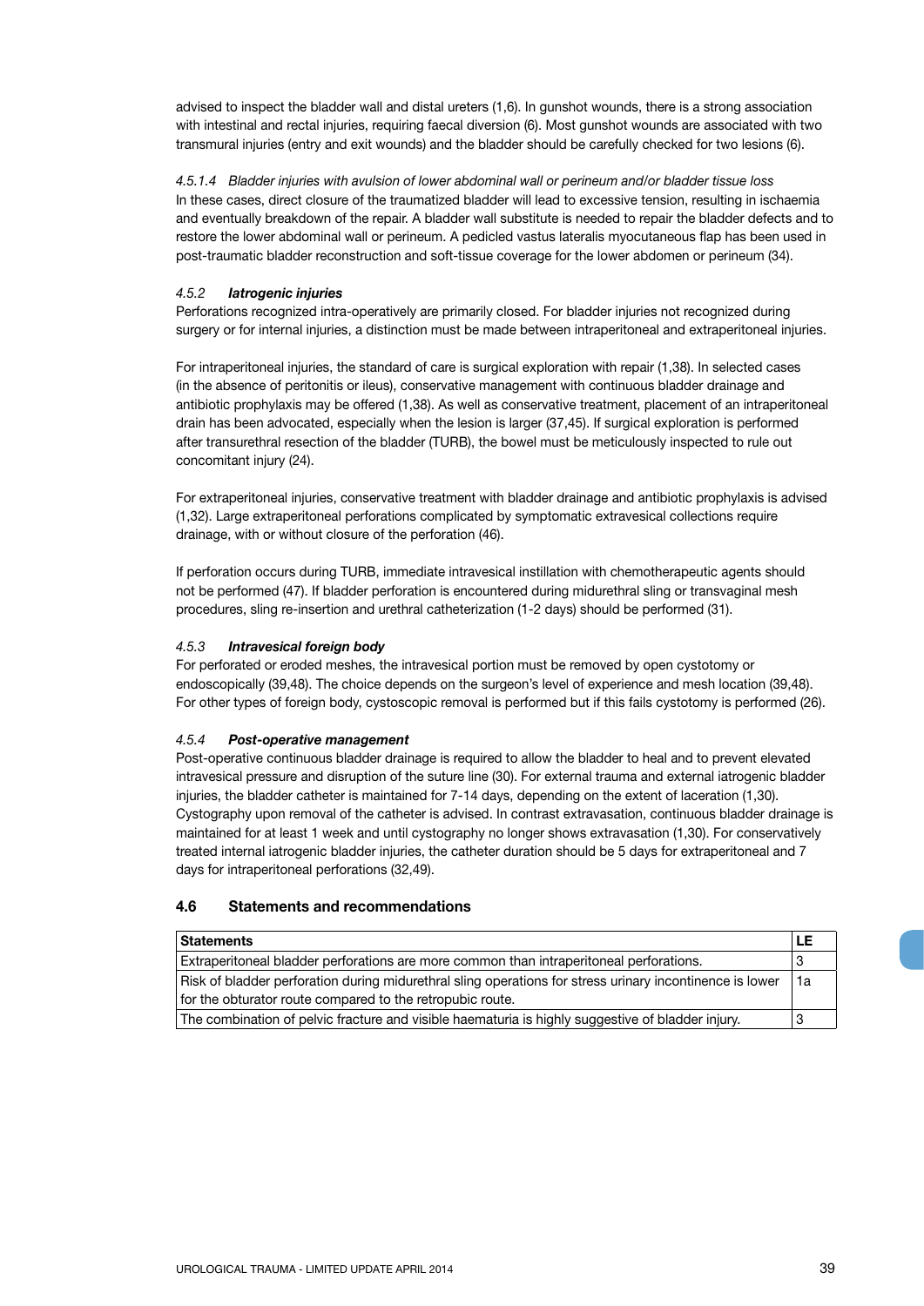advised to inspect the bladder wall and distal ureters (1,6). In gunshot wounds, there is a strong association with intestinal and rectal injuries, requiring faecal diversion (6). Most gunshot wounds are associated with two transmural injuries (entry and exit wounds) and the bladder should be carefully checked for two lesions (6).

#### *4.5.1.4 Bladder injuries with avulsion of lower abdominal wall or perineum and/or bladder tissue loss*

In these cases, direct closure of the traumatized bladder will lead to excessive tension, resulting in ischaemia and eventually breakdown of the repair. A bladder wall substitute is needed to repair the bladder defects and to restore the lower abdominal wall or perineum. A pedicled vastus lateralis myocutaneous flap has been used in post-traumatic bladder reconstruction and soft-tissue coverage for the lower abdomen or perineum (34).

### *4.5.2 Iatrogenic injuries*

Perforations recognized intra-operatively are primarily closed. For bladder injuries not recognized during surgery or for internal injuries, a distinction must be made between intraperitoneal and extraperitoneal injuries.

For intraperitoneal injuries, the standard of care is surgical exploration with repair (1,38). In selected cases (in the absence of peritonitis or ileus), conservative management with continuous bladder drainage and antibiotic prophylaxis may be offered (1,38). As well as conservative treatment, placement of an intraperitoneal drain has been advocated, especially when the lesion is larger (37,45). If surgical exploration is performed after transurethral resection of the bladder (TURB), the bowel must be meticulously inspected to rule out concomitant injury (24).

For extraperitoneal injuries, conservative treatment with bladder drainage and antibiotic prophylaxis is advised (1,32). Large extraperitoneal perforations complicated by symptomatic extravesical collections require drainage, with or without closure of the perforation (46).

If perforation occurs during TURB, immediate intravesical instillation with chemotherapeutic agents should not be performed (47). If bladder perforation is encountered during midurethral sling or transvaginal mesh procedures, sling re-insertion and urethral catheterization (1-2 days) should be performed (31).

### *4.5.3 Intravesical foreign body*

For perforated or eroded meshes, the intravesical portion must be removed by open cystotomy or endoscopically (39,48). The choice depends on the surgeon's level of experience and mesh location (39,48). For other types of foreign body, cystoscopic removal is performed but if this fails cystotomy is performed (26).

### *4.5.4 Post-operative management*

Post-operative continuous bladder drainage is required to allow the bladder to heal and to prevent elevated intravesical pressure and disruption of the suture line (30). For external trauma and external iatrogenic bladder injuries, the bladder catheter is maintained for 7-14 days, depending on the extent of laceration (1,30). Cystography upon removal of the catheter is advised. In contrast extravasation, continuous bladder drainage is maintained for at least 1 week and until cystography no longer shows extravasation (1,30). For conservatively treated internal iatrogenic bladder injuries, the catheter duration should be 5 days for extraperitoneal and 7 days for intraperitoneal perforations (32,49).

## 4.6 Statements and recommendations

| Statements | LE |
|---|---|
| Extraperitoneal bladder perforations are more common than intraperitoneal perforations. | 3 |
| Risk of bladder perforation during midurethral sling operations for stress urinary incontinence is lower for the obturator route compared to the retropubic route. | 1a |
| The combination of pelvic fracture and visible haematuria is highly suggestive of bladder injury. | 3 |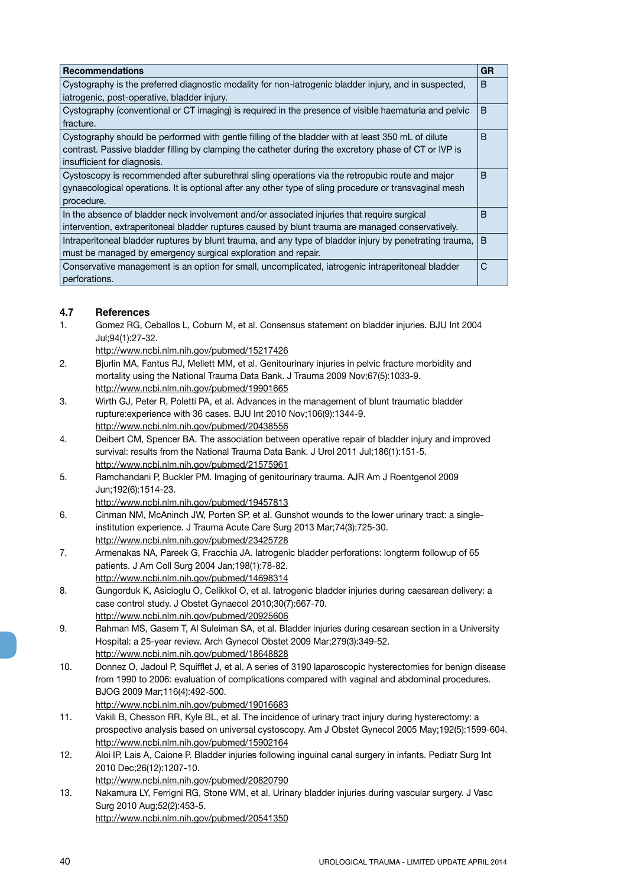| Recommendations | GR |
|---|---|
| Cystography is the preferred diagnostic modality for non-iatrogenic bladder injury, and in suspected, iatrogenic, post-operative, bladder injury. | B |
| Cystography (conventional or CT imaging) is required in the presence of visible haematuria and pelvic fracture. | B |
| Cystography should be performed with gentle filling of the bladder with at least 350 mL of dilute contrast. Passive bladder filling by clamping the catheter during the excretory phase of CT or IVP is insufficient for diagnosis. | B |
| Cystoscopy is recommended after suburethral sling operations via the retropubic route and major gynaecological operations. It is optional after any other type of sling procedure or transvaginal mesh procedure. | B |
| In the absence of bladder neck involvement and/or associated injuries that require surgical intervention, extraperitoneal bladder ruptures caused by blunt trauma are managed conservatively. | B |
| Intraperitoneal bladder ruptures by blunt trauma, and any type of bladder injury by penetrating trauma, must be managed by emergency surgical exploration and repair. | B |
| Conservative management is an option for small, uncomplicated, iatrogenic intraperitoneal bladder perforations. | C |

## 4.7 References

1. Gomez RG, Ceballos L, Coburn M, et al. Consensus statement on bladder injuries. BJU Int 2004 Jul;94(1):27-32.
   http://www.ncbi.nlm.nih.gov/pubmed/15217426
2. Bjurlin MA, Fantus RJ, Mellett MM, et al. Genitourinary injuries in pelvic fracture morbidity and mortality using the National Trauma Data Bank. J Trauma 2009 Nov;67(5):1033-9.
   http://www.ncbi.nlm.nih.gov/pubmed/19901665
3. Wirth GJ, Peter R, Poletti PA, et al. Advances in the management of blunt traumatic bladder rupture:experience with 36 cases. BJU Int 2010 Nov;106(9):1344-9.
   http://www.ncbi.nlm.nih.gov/pubmed/20438556
4. Deibert CM, Spencer BA. The association between operative repair of bladder injury and improved survival: results from the National Trauma Data Bank. J Urol 2011 Jul;186(1):151-5.
   http://www.ncbi.nlm.nih.gov/pubmed/21575961
5. Ramchandani P, Buckler PM. Imaging of genitourinary trauma. AJR Am J Roentgenol 2009 Jun;192(6):1514-23.
   http://www.ncbi.nlm.nih.gov/pubmed/19457813
6. Cinman NM, McAninch JW, Porten SP, et al. Gunshot wounds to the lower urinary tract: a single-institution experience. J Trauma Acute Care Surg 2013 Mar;74(3):725-30.
   http://www.ncbi.nlm.nih.gov/pubmed/23425728
7. Armenakas NA, Pareek G, Fracchia JA. Iatrogenic bladder perforations: longterm followup of 65 patients. J Am Coll Surg 2004 Jan;198(1):78-82.
   http://www.ncbi.nlm.nih.gov/pubmed/14698314
8. Gungorduk K, Asicioglu O, Celikkol O, et al. Iatrogenic bladder injuries during caesarean delivery: a case control study. J Obstet Gynaecol 2010;30(7):667-70.
   http://www.ncbi.nlm.nih.gov/pubmed/20925606
9. Rahman MS, Gasem T, Al Suleiman SA, et al. Bladder injuries during cesarean section in a University Hospital: a 25-year review. Arch Gynecol Obstet 2009 Mar;279(3):349-52.
   http://www.ncbi.nlm.nih.gov/pubmed/18648828
10. Donnez O, Jadoul P, Squifflet J, et al. A series of 3190 laparoscopic hysterectomies for benign disease from 1990 to 2006: evaluation of complications compared with vaginal and abdominal procedures. BJOG 2009 Mar;116(4):492-500.
    http://www.ncbi.nlm.nih.gov/pubmed/19016683
11. Vakili B, Chesson RR, Kyle BL, et al. The incidence of urinary tract injury during hysterectomy: a prospective analysis based on universal cystoscopy. Am J Obstet Gynecol 2005 May;192(5):1599-604.
    http://www.ncbi.nlm.nih.gov/pubmed/15902164
12. Aloi IP, Lais A, Caione P. Bladder injuries following inguinal canal surgery in infants. Pediatr Surg Int 2010 Dec;26(12):1207-10.
    http://www.ncbi.nlm.nih.gov/pubmed/20820790
13. Nakamura LY, Ferrigni RG, Stone WM, et al. Urinary bladder injuries during vascular surgery. J Vasc Surg 2010 Aug;52(2):453-5.
    http://www.ncbi.nlm.nih.gov/pubmed/20541350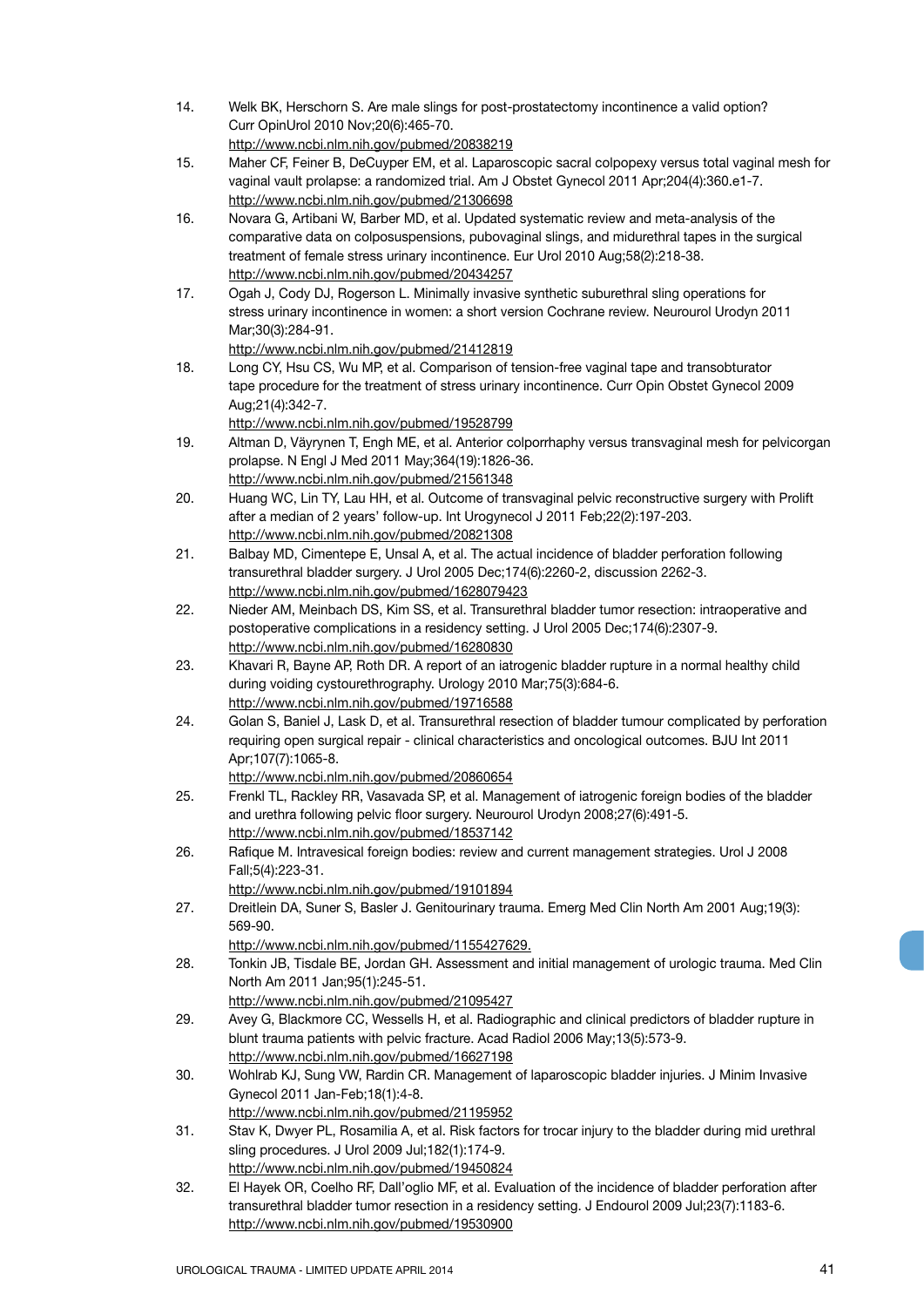14. Welk BK, Herschorn S. Are male slings for post-prostatectomy incontinence a valid option? Curr OpinUrol 2010 Nov;20(6):465-70.
http://www.ncbi.nlm.nih.gov/pubmed/20838219
15. Maher CF, Feiner B, DeCuyper EM, et al. Laparoscopic sacral colpopexy versus total vaginal mesh for vaginal vault prolapse: a randomized trial. Am J Obstet Gynecol 2011 Apr;204(4):360.e1-7.
http://www.ncbi.nlm.nih.gov/pubmed/21306698
16. Novara G, Artibani W, Barber MD, et al. Updated systematic review and meta-analysis of the comparative data on colposuspensions, pubovaginal slings, and midurethral tapes in the surgical treatment of female stress urinary incontinence. Eur Urol 2010 Aug;58(2):218-38.
http://www.ncbi.nlm.nih.gov/pubmed/20434257
17. Ogah J, Cody DJ, Rogerson L. Minimally invasive synthetic suburethral sling operations for stress urinary incontinence in women: a short version Cochrane review. Neurourol Urodyn 2011 Mar;30(3):284-91.
http://www.ncbi.nlm.nih.gov/pubmed/21412819
18. Long CY, Hsu CS, Wu MP, et al. Comparison of tension-free vaginal tape and transobturator tape procedure for the treatment of stress urinary incontinence. Curr Opin Obstet Gynecol 2009 Aug;21(4):342-7.
http://www.ncbi.nlm.nih.gov/pubmed/19528799
19. Altman D, Väyrynen T, Engh ME, et al. Anterior colporrhaphy versus transvaginal mesh for pelvicorgan prolapse. N Engl J Med 2011 May;364(19):1826-36.
http://www.ncbi.nlm.nih.gov/pubmed/21561348
20. Huang WC, Lin TY, Lau HH, et al. Outcome of transvaginal pelvic reconstructive surgery with Prolift after a median of 2 years' follow-up. Int Urogynecol J 2011 Feb;22(2):197-203.
http://www.ncbi.nlm.nih.gov/pubmed/20821308
21. Balbay MD, Cimentepe E, Unsal A, et al. The actual incidence of bladder perforation following transurethral bladder surgery. J Urol 2005 Dec;174(6):2260-2, discussion 2262-3.
http://www.ncbi.nlm.nih.gov/pubmed/1628079423
22. Nieder AM, Meinbach DS, Kim SS, et al. Transurethral bladder tumor resection: intraoperative and postoperative complications in a residency setting. J Urol 2005 Dec;174(6):2307-9.
http://www.ncbi.nlm.nih.gov/pubmed/16280830
23. Khavari R, Bayne AP, Roth DR. A report of an iatrogenic bladder rupture in a normal healthy child during voiding cystourethrography. Urology 2010 Mar;75(3):684-6.
http://www.ncbi.nlm.nih.gov/pubmed/19716588
24. Golan S, Baniel J, Lask D, et al. Transurethral resection of bladder tumour complicated by perforation requiring open surgical repair - clinical characteristics and oncological outcomes. BJU Int 2011 Apr;107(7):1065-8.
http://www.ncbi.nlm.nih.gov/pubmed/20860654
25. Frenkl TL, Rackley RR, Vasavada SP, et al. Management of iatrogenic foreign bodies of the bladder and urethra following pelvic floor surgery. Neurourol Urodyn 2008;27(6):491-5.
http://www.ncbi.nlm.nih.gov/pubmed/18537142
26. Rafique M. Intravesical foreign bodies: review and current management strategies. Urol J 2008 Fall;5(4):223-31.
http://www.ncbi.nlm.nih.gov/pubmed/19101894
27. Dreitlein DA, Suner S, Basler J. Genitourinary trauma. Emerg Med Clin North Am 2001 Aug;19(3): 569-90.
http://www.ncbi.nlm.nih.gov/pubmed/1155427629.
28. Tonkin JB, Tisdale BE, Jordan GH. Assessment and initial management of urologic trauma. Med Clin North Am 2011 Jan;95(1):245-51.
http://www.ncbi.nlm.nih.gov/pubmed/21095427
29. Avey G, Blackmore CC, Wessells H, et al. Radiographic and clinical predictors of bladder rupture in blunt trauma patients with pelvic fracture. Acad Radiol 2006 May;13(5):573-9.
http://www.ncbi.nlm.nih.gov/pubmed/16627198
30. Wohlrab KJ, Sung VW, Rardin CR. Management of laparoscopic bladder injuries. J Minim Invasive Gynecol 2011 Jan-Feb;18(1):4-8.
http://www.ncbi.nlm.nih.gov/pubmed/21195952
31. Stav K, Dwyer PL, Rosamilia A, et al. Risk factors for trocar injury to the bladder during mid urethral sling procedures. J Urol 2009 Jul;182(1):174-9.
http://www.ncbi.nlm.nih.gov/pubmed/19450824
32. El Hayek OR, Coelho RF, Dall'oglio MF, et al. Evaluation of the incidence of bladder perforation after transurethral bladder tumor resection in a residency setting. J Endourol 2009 Jul;23(7):1183-6.
http://www.ncbi.nlm.nih.gov/pubmed/19530900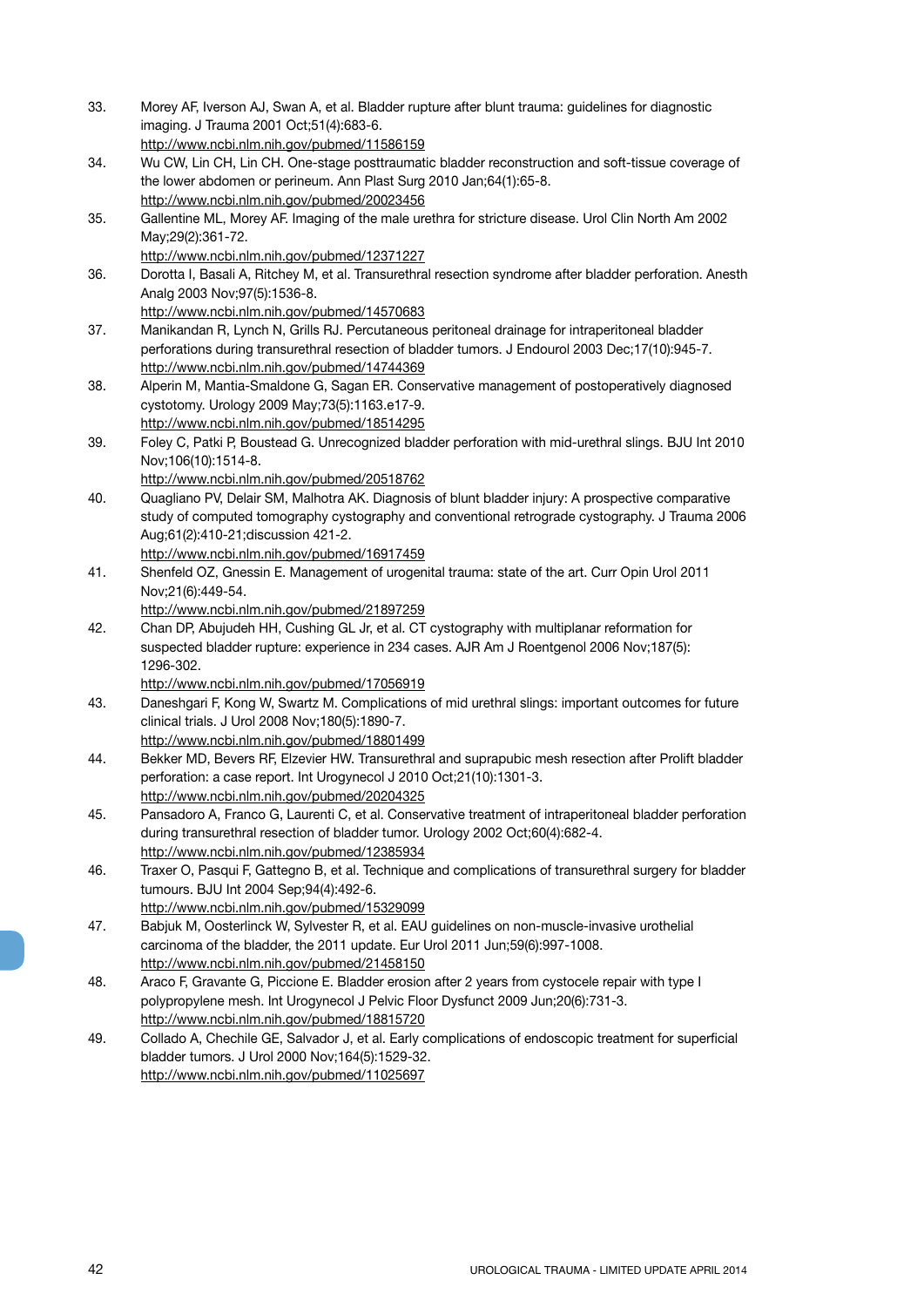33. Morey AF, Iverson AJ, Swan A, et al. Bladder rupture after blunt trauma: guidelines for diagnostic imaging. J Trauma 2001 Oct;51(4):683-6.
    http://www.ncbi.nlm.nih.gov/pubmed/11586159
34. Wu CW, Lin CH, Lin CH. One-stage posttraumatic bladder reconstruction and soft-tissue coverage of the lower abdomen or perineum. Ann Plast Surg 2010 Jan;64(1):65-8.
    http://www.ncbi.nlm.nih.gov/pubmed/20023456
35. Gallentine ML, Morey AF. Imaging of the male urethra for stricture disease. Urol Clin North Am 2002 May;29(2):361-72.
    http://www.ncbi.nlm.nih.gov/pubmed/12371227
36. Dorotta I, Basali A, Ritchey M, et al. Transurethral resection syndrome after bladder perforation. Anesth Analg 2003 Nov;97(5):1536-8.
    http://www.ncbi.nlm.nih.gov/pubmed/14570683
37. Manikandan R, Lynch N, Grills RJ. Percutaneous peritoneal drainage for intraperitoneal bladder perforations during transurethral resection of bladder tumors. J Endourol 2003 Dec;17(10):945-7.
    http://www.ncbi.nlm.nih.gov/pubmed/14744369
38. Alperin M, Mantia-Smaldone G, Sagan ER. Conservative management of postoperatively diagnosed cystotomy. Urology 2009 May;73(5):1163.e17-9.
    http://www.ncbi.nlm.nih.gov/pubmed/18514295
39. Foley C, Patki P, Boustead G. Unrecognized bladder perforation with mid-urethral slings. BJU Int 2010 Nov;106(10):1514-8.
    http://www.ncbi.nlm.nih.gov/pubmed/20518762
40. Quagliano PV, Delair SM, Malhotra AK. Diagnosis of blunt bladder injury: A prospective comparative study of computed tomography cystography and conventional retrograde cystography. J Trauma 2006 Aug;61(2):410-21;discussion 421-2.
    http://www.ncbi.nlm.nih.gov/pubmed/16917459
41. Shenfeld OZ, Gnessin E. Management of urogenital trauma: state of the art. Curr Opin Urol 2011 Nov;21(6):449-54.
    http://www.ncbi.nlm.nih.gov/pubmed/21897259
42. Chan DP, Abujudeh HH, Cushing GL Jr, et al. CT cystography with multiplanar reformation for suspected bladder rupture: experience in 234 cases. AJR Am J Roentgenol 2006 Nov;187(5): 1296-302.
    http://www.ncbi.nlm.nih.gov/pubmed/17056919
43. Daneshgari F, Kong W, Swartz M. Complications of mid urethral slings: important outcomes for future clinical trials. J Urol 2008 Nov;180(5):1890-7.
    http://www.ncbi.nlm.nih.gov/pubmed/18801499
44. Bekker MD, Bevers RF, Elzevier HW. Transurethral and suprapubic mesh resection after Prolift bladder perforation: a case report. Int Urogynecol J 2010 Oct;21(10):1301-3.
    http://www.ncbi.nlm.nih.gov/pubmed/20204325
45. Pansadoro A, Franco G, Laurenti C, et al. Conservative treatment of intraperitoneal bladder perforation during transurethral resection of bladder tumor. Urology 2002 Oct;60(4):682-4.
    http://www.ncbi.nlm.nih.gov/pubmed/12385934
46. Traxer O, Pasqui F, Gattegno B, et al. Technique and complications of transurethral surgery for bladder tumours. BJU Int 2004 Sep;94(4):492-6.
    http://www.ncbi.nlm.nih.gov/pubmed/15329099
47. Babjuk M, Oosterlinck W, Sylvester R, et al. EAU guidelines on non-muscle-invasive urothelial carcinoma of the bladder, the 2011 update. Eur Urol 2011 Jun;59(6):997-1008.
    http://www.ncbi.nlm.nih.gov/pubmed/21458150
48. Araco F, Gravante G, Piccione E. Bladder erosion after 2 years from cystocele repair with type I polypropylene mesh. Int Urogynecol J Pelvic Floor Dysfunct 2009 Jun;20(6):731-3.
    http://www.ncbi.nlm.nih.gov/pubmed/18815720
49. Collado A, Chechile GE, Salvador J, et al. Early complications of endoscopic treatment for superficial bladder tumors. J Urol 2000 Nov;164(5):1529-32.
    http://www.ncbi.nlm.nih.gov/pubmed/11025697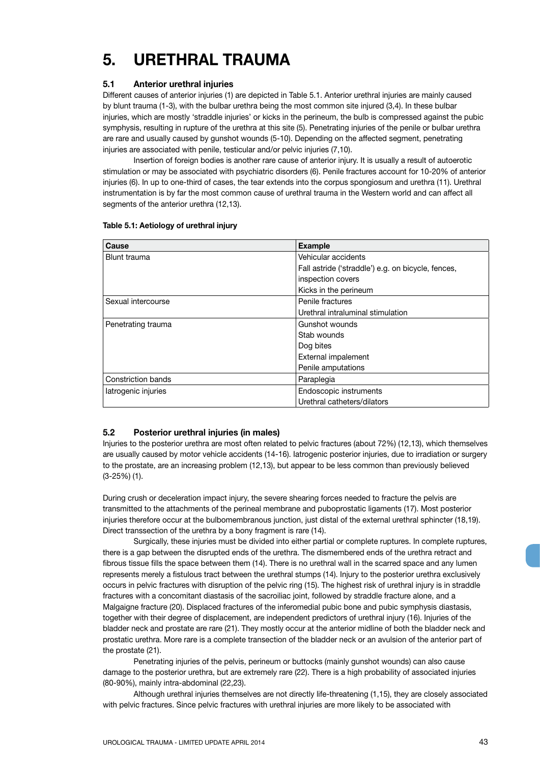# 5. URETHRAL TRAUMA

## 5.1 Anterior urethral injuries

Different causes of anterior injuries (1) are depicted in Table 5.1. Anterior urethral injuries are mainly caused by blunt trauma (1-3), with the bulbar urethra being the most common site injured (3,4). In these bulbar injuries, which are mostly 'straddle injuries' or kicks in the perineum, the bulb is compressed against the pubic symphysis, resulting in rupture of the urethra at this site (5). Penetrating injuries of the penile or bulbar urethra are rare and usually caused by gunshot wounds (5-10). Depending on the affected segment, penetrating injuries are associated with penile, testicular and/or pelvic injuries (7,10).

Insertion of foreign bodies is another rare cause of anterior injury. It is usually a result of autoerotic stimulation or may be associated with psychiatric disorders (6). Penile fractures account for 10-20% of anterior injuries (6). In up to one-third of cases, the tear extends into the corpus spongiosum and urethra (11). Urethral instrumentation is by far the most common cause of urethral trauma in the Western world and can affect all segments of the anterior urethra (12,13).

**Table 5.1: Aetiology of urethral injury**

| Cause | Example |
|---|---|
| Blunt trauma | Vehicular accidents<br>Fall astride ('straddle') e.g. on bicycle, fences, inspection covers<br>Kicks in the perineum |
| Sexual intercourse | Penile fractures<br>Urethral intraluminal stimulation |
| Penetrating trauma | Gunshot wounds<br>Stab wounds<br>Dog bites<br>External impalement<br>Penile amputations |
| Constriction bands | Paraplegia |
| Iatrogenic injuries | Endoscopic instruments<br>Urethral catheters/dilators |

## 5.2 Posterior urethral injuries (in males)

Injuries to the posterior urethra are most often related to pelvic fractures (about 72%) (12,13), which themselves are usually caused by motor vehicle accidents (14-16). Iatrogenic posterior injuries, due to irradiation or surgery to the prostate, are an increasing problem (12,13), but appear to be less common than previously believed (3-25%) (1).

During crush or deceleration impact injury, the severe shearing forces needed to fracture the pelvis are transmitted to the attachments of the perineal membrane and puboprostatic ligaments (17). Most posterior injuries therefore occur at the bulbomembranous junction, just distal of the external urethral sphincter (18,19). Direct transsection of the urethra by a bony fragment is rare (14).

Surgically, these injuries must be divided into either partial or complete ruptures. In complete ruptures, there is a gap between the disrupted ends of the urethra. The dismembered ends of the urethra retract and fibrous tissue fills the space between them (14). There is no urethral wall in the scarred space and any lumen represents merely a fistulous tract between the urethral stumps (14). Injury to the posterior urethra exclusively occurs in pelvic fractures with disruption of the pelvic ring (15). The highest risk of urethral injury is in straddle fractures with a concomitant diastasis of the sacroiliac joint, followed by straddle fracture alone, and a Malgaigne fracture (20). Displaced fractures of the inferomedial pubic bone and pubic symphysis diastasis, together with their degree of displacement, are independent predictors of urethral injury (16). Injuries of the bladder neck and prostate are rare (21). They mostly occur at the anterior midline of both the bladder neck and prostatic urethra. More rare is a complete transection of the bladder neck or an avulsion of the anterior part of the prostate (21).

Penetrating injuries of the pelvis, perineum or buttocks (mainly gunshot wounds) can also cause damage to the posterior urethra, but are extremely rare (22). There is a high probability of associated injuries (80-90%), mainly intra-abdominal (22,23).

Although urethral injuries themselves are not directly life-threatening (1,15), they are closely associated with pelvic fractures. Since pelvic fractures with urethral injuries are more likely to be associated with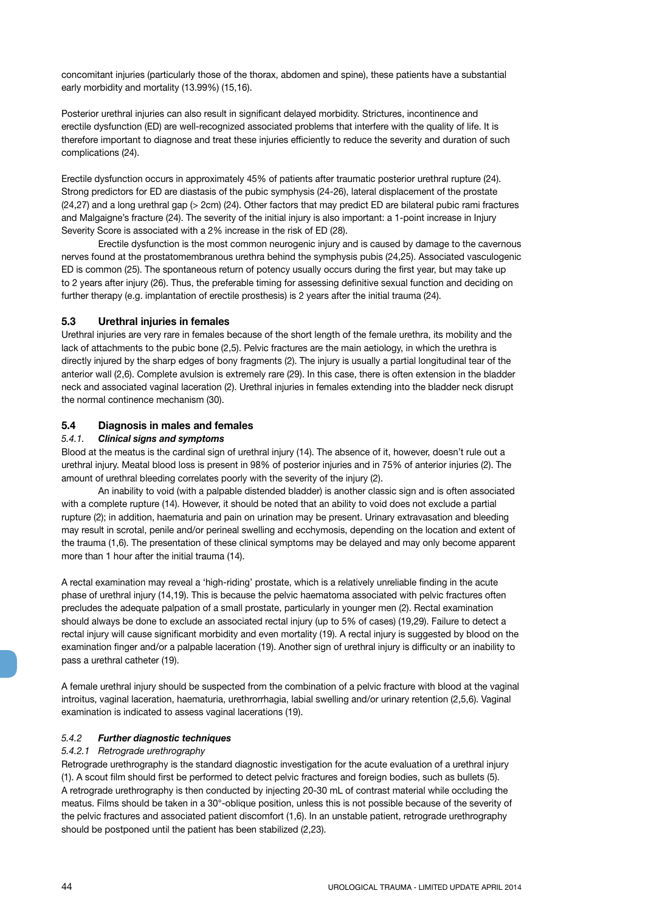concomitant injuries (particularly those of the thorax, abdomen and spine), these patients have a substantial early morbidity and mortality (13.99%) (15,16).

Posterior urethral injuries can also result in significant delayed morbidity. Strictures, incontinence and erectile dysfunction (ED) are well-recognized associated problems that interfere with the quality of life. It is therefore important to diagnose and treat these injuries efficiently to reduce the severity and duration of such complications (24).

Erectile dysfunction occurs in approximately 45% of patients after traumatic posterior urethral rupture (24). Strong predictors for ED are diastasis of the pubic symphysis (24-26), lateral displacement of the prostate (24,27) and a long urethral gap (> 2cm) (24). Other factors that may predict ED are bilateral pubic rami fractures and Malgaigne's fracture (24). The severity of the initial injury is also important: a 1-point increase in Injury Severity Score is associated with a 2% increase in the risk of ED (28).

Erectile dysfunction is the most common neurogenic injury and is caused by damage to the cavernous nerves found at the prostatomembranous urethra behind the symphysis pubis (24,25). Associated vasculogenic ED is common (25). The spontaneous return of potency usually occurs during the first year, but may take up to 2 years after injury (26). Thus, the preferable timing for assessing definitive sexual function and deciding on further therapy (e.g. implantation of erectile prosthesis) is 2 years after the initial trauma (24).

## 5.3 Urethral injuries in females

Urethral injuries are very rare in females because of the short length of the female urethra, its mobility and the lack of attachments to the pubic bone (2,5). Pelvic fractures are the main aetiology, in which the urethra is directly injured by the sharp edges of bony fragments (2). The injury is usually a partial longitudinal tear of the anterior wall (2,6). Complete avulsion is extremely rare (29). In this case, there is often extension in the bladder neck and associated vaginal laceration (2). Urethral injuries in females extending into the bladder neck disrupt the normal continence mechanism (30).

## 5.4 Diagnosis in males and females

### *5.4.1. Clinical signs and symptoms*

Blood at the meatus is the cardinal sign of urethral injury (14). The absence of it, however, doesn't rule out a urethral injury. Meatal blood loss is present in 98% of posterior injuries and in 75% of anterior injuries (2). The amount of urethral bleeding correlates poorly with the severity of the injury (2).

An inability to void (with a palpable distended bladder) is another classic sign and is often associated with a complete rupture (14). However, it should be noted that an ability to void does not exclude a partial rupture (2); in addition, haematuria and pain on urination may be present. Urinary extravasation and bleeding may result in scrotal, penile and/or perineal swelling and ecchymosis, depending on the location and extent of the trauma (1,6). The presentation of these clinical symptoms may be delayed and may only become apparent more than 1 hour after the initial trauma (14).

A rectal examination may reveal a 'high-riding' prostate, which is a relatively unreliable finding in the acute phase of urethral injury (14,19). This is because the pelvic haematoma associated with pelvic fractures often precludes the adequate palpation of a small prostate, particularly in younger men (2). Rectal examination should always be done to exclude an associated rectal injury (up to 5% of cases) (19,29). Failure to detect a rectal injury will cause significant morbidity and even mortality (19). A rectal injury is suggested by blood on the examination finger and/or a palpable laceration (19). Another sign of urethral injury is difficulty or an inability to pass a urethral catheter (19).

A female urethral injury should be suspected from the combination of a pelvic fracture with blood at the vaginal introitus, vaginal laceration, haematuria, urethrorrhagia, labial swelling and/or urinary retention (2,5,6). Vaginal examination is indicated to assess vaginal lacerations (19).

### *5.4.2 Further diagnostic techniques*

#### *5.4.2.1 Retrograde urethrography*

Retrograde urethrography is the standard diagnostic investigation for the acute evaluation of a urethral injury (1). A scout film should first be performed to detect pelvic fractures and foreign bodies, such as bullets (5). A retrograde urethrography is then conducted by injecting 20-30 mL of contrast material while occluding the meatus. Films should be taken in a 30°-oblique position, unless this is not possible because of the severity of the pelvic fractures and associated patient discomfort (1,6). In an unstable patient, retrograde urethrography should be postponed until the patient has been stabilized (2,23).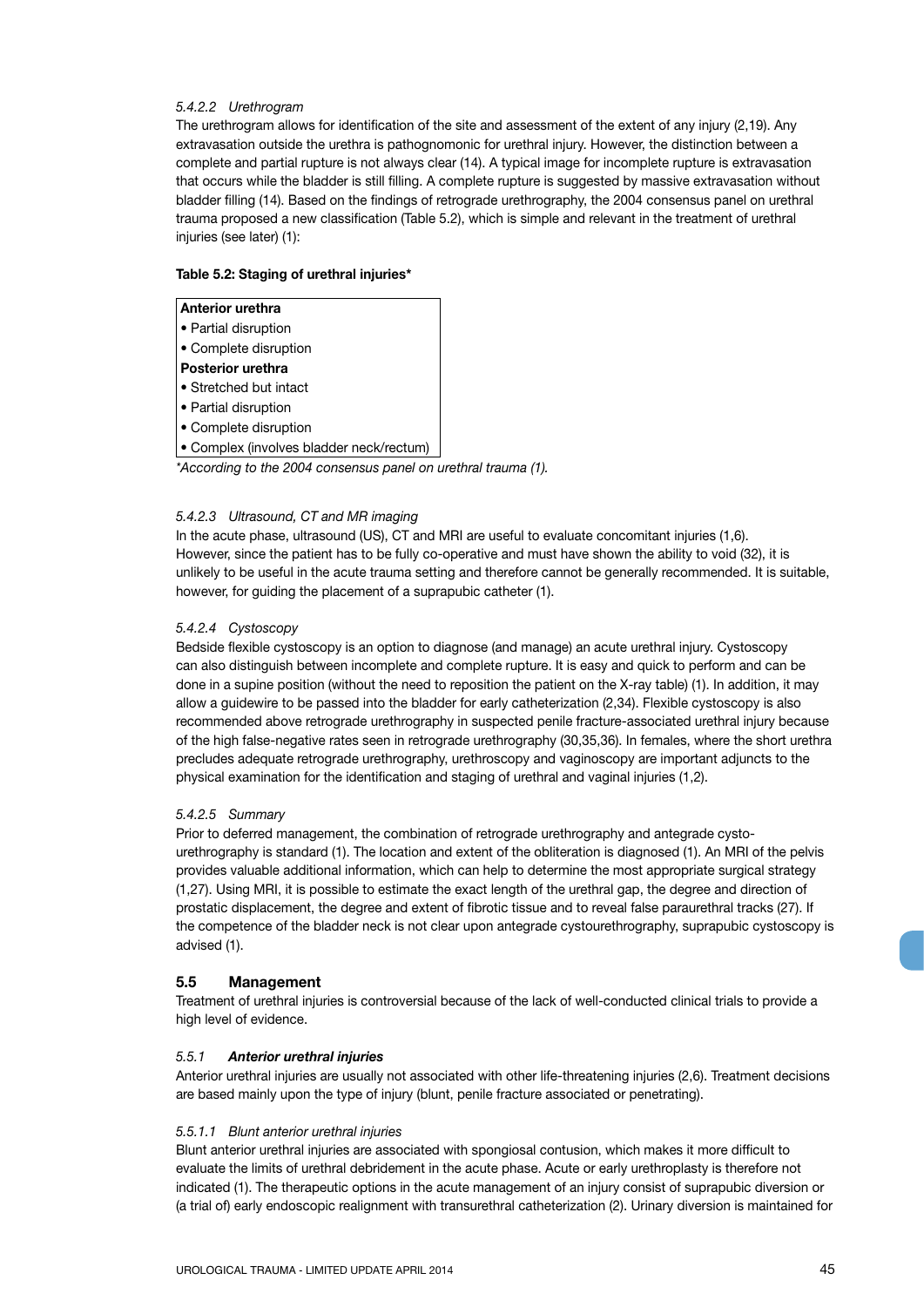#### 5.4.2.2 Urethrogram

The urethrogram allows for identification of the site and assessment of the extent of any injury (2,19). Any extravasation outside the urethra is pathognomonic for urethral injury. However, the distinction between a complete and partial rupture is not always clear (14). A typical image for incomplete rupture is extravasation that occurs while the bladder is still filling. A complete rupture is suggested by massive extravasation without bladder filling (14). Based on the findings of retrograde urethrography, the 2004 consensus panel on urethral trauma proposed a new classification (Table 5.2), which is simple and relevant in the treatment of urethral injuries (see later) (1):

**Table 5.2: Staging of urethral injuries***

| **Anterior urethra** |
|---|
| • Partial disruption |
| • Complete disruption |
| **Posterior urethra** |
| • Stretched but intact |
| • Partial disruption |
| • Complete disruption |
| • Complex (involves bladder neck/rectum) |

*\*According to the 2004 consensus panel on urethral trauma (1).*

#### 5.4.2.3 Ultrasound, CT and MR imaging

In the acute phase, ultrasound (US), CT and MRI are useful to evaluate concomitant injuries (1,6). However, since the patient has to be fully co-operative and must have shown the ability to void (32), it is unlikely to be useful in the acute trauma setting and therefore cannot be generally recommended. It is suitable, however, for guiding the placement of a suprapubic catheter (1).

#### 5.4.2.4 Cystoscopy

Bedside flexible cystoscopy is an option to diagnose (and manage) an acute urethral injury. Cystoscopy can also distinguish between incomplete and complete rupture. It is easy and quick to perform and can be done in a supine position (without the need to reposition the patient on the X-ray table) (1). In addition, it may allow a guidewire to be passed into the bladder for early catheterization (2,34). Flexible cystoscopy is also recommended above retrograde urethrography in suspected penile fracture-associated urethral injury because of the high false-negative rates seen in retrograde urethrography (30,35,36). In females, where the short urethra precludes adequate retrograde urethrography, urethroscopy and vaginoscopy are important adjuncts to the physical examination for the identification and staging of urethral and vaginal injuries (1,2).

#### 5.4.2.5 Summary

Prior to deferred management, the combination of retrograde urethrography and antegrade cysto-urethrography is standard (1). The location and extent of the obliteration is diagnosed (1). An MRI of the pelvis provides valuable additional information, which can help to determine the most appropriate surgical strategy (1,27). Using MRI, it is possible to estimate the exact length of the urethral gap, the degree and direction of prostatic displacement, the degree and extent of fibrotic tissue and to reveal false paraurethral tracks (27). If the competence of the bladder neck is not clear upon antegrade cystourethrography, suprapubic cystoscopy is advised (1).

## 5.5 Management

Treatment of urethral injuries is controversial because of the lack of well-conducted clinical trials to provide a high level of evidence.

### *5.5.1 Anterior urethral injuries*

Anterior urethral injuries are usually not associated with other life-threatening injuries (2,6). Treatment decisions are based mainly upon the type of injury (blunt, penile fracture associated or penetrating).

#### 5.5.1.1 Blunt anterior urethral injuries

Blunt anterior urethral injuries are associated with spongiosal contusion, which makes it more difficult to evaluate the limits of urethral debridement in the acute phase. Acute or early urethroplasty is therefore not indicated (1). The therapeutic options in the acute management of an injury consist of suprapubic diversion or (a trial of) early endoscopic realignment with transurethral catheterization (2). Urinary diversion is maintained for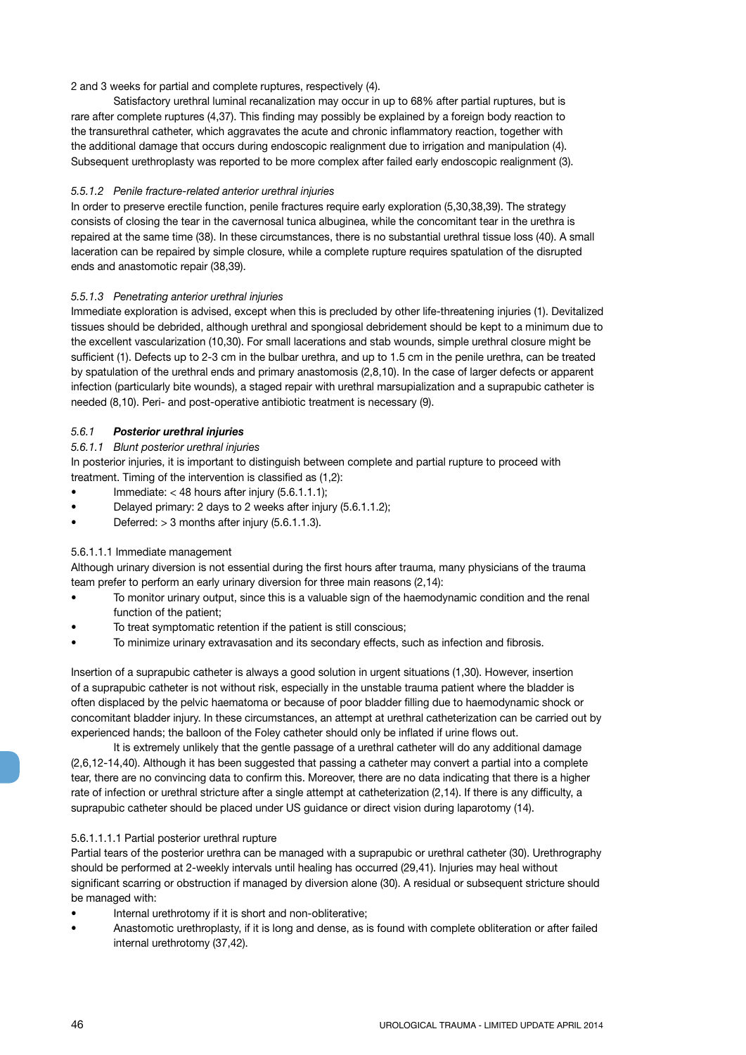2 and 3 weeks for partial and complete ruptures, respectively (4).

Satisfactory urethral luminal recanalization may occur in up to 68% after partial ruptures, but is rare after complete ruptures (4,37). This finding may possibly be explained by a foreign body reaction to the transurethral catheter, which aggravates the acute and chronic inflammatory reaction, together with the additional damage that occurs during endoscopic realignment due to irrigation and manipulation (4). Subsequent urethroplasty was reported to be more complex after failed early endoscopic realignment (3).

#### *5.5.1.2 Penile fracture-related anterior urethral injuries*

In order to preserve erectile function, penile fractures require early exploration (5,30,38,39). The strategy consists of closing the tear in the cavernosal tunica albuginea, while the concomitant tear in the urethra is repaired at the same time (38). In these circumstances, there is no substantial urethral tissue loss (40). A small laceration can be repaired by simple closure, while a complete rupture requires spatulation of the disrupted ends and anastomotic repair (38,39).

#### *5.5.1.3 Penetrating anterior urethral injuries*

Immediate exploration is advised, except when this is precluded by other life-threatening injuries (1). Devitalized tissues should be debrided, although urethral and spongiosal debridement should be kept to a minimum due to the excellent vascularization (10,30). For small lacerations and stab wounds, simple urethral closure might be sufficient (1). Defects up to 2-3 cm in the bulbar urethra, and up to 1.5 cm in the penile urethra, can be treated by spatulation of the urethral ends and primary anastomosis (2,8,10). In the case of larger defects or apparent infection (particularly bite wounds), a staged repair with urethral marsupialization and a suprapubic catheter is needed (8,10). Peri- and post-operative antibiotic treatment is necessary (9).

### *5.6.1 **Posterior urethral injuries***

#### *5.6.1.1 Blunt posterior urethral injuries*

In posterior injuries, it is important to distinguish between complete and partial rupture to proceed with treatment. Timing of the intervention is classified as (1,2):

- Immediate: < 48 hours after injury (5.6.1.1.1);
- Delayed primary: 2 days to 2 weeks after injury (5.6.1.1.2);
- Deferred: > 3 months after injury (5.6.1.1.3).

#### 5.6.1.1.1 Immediate management

Although urinary diversion is not essential during the first hours after trauma, many physicians of the trauma team prefer to perform an early urinary diversion for three main reasons (2,14):

- To monitor urinary output, since this is a valuable sign of the haemodynamic condition and the renal function of the patient;
- To treat symptomatic retention if the patient is still conscious;
- To minimize urinary extravasation and its secondary effects, such as infection and fibrosis.

Insertion of a suprapubic catheter is always a good solution in urgent situations (1,30). However, insertion of a suprapubic catheter is not without risk, especially in the unstable trauma patient where the bladder is often displaced by the pelvic haematoma or because of poor bladder filling due to haemodynamic shock or concomitant bladder injury. In these circumstances, an attempt at urethral catheterization can be carried out by experienced hands; the balloon of the Foley catheter should only be inflated if urine flows out.

It is extremely unlikely that the gentle passage of a urethral catheter will do any additional damage (2,6,12-14,40). Although it has been suggested that passing a catheter may convert a partial into a complete tear, there are no convincing data to confirm this. Moreover, there are no data indicating that there is a higher rate of infection or urethral stricture after a single attempt at catheterization (2,14). If there is any difficulty, a suprapubic catheter should be placed under US guidance or direct vision during laparotomy (14).

#### 5.6.1.1.1.1 Partial posterior urethral rupture

Partial tears of the posterior urethra can be managed with a suprapubic or urethral catheter (30). Urethrography should be performed at 2-weekly intervals until healing has occurred (29,41). Injuries may heal without significant scarring or obstruction if managed by diversion alone (30). A residual or subsequent stricture should be managed with:

- Internal urethrotomy if it is short and non-obliterative;
- Anastomotic urethroplasty, if it is long and dense, as is found with complete obliteration or after failed internal urethrotomy (37,42).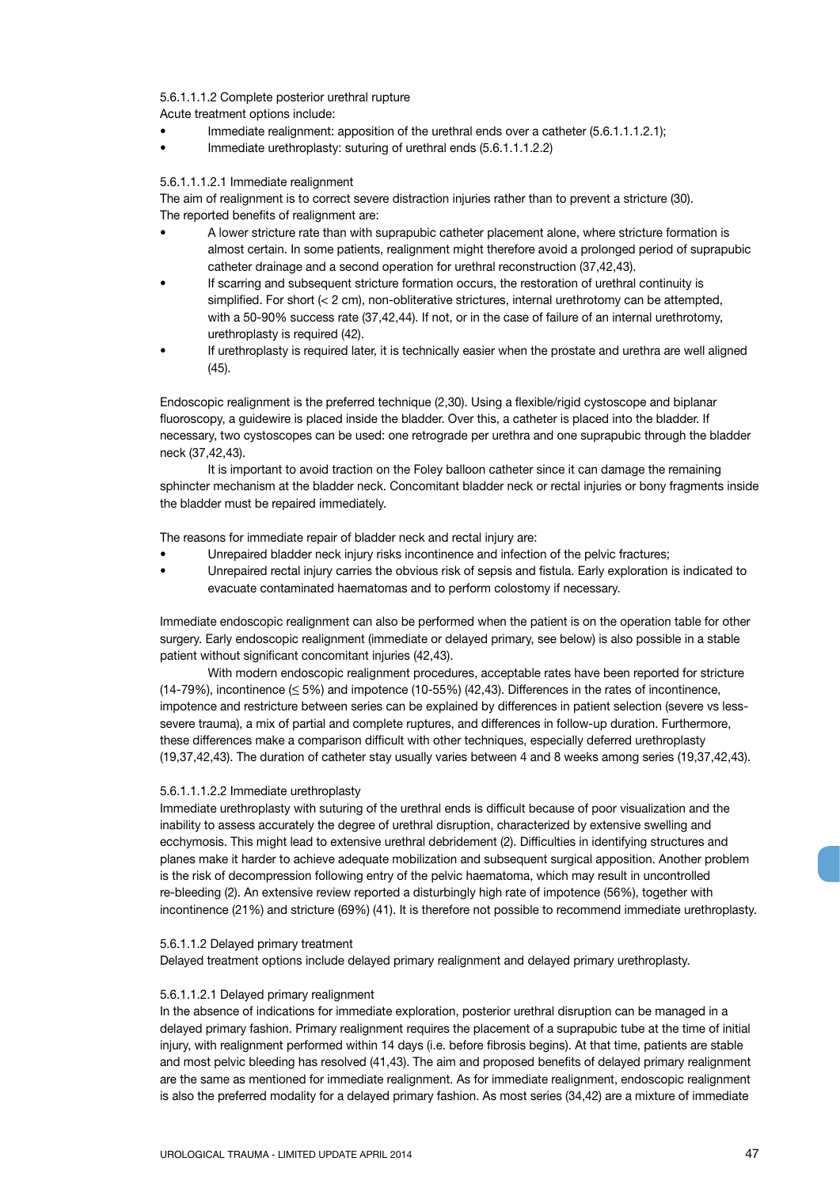5.6.1.1.1.2 Complete posterior urethral rupture

Acute treatment options include:

- Immediate realignment: apposition of the urethral ends over a catheter (5.6.1.1.1.2.1);
- Immediate urethroplasty: suturing of urethral ends (5.6.1.1.1.2.2)

5.6.1.1.1.2.1 Immediate realignment

The aim of realignment is to correct severe distraction injuries rather than to prevent a stricture (30). The reported benefits of realignment are:

- A lower stricture rate than with suprapubic catheter placement alone, where stricture formation is almost certain. In some patients, realignment might therefore avoid a prolonged period of suprapubic catheter drainage and a second operation for urethral reconstruction (37,42,43).
- If scarring and subsequent stricture formation occurs, the restoration of urethral continuity is simplified. For short (< 2 cm), non-obliterative strictures, internal urethrotomy can be attempted, with a 50-90% success rate (37,42,44). If not, or in the case of failure of an internal urethrotomy, urethroplasty is required (42).
- If urethroplasty is required later, it is technically easier when the prostate and urethra are well aligned (45).

Endoscopic realignment is the preferred technique (2,30). Using a flexible/rigid cystoscope and biplanar fluoroscopy, a guidewire is placed inside the bladder. Over this, a catheter is placed into the bladder. If necessary, two cystoscopes can be used: one retrograde per urethra and one suprapubic through the bladder neck (37,42,43).

It is important to avoid traction on the Foley balloon catheter since it can damage the remaining sphincter mechanism at the bladder neck. Concomitant bladder neck or rectal injuries or bony fragments inside the bladder must be repaired immediately.

The reasons for immediate repair of bladder neck and rectal injury are:

- Unrepaired bladder neck injury risks incontinence and infection of the pelvic fractures;
- Unrepaired rectal injury carries the obvious risk of sepsis and fistula. Early exploration is indicated to evacuate contaminated haematomas and to perform colostomy if necessary.

Immediate endoscopic realignment can also be performed when the patient is on the operation table for other surgery. Early endoscopic realignment (immediate or delayed primary, see below) is also possible in a stable patient without significant concomitant injuries (42,43).

With modern endoscopic realignment procedures, acceptable rates have been reported for stricture (14-79%), incontinence (≤ 5%) and impotence (10-55%) (42,43). Differences in the rates of incontinence, impotence and restricture between series can be explained by differences in patient selection (severe vs less-severe trauma), a mix of partial and complete ruptures, and differences in follow-up duration. Furthermore, these differences make a comparison difficult with other techniques, especially deferred urethroplasty (19,37,42,43). The duration of catheter stay usually varies between 4 and 8 weeks among series (19,37,42,43).

5.6.1.1.1.2.2 Immediate urethroplasty

Immediate urethroplasty with suturing of the urethral ends is difficult because of poor visualization and the inability to assess accurately the degree of urethral disruption, characterized by extensive swelling and ecchymosis. This might lead to extensive urethral debridement (2). Difficulties in identifying structures and planes make it harder to achieve adequate mobilization and subsequent surgical apposition. Another problem is the risk of decompression following entry of the pelvic haematoma, which may result in uncontrolled re-bleeding (2). An extensive review reported a disturbingly high rate of impotence (56%), together with incontinence (21%) and stricture (69%) (41). It is therefore not possible to recommend immediate urethroplasty.

5.6.1.1.2 Delayed primary treatment

Delayed treatment options include delayed primary realignment and delayed primary urethroplasty.

5.6.1.1.2.1 Delayed primary realignment

In the absence of indications for immediate exploration, posterior urethral disruption can be managed in a delayed primary fashion. Primary realignment requires the placement of a suprapubic tube at the time of initial injury, with realignment performed within 14 days (i.e. before fibrosis begins). At that time, patients are stable and most pelvic bleeding has resolved (41,43). The aim and proposed benefits of delayed primary realignment are the same as mentioned for immediate realignment. As for immediate realignment, endoscopic realignment is also the preferred modality for a delayed primary fashion. As most series (34,42) are a mixture of immediate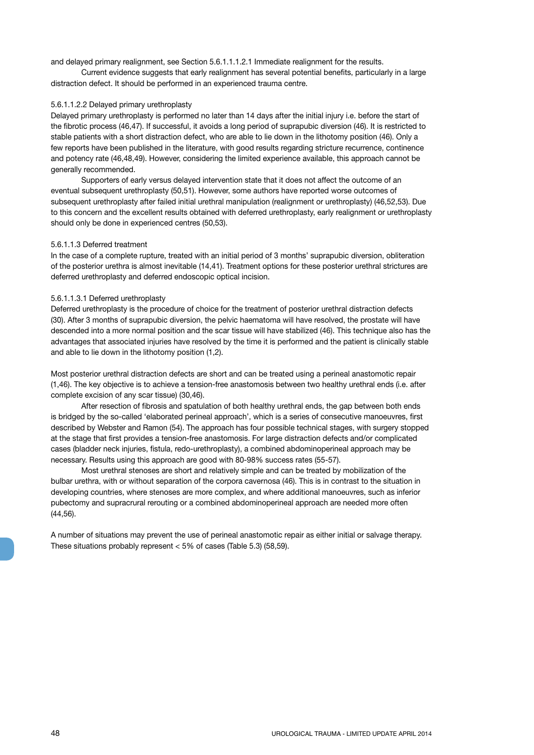and delayed primary realignment, see Section 5.6.1.1.1.2.1 Immediate realignment for the results.

Current evidence suggests that early realignment has several potential benefits, particularly in a large distraction defect. It should be performed in an experienced trauma centre.

#### 5.6.1.1.2.2 Delayed primary urethroplasty

Delayed primary urethroplasty is performed no later than 14 days after the initial injury i.e. before the start of the fibrotic process (46,47). If successful, it avoids a long period of suprapubic diversion (46). It is restricted to stable patients with a short distraction defect, who are able to lie down in the lithotomy position (46). Only a few reports have been published in the literature, with good results regarding stricture recurrence, continence and potency rate (46,48,49). However, considering the limited experience available, this approach cannot be generally recommended.

Supporters of early versus delayed intervention state that it does not affect the outcome of an eventual subsequent urethroplasty (50,51). However, some authors have reported worse outcomes of subsequent urethroplasty after failed initial urethral manipulation (realignment or urethroplasty) (46,52,53). Due to this concern and the excellent results obtained with deferred urethroplasty, early realignment or urethroplasty should only be done in experienced centres (50,53).

#### 5.6.1.1.3 Deferred treatment

In the case of a complete rupture, treated with an initial period of 3 months' suprapubic diversion, obliteration of the posterior urethra is almost inevitable (14,41). Treatment options for these posterior urethral strictures are deferred urethroplasty and deferred endoscopic optical incision.

#### 5.6.1.1.3.1 Deferred urethroplasty

Deferred urethroplasty is the procedure of choice for the treatment of posterior urethral distraction defects (30). After 3 months of suprapubic diversion, the pelvic haematoma will have resolved, the prostate will have descended into a more normal position and the scar tissue will have stabilized (46). This technique also has the advantages that associated injuries have resolved by the time it is performed and the patient is clinically stable and able to lie down in the lithotomy position (1,2).

Most posterior urethral distraction defects are short and can be treated using a perineal anastomotic repair (1,46). The key objective is to achieve a tension-free anastomosis between two healthy urethral ends (i.e. after complete excision of any scar tissue) (30,46).

After resection of fibrosis and spatulation of both healthy urethral ends, the gap between both ends is bridged by the so-called 'elaborated perineal approach', which is a series of consecutive manoeuvres, first described by Webster and Ramon (54). The approach has four possible technical stages, with surgery stopped at the stage that first provides a tension-free anastomosis. For large distraction defects and/or complicated cases (bladder neck injuries, fistula, redo-urethroplasty), a combined abdominoperineal approach may be necessary. Results using this approach are good with 80-98% success rates (55-57).

Most urethral stenoses are short and relatively simple and can be treated by mobilization of the bulbar urethra, with or without separation of the corpora cavernosa (46). This is in contrast to the situation in developing countries, where stenoses are more complex, and where additional manoeuvres, such as inferior pubectomy and supracrural rerouting or a combined abdominoperineal approach are needed more often (44,56).

A number of situations may prevent the use of perineal anastomotic repair as either initial or salvage therapy. These situations probably represent < 5% of cases (Table 5.3) (58,59).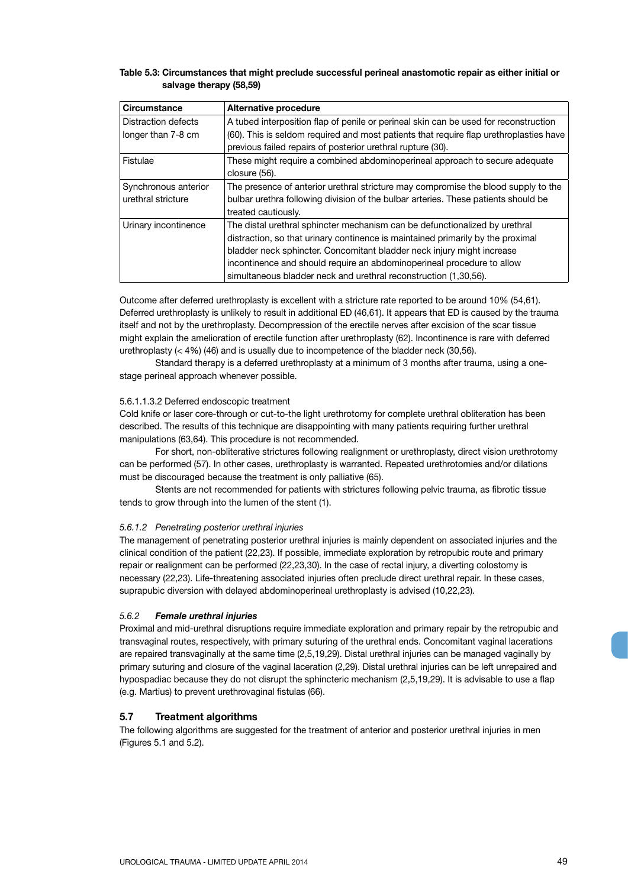**Table 5.3: Circumstances that might preclude successful perineal anastomotic repair as either initial or salvage therapy (58,59)**

| Circumstance | Alternative procedure |
|---|---|
| Distraction defects longer than 7-8 cm | A tubed interposition flap of penile or perineal skin can be used for reconstruction (60). This is seldom required and most patients that require flap urethroplasties have previous failed repairs of posterior urethral rupture (30). |
| Fistulae | These might require a combined abdominoperineal approach to secure adequate closure (56). |
| Synchronous anterior urethral stricture | The presence of anterior urethral stricture may compromise the blood supply to the bulbar urethra following division of the bulbar arteries. These patients should be treated cautiously. |
| Urinary incontinence | The distal urethral sphincter mechanism can be defunctionalized by urethral distraction, so that urinary continence is maintained primarily by the proximal bladder neck sphincter. Concomitant bladder neck injury might increase incontinence and should require an abdominoperineal procedure to allow simultaneous bladder neck and urethral reconstruction (1,30,56). |

Outcome after deferred urethroplasty is excellent with a stricture rate reported to be around 10% (54,61). Deferred urethroplasty is unlikely to result in additional ED (46,61). It appears that ED is caused by the trauma itself and not by the urethroplasty. Decompression of the erectile nerves after excision of the scar tissue might explain the amelioration of erectile function after urethroplasty (62). Incontinence is rare with deferred urethroplasty (< 4%) (46) and is usually due to incompetence of the bladder neck (30,56).

Standard therapy is a deferred urethroplasty at a minimum of 3 months after trauma, using a one-stage perineal approach whenever possible.

5.6.1.1.3.2 Deferred endoscopic treatment

Cold knife or laser core-through or cut-to-the light urethrotomy for complete urethral obliteration has been described. The results of this technique are disappointing with many patients requiring further urethral manipulations (63,64). This procedure is not recommended.

For short, non-obliterative strictures following realignment or urethroplasty, direct vision urethrotomy can be performed (57). In other cases, urethroplasty is warranted. Repeated urethrotomies and/or dilations must be discouraged because the treatment is only palliative (65).

Stents are not recommended for patients with strictures following pelvic trauma, as fibrotic tissue tends to grow through into the lumen of the stent (1).

#### *5.6.1.2 Penetrating posterior urethral injuries*

The management of penetrating posterior urethral injuries is mainly dependent on associated injuries and the clinical condition of the patient (22,23). If possible, immediate exploration by retropubic route and primary repair or realignment can be performed (22,23,30). In the case of rectal injury, a diverting colostomy is necessary (22,23). Life-threatening associated injuries often preclude direct urethral repair. In these cases, suprapubic diversion with delayed abdominoperineal urethroplasty is advised (10,22,23).

### *5.6.2 Female urethral injuries*

Proximal and mid-urethral disruptions require immediate exploration and primary repair by the retropubic and transvaginal routes, respectively, with primary suturing of the urethral ends. Concomitant vaginal lacerations are repaired transvaginally at the same time (2,5,19,29). Distal urethral injuries can be managed vaginally by primary suturing and closure of the vaginal laceration (2,29). Distal urethral injuries can be left unrepaired and hypospadiac because they do not disrupt the sphincteric mechanism (2,5,19,29). It is advisable to use a flap (e.g. Martius) to prevent urethrovaginal fistulas (66).

## 5.7 Treatment algorithms

The following algorithms are suggested for the treatment of anterior and posterior urethral injuries in men (Figures 5.1 and 5.2).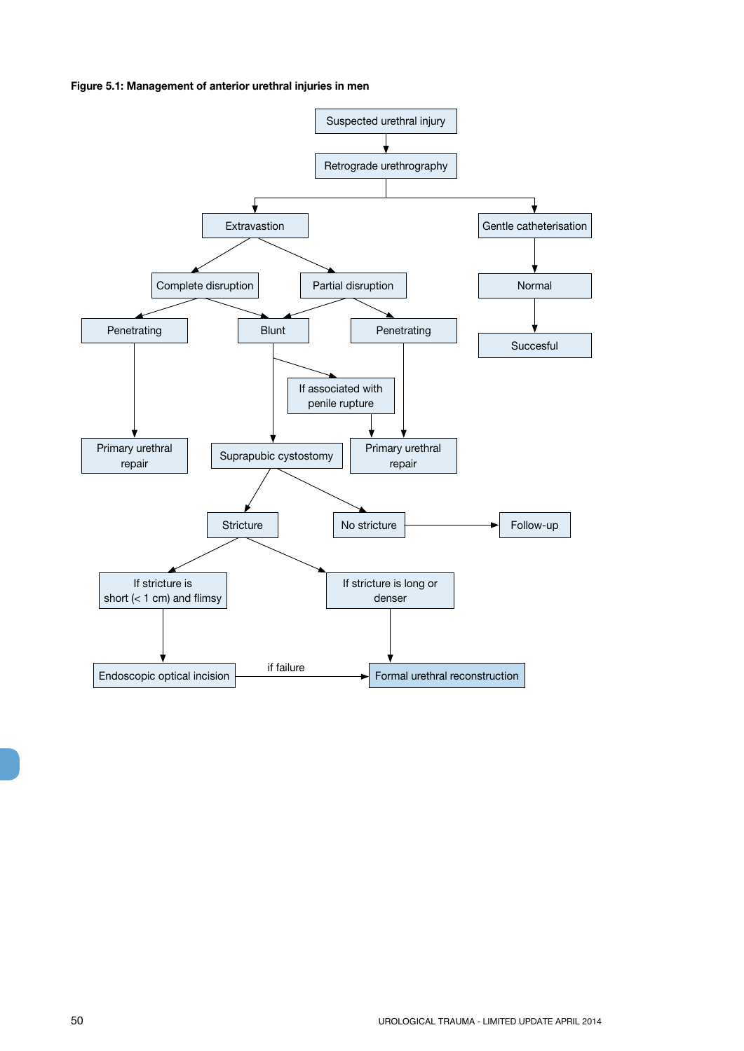**Figure 5.1: Management of anterior urethral injuries in men**

- Suspected urethral injury
  - Retrograde urethrography
    - Extravastion
      - Complete disruption
        - Penetrating → Primary urethral repair
        - Blunt
      - Partial disruption
        - Blunt
        - Penetrating → Primary urethral repair
      - Blunt
        - Suprapubic cystostomy
          - Stricture
            - If stricture is short (< 1 cm) and flimsy → Endoscopic optical incision → if failure → Formal urethral reconstruction
            - If stricture is long or denser → Formal urethral reconstruction
          - No stricture → Follow-up
        - If associated with penile rupture → Primary urethral repair
    - Gentle catheterisation
      - Normal
        - Succesful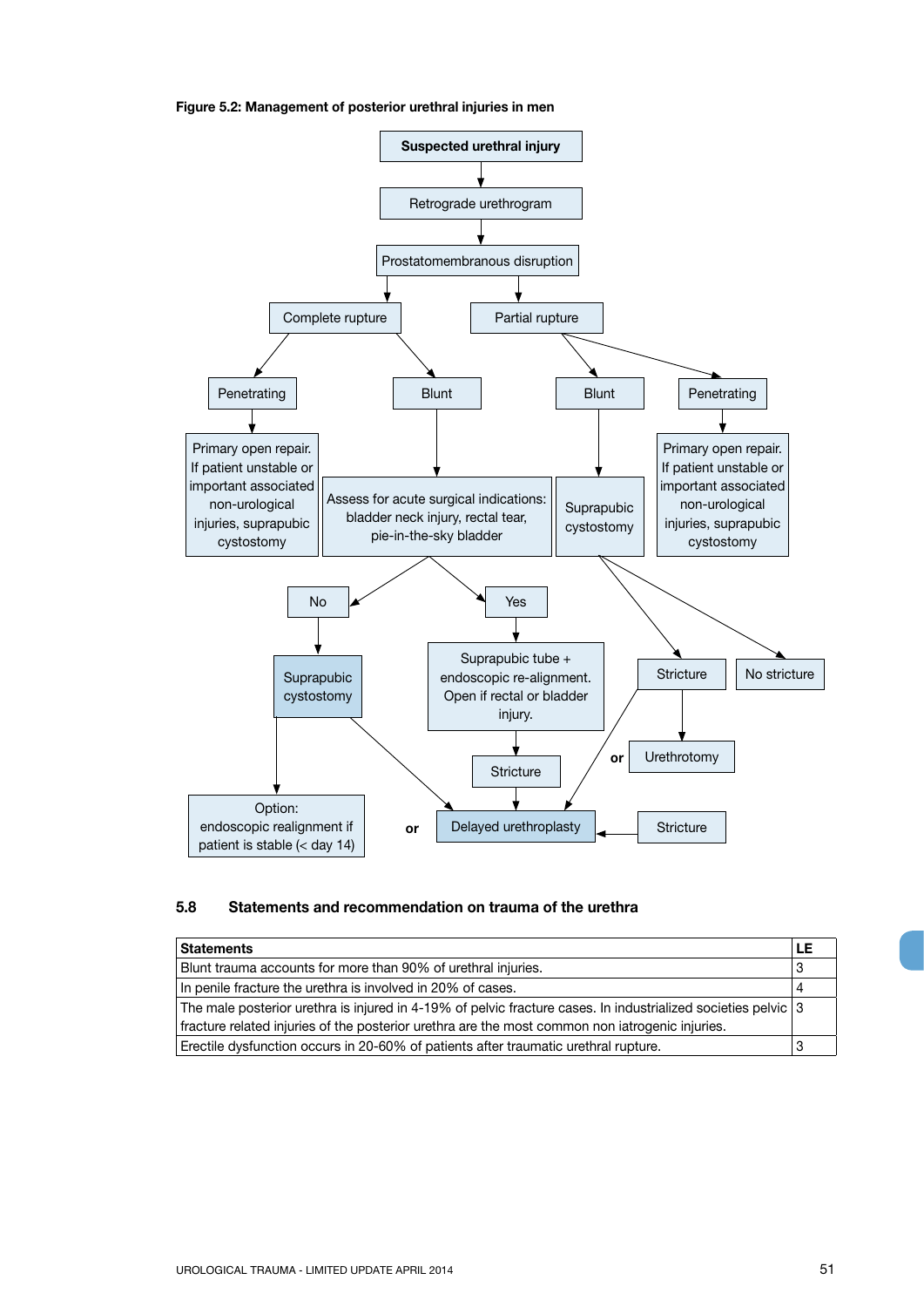**Figure 5.2: Management of posterior urethral injuries in men**

Suspected urethral injury

Retrograde urethrogram

Prostatomembranous disruption

Complete rupture

Partial rupture

Penetrating

Blunt

Blunt

Penetrating

Primary open repair. If patient unstable or important associated non-urological injuries, suprapubic cystostomy

Assess for acute surgical indications: bladder neck injury, rectal tear, pie-in-the-sky bladder

Suprapubic cystostomy

Primary open repair. If patient unstable or important associated non-urological injuries, suprapubic cystostomy

No

Yes

Suprapubic cystostomy

Suprapubic tube + endoscopic re-alignment. Open if rectal or bladder injury.

Stricture

No stricture

Urethrotomy

Stricture

Option: endoscopic realignment if patient is stable (< day 14)

or

Delayed urethroplasty

Stricture

## 5.8 Statements and recommendation on trauma of the urethra

| Statements | LE |
|---|---|
| Blunt trauma accounts for more than 90% of urethral injuries. | 3 |
| In penile fracture the urethra is involved in 20% of cases. | 4 |
| The male posterior urethra is injured in 4-19% of pelvic fracture cases. In industrialized societies pelvic fracture related injuries of the posterior urethra are the most common non iatrogenic injuries. | 3 |
| Erectile dysfunction occurs in 20-60% of patients after traumatic urethral rupture. | 3 |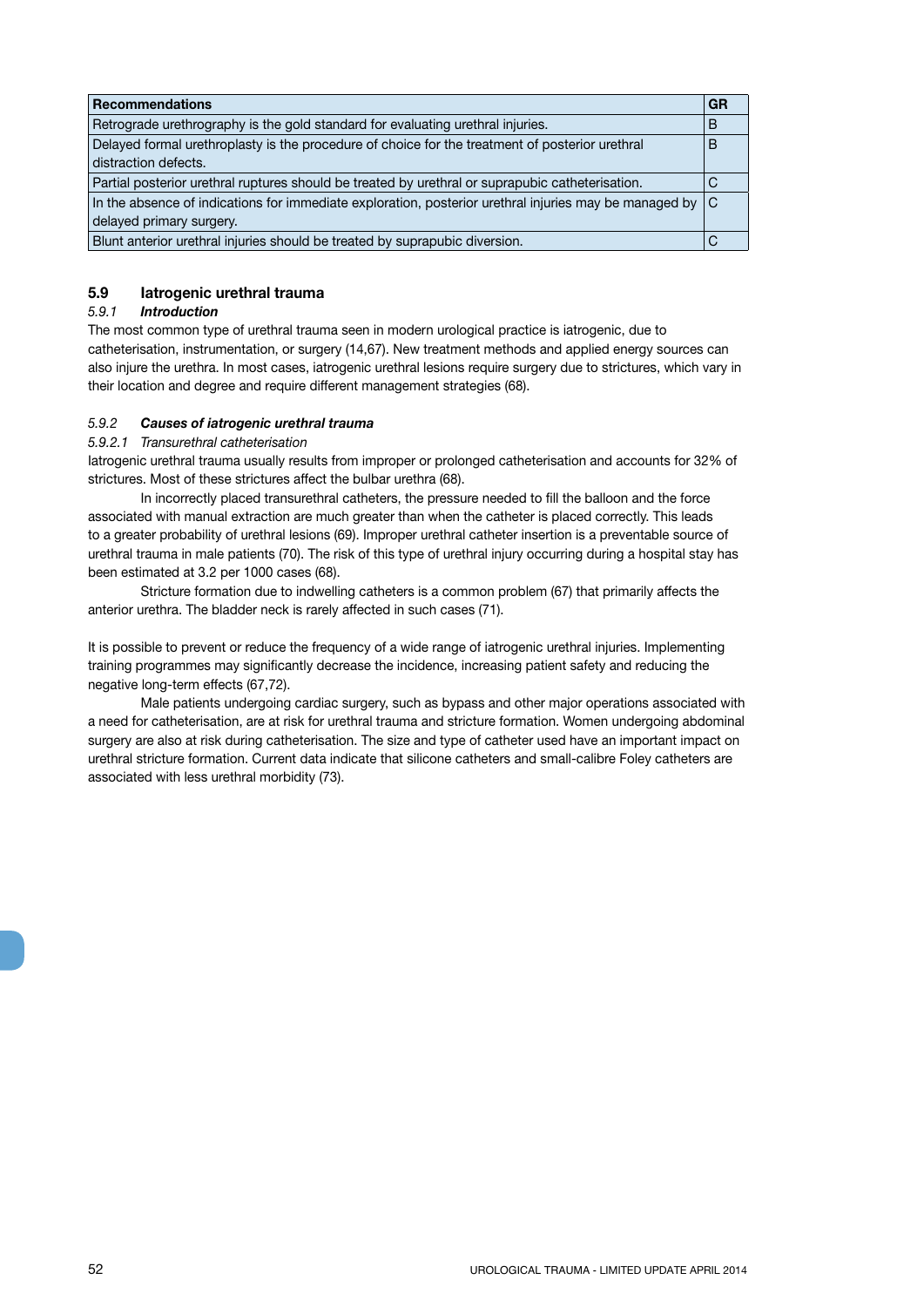| Recommendations | GR |
|---|---|
| Retrograde urethrography is the gold standard for evaluating urethral injuries. | B |
| Delayed formal urethroplasty is the procedure of choice for the treatment of posterior urethral distraction defects. | B |
| Partial posterior urethral ruptures should be treated by urethral or suprapubic catheterisation. | C |
| In the absence of indications for immediate exploration, posterior urethral injuries may be managed by delayed primary surgery. | C |
| Blunt anterior urethral injuries should be treated by suprapubic diversion. | C |

## 5.9 Iatrogenic urethral trauma

### *5.9.1 Introduction*

The most common type of urethral trauma seen in modern urological practice is iatrogenic, due to catheterisation, instrumentation, or surgery (14,67). New treatment methods and applied energy sources can also injure the urethra. In most cases, iatrogenic urethral lesions require surgery due to strictures, which vary in their location and degree and require different management strategies (68).

### *5.9.2 Causes of iatrogenic urethral trauma*

#### *5.9.2.1 Transurethral catheterisation*

Iatrogenic urethral trauma usually results from improper or prolonged catheterisation and accounts for 32% of strictures. Most of these strictures affect the bulbar urethra (68).

In incorrectly placed transurethral catheters, the pressure needed to fill the balloon and the force associated with manual extraction are much greater than when the catheter is placed correctly. This leads to a greater probability of urethral lesions (69). Improper urethral catheter insertion is a preventable source of urethral trauma in male patients (70). The risk of this type of urethral injury occurring during a hospital stay has been estimated at 3.2 per 1000 cases (68).

Stricture formation due to indwelling catheters is a common problem (67) that primarily affects the anterior urethra. The bladder neck is rarely affected in such cases (71).

It is possible to prevent or reduce the frequency of a wide range of iatrogenic urethral injuries. Implementing training programmes may significantly decrease the incidence, increasing patient safety and reducing the negative long-term effects (67,72).

Male patients undergoing cardiac surgery, such as bypass and other major operations associated with a need for catheterisation, are at risk for urethral trauma and stricture formation. Women undergoing abdominal surgery are also at risk during catheterisation. The size and type of catheter used have an important impact on urethral stricture formation. Current data indicate that silicone catheters and small-calibre Foley catheters are associated with less urethral morbidity (73).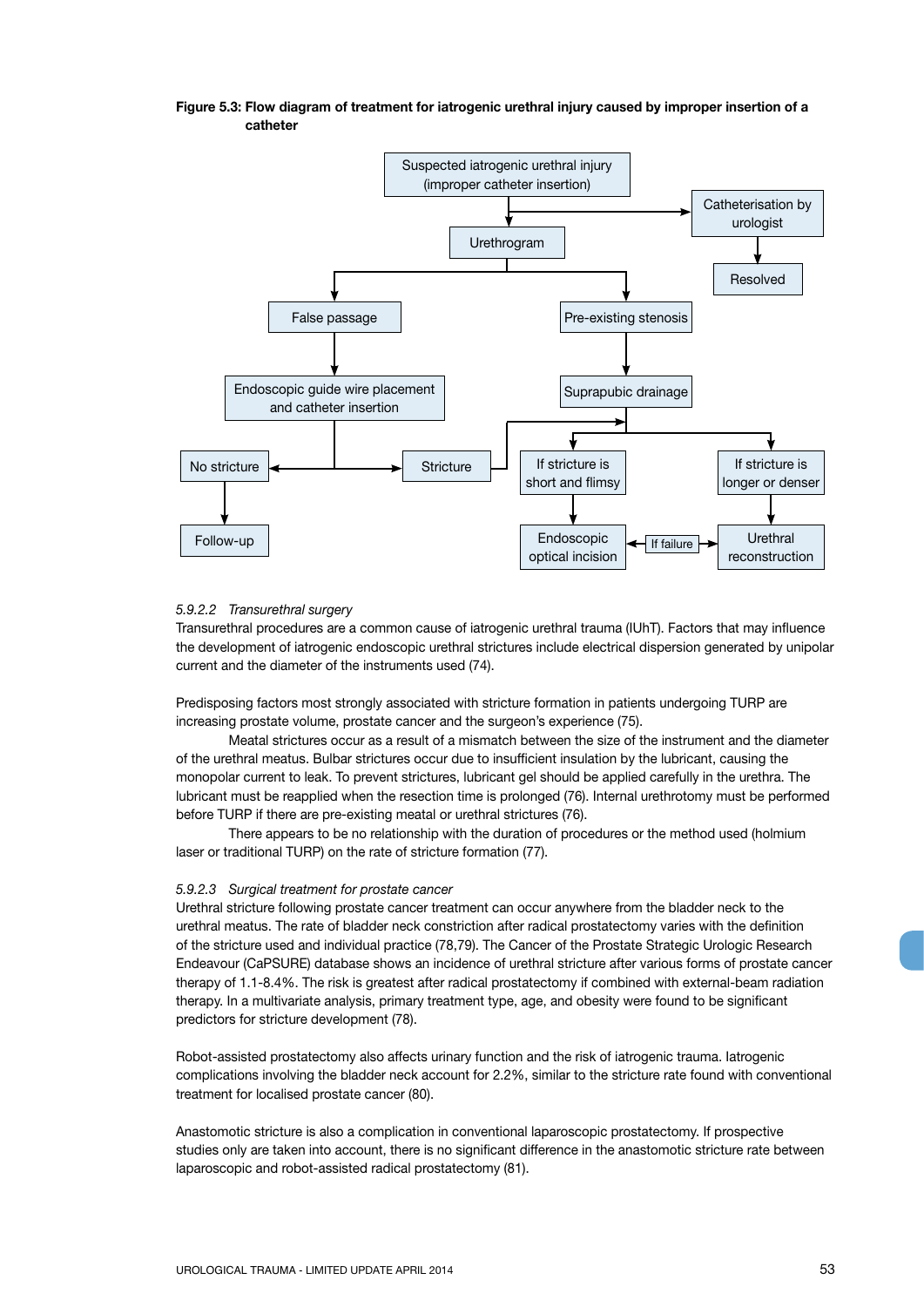**Figure 5.3: Flow diagram of treatment for iatrogenic urethral injury caused by improper insertion of a catheter**

```
Suspected iatrogenic urethral injury (improper catheter insertion)
├── Catheterisation by urologist → Resolved
└── Urethrogram
    ├── False passage
    │   └── Endoscopic guide wire placement and catheter insertion
    │       ├── No stricture → Follow-up
    │       └── Stricture → (to Suprapubic drainage pathway)
    └── Pre-existing stenosis
        └── Suprapubic drainage
            ├── If stricture is short and flimsy → Endoscopic optical incision
            └── If stricture is longer or denser → Urethral reconstruction
                (If failure: Endoscopic optical incision → Urethral reconstruction)
```

*5.9.2.2 Transurethral surgery*

Transurethral procedures are a common cause of iatrogenic urethral trauma (IUhT). Factors that may influence the development of iatrogenic endoscopic urethral strictures include electrical dispersion generated by unipolar current and the diameter of the instruments used (74).

Predisposing factors most strongly associated with stricture formation in patients undergoing TURP are increasing prostate volume, prostate cancer and the surgeon's experience (75).

Meatal strictures occur as a result of a mismatch between the size of the instrument and the diameter of the urethral meatus. Bulbar strictures occur due to insufficient insulation by the lubricant, causing the monopolar current to leak. To prevent strictures, lubricant gel should be applied carefully in the urethra. The lubricant must be reapplied when the resection time is prolonged (76). Internal urethrotomy must be performed before TURP if there are pre-existing meatal or urethral strictures (76).

There appears to be no relationship with the duration of procedures or the method used (holmium laser or traditional TURP) on the rate of stricture formation (77).

*5.9.2.3 Surgical treatment for prostate cancer*

Urethral stricture following prostate cancer treatment can occur anywhere from the bladder neck to the urethral meatus. The rate of bladder neck constriction after radical prostatectomy varies with the definition of the stricture used and individual practice (78,79). The Cancer of the Prostate Strategic Urologic Research Endeavour (CaPSURE) database shows an incidence of urethral stricture after various forms of prostate cancer therapy of 1.1-8.4%. The risk is greatest after radical prostatectomy if combined with external-beam radiation therapy. In a multivariate analysis, primary treatment type, age, and obesity were found to be significant predictors for stricture development (78).

Robot-assisted prostatectomy also affects urinary function and the risk of iatrogenic trauma. Iatrogenic complications involving the bladder neck account for 2.2%, similar to the stricture rate found with conventional treatment for localised prostate cancer (80).

Anastomotic stricture is also a complication in conventional laparoscopic prostatectomy. If prospective studies only are taken into account, there is no significant difference in the anastomotic stricture rate between laparoscopic and robot-assisted radical prostatectomy (81).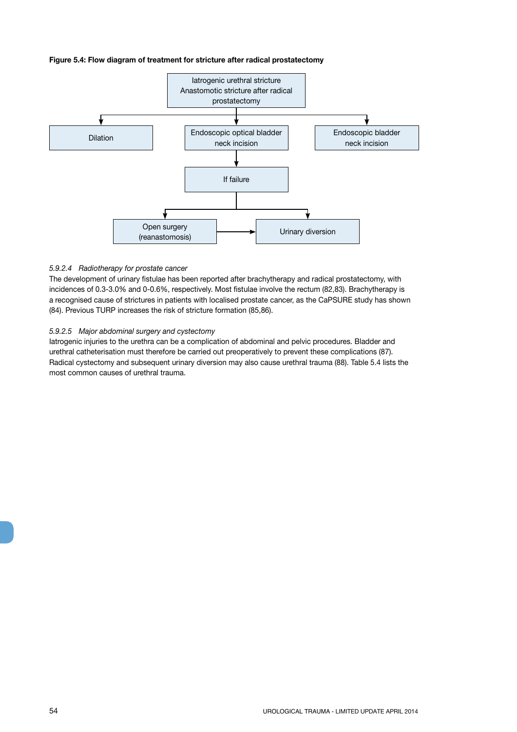**Figure 5.4: Flow diagram of treatment for stricture after radical prostatectomy**

Iatrogenic urethral stricture
Anastomotic stricture after radical prostatectomy

- Dilation
- Endoscopic optical bladder neck incision
  - If failure
    - Open surgery (reanastomosis) → Urinary diversion
    - Urinary diversion
- Endoscopic bladder neck incision

#### *5.9.2.4 Radiotherapy for prostate cancer*

The development of urinary fistulae has been reported after brachytherapy and radical prostatectomy, with incidences of 0.3-3.0% and 0-0.6%, respectively. Most fistulae involve the rectum (82,83). Brachytherapy is a recognised cause of strictures in patients with localised prostate cancer, as the CaPSURE study has shown (84). Previous TURP increases the risk of stricture formation (85,86).

#### *5.9.2.5 Major abdominal surgery and cystectomy*

Iatrogenic injuries to the urethra can be a complication of abdominal and pelvic procedures. Bladder and urethral catheterisation must therefore be carried out preoperatively to prevent these complications (87). Radical cystectomy and subsequent urinary diversion may also cause urethral trauma (88). Table 5.4 lists the most common causes of urethral trauma.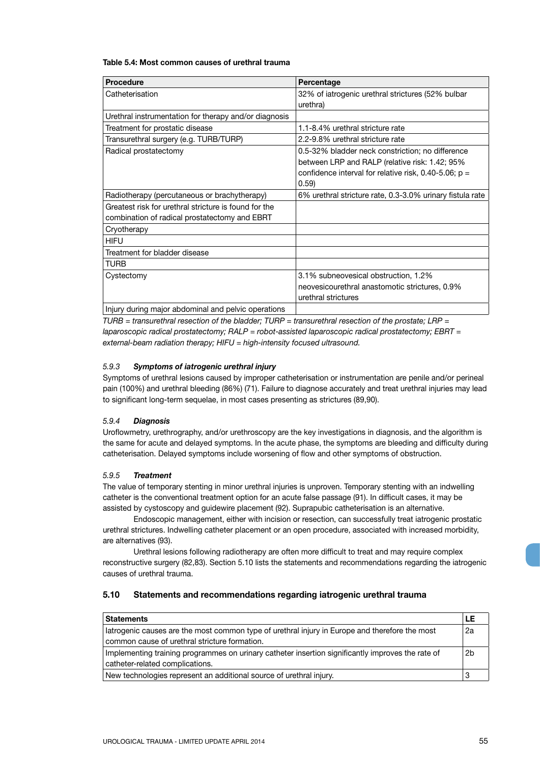**Table 5.4: Most common causes of urethral trauma**

| Procedure | Percentage |
| --- | --- |
| Catheterisation | 32% of iatrogenic urethral strictures (52% bulbar urethra) |
| Urethral instrumentation for therapy and/or diagnosis | |
| Treatment for prostatic disease | 1.1-8.4% urethral stricture rate |
| Transurethral surgery (e.g. TURB/TURP) | 2.2-9.8% urethral stricture rate |
| Radical prostatectomy | 0.5-32% bladder neck constriction; no difference between LRP and RALP (relative risk: 1.42; 95% confidence interval for relative risk, 0.40-5.06; p = 0.59) |
| Radiotherapy (percutaneous or brachytherapy) | 6% urethral stricture rate, 0.3-3.0% urinary fistula rate |
| Greatest risk for urethral stricture is found for the combination of radical prostatectomy and EBRT | |
| Cryotherapy | |
| HIFU | |
| Treatment for bladder disease | |
| TURB | |
| Cystectomy | 3.1% subneovesical obstruction, 1.2% neovesicourethral anastomotic strictures, 0.9% urethral strictures |
| Injury during major abdominal and pelvic operations | |

*TURB = transurethral resection of the bladder; TURP = transurethral resection of the prostate; LRP = laparoscopic radical prostatectomy; RALP = robot-assisted laparoscopic radical prostatectomy; EBRT = external-beam radiation therapy; HIFU = high-intensity focused ultrasound.*

#### 5.9.3 *Symptoms of iatrogenic urethral injury*

Symptoms of urethral lesions caused by improper catheterisation or instrumentation are penile and/or perineal pain (100%) and urethral bleeding (86%) (71). Failure to diagnose accurately and treat urethral injuries may lead to significant long-term sequelae, in most cases presenting as strictures (89,90).

#### 5.9.4 *Diagnosis*

Uroflowmetry, urethrography, and/or urethroscopy are the key investigations in diagnosis, and the algorithm is the same for acute and delayed symptoms. In the acute phase, the symptoms are bleeding and difficulty during catheterisation. Delayed symptoms include worsening of flow and other symptoms of obstruction.

#### 5.9.5 *Treatment*

The value of temporary stenting in minor urethral injuries is unproven. Temporary stenting with an indwelling catheter is the conventional treatment option for an acute false passage (91). In difficult cases, it may be assisted by cystoscopy and guidewire placement (92). Suprapubic catheterisation is an alternative.

Endoscopic management, either with incision or resection, can successfully treat iatrogenic prostatic urethral strictures. Indwelling catheter placement or an open procedure, associated with increased morbidity, are alternatives (93).

Urethral lesions following radiotherapy are often more difficult to treat and may require complex reconstructive surgery (82,83). Section 5.10 lists the statements and recommendations regarding the iatrogenic causes of urethral trauma.

### 5.10 Statements and recommendations regarding iatrogenic urethral trauma

| Statements | LE |
| --- | --- |
| Iatrogenic causes are the most common type of urethral injury in Europe and therefore the most common cause of urethral stricture formation. | 2a |
| Implementing training programmes on urinary catheter insertion significantly improves the rate of catheter-related complications. | 2b |
| New technologies represent an additional source of urethral injury. | 3 |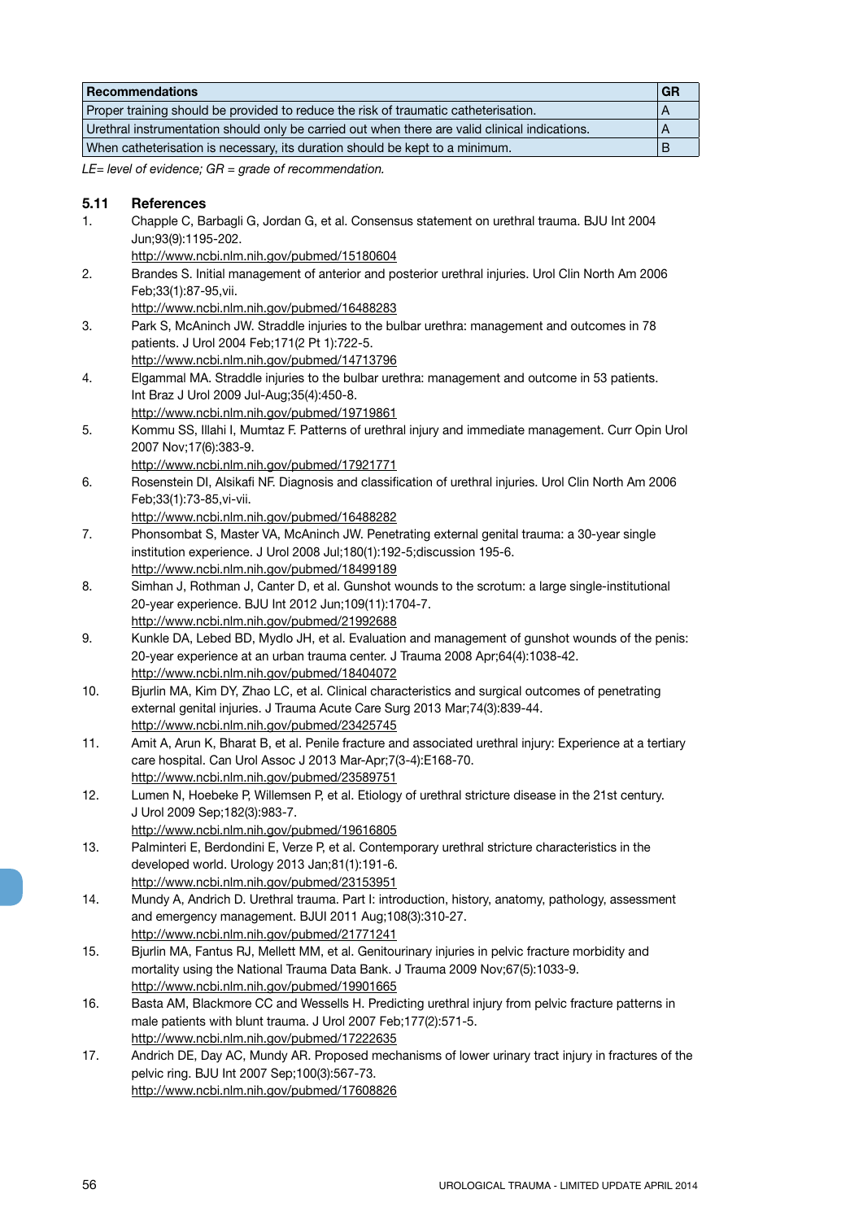| Recommendations | GR |
|---|---|
| Proper training should be provided to reduce the risk of traumatic catheterisation. | A |
| Urethral instrumentation should only be carried out when there are valid clinical indications. | A |
| When catheterisation is necessary, its duration should be kept to a minimum. | B |

*LE= level of evidence; GR = grade of recommendation.*

### 5.11 References

1. Chapple C, Barbagli G, Jordan G, et al. Consensus statement on urethral trauma. BJU Int 2004 Jun;93(9):1195-202.
   http://www.ncbi.nlm.nih.gov/pubmed/15180604
2. Brandes S. Initial management of anterior and posterior urethral injuries. Urol Clin North Am 2006 Feb;33(1):87-95,vii.
   http://www.ncbi.nlm.nih.gov/pubmed/16488283
3. Park S, McAninch JW. Straddle injuries to the bulbar urethra: management and outcomes in 78 patients. J Urol 2004 Feb;171(2 Pt 1):722-5.
   http://www.ncbi.nlm.nih.gov/pubmed/14713796
4. Elgammal MA. Straddle injuries to the bulbar urethra: management and outcome in 53 patients. Int Braz J Urol 2009 Jul-Aug;35(4):450-8.
   http://www.ncbi.nlm.nih.gov/pubmed/19719861
5. Kommu SS, Illahi I, Mumtaz F. Patterns of urethral injury and immediate management. Curr Opin Urol 2007 Nov;17(6):383-9.
   http://www.ncbi.nlm.nih.gov/pubmed/17921771
6. Rosenstein DI, Alsikafi NF. Diagnosis and classification of urethral injuries. Urol Clin North Am 2006 Feb;33(1):73-85,vi-vii.
   http://www.ncbi.nlm.nih.gov/pubmed/16488282
7. Phonsombat S, Master VA, McAninch JW. Penetrating external genital trauma: a 30-year single institution experience. J Urol 2008 Jul;180(1):192-5;discussion 195-6.
   http://www.ncbi.nlm.nih.gov/pubmed/18499189
8. Simhan J, Rothman J, Canter D, et al. Gunshot wounds to the scrotum: a large single-institutional 20-year experience. BJU Int 2012 Jun;109(11):1704-7.
   http://www.ncbi.nlm.nih.gov/pubmed/21992688
9. Kunkle DA, Lebed BD, Mydlo JH, et al. Evaluation and management of gunshot wounds of the penis: 20-year experience at an urban trauma center. J Trauma 2008 Apr;64(4):1038-42.
   http://www.ncbi.nlm.nih.gov/pubmed/18404072
10. Bjurlin MA, Kim DY, Zhao LC, et al. Clinical characteristics and surgical outcomes of penetrating external genital injuries. J Trauma Acute Care Surg 2013 Mar;74(3):839-44.
    http://www.ncbi.nlm.nih.gov/pubmed/23425745
11. Amit A, Arun K, Bharat B, et al. Penile fracture and associated urethral injury: Experience at a tertiary care hospital. Can Urol Assoc J 2013 Mar-Apr;7(3-4):E168-70.
    http://www.ncbi.nlm.nih.gov/pubmed/23589751
12. Lumen N, Hoebeke P, Willemsen P, et al. Etiology of urethral stricture disease in the 21st century. J Urol 2009 Sep;182(3):983-7.
    http://www.ncbi.nlm.nih.gov/pubmed/19616805
13. Palminteri E, Berdondini E, Verze P, et al. Contemporary urethral stricture characteristics in the developed world. Urology 2013 Jan;81(1):191-6.
    http://www.ncbi.nlm.nih.gov/pubmed/23153951
14. Mundy A, Andrich D. Urethral trauma. Part I: introduction, history, anatomy, pathology, assessment and emergency management. BJUI 2011 Aug;108(3):310-27.
    http://www.ncbi.nlm.nih.gov/pubmed/21771241
15. Bjurlin MA, Fantus RJ, Mellett MM, et al. Genitourinary injuries in pelvic fracture morbidity and mortality using the National Trauma Data Bank. J Trauma 2009 Nov;67(5):1033-9.
    http://www.ncbi.nlm.nih.gov/pubmed/19901665
16. Basta AM, Blackmore CC and Wessells H. Predicting urethral injury from pelvic fracture patterns in male patients with blunt trauma. J Urol 2007 Feb;177(2):571-5.
    http://www.ncbi.nlm.nih.gov/pubmed/17222635
17. Andrich DE, Day AC, Mundy AR. Proposed mechanisms of lower urinary tract injury in fractures of the pelvic ring. BJU Int 2007 Sep;100(3):567-73.
    http://www.ncbi.nlm.nih.gov/pubmed/17608826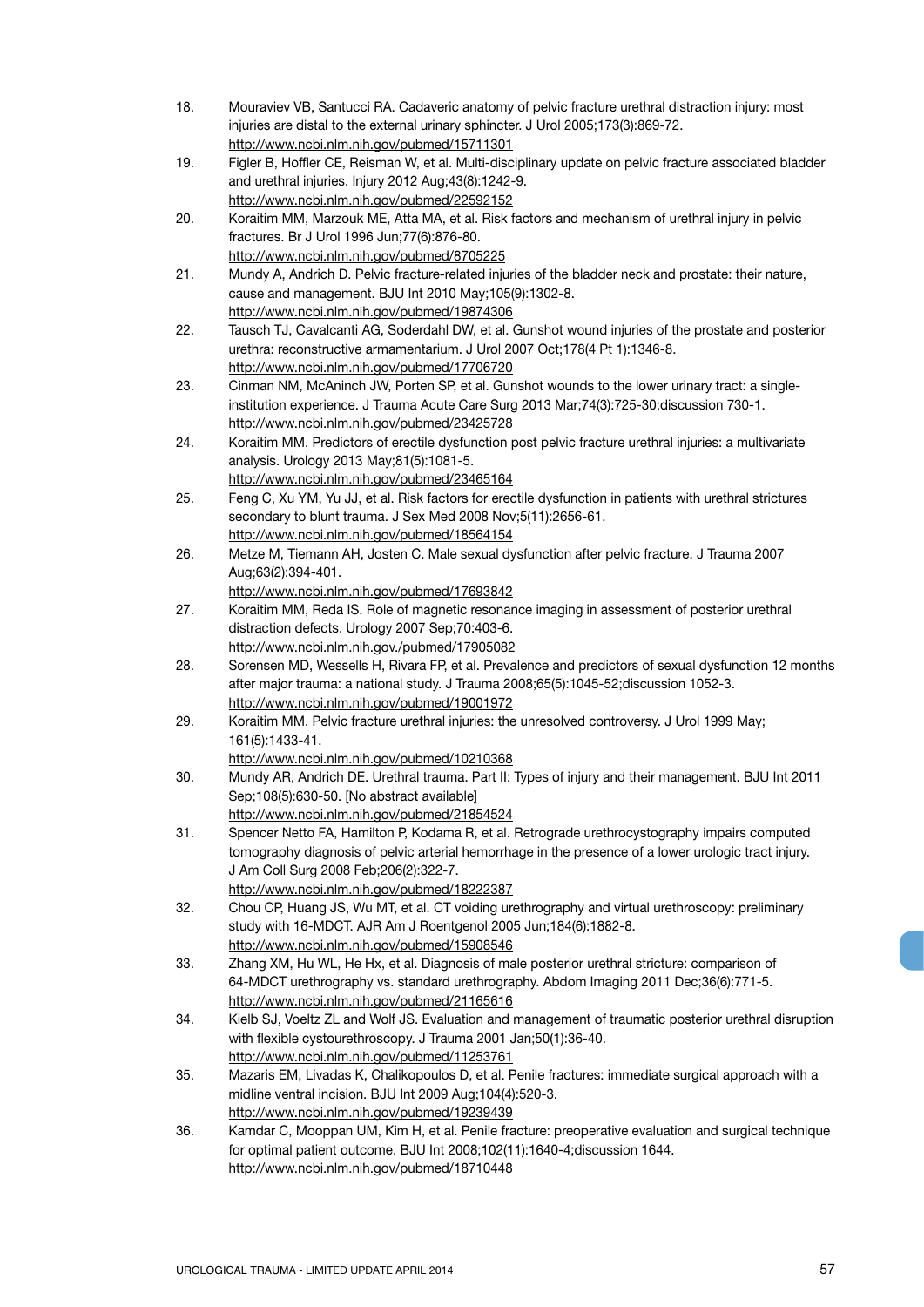18. Mouraviev VB, Santucci RA. Cadaveric anatomy of pelvic fracture urethral distraction injury: most injuries are distal to the external urinary sphincter. J Urol 2005;173(3):869-72.
http://www.ncbi.nlm.nih.gov/pubmed/15711301
19. Figler B, Hoffler CE, Reisman W, et al. Multi-disciplinary update on pelvic fracture associated bladder and urethral injuries. Injury 2012 Aug;43(8):1242-9.
http://www.ncbi.nlm.nih.gov/pubmed/22592152
20. Koraitim MM, Marzouk ME, Atta MA, et al. Risk factors and mechanism of urethral injury in pelvic fractures. Br J Urol 1996 Jun;77(6):876-80.
http://www.ncbi.nlm.nih.gov/pubmed/8705225
21. Mundy A, Andrich D. Pelvic fracture-related injuries of the bladder neck and prostate: their nature, cause and management. BJU Int 2010 May;105(9):1302-8.
http://www.ncbi.nlm.nih.gov/pubmed/19874306
22. Tausch TJ, Cavalcanti AG, Soderdahl DW, et al. Gunshot wound injuries of the prostate and posterior urethra: reconstructive armamentarium. J Urol 2007 Oct;178(4 Pt 1):1346-8.
http://www.ncbi.nlm.nih.gov/pubmed/17706720
23. Cinman NM, McAninch JW, Porten SP, et al. Gunshot wounds to the lower urinary tract: a single-institution experience. J Trauma Acute Care Surg 2013 Mar;74(3):725-30;discussion 730-1.
http://www.ncbi.nlm.nih.gov/pubmed/23425728
24. Koraitim MM. Predictors of erectile dysfunction post pelvic fracture urethral injuries: a multivariate analysis. Urology 2013 May;81(5):1081-5.
http://www.ncbi.nlm.nih.gov/pubmed/23465164
25. Feng C, Xu YM, Yu JJ, et al. Risk factors for erectile dysfunction in patients with urethral strictures secondary to blunt trauma. J Sex Med 2008 Nov;5(11):2656-61.
http://www.ncbi.nlm.nih.gov/pubmed/18564154
26. Metze M, Tiemann AH, Josten C. Male sexual dysfunction after pelvic fracture. J Trauma 2007 Aug;63(2):394-401.
http://www.ncbi.nlm.nih.gov/pubmed/17693842
27. Koraitim MM, Reda IS. Role of magnetic resonance imaging in assessment of posterior urethral distraction defects. Urology 2007 Sep;70:403-6.
http://www.ncbi.nlm.nih.gov./pubmed/17905082
28. Sorensen MD, Wessells H, Rivara FP, et al. Prevalence and predictors of sexual dysfunction 12 months after major trauma: a national study. J Trauma 2008;65(5):1045-52;discussion 1052-3.
http://www.ncbi.nlm.nih.gov/pubmed/19001972
29. Koraitim MM. Pelvic fracture urethral injuries: the unresolved controversy. J Urol 1999 May; 161(5):1433-41.
http://www.ncbi.nlm.nih.gov/pubmed/10210368
30. Mundy AR, Andrich DE. Urethral trauma. Part II: Types of injury and their management. BJU Int 2011 Sep;108(5):630-50. [No abstract available]
http://www.ncbi.nlm.nih.gov/pubmed/21854524
31. Spencer Netto FA, Hamilton P, Kodama R, et al. Retrograde urethrocystography impairs computed tomography diagnosis of pelvic arterial hemorrhage in the presence of a lower urologic tract injury. J Am Coll Surg 2008 Feb;206(2):322-7.
http://www.ncbi.nlm.nih.gov/pubmed/18222387
32. Chou CP, Huang JS, Wu MT, et al. CT voiding urethrography and virtual urethroscopy: preliminary study with 16-MDCT. AJR Am J Roentgenol 2005 Jun;184(6):1882-8.
http://www.ncbi.nlm.nih.gov/pubmed/15908546
33. Zhang XM, Hu WL, He Hx, et al. Diagnosis of male posterior urethral stricture: comparison of 64-MDCT urethrography vs. standard urethrography. Abdom Imaging 2011 Dec;36(6):771-5.
http://www.ncbi.nlm.nih.gov/pubmed/21165616
34. Kielb SJ, Voeltz ZL and Wolf JS. Evaluation and management of traumatic posterior urethral disruption with flexible cystourethroscopy. J Trauma 2001 Jan;50(1):36-40.
http://www.ncbi.nlm.nih.gov/pubmed/11253761
35. Mazaris EM, Livadas K, Chalikopoulos D, et al. Penile fractures: immediate surgical approach with a midline ventral incision. BJU Int 2009 Aug;104(4):520-3.
http://www.ncbi.nlm.nih.gov/pubmed/19239439
36. Kamdar C, Mooppan UM, Kim H, et al. Penile fracture: preoperative evaluation and surgical technique for optimal patient outcome. BJU Int 2008;102(11):1640-4;discussion 1644.
http://www.ncbi.nlm.nih.gov/pubmed/18710448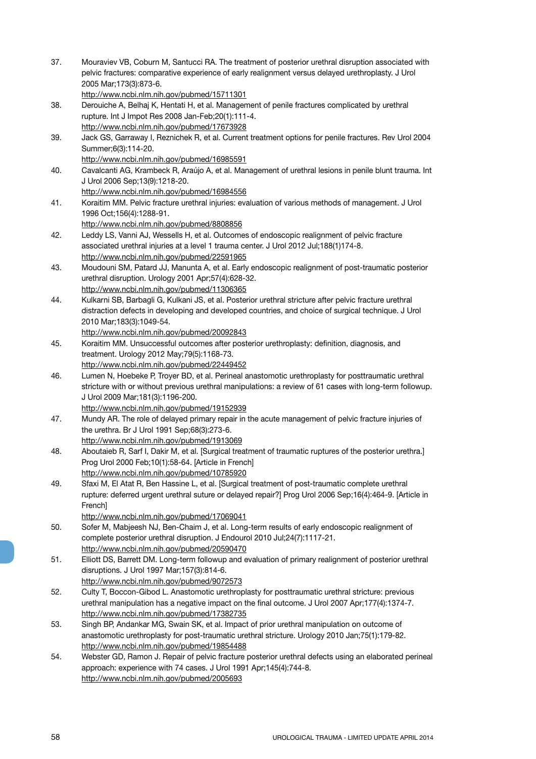37. Mouraviev VB, Coburn M, Santucci RA. The treatment of posterior urethral disruption associated with pelvic fractures: comparative experience of early realignment versus delayed urethroplasty. J Urol 2005 Mar;173(3):873-6.
 http://www.ncbi.nlm.nih.gov/pubmed/15711301
38. Derouiche A, Belhaj K, Hentati H, et al. Management of penile fractures complicated by urethral rupture. Int J Impot Res 2008 Jan-Feb;20(1):111-4.
 http://www.ncbi.nlm.nih.gov/pubmed/17673928
39. Jack GS, Garraway I, Reznichek R, et al. Current treatment options for penile fractures. Rev Urol 2004 Summer;6(3):114-20.
 http://www.ncbi.nlm.nih.gov/pubmed/16985591
40. Cavalcanti AG, Krambeck R, Araújo A, et al. Management of urethral lesions in penile blunt trauma. Int J Urol 2006 Sep;13(9):1218-20.
 http://www.ncbi.nlm.nih.gov/pubmed/16984556
41. Koraitim MM. Pelvic fracture urethral injuries: evaluation of various methods of management. J Urol 1996 Oct;156(4):1288-91.
 http://www.ncbi.nlm.nih.gov/pubmed/8808856
42. Leddy LS, Vanni AJ, Wessells H, et al. Outcomes of endoscopic realignment of pelvic fracture associated urethral injuries at a level 1 trauma center. J Urol 2012 Jul;188(1)174-8.
 http://www.ncbi.nlm.nih.gov/pubmed/22591965
43. Moudouni SM, Patard JJ, Manunta A, et al. Early endoscopic realignment of post-traumatic posterior urethral disruption. Urology 2001 Apr;57(4):628-32.
 http://www.ncbi.nlm.nih.gov/pubmed/11306365
44. Kulkarni SB, Barbagli G, Kulkani JS, et al. Posterior urethral stricture after pelvic fracture urethral distraction defects in developing and developed countries, and choice of surgical technique. J Urol 2010 Mar;183(3):1049-54.
 http://www.ncbi.nlm.nih.gov/pubmed/20092843
45. Koraitim MM. Unsuccessful outcomes after posterior urethroplasty: definition, diagnosis, and treatment. Urology 2012 May;79(5):1168-73.
 http://www.ncbi.nlm.nih.gov/pubmed/22449452
46. Lumen N, Hoebeke P, Troyer BD, et al. Perineal anastomotic urethroplasty for posttraumatic urethral stricture with or without previous urethral manipulations: a review of 61 cases with long-term followup. J Urol 2009 Mar;181(3):1196-200.
 http://www.ncbi.nlm.nih.gov/pubmed/19152939
47. Mundy AR. The role of delayed primary repair in the acute management of pelvic fracture injuries of the urethra. Br J Urol 1991 Sep;68(3):273-6.
 http://www.ncbi.nlm.nih.gov/pubmed/1913069
48. Aboutaieb R, Sarf I, Dakir M, et al. [Surgical treatment of traumatic ruptures of the posterior urethra.] Prog Urol 2000 Feb;10(1):58-64. [Article in French]
 http://www.ncbi.nlm.nih.gov/pubmed/10785920
49. Sfaxi M, El Atat R, Ben Hassine L, et al. [Surgical treatment of post-traumatic complete urethral rupture: deferred urgent urethral suture or delayed repair?] Prog Urol 2006 Sep;16(4):464-9. [Article in French]
 http://www.ncbi.nlm.nih.gov/pubmed/17069041
50. Sofer M, Mabjeesh NJ, Ben-Chaim J, et al. Long-term results of early endoscopic realignment of complete posterior urethral disruption. J Endourol 2010 Jul;24(7):1117-21.
 http://www.ncbi.nlm.nih.gov/pubmed/20590470
51. Elliott DS, Barrett DM. Long-term followup and evaluation of primary realignment of posterior urethral disruptions. J Urol 1997 Mar;157(3):814-6.
 http://www.ncbi.nlm.nih.gov/pubmed/9072573
52. Culty T, Boccon-Gibod L. Anastomotic urethroplasty for posttraumatic urethral stricture: previous urethral manipulation has a negative impact on the final outcome. J Urol 2007 Apr;177(4):1374-7.
 http://www.ncbi.nlm.nih.gov/pubmed/17382735
53. Singh BP, Andankar MG, Swain SK, et al. Impact of prior urethral manipulation on outcome of anastomotic urethroplasty for post-traumatic urethral stricture. Urology 2010 Jan;75(1):179-82.
 http://www.ncbi.nlm.nih.gov/pubmed/19854488
54. Webster GD, Ramon J. Repair of pelvic fracture posterior urethral defects using an elaborated perineal approach: experience with 74 cases. J Urol 1991 Apr;145(4):744-8.
 http://www.ncbi.nlm.nih.gov/pubmed/2005693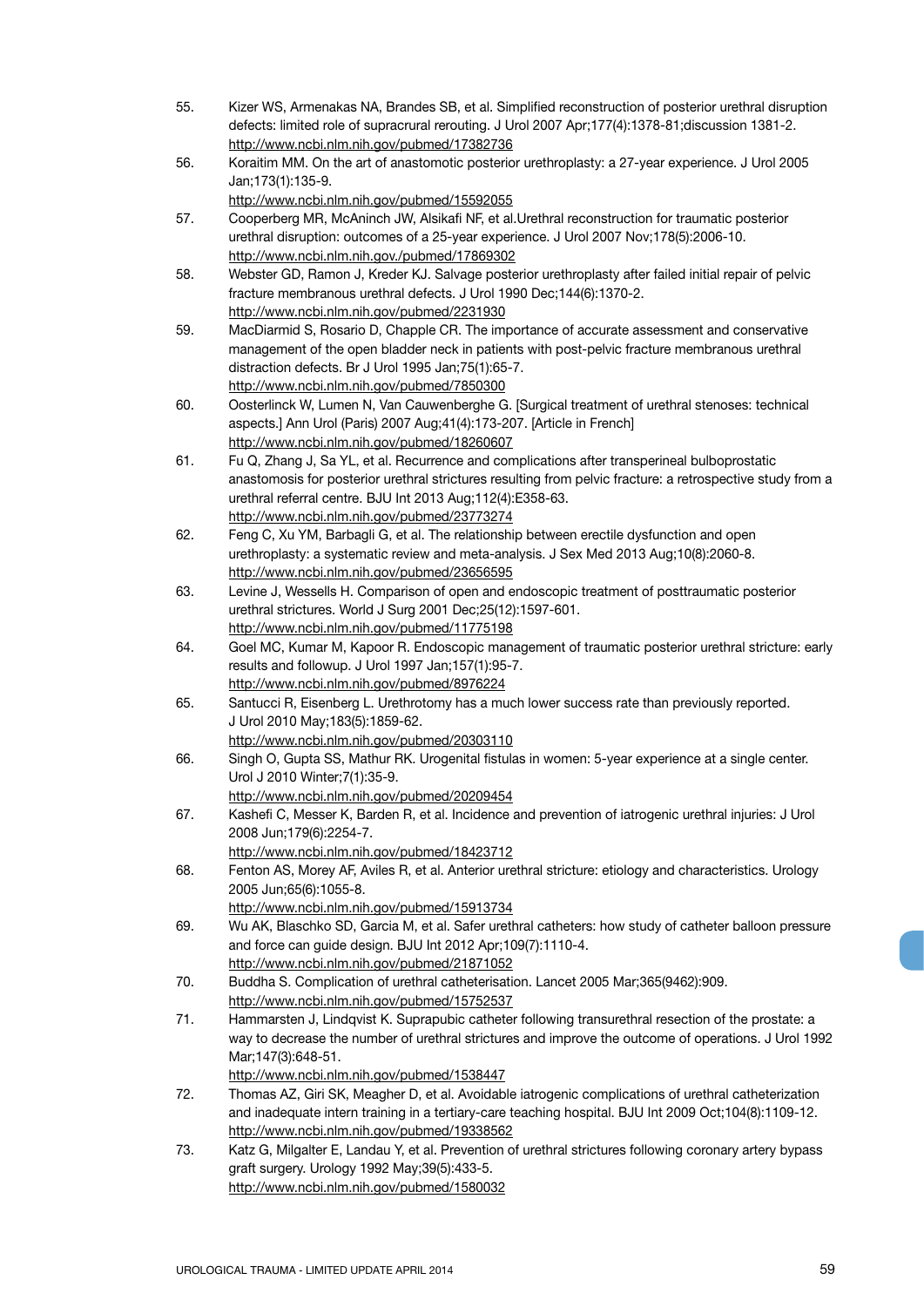55. Kizer WS, Armenakas NA, Brandes SB, et al. Simplified reconstruction of posterior urethral disruption defects: limited role of supracrural rerouting. J Urol 2007 Apr;177(4):1378-81;discussion 1381-2.
http://www.ncbi.nlm.nih.gov/pubmed/17382736
56. Koraitim MM. On the art of anastomotic posterior urethroplasty: a 27-year experience. J Urol 2005 Jan;173(1):135-9.
http://www.ncbi.nlm.nih.gov/pubmed/15592055
57. Cooperberg MR, McAninch JW, Alsikafi NF, et al.Urethral reconstruction for traumatic posterior urethral disruption: outcomes of a 25-year experience. J Urol 2007 Nov;178(5):2006-10.
http://www.ncbi.nlm.nih.gov./pubmed/17869302
58. Webster GD, Ramon J, Kreder KJ. Salvage posterior urethroplasty after failed initial repair of pelvic fracture membranous urethral defects. J Urol 1990 Dec;144(6):1370-2.
http://www.ncbi.nlm.nih.gov/pubmed/2231930
59. MacDiarmid S, Rosario D, Chapple CR. The importance of accurate assessment and conservative management of the open bladder neck in patients with post-pelvic fracture membranous urethral distraction defects. Br J Urol 1995 Jan;75(1):65-7.
http://www.ncbi.nlm.nih.gov/pubmed/7850300
60. Oosterlinck W, Lumen N, Van Cauwenberghe G. [Surgical treatment of urethral stenoses: technical aspects.] Ann Urol (Paris) 2007 Aug;41(4):173-207. [Article in French]
http://www.ncbi.nlm.nih.gov/pubmed/18260607
61. Fu Q, Zhang J, Sa YL, et al. Recurrence and complications after transperineal bulboprostatic anastomosis for posterior urethral strictures resulting from pelvic fracture: a retrospective study from a urethral referral centre. BJU Int 2013 Aug;112(4):E358-63.
http://www.ncbi.nlm.nih.gov/pubmed/23773274
62. Feng C, Xu YM, Barbagli G, et al. The relationship between erectile dysfunction and open urethroplasty: a systematic review and meta-analysis. J Sex Med 2013 Aug;10(8):2060-8.
http://www.ncbi.nlm.nih.gov/pubmed/23656595
63. Levine J, Wessells H. Comparison of open and endoscopic treatment of posttraumatic posterior urethral strictures. World J Surg 2001 Dec;25(12):1597-601.
http://www.ncbi.nlm.nih.gov/pubmed/11775198
64. Goel MC, Kumar M, Kapoor R. Endoscopic management of traumatic posterior urethral stricture: early results and followup. J Urol 1997 Jan;157(1):95-7.
http://www.ncbi.nlm.nih.gov/pubmed/8976224
65. Santucci R, Eisenberg L. Urethrotomy has a much lower success rate than previously reported. J Urol 2010 May;183(5):1859-62.
http://www.ncbi.nlm.nih.gov/pubmed/20303110
66. Singh O, Gupta SS, Mathur RK. Urogenital fistulas in women: 5-year experience at a single center. Urol J 2010 Winter;7(1):35-9.
http://www.ncbi.nlm.nih.gov/pubmed/20209454
67. Kashefi C, Messer K, Barden R, et al. Incidence and prevention of iatrogenic urethral injuries: J Urol 2008 Jun;179(6):2254-7.
http://www.ncbi.nlm.nih.gov/pubmed/18423712
68. Fenton AS, Morey AF, Aviles R, et al. Anterior urethral stricture: etiology and characteristics. Urology 2005 Jun;65(6):1055-8.
http://www.ncbi.nlm.nih.gov/pubmed/15913734
69. Wu AK, Blaschko SD, Garcia M, et al. Safer urethral catheters: how study of catheter balloon pressure and force can guide design. BJU Int 2012 Apr;109(7):1110-4.
http://www.ncbi.nlm.nih.gov/pubmed/21871052
70. Buddha S. Complication of urethral catheterisation. Lancet 2005 Mar;365(9462):909.
http://www.ncbi.nlm.nih.gov/pubmed/15752537
71. Hammarsten J, Lindqvist K. Suprapubic catheter following transurethral resection of the prostate: a way to decrease the number of urethral strictures and improve the outcome of operations. J Urol 1992 Mar;147(3):648-51.
http://www.ncbi.nlm.nih.gov/pubmed/1538447
72. Thomas AZ, Giri SK, Meagher D, et al. Avoidable iatrogenic complications of urethral catheterization and inadequate intern training in a tertiary-care teaching hospital. BJU Int 2009 Oct;104(8):1109-12.
http://www.ncbi.nlm.nih.gov/pubmed/19338562
73. Katz G, Milgalter E, Landau Y, et al. Prevention of urethral strictures following coronary artery bypass graft surgery. Urology 1992 May;39(5):433-5.
http://www.ncbi.nlm.nih.gov/pubmed/1580032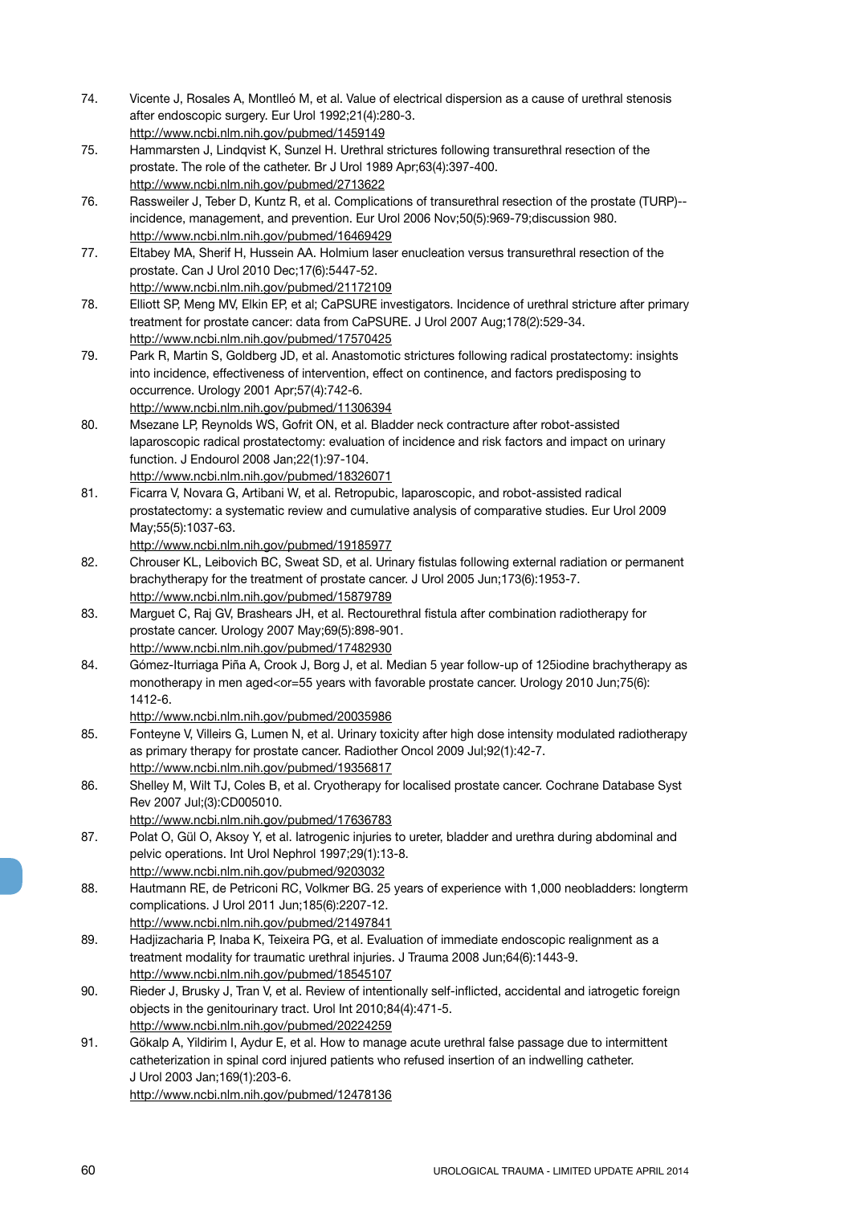74. Vicente J, Rosales A, Montlleó M, et al. Value of electrical dispersion as a cause of urethral stenosis after endoscopic surgery. Eur Urol 1992;21(4):280-3.
http://www.ncbi.nlm.nih.gov/pubmed/1459149
75. Hammarsten J, Lindqvist K, Sunzel H. Urethral strictures following transurethral resection of the prostate. The role of the catheter. Br J Urol 1989 Apr;63(4):397-400.
http://www.ncbi.nlm.nih.gov/pubmed/2713622
76. Rassweiler J, Teber D, Kuntz R, et al. Complications of transurethral resection of the prostate (TURP)--incidence, management, and prevention. Eur Urol 2006 Nov;50(5):969-79;discussion 980.
http://www.ncbi.nlm.nih.gov/pubmed/16469429
77. Eltabey MA, Sherif H, Hussein AA. Holmium laser enucleation versus transurethral resection of the prostate. Can J Urol 2010 Dec;17(6):5447-52.
http://www.ncbi.nlm.nih.gov/pubmed/21172109
78. Elliott SP, Meng MV, Elkin EP, et al; CaPSURE investigators. Incidence of urethral stricture after primary treatment for prostate cancer: data from CaPSURE. J Urol 2007 Aug;178(2):529-34.
http://www.ncbi.nlm.nih.gov/pubmed/17570425
79. Park R, Martin S, Goldberg JD, et al. Anastomotic strictures following radical prostatectomy: insights into incidence, effectiveness of intervention, effect on continence, and factors predisposing to occurrence. Urology 2001 Apr;57(4):742-6.
http://www.ncbi.nlm.nih.gov/pubmed/11306394
80. Msezane LP, Reynolds WS, Gofrit ON, et al. Bladder neck contracture after robot-assisted laparoscopic radical prostatectomy: evaluation of incidence and risk factors and impact on urinary function. J Endourol 2008 Jan;22(1):97-104.
http://www.ncbi.nlm.nih.gov/pubmed/18326071
81. Ficarra V, Novara G, Artibani W, et al. Retropubic, laparoscopic, and robot-assisted radical prostatectomy: a systematic review and cumulative analysis of comparative studies. Eur Urol 2009 May;55(5):1037-63.
http://www.ncbi.nlm.nih.gov/pubmed/19185977
82. Chrouser KL, Leibovich BC, Sweat SD, et al. Urinary fistulas following external radiation or permanent brachytherapy for the treatment of prostate cancer. J Urol 2005 Jun;173(6):1953-7.
http://www.ncbi.nlm.nih.gov/pubmed/15879789
83. Marguet C, Raj GV, Brashears JH, et al. Rectourethral fistula after combination radiotherapy for prostate cancer. Urology 2007 May;69(5):898-901.
http://www.ncbi.nlm.nih.gov/pubmed/17482930
84. Gómez-Iturriaga Piña A, Crook J, Borg J, et al. Median 5 year follow-up of 125iodine brachytherapy as monotherapy in men aged<or=55 years with favorable prostate cancer. Urology 2010 Jun;75(6):1412-6.
http://www.ncbi.nlm.nih.gov/pubmed/20035986
85. Fonteyne V, Villeirs G, Lumen N, et al. Urinary toxicity after high dose intensity modulated radiotherapy as primary therapy for prostate cancer. Radiother Oncol 2009 Jul;92(1):42-7.
http://www.ncbi.nlm.nih.gov/pubmed/19356817
86. Shelley M, Wilt TJ, Coles B, et al. Cryotherapy for localised prostate cancer. Cochrane Database Syst Rev 2007 Jul;(3):CD005010.
http://www.ncbi.nlm.nih.gov/pubmed/17636783
87. Polat O, Gül O, Aksoy Y, et al. Iatrogenic injuries to ureter, bladder and urethra during abdominal and pelvic operations. Int Urol Nephrol 1997;29(1):13-8.
http://www.ncbi.nlm.nih.gov/pubmed/9203032
88. Hautmann RE, de Petriconi RC, Volkmer BG. 25 years of experience with 1,000 neobladders: longterm complications. J Urol 2011 Jun;185(6):2207-12.
http://www.ncbi.nlm.nih.gov/pubmed/21497841
89. Hadjizacharia P, Inaba K, Teixeira PG, et al. Evaluation of immediate endoscopic realignment as a treatment modality for traumatic urethral injuries. J Trauma 2008 Jun;64(6):1443-9.
http://www.ncbi.nlm.nih.gov/pubmed/18545107
90. Rieder J, Brusky J, Tran V, et al. Review of intentionally self-inflicted, accidental and iatrogetic foreign objects in the genitourinary tract. Urol Int 2010;84(4):471-5.
http://www.ncbi.nlm.nih.gov/pubmed/20224259
91. Gökalp A, Yildirim I, Aydur E, et al. How to manage acute urethral false passage due to intermittent catheterization in spinal cord injured patients who refused insertion of an indwelling catheter. J Urol 2003 Jan;169(1):203-6.
http://www.ncbi.nlm.nih.gov/pubmed/12478136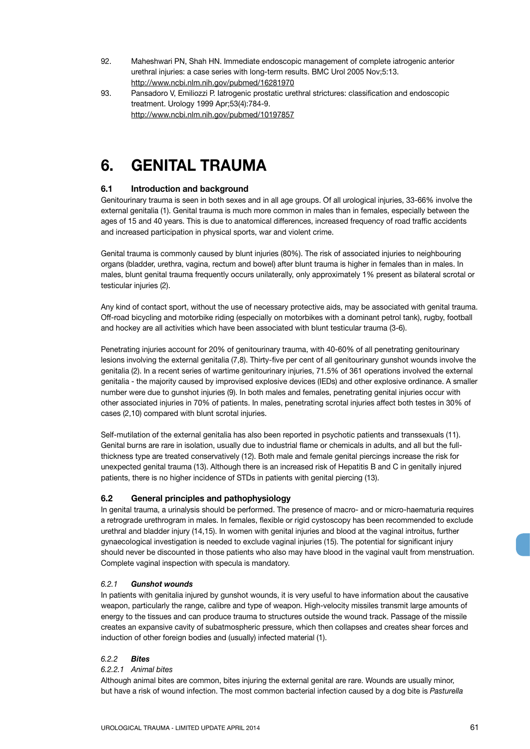92. Maheshwari PN, Shah HN. Immediate endoscopic management of complete iatrogenic anterior urethral injuries: a case series with long-term results. BMC Urol 2005 Nov;5:13. http://www.ncbi.nlm.nih.gov/pubmed/16281970
93. Pansadoro V, Emiliozzi P. Iatrogenic prostatic urethral strictures: classification and endoscopic treatment. Urology 1999 Apr;53(4):784-9. http://www.ncbi.nlm.nih.gov/pubmed/10197857

# 6. GENITAL TRAUMA

## 6.1 Introduction and background

Genitourinary trauma is seen in both sexes and in all age groups. Of all urological injuries, 33-66% involve the external genitalia (1). Genital trauma is much more common in males than in females, especially between the ages of 15 and 40 years. This is due to anatomical differences, increased frequency of road traffic accidents and increased participation in physical sports, war and violent crime.

Genital trauma is commonly caused by blunt injuries (80%). The risk of associated injuries to neighbouring organs (bladder, urethra, vagina, rectum and bowel) after blunt trauma is higher in females than in males. In males, blunt genital trauma frequently occurs unilaterally, only approximately 1% present as bilateral scrotal or testicular injuries (2).

Any kind of contact sport, without the use of necessary protective aids, may be associated with genital trauma. Off-road bicycling and motorbike riding (especially on motorbikes with a dominant petrol tank), rugby, football and hockey are all activities which have been associated with blunt testicular trauma (3-6).

Penetrating injuries account for 20% of genitourinary trauma, with 40-60% of all penetrating genitourinary lesions involving the external genitalia (7,8). Thirty-five per cent of all genitourinary gunshot wounds involve the genitalia (2). In a recent series of wartime genitourinary injuries, 71.5% of 361 operations involved the external genitalia - the majority caused by improvised explosive devices (IEDs) and other explosive ordinance. A smaller number were due to gunshot injuries (9). In both males and females, penetrating genital injuries occur with other associated injuries in 70% of patients. In males, penetrating scrotal injuries affect both testes in 30% of cases (2,10) compared with blunt scrotal injuries.

Self-mutilation of the external genitalia has also been reported in psychotic patients and transsexuals (11). Genital burns are rare in isolation, usually due to industrial flame or chemicals in adults, and all but the full-thickness type are treated conservatively (12). Both male and female genital piercings increase the risk for unexpected genital trauma (13). Although there is an increased risk of Hepatitis B and C in genitally injured patients, there is no higher incidence of STDs in patients with genital piercing (13).

## 6.2 General principles and pathophysiology

In genital trauma, a urinalysis should be performed. The presence of macro- and or micro-haematuria requires a retrograde urethrogram in males. In females, flexible or rigid cystoscopy has been recommended to exclude urethral and bladder injury (14,15). In women with genital injuries and blood at the vaginal introitus, further gynaecological investigation is needed to exclude vaginal injuries (15). The potential for significant injury should never be discounted in those patients who also may have blood in the vaginal vault from menstruation. Complete vaginal inspection with specula is mandatory.

### *6.2.1 **Gunshot wounds***

In patients with genitalia injured by gunshot wounds, it is very useful to have information about the causative weapon, particularly the range, calibre and type of weapon. High-velocity missiles transmit large amounts of energy to the tissues and can produce trauma to structures outside the wound track. Passage of the missile creates an expansive cavity of subatmospheric pressure, which then collapses and creates shear forces and induction of other foreign bodies and (usually) infected material (1).

### *6.2.2 **Bites***

#### *6.2.2.1 Animal bites*

Although animal bites are common, bites injuring the external genital are rare. Wounds are usually minor, but have a risk of wound infection. The most common bacterial infection caused by a dog bite is *Pasturella*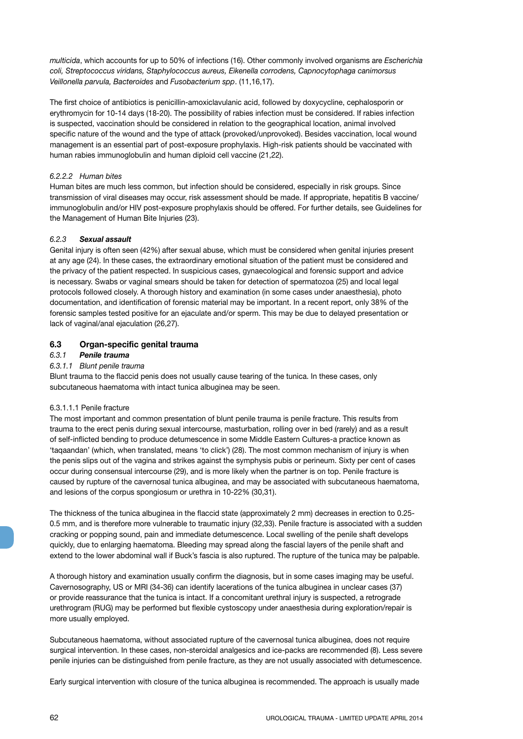*multicida*, which accounts for up to 50% of infections (16). Other commonly involved organisms are *Escherichia coli, Streptococcus viridans, Staphylococcus aureus, Eikenella corrodens, Capnocytophaga canimorsus Veillonella parvula, Bacteroides* and *Fusobacterium spp*. (11,16,17).

The first choice of antibiotics is penicillin-amoxiclavulanic acid, followed by doxycycline, cephalosporin or erythromycin for 10-14 days (18-20). The possibility of rabies infection must be considered. If rabies infection is suspected, vaccination should be considered in relation to the geographical location, animal involved specific nature of the wound and the type of attack (provoked/unprovoked). Besides vaccination, local wound management is an essential part of post-exposure prophylaxis. High-risk patients should be vaccinated with human rabies immunoglobulin and human diploid cell vaccine (21,22).

#### *6.2.2.2 Human bites*

Human bites are much less common, but infection should be considered, especially in risk groups. Since transmission of viral diseases may occur, risk assessment should be made. If appropriate, hepatitis B vaccine/ immunoglobulin and/or HIV post-exposure prophylaxis should be offered. For further details, see Guidelines for the Management of Human Bite Injuries (23).

### *6.2.3 **Sexual assault***

Genital injury is often seen (42%) after sexual abuse, which must be considered when genital injuries present at any age (24). In these cases, the extraordinary emotional situation of the patient must be considered and the privacy of the patient respected. In suspicious cases, gynaecological and forensic support and advice is necessary. Swabs or vaginal smears should be taken for detection of spermatozoa (25) and local legal protocols followed closely. A thorough history and examination (in some cases under anaesthesia), photo documentation, and identification of forensic material may be important. In a recent report, only 38% of the forensic samples tested positive for an ejaculate and/or sperm. This may be due to delayed presentation or lack of vaginal/anal ejaculation (26,27).

## **6.3 Organ-specific genital trauma**

### *6.3.1 **Penile trauma***

#### *6.3.1.1 Blunt penile trauma*

Blunt trauma to the flaccid penis does not usually cause tearing of the tunica. In these cases, only subcutaneous haematoma with intact tunica albuginea may be seen.

##### 6.3.1.1.1 Penile fracture

The most important and common presentation of blunt penile trauma is penile fracture. This results from trauma to the erect penis during sexual intercourse, masturbation, rolling over in bed (rarely) and as a result of self-inflicted bending to produce detumescence in some Middle Eastern Cultures-a practice known as 'taqaandan' (which, when translated, means 'to click') (28). The most common mechanism of injury is when the penis slips out of the vagina and strikes against the symphysis pubis or perineum. Sixty per cent of cases occur during consensual intercourse (29), and is more likely when the partner is on top. Penile fracture is caused by rupture of the cavernosal tunica albuginea, and may be associated with subcutaneous haematoma, and lesions of the corpus spongiosum or urethra in 10-22% (30,31).

The thickness of the tunica albuginea in the flaccid state (approximately 2 mm) decreases in erection to 0.25-0.5 mm, and is therefore more vulnerable to traumatic injury (32,33). Penile fracture is associated with a sudden cracking or popping sound, pain and immediate detumescence. Local swelling of the penile shaft develops quickly, due to enlarging haematoma. Bleeding may spread along the fascial layers of the penile shaft and extend to the lower abdominal wall if Buck's fascia is also ruptured. The rupture of the tunica may be palpable.

A thorough history and examination usually confirm the diagnosis, but in some cases imaging may be useful. Cavernosography, US or MRI (34-36) can identify lacerations of the tunica albuginea in unclear cases (37) or provide reassurance that the tunica is intact. If a concomitant urethral injury is suspected, a retrograde urethrogram (RUG) may be performed but flexible cystoscopy under anaesthesia during exploration/repair is more usually employed.

Subcutaneous haematoma, without associated rupture of the cavernosal tunica albuginea, does not require surgical intervention. In these cases, non-steroidal analgesics and ice-packs are recommended (8). Less severe penile injuries can be distinguished from penile fracture, as they are not usually associated with detumescence.

Early surgical intervention with closure of the tunica albuginea is recommended. The approach is usually made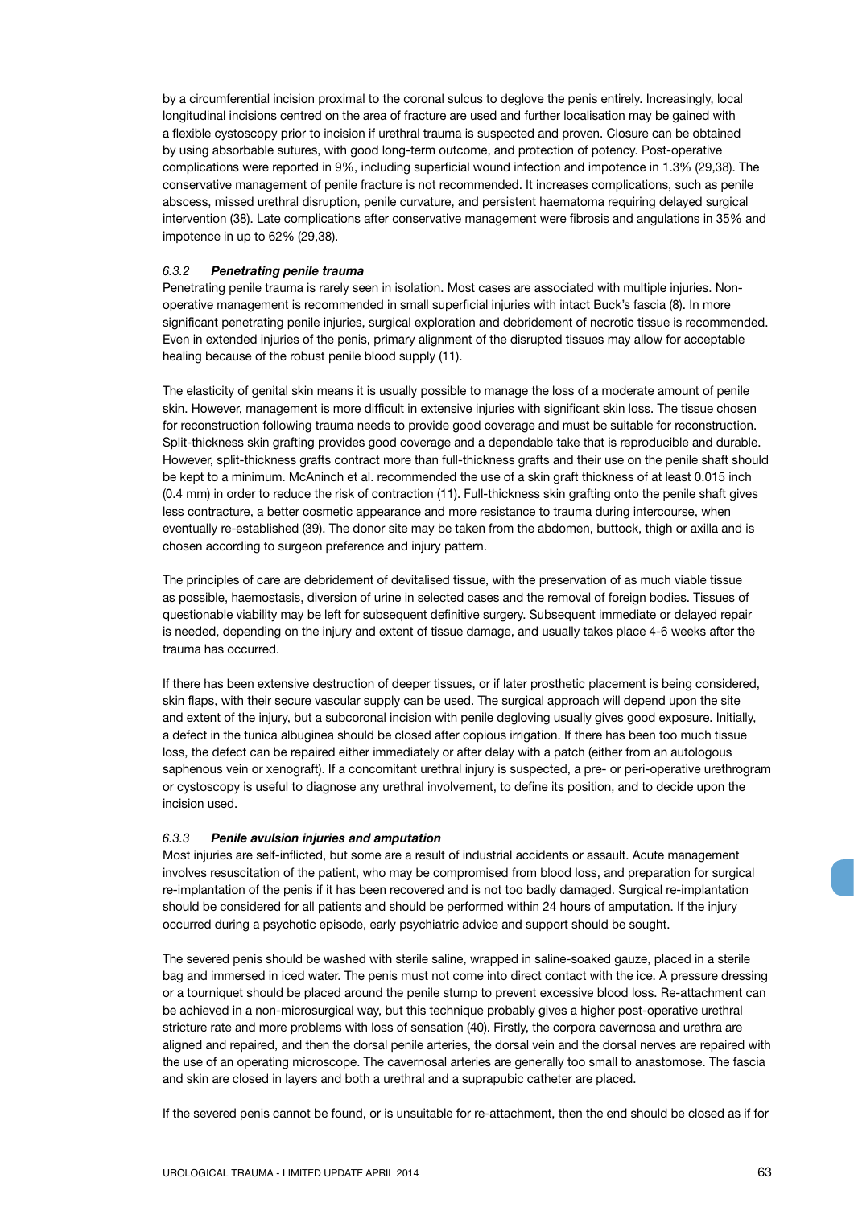by a circumferential incision proximal to the coronal sulcus to deglove the penis entirely. Increasingly, local longitudinal incisions centred on the area of fracture are used and further localisation may be gained with a flexible cystoscopy prior to incision if urethral trauma is suspected and proven. Closure can be obtained by using absorbable sutures, with good long-term outcome, and protection of potency. Post-operative complications were reported in 9%, including superficial wound infection and impotence in 1.3% (29,38). The conservative management of penile fracture is not recommended. It increases complications, such as penile abscess, missed urethral disruption, penile curvature, and persistent haematoma requiring delayed surgical intervention (38). Late complications after conservative management were fibrosis and angulations in 35% and impotence in up to 62% (29,38).

### *6.3.2 Penetrating penile trauma*

Penetrating penile trauma is rarely seen in isolation. Most cases are associated with multiple injuries. Non-operative management is recommended in small superficial injuries with intact Buck's fascia (8). In more significant penetrating penile injuries, surgical exploration and debridement of necrotic tissue is recommended. Even in extended injuries of the penis, primary alignment of the disrupted tissues may allow for acceptable healing because of the robust penile blood supply (11).

The elasticity of genital skin means it is usually possible to manage the loss of a moderate amount of penile skin. However, management is more difficult in extensive injuries with significant skin loss. The tissue chosen for reconstruction following trauma needs to provide good coverage and must be suitable for reconstruction. Split-thickness skin grafting provides good coverage and a dependable take that is reproducible and durable. However, split-thickness grafts contract more than full-thickness grafts and their use on the penile shaft should be kept to a minimum. McAninch et al. recommended the use of a skin graft thickness of at least 0.015 inch (0.4 mm) in order to reduce the risk of contraction (11). Full-thickness skin grafting onto the penile shaft gives less contracture, a better cosmetic appearance and more resistance to trauma during intercourse, when eventually re-established (39). The donor site may be taken from the abdomen, buttock, thigh or axilla and is chosen according to surgeon preference and injury pattern.

The principles of care are debridement of devitalised tissue, with the preservation of as much viable tissue as possible, haemostasis, diversion of urine in selected cases and the removal of foreign bodies. Tissues of questionable viability may be left for subsequent definitive surgery. Subsequent immediate or delayed repair is needed, depending on the injury and extent of tissue damage, and usually takes place 4-6 weeks after the trauma has occurred.

If there has been extensive destruction of deeper tissues, or if later prosthetic placement is being considered, skin flaps, with their secure vascular supply can be used. The surgical approach will depend upon the site and extent of the injury, but a subcoronal incision with penile degloving usually gives good exposure. Initially, a defect in the tunica albuginea should be closed after copious irrigation. If there has been too much tissue loss, the defect can be repaired either immediately or after delay with a patch (either from an autologous saphenous vein or xenograft). If a concomitant urethral injury is suspected, a pre- or peri-operative urethrogram or cystoscopy is useful to diagnose any urethral involvement, to define its position, and to decide upon the incision used.

### *6.3.3 Penile avulsion injuries and amputation*

Most injuries are self-inflicted, but some are a result of industrial accidents or assault. Acute management involves resuscitation of the patient, who may be compromised from blood loss, and preparation for surgical re-implantation of the penis if it has been recovered and is not too badly damaged. Surgical re-implantation should be considered for all patients and should be performed within 24 hours of amputation. If the injury occurred during a psychotic episode, early psychiatric advice and support should be sought.

The severed penis should be washed with sterile saline, wrapped in saline-soaked gauze, placed in a sterile bag and immersed in iced water. The penis must not come into direct contact with the ice. A pressure dressing or a tourniquet should be placed around the penile stump to prevent excessive blood loss. Re-attachment can be achieved in a non-microsurgical way, but this technique probably gives a higher post-operative urethral stricture rate and more problems with loss of sensation (40). Firstly, the corpora cavernosa and urethra are aligned and repaired, and then the dorsal penile arteries, the dorsal vein and the dorsal nerves are repaired with the use of an operating microscope. The cavernosal arteries are generally too small to anastomose. The fascia and skin are closed in layers and both a urethral and a suprapubic catheter are placed.

If the severed penis cannot be found, or is unsuitable for re-attachment, then the end should be closed as if for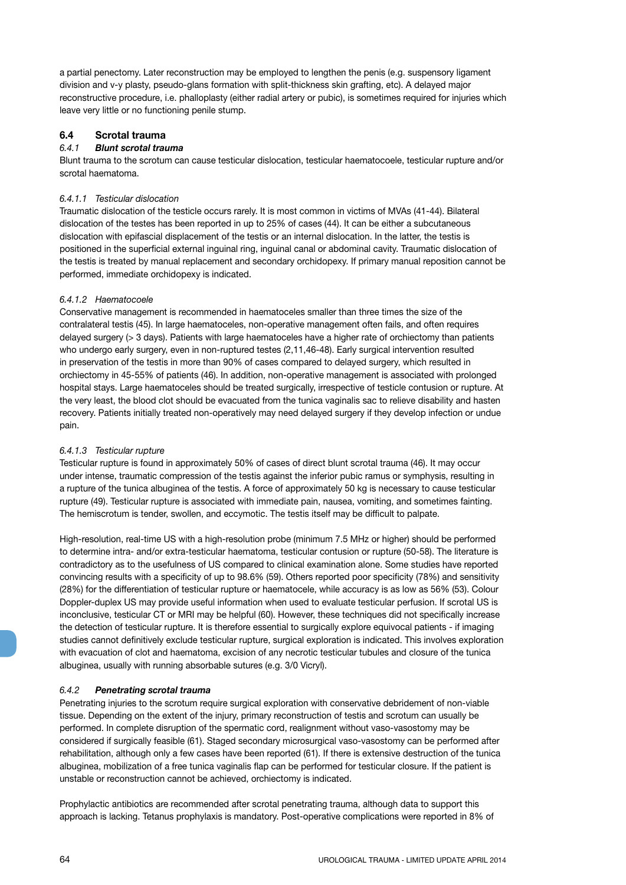a partial penectomy. Later reconstruction may be employed to lengthen the penis (e.g. suspensory ligament division and v-y plasty, pseudo-glans formation with split-thickness skin grafting, etc). A delayed major reconstructive procedure, i.e. phalloplasty (either radial artery or pubic), is sometimes required for injuries which leave very little or no functioning penile stump.

## 6.4 Scrotal trauma

### *6.4.1 Blunt scrotal trauma*

Blunt trauma to the scrotum can cause testicular dislocation, testicular haematocoele, testicular rupture and/or scrotal haematoma.

#### *6.4.1.1 Testicular dislocation*

Traumatic dislocation of the testicle occurs rarely. It is most common in victims of MVAs (41-44). Bilateral dislocation of the testes has been reported in up to 25% of cases (44). It can be either a subcutaneous dislocation with epifascial displacement of the testis or an internal dislocation. In the latter, the testis is positioned in the superficial external inguinal ring, inguinal canal or abdominal cavity. Traumatic dislocation of the testis is treated by manual replacement and secondary orchidopexy. If primary manual reposition cannot be performed, immediate orchidopexy is indicated.

#### *6.4.1.2 Haematocoele*

Conservative management is recommended in haematoceles smaller than three times the size of the contralateral testis (45). In large haematoceles, non-operative management often fails, and often requires delayed surgery (> 3 days). Patients with large haematoceles have a higher rate of orchiectomy than patients who undergo early surgery, even in non-ruptured testes (2,11,46-48). Early surgical intervention resulted in preservation of the testis in more than 90% of cases compared to delayed surgery, which resulted in orchiectomy in 45-55% of patients (46). In addition, non-operative management is associated with prolonged hospital stays. Large haematoceles should be treated surgically, irrespective of testicle contusion or rupture. At the very least, the blood clot should be evacuated from the tunica vaginalis sac to relieve disability and hasten recovery. Patients initially treated non-operatively may need delayed surgery if they develop infection or undue pain.

#### *6.4.1.3 Testicular rupture*

Testicular rupture is found in approximately 50% of cases of direct blunt scrotal trauma (46). It may occur under intense, traumatic compression of the testis against the inferior pubic ramus or symphysis, resulting in a rupture of the tunica albuginea of the testis. A force of approximately 50 kg is necessary to cause testicular rupture (49). Testicular rupture is associated with immediate pain, nausea, vomiting, and sometimes fainting. The hemiscrotum is tender, swollen, and eccymotic. The testis itself may be difficult to palpate.

High-resolution, real-time US with a high-resolution probe (minimum 7.5 MHz or higher) should be performed to determine intra- and/or extra-testicular haematoma, testicular contusion or rupture (50-58). The literature is contradictory as to the usefulness of US compared to clinical examination alone. Some studies have reported convincing results with a specificity of up to 98.6% (59). Others reported poor specificity (78%) and sensitivity (28%) for the differentiation of testicular rupture or haematocele, while accuracy is as low as 56% (53). Colour Doppler-duplex US may provide useful information when used to evaluate testicular perfusion. If scrotal US is inconclusive, testicular CT or MRI may be helpful (60). However, these techniques did not specifically increase the detection of testicular rupture. It is therefore essential to surgically explore equivocal patients - if imaging studies cannot definitively exclude testicular rupture, surgical exploration is indicated. This involves exploration with evacuation of clot and haematoma, excision of any necrotic testicular tubules and closure of the tunica albuginea, usually with running absorbable sutures (e.g. 3/0 Vicryl).

### *6.4.2 Penetrating scrotal trauma*

Penetrating injuries to the scrotum require surgical exploration with conservative debridement of non-viable tissue. Depending on the extent of the injury, primary reconstruction of testis and scrotum can usually be performed. In complete disruption of the spermatic cord, realignment without vaso-vasostomy may be considered if surgically feasible (61). Staged secondary microsurgical vaso-vasostomy can be performed after rehabilitation, although only a few cases have been reported (61). If there is extensive destruction of the tunica albuginea, mobilization of a free tunica vaginalis flap can be performed for testicular closure. If the patient is unstable or reconstruction cannot be achieved, orchiectomy is indicated.

Prophylactic antibiotics are recommended after scrotal penetrating trauma, although data to support this approach is lacking. Tetanus prophylaxis is mandatory. Post-operative complications were reported in 8% of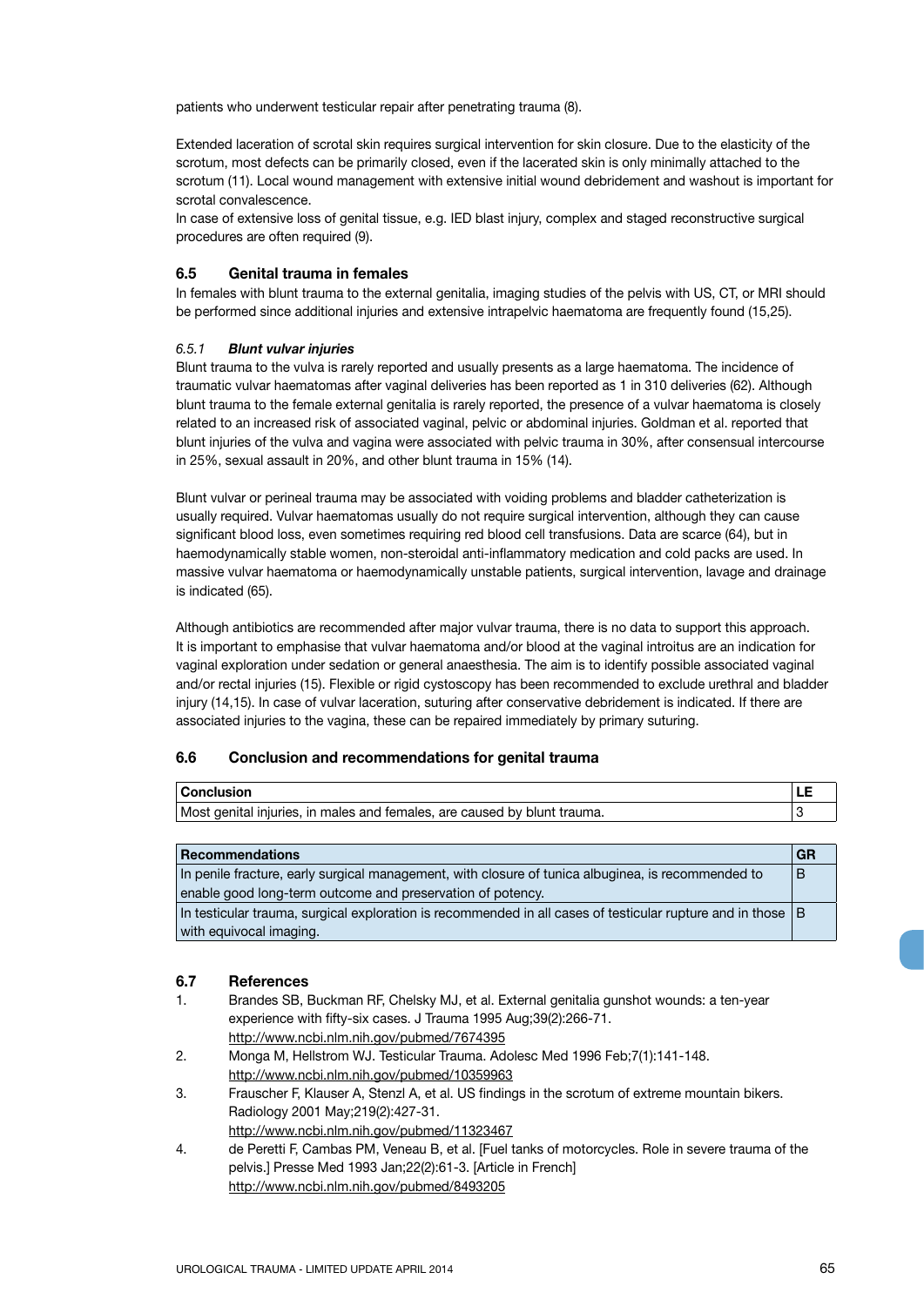patients who underwent testicular repair after penetrating trauma (8).

Extended laceration of scrotal skin requires surgical intervention for skin closure. Due to the elasticity of the scrotum, most defects can be primarily closed, even if the lacerated skin is only minimally attached to the scrotum (11). Local wound management with extensive initial wound debridement and washout is important for scrotal convalescence.
In case of extensive loss of genital tissue, e.g. IED blast injury, complex and staged reconstructive surgical procedures are often required (9).

## 6.5 Genital trauma in females

In females with blunt trauma to the external genitalia, imaging studies of the pelvis with US, CT, or MRI should be performed since additional injuries and extensive intrapelvic haematoma are frequently found (15,25).

### *6.5.1 Blunt vulvar injuries*

Blunt trauma to the vulva is rarely reported and usually presents as a large haematoma. The incidence of traumatic vulvar haematomas after vaginal deliveries has been reported as 1 in 310 deliveries (62). Although blunt trauma to the female external genitalia is rarely reported, the presence of a vulvar haematoma is closely related to an increased risk of associated vaginal, pelvic or abdominal injuries. Goldman et al. reported that blunt injuries of the vulva and vagina were associated with pelvic trauma in 30%, after consensual intercourse in 25%, sexual assault in 20%, and other blunt trauma in 15% (14).

Blunt vulvar or perineal trauma may be associated with voiding problems and bladder catheterization is usually required. Vulvar haematomas usually do not require surgical intervention, although they can cause significant blood loss, even sometimes requiring red blood cell transfusions. Data are scarce (64), but in haemodynamically stable women, non-steroidal anti-inflammatory medication and cold packs are used. In massive vulvar haematoma or haemodynamically unstable patients, surgical intervention, lavage and drainage is indicated (65).

Although antibiotics are recommended after major vulvar trauma, there is no data to support this approach. It is important to emphasise that vulvar haematoma and/or blood at the vaginal introitus are an indication for vaginal exploration under sedation or general anaesthesia. The aim is to identify possible associated vaginal and/or rectal injuries (15). Flexible or rigid cystoscopy has been recommended to exclude urethral and bladder injury (14,15). In case of vulvar laceration, suturing after conservative debridement is indicated. If there are associated injuries to the vagina, these can be repaired immediately by primary suturing.

## 6.6 Conclusion and recommendations for genital trauma

| Conclusion | LE |
|---|---|
| Most genital injuries, in males and females, are caused by blunt trauma. | 3 |

| Recommendations | GR |
|---|---|
| In penile fracture, early surgical management, with closure of tunica albuginea, is recommended to enable good long-term outcome and preservation of potency. | B |
| In testicular trauma, surgical exploration is recommended in all cases of testicular rupture and in those with equivocal imaging. | B |

## 6.7 References

1. Brandes SB, Buckman RF, Chelsky MJ, et al. External genitalia gunshot wounds: a ten-year experience with fifty-six cases. J Trauma 1995 Aug;39(2):266-71.
http://www.ncbi.nlm.nih.gov/pubmed/7674395
2. Monga M, Hellstrom WJ. Testicular Trauma. Adolesc Med 1996 Feb;7(1):141-148.
http://www.ncbi.nlm.nih.gov/pubmed/10359963
3. Frauscher F, Klauser A, Stenzl A, et al. US findings in the scrotum of extreme mountain bikers. Radiology 2001 May;219(2):427-31.
http://www.ncbi.nlm.nih.gov/pubmed/11323467
4. de Peretti F, Cambas PM, Veneau B, et al. [Fuel tanks of motorcycles. Role in severe trauma of the pelvis.] Presse Med 1993 Jan;22(2):61-3. [Article in French]
http://www.ncbi.nlm.nih.gov/pubmed/8493205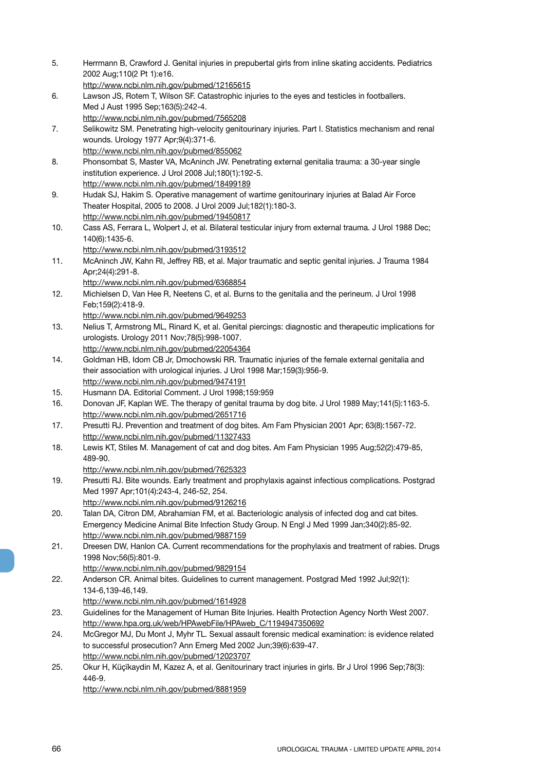5. Herrmann B, Crawford J. Genital injuries in prepubertal girls from inline skating accidents. Pediatrics 2002 Aug;110(2 Pt 1):e16.
   http://www.ncbi.nlm.nih.gov/pubmed/12165615
6. Lawson JS, Rotem T, Wilson SF. Catastrophic injuries to the eyes and testicles in footballers. Med J Aust 1995 Sep;163(5):242-4.
   http://www.ncbi.nlm.nih.gov/pubmed/7565208
7. Selikowitz SM. Penetrating high-velocity genitourinary injuries. Part I. Statistics mechanism and renal wounds. Urology 1977 Apr;9(4):371-6.
   http://www.ncbi.nlm.nih.gov/pubmed/855062
8. Phonsombat S, Master VA, McAninch JW. Penetrating external genitalia trauma: a 30-year single institution experience. J Urol 2008 Jul;180(1):192-5.
   http://www.ncbi.nlm.nih.gov/pubmed/18499189
9. Hudak SJ, Hakim S. Operative management of wartime genitourinary injuries at Balad Air Force Theater Hospital, 2005 to 2008. J Urol 2009 Jul;182(1):180-3.
   http://www.ncbi.nlm.nih.gov/pubmed/19450817
10. Cass AS, Ferrara L, Wolpert J, et al. Bilateral testicular injury from external trauma. J Urol 1988 Dec; 140(6):1435-6.
    http://www.ncbi.nlm.nih.gov/pubmed/3193512
11. McAninch JW, Kahn RI, Jeffrey RB, et al. Major traumatic and septic genital injuries. J Trauma 1984 Apr;24(4):291-8.
    http://www.ncbi.nlm.nih.gov/pubmed/6368854
12. Michielsen D, Van Hee R, Neetens C, et al. Burns to the genitalia and the perineum. J Urol 1998 Feb;159(2):418-9.
    http://www.ncbi.nlm.nih.gov/pubmed/9649253
13. Nelius T, Armstrong ML, Rinard K, et al. Genital piercings: diagnostic and therapeutic implications for urologists. Urology 2011 Nov;78(5):998-1007.
    http://www.ncbi.nlm.nih.gov/pubmed/22054364
14. Goldman HB, Idom CB Jr, Dmochowski RR. Traumatic injuries of the female external genitalia and their association with urological injuries. J Urol 1998 Mar;159(3):956-9.
    http://www.ncbi.nlm.nih.gov/pubmed/9474191
15. Husmann DA. Editorial Comment. J Urol 1998;159:959
16. Donovan JF, Kaplan WE. The therapy of genital trauma by dog bite. J Urol 1989 May;141(5):1163-5.
    http://www.ncbi.nlm.nih.gov/pubmed/2651716
17. Presutti RJ. Prevention and treatment of dog bites. Am Fam Physician 2001 Apr; 63(8):1567-72.
    http://www.ncbi.nlm.nih.gov/pubmed/11327433
18. Lewis KT, Stiles M. Management of cat and dog bites. Am Fam Physician 1995 Aug;52(2):479-85, 489-90.
    http://www.ncbi.nlm.nih.gov/pubmed/7625323
19. Presutti RJ. Bite wounds. Early treatment and prophylaxis against infectious complications. Postgrad Med 1997 Apr;101(4):243-4, 246-52, 254.
    http://www.ncbi.nlm.nih.gov/pubmed/9126216
20. Talan DA, Citron DM, Abrahamian FM, et al. Bacteriologic analysis of infected dog and cat bites. Emergency Medicine Animal Bite Infection Study Group. N Engl J Med 1999 Jan;340(2):85-92.
    http://www.ncbi.nlm.nih.gov/pubmed/9887159
21. Dreesen DW, Hanlon CA. Current recommendations for the prophylaxis and treatment of rabies. Drugs 1998 Nov;56(5):801-9.
    http://www.ncbi.nlm.nih.gov/pubmed/9829154
22. Anderson CR. Animal bites. Guidelines to current management. Postgrad Med 1992 Jul;92(1): 134-6,139-46,149.
    http://www.ncbi.nlm.nih.gov/pubmed/1614928
23. Guidelines for the Management of Human Bite Injuries. Health Protection Agency North West 2007.
    http://www.hpa.org.uk/web/HPAwebFile/HPAweb_C/1194947350692
24. McGregor MJ, Du Mont J, Myhr TL. Sexual assault forensic medical examination: is evidence related to successful prosecution? Ann Emerg Med 2002 Jun;39(6):639-47.
    http://www.ncbi.nlm.nih.gov/pubmed/12023707
25. Okur H, Küçïkaydin M, Kazez A, et al. Genitourinary tract injuries in girls. Br J Urol 1996 Sep;78(3): 446-9.
    http://www.ncbi.nlm.nih.gov/pubmed/8881959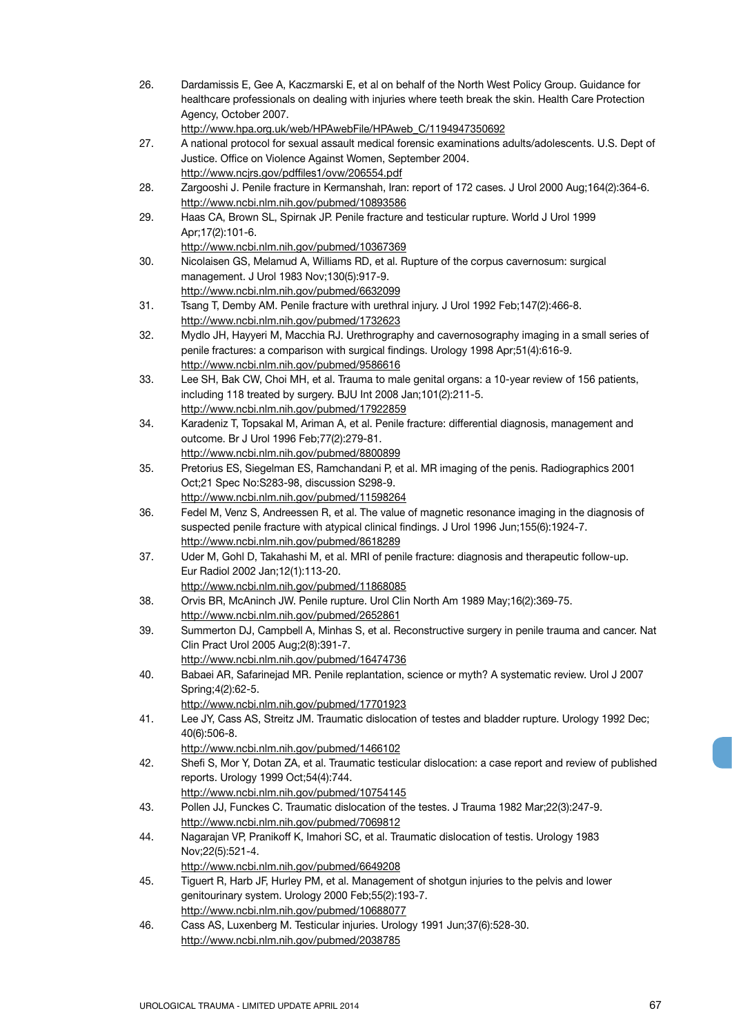26. Dardamissis E, Gee A, Kaczmarski E, et al on behalf of the North West Policy Group. Guidance for healthcare professionals on dealing with injuries where teeth break the skin. Health Care Protection Agency, October 2007.
http://www.hpa.org.uk/web/HPAwebFile/HPAweb_C/1194947350692
27. A national protocol for sexual assault medical forensic examinations adults/adolescents. U.S. Dept of Justice. Office on Violence Against Women, September 2004.
http://www.ncjrs.gov/pdffiles1/ovw/206554.pdf
28. Zargooshi J. Penile fracture in Kermanshah, Iran: report of 172 cases. J Urol 2000 Aug;164(2):364-6.
http://www.ncbi.nlm.nih.gov/pubmed/10893586
29. Haas CA, Brown SL, Spirnak JP. Penile fracture and testicular rupture. World J Urol 1999 Apr;17(2):101-6.
http://www.ncbi.nlm.nih.gov/pubmed/10367369
30. Nicolaisen GS, Melamud A, Williams RD, et al. Rupture of the corpus cavernosum: surgical management. J Urol 1983 Nov;130(5):917-9.
http://www.ncbi.nlm.nih.gov/pubmed/6632099
31. Tsang T, Demby AM. Penile fracture with urethral injury. J Urol 1992 Feb;147(2):466-8.
http://www.ncbi.nlm.nih.gov/pubmed/1732623
32. Mydlo JH, Hayyeri M, Macchia RJ. Urethrography and cavernosography imaging in a small series of penile fractures: a comparison with surgical findings. Urology 1998 Apr;51(4):616-9.
http://www.ncbi.nlm.nih.gov/pubmed/9586616
33. Lee SH, Bak CW, Choi MH, et al. Trauma to male genital organs: a 10-year review of 156 patients, including 118 treated by surgery. BJU Int 2008 Jan;101(2):211-5.
http://www.ncbi.nlm.nih.gov/pubmed/17922859
34. Karadeniz T, Topsakal M, Ariman A, et al. Penile fracture: differential diagnosis, management and outcome. Br J Urol 1996 Feb;77(2):279-81.
http://www.ncbi.nlm.nih.gov/pubmed/8800899
35. Pretorius ES, Siegelman ES, Ramchandani P, et al. MR imaging of the penis. Radiographics 2001 Oct;21 Spec No:S283-98, discussion S298-9.
http://www.ncbi.nlm.nih.gov/pubmed/11598264
36. Fedel M, Venz S, Andreessen R, et al. The value of magnetic resonance imaging in the diagnosis of suspected penile fracture with atypical clinical findings. J Urol 1996 Jun;155(6):1924-7.
http://www.ncbi.nlm.nih.gov/pubmed/8618289
37. Uder M, Gohl D, Takahashi M, et al. MRI of penile fracture: diagnosis and therapeutic follow-up. Eur Radiol 2002 Jan;12(1):113-20.
http://www.ncbi.nlm.nih.gov/pubmed/11868085
38. Orvis BR, McAninch JW. Penile rupture. Urol Clin North Am 1989 May;16(2):369-75.
http://www.ncbi.nlm.nih.gov/pubmed/2652861
39. Summerton DJ, Campbell A, Minhas S, et al. Reconstructive surgery in penile trauma and cancer. Nat Clin Pract Urol 2005 Aug;2(8):391-7.
http://www.ncbi.nlm.nih.gov/pubmed/16474736
40. Babaei AR, Safarinejad MR. Penile replantation, science or myth? A systematic review. Urol J 2007 Spring;4(2):62-5.
http://www.ncbi.nlm.nih.gov/pubmed/17701923
41. Lee JY, Cass AS, Streitz JM. Traumatic dislocation of testes and bladder rupture. Urology 1992 Dec; 40(6):506-8.
http://www.ncbi.nlm.nih.gov/pubmed/1466102
42. Shefi S, Mor Y, Dotan ZA, et al. Traumatic testicular dislocation: a case report and review of published reports. Urology 1999 Oct;54(4):744.
http://www.ncbi.nlm.nih.gov/pubmed/10754145
43. Pollen JJ, Funckes C. Traumatic dislocation of the testes. J Trauma 1982 Mar;22(3):247-9.
http://www.ncbi.nlm.nih.gov/pubmed/7069812
44. Nagarajan VP, Pranikoff K, Imahori SC, et al. Traumatic dislocation of testis. Urology 1983 Nov;22(5):521-4.
http://www.ncbi.nlm.nih.gov/pubmed/6649208
45. Tiguert R, Harb JF, Hurley PM, et al. Management of shotgun injuries to the pelvis and lower genitourinary system. Urology 2000 Feb;55(2):193-7.
http://www.ncbi.nlm.nih.gov/pubmed/10688077
46. Cass AS, Luxenberg M. Testicular injuries. Urology 1991 Jun;37(6):528-30.
http://www.ncbi.nlm.nih.gov/pubmed/2038785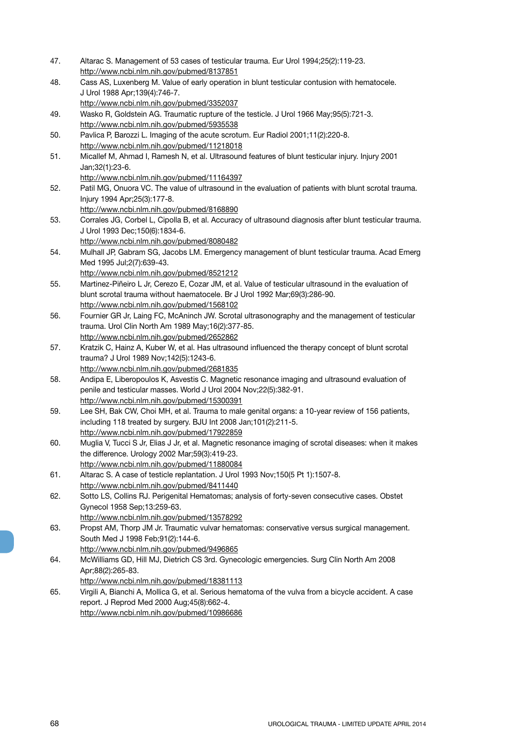47. Altarac S. Management of 53 cases of testicular trauma. Eur Urol 1994;25(2):119-23.
http://www.ncbi.nlm.nih.gov/pubmed/8137851
48. Cass AS, Luxenberg M. Value of early operation in blunt testicular contusion with hematocele.
J Urol 1988 Apr;139(4):746-7.
http://www.ncbi.nlm.nih.gov/pubmed/3352037
49. Wasko R, Goldstein AG. Traumatic rupture of the testicle. J Urol 1966 May;95(5):721-3.
http://www.ncbi.nlm.nih.gov/pubmed/5935538
50. Pavlica P, Barozzi L. Imaging of the acute scrotum. Eur Radiol 2001;11(2):220-8.
http://www.ncbi.nlm.nih.gov/pubmed/11218018
51. Micallef M, Ahmad I, Ramesh N, et al. Ultrasound features of blunt testicular injury. Injury 2001 Jan;32(1):23-6.
http://www.ncbi.nlm.nih.gov/pubmed/11164397
52. Patil MG, Onuora VC. The value of ultrasound in the evaluation of patients with blunt scrotal trauma. Injury 1994 Apr;25(3):177-8.
http://www.ncbi.nlm.nih.gov/pubmed/8168890
53. Corrales JG, Corbel L, Cipolla B, et al. Accuracy of ultrasound diagnosis after blunt testicular trauma. J Urol 1993 Dec;150(6):1834-6.
http://www.ncbi.nlm.nih.gov/pubmed/8080482
54. Mulhall JP, Gabram SG, Jacobs LM. Emergency management of blunt testicular trauma. Acad Emerg Med 1995 Jul;2(7):639-43.
http://www.ncbi.nlm.nih.gov/pubmed/8521212
55. Martinez-Piñeiro L Jr, Cerezo E, Cozar JM, et al. Value of testicular ultrasound in the evaluation of blunt scrotal trauma without haematocele. Br J Urol 1992 Mar;69(3):286-90.
http://www.ncbi.nlm.nih.gov/pubmed/1568102
56. Fournier GR Jr, Laing FC, McAninch JW. Scrotal ultrasonography and the management of testicular trauma. Urol Clin North Am 1989 May;16(2):377-85.
http://www.ncbi.nlm.nih.gov/pubmed/2652862
57. Kratzik C, Hainz A, Kuber W, et al. Has ultrasound influenced the therapy concept of blunt scrotal trauma? J Urol 1989 Nov;142(5):1243-6.
http://www.ncbi.nlm.nih.gov/pubmed/2681835
58. Andipa E, Liberopoulos K, Asvestis C. Magnetic resonance imaging and ultrasound evaluation of penile and testicular masses. World J Urol 2004 Nov;22(5):382-91.
http://www.ncbi.nlm.nih.gov/pubmed/15300391
59. Lee SH, Bak CW, Choi MH, et al. Trauma to male genital organs: a 10-year review of 156 patients, including 118 treated by surgery. BJU Int 2008 Jan;101(2):211-5.
http://www.ncbi.nlm.nih.gov/pubmed/17922859
60. Muglia V, Tucci S Jr, Elias J Jr, et al. Magnetic resonance imaging of scrotal diseases: when it makes the difference. Urology 2002 Mar;59(3):419-23.
http://www.ncbi.nlm.nih.gov/pubmed/11880084
61. Altarac S. A case of testicle replantation. J Urol 1993 Nov;150(5 Pt 1):1507-8.
http://www.ncbi.nlm.nih.gov/pubmed/8411440
62. Sotto LS, Collins RJ. Perigenital Hematomas; analysis of forty-seven consecutive cases. Obstet Gynecol 1958 Sep;13:259-63.
http://www.ncbi.nlm.nih.gov/pubmed/13578292
63. Propst AM, Thorp JM Jr. Traumatic vulvar hematomas: conservative versus surgical management. South Med J 1998 Feb;91(2):144-6.
http://www.ncbi.nlm.nih.gov/pubmed/9496865
64. McWilliams GD, Hill MJ, Dietrich CS 3rd. Gynecologic emergencies. Surg Clin North Am 2008 Apr;88(2):265-83.
http://www.ncbi.nlm.nih.gov/pubmed/18381113
65. Virgili A, Bianchi A, Mollica G, et al. Serious hematoma of the vulva from a bicycle accident. A case report. J Reprod Med 2000 Aug;45(8):662-4.
http://www.ncbi.nlm.nih.gov/pubmed/10986686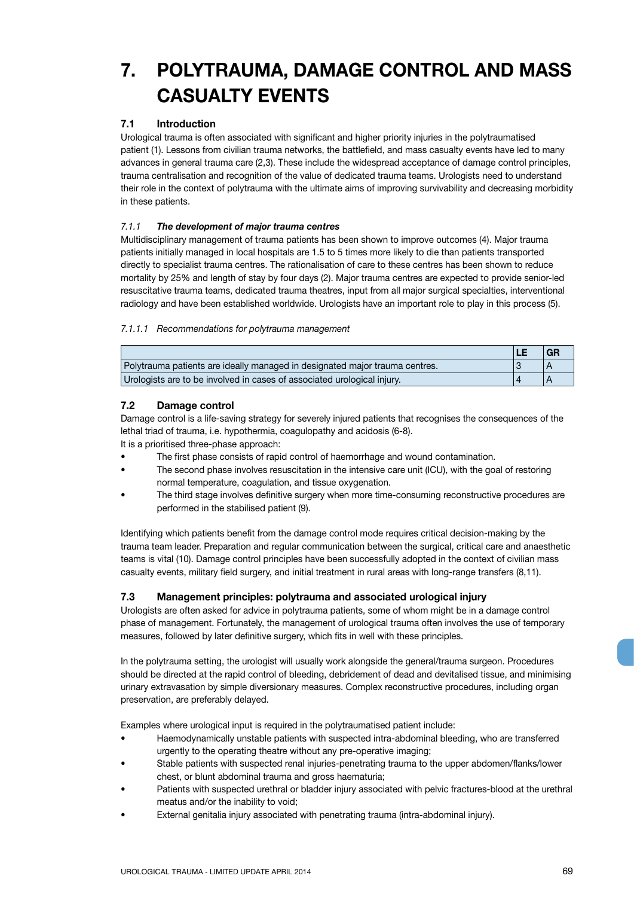# 7. POLYTRAUMA, DAMAGE CONTROL AND MASS CASUALTY EVENTS

## 7.1 Introduction

Urological trauma is often associated with significant and higher priority injuries in the polytraumatised patient (1). Lessons from civilian trauma networks, the battlefield, and mass casualty events have led to many advances in general trauma care (2,3). These include the widespread acceptance of damage control principles, trauma centralisation and recognition of the value of dedicated trauma teams. Urologists need to understand their role in the context of polytrauma with the ultimate aims of improving survivability and decreasing morbidity in these patients.

### *7.1.1 The development of major trauma centres*

Multidisciplinary management of trauma patients has been shown to improve outcomes (4). Major trauma patients initially managed in local hospitals are 1.5 to 5 times more likely to die than patients transported directly to specialist trauma centres. The rationalisation of care to these centres has been shown to reduce mortality by 25% and length of stay by four days (2). Major trauma centres are expected to provide senior-led resuscitative trauma teams, dedicated trauma theatres, input from all major surgical specialties, interventional radiology and have been established worldwide. Urologists have an important role to play in this process (5).

#### *7.1.1.1 Recommendations for polytrauma management*

| | LE | GR |
|---|---|---|
| Polytrauma patients are ideally managed in designated major trauma centres. | 3 | A |
| Urologists are to be involved in cases of associated urological injury. | 4 | A |

## 7.2 Damage control

Damage control is a life-saving strategy for severely injured patients that recognises the consequences of the lethal triad of trauma, i.e. hypothermia, coagulopathy and acidosis (6-8).
It is a prioritised three-phase approach:

- The first phase consists of rapid control of haemorrhage and wound contamination.
- The second phase involves resuscitation in the intensive care unit (ICU), with the goal of restoring normal temperature, coagulation, and tissue oxygenation.
- The third stage involves definitive surgery when more time-consuming reconstructive procedures are performed in the stabilised patient (9).

Identifying which patients benefit from the damage control mode requires critical decision-making by the trauma team leader. Preparation and regular communication between the surgical, critical care and anaesthetic teams is vital (10). Damage control principles have been successfully adopted in the context of civilian mass casualty events, military field surgery, and initial treatment in rural areas with long-range transfers (8,11).

## 7.3 Management principles: polytrauma and associated urological injury

Urologists are often asked for advice in polytrauma patients, some of whom might be in a damage control phase of management. Fortunately, the management of urological trauma often involves the use of temporary measures, followed by later definitive surgery, which fits in well with these principles.

In the polytrauma setting, the urologist will usually work alongside the general/trauma surgeon. Procedures should be directed at the rapid control of bleeding, debridement of dead and devitalised tissue, and minimising urinary extravasation by simple diversionary measures. Complex reconstructive procedures, including organ preservation, are preferably delayed.

Examples where urological input is required in the polytraumatised patient include:

- Haemodynamically unstable patients with suspected intra-abdominal bleeding, who are transferred urgently to the operating theatre without any pre-operative imaging;
- Stable patients with suspected renal injuries-penetrating trauma to the upper abdomen/flanks/lower chest, or blunt abdominal trauma and gross haematuria;
- Patients with suspected urethral or bladder injury associated with pelvic fractures-blood at the urethral meatus and/or the inability to void;
- External genitalia injury associated with penetrating trauma (intra-abdominal injury).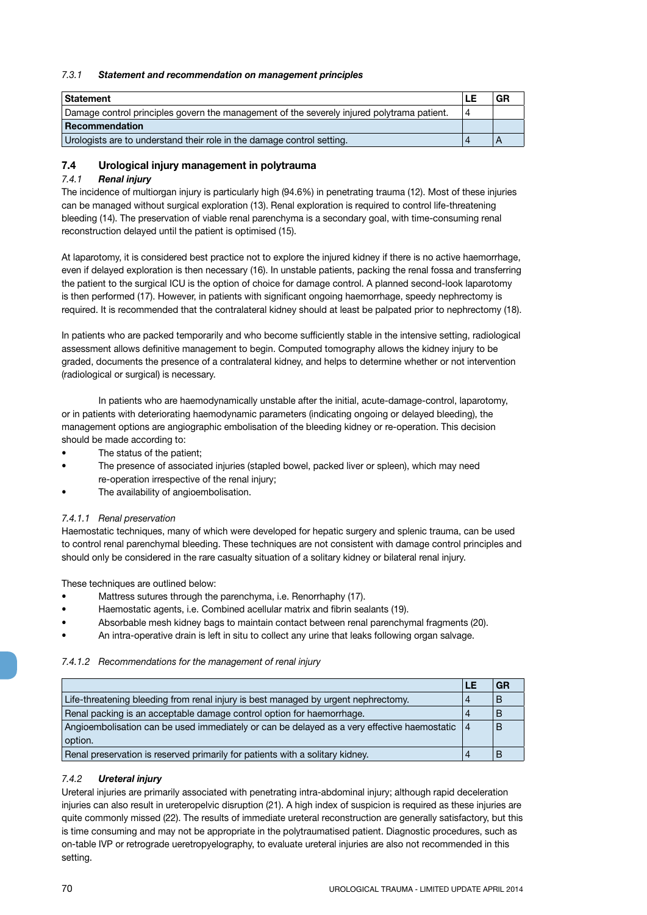#### *7.3.1 Statement and recommendation on management principles*

| Statement | LE | GR |
|---|---|---|
| Damage control principles govern the management of the severely injured polytrama patient. | 4 | |
| **Recommendation** | | |
| Urologists are to understand their role in the damage control setting. | 4 | A |

### 7.4 Urological injury management in polytrauma

#### *7.4.1 Renal injury*

The incidence of multiorgan injury is particularly high (94.6%) in penetrating trauma (12). Most of these injuries can be managed without surgical exploration (13). Renal exploration is required to control life-threatening bleeding (14). The preservation of viable renal parenchyma is a secondary goal, with time-consuming renal reconstruction delayed until the patient is optimised (15).

At laparotomy, it is considered best practice not to explore the injured kidney if there is no active haemorrhage, even if delayed exploration is then necessary (16). In unstable patients, packing the renal fossa and transferring the patient to the surgical ICU is the option of choice for damage control. A planned second-look laparotomy is then performed (17). However, in patients with significant ongoing haemorrhage, speedy nephrectomy is required. It is recommended that the contralateral kidney should at least be palpated prior to nephrectomy (18).

In patients who are packed temporarily and who become sufficiently stable in the intensive setting, radiological assessment allows definitive management to begin. Computed tomography allows the kidney injury to be graded, documents the presence of a contralateral kidney, and helps to determine whether or not intervention (radiological or surgical) is necessary.

In patients who are haemodynamically unstable after the initial, acute-damage-control, laparotomy, or in patients with deteriorating haemodynamic parameters (indicating ongoing or delayed bleeding), the management options are angiographic embolisation of the bleeding kidney or re-operation. This decision should be made according to:

- The status of the patient;
- The presence of associated injuries (stapled bowel, packed liver or spleen), which may need re-operation irrespective of the renal injury;
- The availability of angioembolisation.

##### *7.4.1.1 Renal preservation*

Haemostatic techniques, many of which were developed for hepatic surgery and splenic trauma, can be used to control renal parenchymal bleeding. These techniques are not consistent with damage control principles and should only be considered in the rare casualty situation of a solitary kidney or bilateral renal injury.

These techniques are outlined below:

- Mattress sutures through the parenchyma, i.e. Renorrhaphy (17).
- Haemostatic agents, i.e. Combined acellular matrix and fibrin sealants (19).
- Absorbable mesh kidney bags to maintain contact between renal parenchymal fragments (20).
- An intra-operative drain is left in situ to collect any urine that leaks following organ salvage.

##### *7.4.1.2 Recommendations for the management of renal injury*

| | LE | GR |
|---|---|---|
| Life-threatening bleeding from renal injury is best managed by urgent nephrectomy. | 4 | B |
| Renal packing is an acceptable damage control option for haemorrhage. | 4 | B |
| Angioembolisation can be used immediately or can be delayed as a very effective haemostatic option. | 4 | B |
| Renal preservation is reserved primarily for patients with a solitary kidney. | 4 | B |

#### *7.4.2 Ureteral injury*

Ureteral injuries are primarily associated with penetrating intra-abdominal injury; although rapid deceleration injuries can also result in ureteropelvic disruption (21). A high index of suspicion is required as these injuries are quite commonly missed (22). The results of immediate ureteral reconstruction are generally satisfactory, but this is time consuming and may not be appropriate in the polytraumatised patient. Diagnostic procedures, such as on-table IVP or retrograde ueretropyelography, to evaluate ureteral injuries are also not recommended in this setting.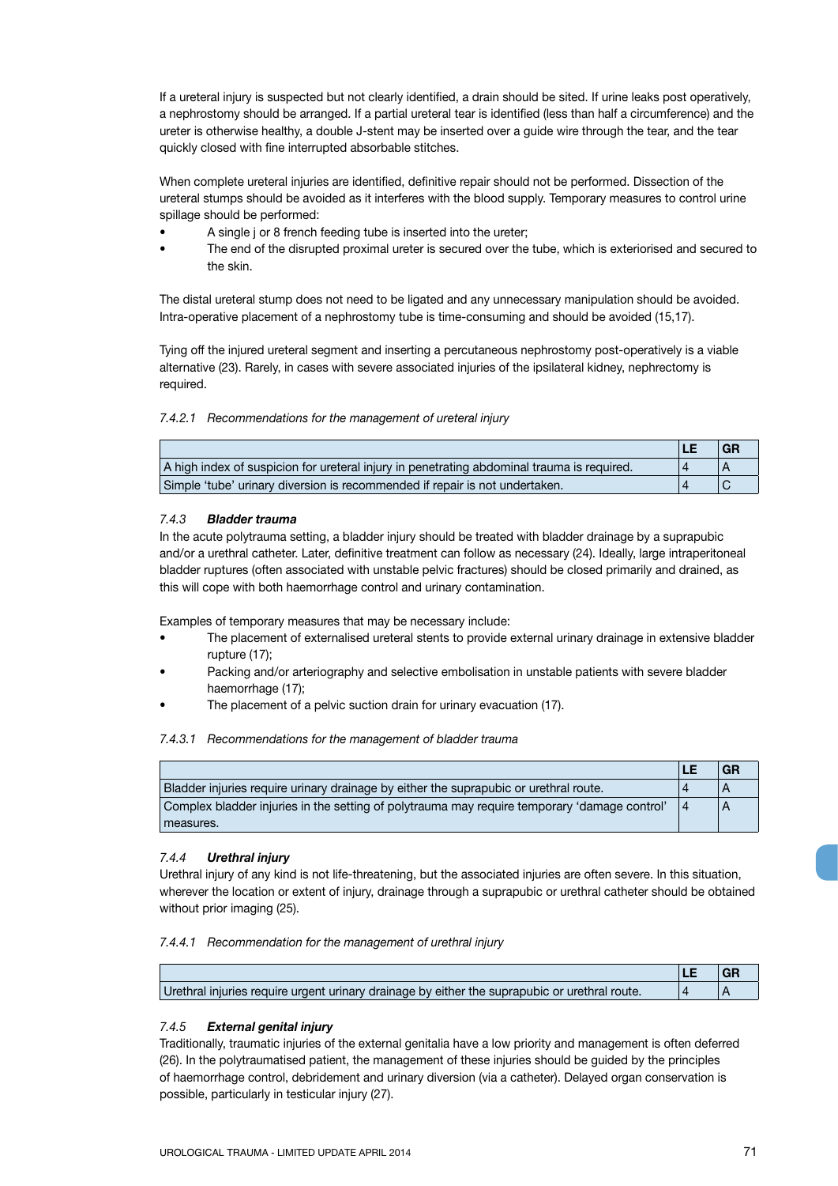If a ureteral injury is suspected but not clearly identified, a drain should be sited. If urine leaks post operatively, a nephrostomy should be arranged. If a partial ureteral tear is identified (less than half a circumference) and the ureter is otherwise healthy, a double J-stent may be inserted over a guide wire through the tear, and the tear quickly closed with fine interrupted absorbable stitches.

When complete ureteral injuries are identified, definitive repair should not be performed. Dissection of the ureteral stumps should be avoided as it interferes with the blood supply. Temporary measures to control urine spillage should be performed:

- A single j or 8 french feeding tube is inserted into the ureter;
- The end of the disrupted proximal ureter is secured over the tube, which is exteriorised and secured to the skin.

The distal ureteral stump does not need to be ligated and any unnecessary manipulation should be avoided. Intra-operative placement of a nephrostomy tube is time-consuming and should be avoided (15,17).

Tying off the injured ureteral segment and inserting a percutaneous nephrostomy post-operatively is a viable alternative (23). Rarely, in cases with severe associated injuries of the ipsilateral kidney, nephrectomy is required.

*7.4.2.1 Recommendations for the management of ureteral injury*

| | LE | GR |
|---|---|---|
| A high index of suspicion for ureteral injury in penetrating abdominal trauma is required. | 4 | A |
| Simple 'tube' urinary diversion is recommended if repair is not undertaken. | 4 | C |

### *7.4.3 Bladder trauma*

In the acute polytrauma setting, a bladder injury should be treated with bladder drainage by a suprapubic and/or a urethral catheter. Later, definitive treatment can follow as necessary (24). Ideally, large intraperitoneal bladder ruptures (often associated with unstable pelvic fractures) should be closed primarily and drained, as this will cope with both haemorrhage control and urinary contamination.

Examples of temporary measures that may be necessary include:

- The placement of externalised ureteral stents to provide external urinary drainage in extensive bladder rupture (17);
- Packing and/or arteriography and selective embolisation in unstable patients with severe bladder haemorrhage (17);
- The placement of a pelvic suction drain for urinary evacuation (17).

*7.4.3.1 Recommendations for the management of bladder trauma*

| | LE | GR |
|---|---|---|
| Bladder injuries require urinary drainage by either the suprapubic or urethral route. | 4 | A |
| Complex bladder injuries in the setting of polytrauma may require temporary 'damage control' measures. | 4 | A |

### *7.4.4 Urethral injury*

Urethral injury of any kind is not life-threatening, but the associated injuries are often severe. In this situation, wherever the location or extent of injury, drainage through a suprapubic or urethral catheter should be obtained without prior imaging (25).

*7.4.4.1 Recommendation for the management of urethral injury*

| | LE | GR |
|---|---|---|
| Urethral injuries require urgent urinary drainage by either the suprapubic or urethral route. | 4 | A |

### *7.4.5 External genital injury*

Traditionally, traumatic injuries of the external genitalia have a low priority and management is often deferred (26). In the polytraumatised patient, the management of these injuries should be guided by the principles of haemorrhage control, debridement and urinary diversion (via a catheter). Delayed organ conservation is possible, particularly in testicular injury (27).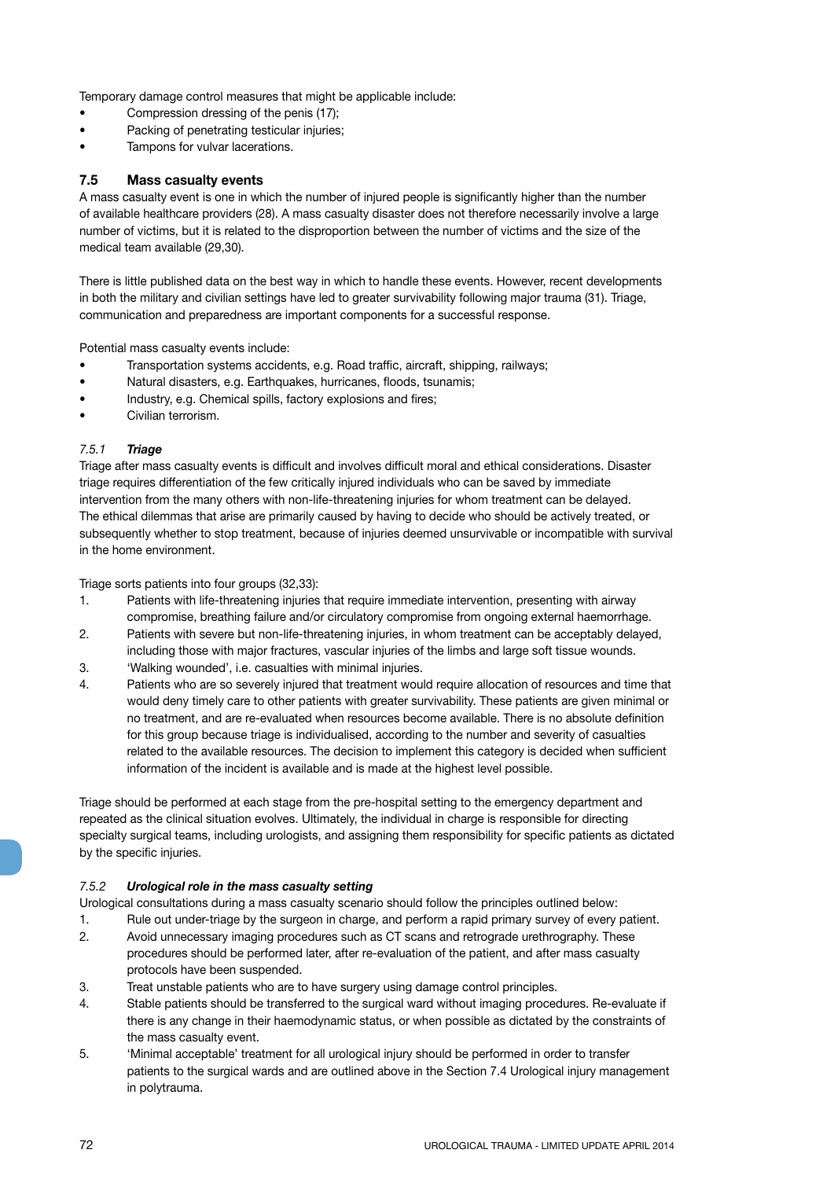Temporary damage control measures that might be applicable include:

- Compression dressing of the penis (17);
- Packing of penetrating testicular injuries;
- Tampons for vulvar lacerations.

## 7.5 Mass casualty events

A mass casualty event is one in which the number of injured people is significantly higher than the number of available healthcare providers (28). A mass casualty disaster does not therefore necessarily involve a large number of victims, but it is related to the disproportion between the number of victims and the size of the medical team available (29,30).

There is little published data on the best way in which to handle these events. However, recent developments in both the military and civilian settings have led to greater survivability following major trauma (31). Triage, communication and preparedness are important components for a successful response.

Potential mass casualty events include:

- Transportation systems accidents, e.g. Road traffic, aircraft, shipping, railways;
- Natural disasters, e.g. Earthquakes, hurricanes, floods, tsunamis;
- Industry, e.g. Chemical spills, factory explosions and fires;
- Civilian terrorism.

### *7.5.1 Triage*

Triage after mass casualty events is difficult and involves difficult moral and ethical considerations. Disaster triage requires differentiation of the few critically injured individuals who can be saved by immediate intervention from the many others with non-life-threatening injuries for whom treatment can be delayed. The ethical dilemmas that arise are primarily caused by having to decide who should be actively treated, or subsequently whether to stop treatment, because of injuries deemed unsurvivable or incompatible with survival in the home environment.

Triage sorts patients into four groups (32,33):

1. Patients with life-threatening injuries that require immediate intervention, presenting with airway compromise, breathing failure and/or circulatory compromise from ongoing external haemorrhage.
2. Patients with severe but non-life-threatening injuries, in whom treatment can be acceptably delayed, including those with major fractures, vascular injuries of the limbs and large soft tissue wounds.
3. 'Walking wounded', i.e. casualties with minimal injuries.
4. Patients who are so severely injured that treatment would require allocation of resources and time that would deny timely care to other patients with greater survivability. These patients are given minimal or no treatment, and are re-evaluated when resources become available. There is no absolute definition for this group because triage is individualised, according to the number and severity of casualties related to the available resources. The decision to implement this category is decided when sufficient information of the incident is available and is made at the highest level possible.

Triage should be performed at each stage from the pre-hospital setting to the emergency department and repeated as the clinical situation evolves. Ultimately, the individual in charge is responsible for directing specialty surgical teams, including urologists, and assigning them responsibility for specific patients as dictated by the specific injuries.

### *7.5.2 Urological role in the mass casualty setting*

Urological consultations during a mass casualty scenario should follow the principles outlined below:

1. Rule out under-triage by the surgeon in charge, and perform a rapid primary survey of every patient.
2. Avoid unnecessary imaging procedures such as CT scans and retrograde urethrography. These procedures should be performed later, after re-evaluation of the patient, and after mass casualty protocols have been suspended.
3. Treat unstable patients who are to have surgery using damage control principles.
4. Stable patients should be transferred to the surgical ward without imaging procedures. Re-evaluate if there is any change in their haemodynamic status, or when possible as dictated by the constraints of the mass casualty event.
5. 'Minimal acceptable' treatment for all urological injury should be performed in order to transfer patients to the surgical wards and are outlined above in the Section 7.4 Urological injury management in polytrauma.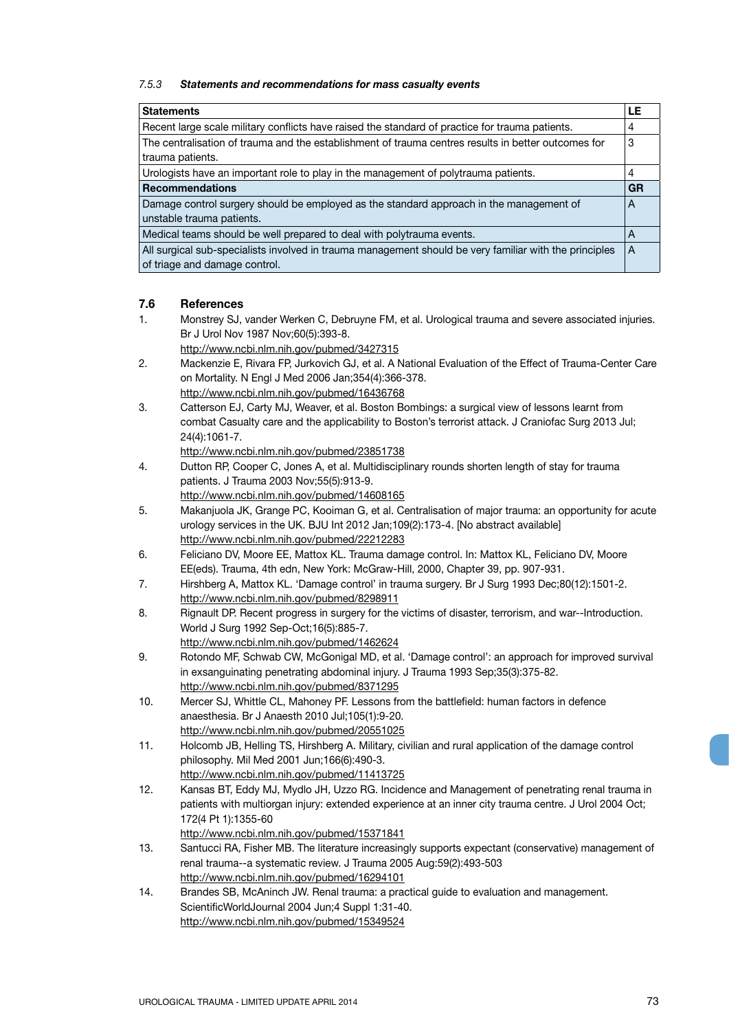#### 7.5.3 *Statements and recommendations for mass casualty events*

| Statements | LE |
|---|---|
| Recent large scale military conflicts have raised the standard of practice for trauma patients. | 4 |
| The centralisation of trauma and the establishment of trauma centres results in better outcomes for trauma patients. | 3 |
| Urologists have an important role to play in the management of polytrauma patients. | 4 |
| **Recommendations** | **GR** |
| Damage control surgery should be employed as the standard approach in the management of unstable trauma patients. | A |
| Medical teams should be well prepared to deal with polytrauma events. | A |
| All surgical sub-specialists involved in trauma management should be very familiar with the principles of triage and damage control. | A |

### 7.6 References

1. Monstrey SJ, vander Werken C, Debruyne FM, et al. Urological trauma and severe associated injuries. Br J Urol Nov 1987 Nov;60(5):393-8.
http://www.ncbi.nlm.nih.gov/pubmed/3427315
2. Mackenzie E, Rivara FP, Jurkovich GJ, et al. A National Evaluation of the Effect of Trauma-Center Care on Mortality. N Engl J Med 2006 Jan;354(4):366-378.
http://www.ncbi.nlm.nih.gov/pubmed/16436768
3. Catterson EJ, Carty MJ, Weaver, et al. Boston Bombings: a surgical view of lessons learnt from combat Casualty care and the applicability to Boston's terrorist attack. J Craniofac Surg 2013 Jul; 24(4):1061-7.
http://www.ncbi.nlm.nih.gov/pubmed/23851738
4. Dutton RP, Cooper C, Jones A, et al. Multidisciplinary rounds shorten length of stay for trauma patients. J Trauma 2003 Nov;55(5):913-9.
http://www.ncbi.nlm.nih.gov/pubmed/14608165
5. Makanjuola JK, Grange PC, Kooiman G, et al. Centralisation of major trauma: an opportunity for acute urology services in the UK. BJU Int 2012 Jan;109(2):173-4. [No abstract available]
http://www.ncbi.nlm.nih.gov/pubmed/22212283
6. Feliciano DV, Moore EE, Mattox KL. Trauma damage control. In: Mattox KL, Feliciano DV, Moore EE(eds). Trauma, 4th edn, New York: McGraw-Hill, 2000, Chapter 39, pp. 907-931.
7. Hirshberg A, Mattox KL. 'Damage control' in trauma surgery. Br J Surg 1993 Dec;80(12):1501-2.
http://www.ncbi.nlm.nih.gov/pubmed/8298911
8. Rignault DP. Recent progress in surgery for the victims of disaster, terrorism, and war--Introduction. World J Surg 1992 Sep-Oct;16(5):885-7.
http://www.ncbi.nlm.nih.gov/pubmed/1462624
9. Rotondo MF, Schwab CW, McGonigal MD, et al. 'Damage control': an approach for improved survival in exsanguinating penetrating abdominal injury. J Trauma 1993 Sep;35(3):375-82.
http://www.ncbi.nlm.nih.gov/pubmed/8371295
10. Mercer SJ, Whittle CL, Mahoney PF. Lessons from the battlefield: human factors in defence anaesthesia. Br J Anaesth 2010 Jul;105(1):9-20.
http://www.ncbi.nlm.nih.gov/pubmed/20551025
11. Holcomb JB, Helling TS, Hirshberg A. Military, civilian and rural application of the damage control philosophy. Mil Med 2001 Jun;166(6):490-3.
http://www.ncbi.nlm.nih.gov/pubmed/11413725
12. Kansas BT, Eddy MJ, Mydlo JH, Uzzo RG. Incidence and Management of penetrating renal trauma in patients with multiorgan injury: extended experience at an inner city trauma centre. J Urol 2004 Oct; 172(4 Pt 1):1355-60
http://www.ncbi.nlm.nih.gov/pubmed/15371841
13. Santucci RA, Fisher MB. The literature increasingly supports expectant (conservative) management of renal trauma--a systematic review. J Trauma 2005 Aug:59(2):493-503
http://www.ncbi.nlm.nih.gov/pubmed/16294101
14. Brandes SB, McAninch JW. Renal trauma: a practical guide to evaluation and management. ScientificWorldJournal 2004 Jun;4 Suppl 1:31-40.
http://www.ncbi.nlm.nih.gov/pubmed/15349524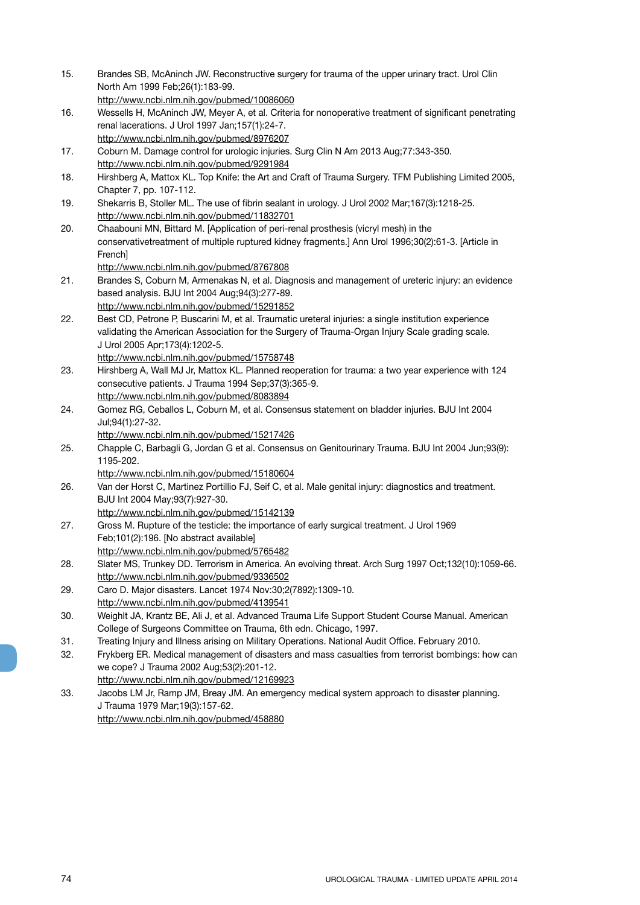15. Brandes SB, McAninch JW. Reconstructive surgery for trauma of the upper urinary tract. Urol Clin North Am 1999 Feb;26(1):183-99.
http://www.ncbi.nlm.nih.gov/pubmed/10086060
16. Wessells H, McAninch JW, Meyer A, et al. Criteria for nonoperative treatment of significant penetrating renal lacerations. J Urol 1997 Jan;157(1):24-7.
http://www.ncbi.nlm.nih.gov/pubmed/8976207
17. Coburn M. Damage control for urologic injuries. Surg Clin N Am 2013 Aug;77:343-350.
http://www.ncbi.nlm.nih.gov/pubmed/9291984
18. Hirshberg A, Mattox KL. Top Knife: the Art and Craft of Trauma Surgery. TFM Publishing Limited 2005, Chapter 7, pp. 107-112.
19. Shekarris B, Stoller ML. The use of fibrin sealant in urology. J Urol 2002 Mar;167(3):1218-25.
http://www.ncbi.nlm.nih.gov/pubmed/11832701
20. Chaabouni MN, Bittard M. [Application of peri-renal prosthesis (vicryl mesh) in the conservativetreatment of multiple ruptured kidney fragments.] Ann Urol 1996;30(2):61-3. [Article in French]
http://www.ncbi.nlm.nih.gov/pubmed/8767808
21. Brandes S, Coburn M, Armenakas N, et al. Diagnosis and management of ureteric injury: an evidence based analysis. BJU Int 2004 Aug;94(3):277-89.
http://www.ncbi.nlm.nih.gov/pubmed/15291852
22. Best CD, Petrone P, Buscarini M, et al. Traumatic ureteral injuries: a single institution experience validating the American Association for the Surgery of Trauma-Organ Injury Scale grading scale. J Urol 2005 Apr;173(4):1202-5.
http://www.ncbi.nlm.nih.gov/pubmed/15758748
23. Hirshberg A, Wall MJ Jr, Mattox KL. Planned reoperation for trauma: a two year experience with 124 consecutive patients. J Trauma 1994 Sep;37(3):365-9.
http://www.ncbi.nlm.nih.gov/pubmed/8083894
24. Gomez RG, Ceballos L, Coburn M, et al. Consensus statement on bladder injuries. BJU Int 2004 Jul;94(1):27-32.
http://www.ncbi.nlm.nih.gov/pubmed/15217426
25. Chapple C, Barbagli G, Jordan G et al. Consensus on Genitourinary Trauma. BJU Int 2004 Jun;93(9): 1195-202.
http://www.ncbi.nlm.nih.gov/pubmed/15180604
26. Van der Horst C, Martinez Portillio FJ, Seif C, et al. Male genital injury: diagnostics and treatment. BJU Int 2004 May;93(7):927-30.
http://www.ncbi.nlm.nih.gov/pubmed/15142139
27. Gross M. Rupture of the testicle: the importance of early surgical treatment. J Urol 1969 Feb;101(2):196. [No abstract available]
http://www.ncbi.nlm.nih.gov/pubmed/5765482
28. Slater MS, Trunkey DD. Terrorism in America. An evolving threat. Arch Surg 1997 Oct;132(10):1059-66.
http://www.ncbi.nlm.nih.gov/pubmed/9336502
29. Caro D. Major disasters. Lancet 1974 Nov:30;2(7892):1309-10.
http://www.ncbi.nlm.nih.gov/pubmed/4139541
30. Weighlt JA, Krantz BE, Ali J, et al. Advanced Trauma Life Support Student Course Manual. American College of Surgeons Committee on Trauma, 6th edn. Chicago, 1997.
31. Treating Injury and Illness arising on Military Operations. National Audit Office. February 2010.
32. Frykberg ER. Medical management of disasters and mass casualties from terrorist bombings: how can we cope? J Trauma 2002 Aug;53(2):201-12.
http://www.ncbi.nlm.nih.gov/pubmed/12169923
33. Jacobs LM Jr, Ramp JM, Breay JM. An emergency medical system approach to disaster planning. J Trauma 1979 Mar;19(3):157-62.
http://www.ncbi.nlm.nih.gov/pubmed/458880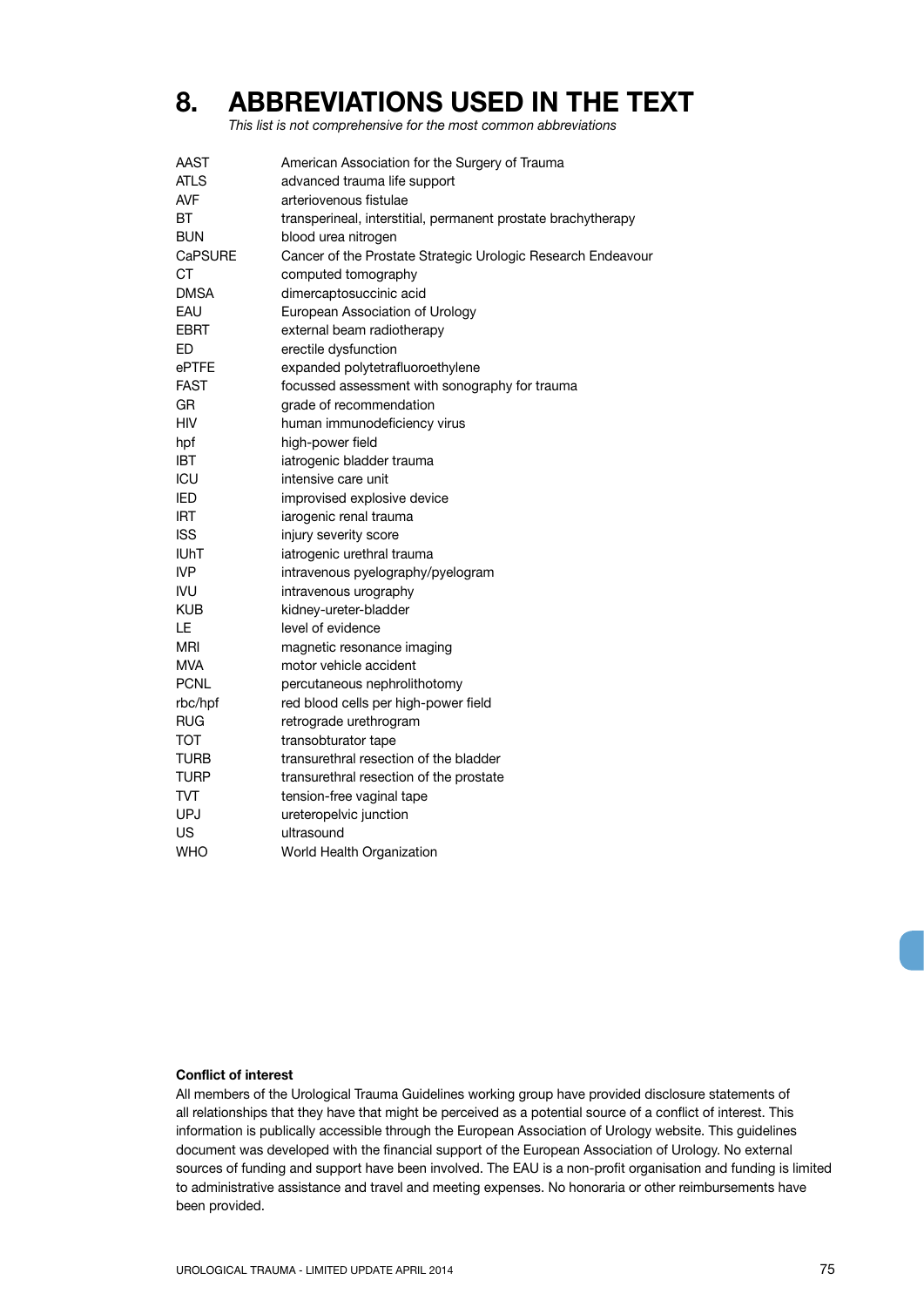# 8. ABBREVIATIONS USED IN THE TEXT

*This list is not comprehensive for the most common abbreviations*

| | |
|---|---|
| AAST | American Association for the Surgery of Trauma |
| ATLS | advanced trauma life support |
| AVF | arteriovenous fistulae |
| BT | transperineal, interstitial, permanent prostate brachytherapy |
| BUN | blood urea nitrogen |
| CaPSURE | Cancer of the Prostate Strategic Urologic Research Endeavour |
| CT | computed tomography |
| DMSA | dimercaptosuccinic acid |
| EAU | European Association of Urology |
| EBRT | external beam radiotherapy |
| ED | erectile dysfunction |
| ePTFE | expanded polytetrafluoroethylene |
| FAST | focussed assessment with sonography for trauma |
| GR | grade of recommendation |
| HIV | human immunodeficiency virus |
| hpf | high-power field |
| IBT | iatrogenic bladder trauma |
| ICU | intensive care unit |
| IED | improvised explosive device |
| IRT | iarogenic renal trauma |
| ISS | injury severity score |
| IUhT | iatrogenic urethral trauma |
| IVP | intravenous pyelography/pyelogram |
| IVU | intravenous urography |
| KUB | kidney-ureter-bladder |
| LE | level of evidence |
| MRI | magnetic resonance imaging |
| MVA | motor vehicle accident |
| PCNL | percutaneous nephrolithotomy |
| rbc/hpf | red blood cells per high-power field |
| RUG | retrograde urethrogram |
| TOT | transobturator tape |
| TURB | transurethral resection of the bladder |
| TURP | transurethral resection of the prostate |
| TVT | tension-free vaginal tape |
| UPJ | ureteropelvic junction |
| US | ultrasound |
| WHO | World Health Organization |

**Conflict of interest**

All members of the Urological Trauma Guidelines working group have provided disclosure statements of all relationships that they have that might be perceived as a potential source of a conflict of interest. This information is publically accessible through the European Association of Urology website. This guidelines document was developed with the financial support of the European Association of Urology. No external sources of funding and support have been involved. The EAU is a non-profit organisation and funding is limited to administrative assistance and travel and meeting expenses. No honoraria or other reimbursements have been provided.